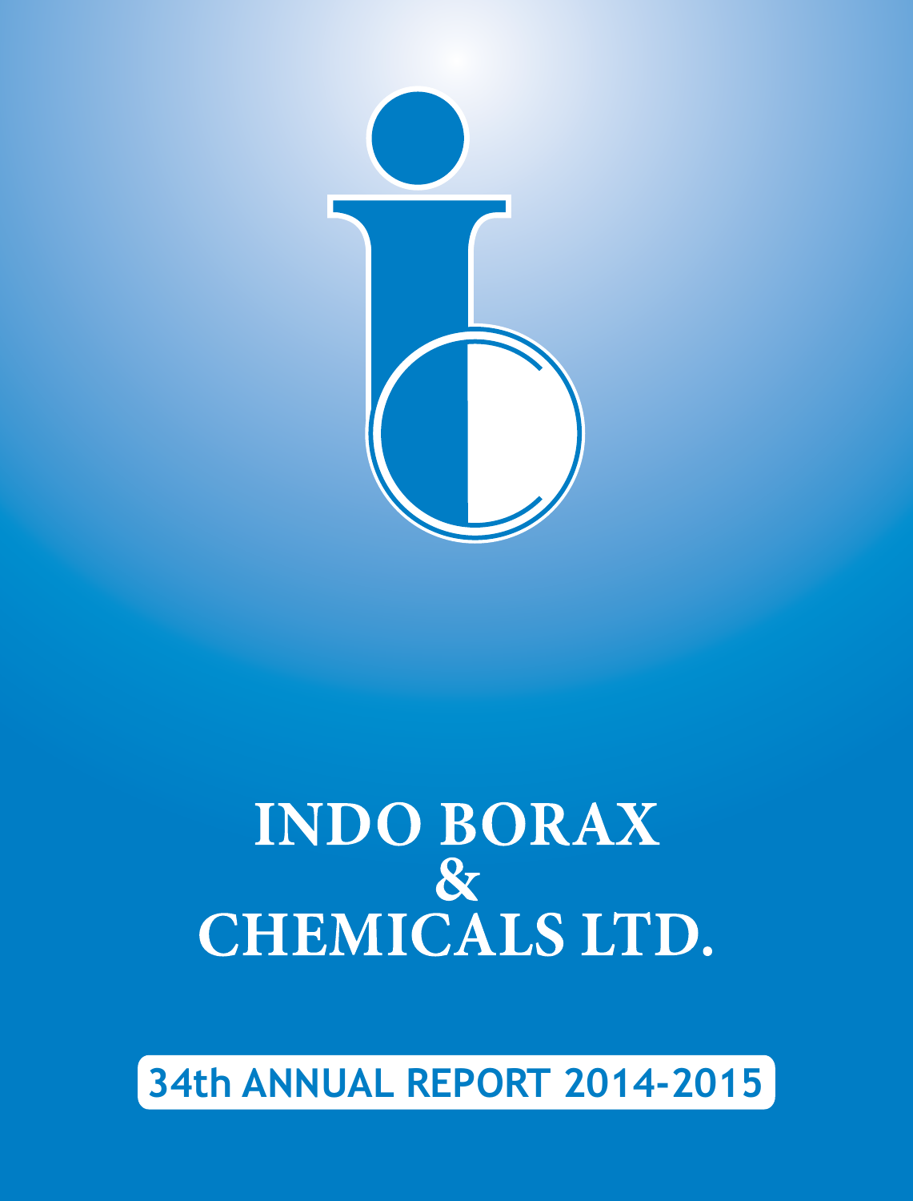# INDO BORAX & CHEMICALS LTD.

**34th ANNUAL REPORT 2014-2015**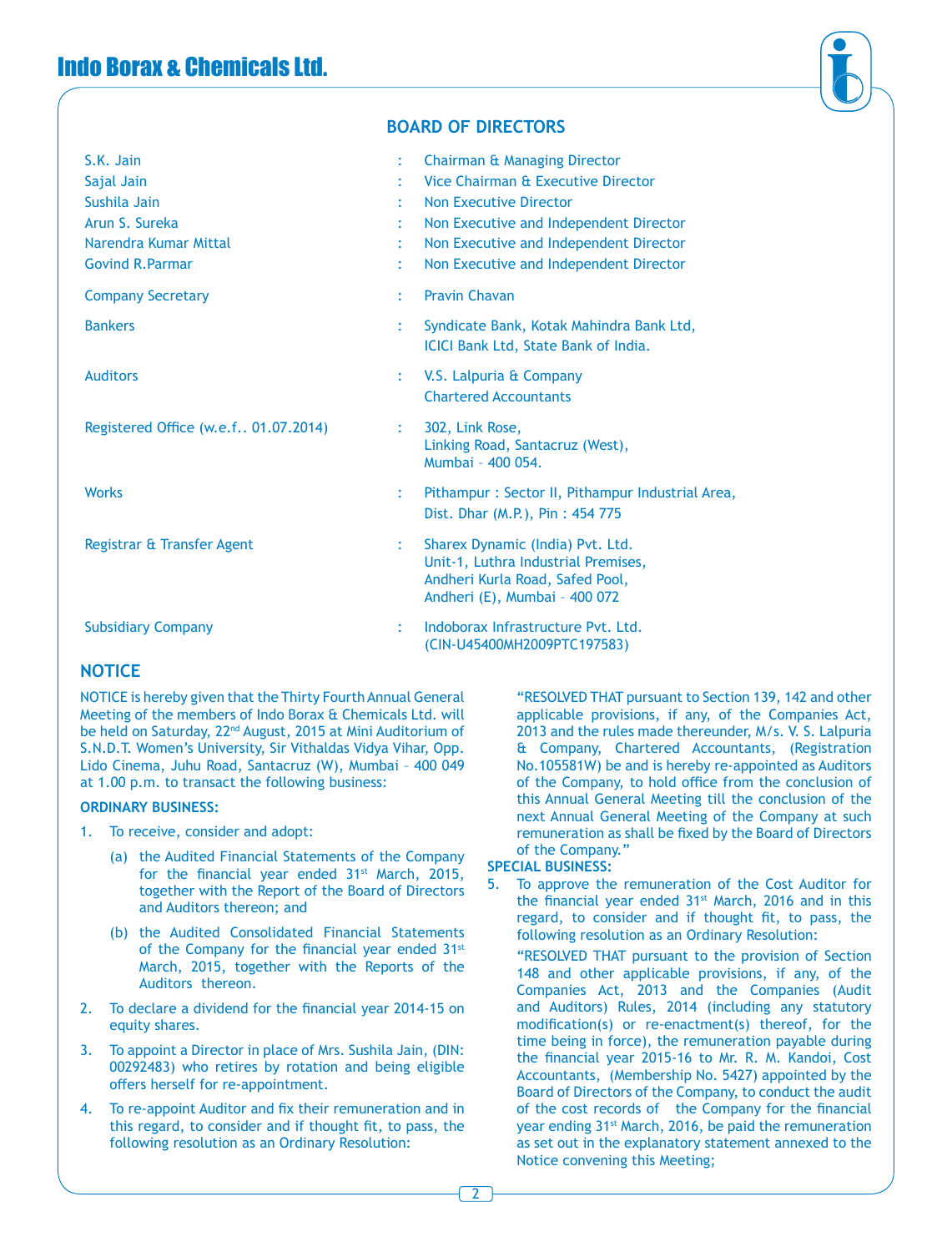# BOARD OF DIRECTORS

| | | |
|---|---|---|
| S.K. Jain | : | Chairman & Managing Director |
| Sajal Jain | : | Vice Chairman & Executive Director |
| Sushila Jain | : | Non Executive Director |
| Arun S. Sureka | : | Non Executive and Independent Director |
| Narendra Kumar Mittal | : | Non Executive and Independent Director |
| Govind R.Parmar | : | Non Executive and Independent Director |
| Company Secretary | : | Pravin Chavan |
| Bankers | : | Syndicate Bank, Kotak Mahindra Bank Ltd, ICICI Bank Ltd, State Bank of India. |
| Auditors | : | V.S. Lalpuria & Company Chartered Accountants |
| Registered Office (w.e.f.. 01.07.2014) | : | 302, Link Rose, Linking Road, Santacruz (West), Mumbai – 400 054. |
| Works | : | Pithampur : Sector II, Pithampur Industrial Area, Dist. Dhar (M.P.), Pin : 454 775 |
| Registrar & Transfer Agent | : | Sharex Dynamic (India) Pvt. Ltd. Unit-1, Luthra Industrial Premises, Andheri Kurla Road, Safed Pool, Andheri (E), Mumbai – 400 072 |
| Subsidiary Company | : | Indoborax Infrastructure Pvt. Ltd. (CIN-U45400MH2009PTC197583) |

## NOTICE

NOTICE is hereby given that the Thirty Fourth Annual General Meeting of the members of Indo Borax & Chemicals Ltd. will be held on Saturday, 22nd August, 2015 at Mini Auditorium of S.N.D.T. Women's University, Sir Vithaldas Vidya Vihar, Opp. Lido Cinema, Juhu Road, Santacruz (W), Mumbai – 400 049 at 1.00 p.m. to transact the following business:

**ORDINARY BUSINESS:**

1. To receive, consider and adopt:
   (a) the Audited Financial Statements of the Company for the financial year ended 31st March, 2015, together with the Report of the Board of Directors and Auditors thereon; and
   (b) the Audited Consolidated Financial Statements of the Company for the financial year ended 31st March, 2015, together with the Reports of the Auditors thereon.
2. To declare a dividend for the financial year 2014-15 on equity shares.
3. To appoint a Director in place of Mrs. Sushila Jain, (DIN: 00292483) who retires by rotation and being eligible offers herself for re-appointment.
4. To re-appoint Auditor and fix their remuneration and in this regard, to consider and if thought fit, to pass, the following resolution as an Ordinary Resolution:

   "RESOLVED THAT pursuant to Section 139, 142 and other applicable provisions, if any, of the Companies Act, 2013 and the rules made thereunder, M/s. V. S. Lalpuria & Company, Chartered Accountants, (Registration No.105581W) be and is hereby re-appointed as Auditors of the Company, to hold office from the conclusion of this Annual General Meeting till the conclusion of the next Annual General Meeting of the Company at such remuneration as shall be fixed by the Board of Directors of the Company."

**SPECIAL BUSINESS:**

5. To approve the remuneration of the Cost Auditor for the financial year ended 31st March, 2016 and in this regard, to consider and if thought fit, to pass, the following resolution as an Ordinary Resolution:

   "RESOLVED THAT pursuant to the provision of Section 148 and other applicable provisions, if any, of the Companies Act, 2013 and the Companies (Audit and Auditors) Rules, 2014 (including any statutory modification(s) or re-enactment(s) thereof, for the time being in force), the remuneration payable during the financial year 2015-16 to Mr. R. M. Kandoi, Cost Accountants, (Membership No. 5427) appointed by the Board of Directors of the Company, to conduct the audit of the cost records of the Company for the financial year ending 31st March, 2016, be paid the remuneration as set out in the explanatory statement annexed to the Notice convening this Meeting;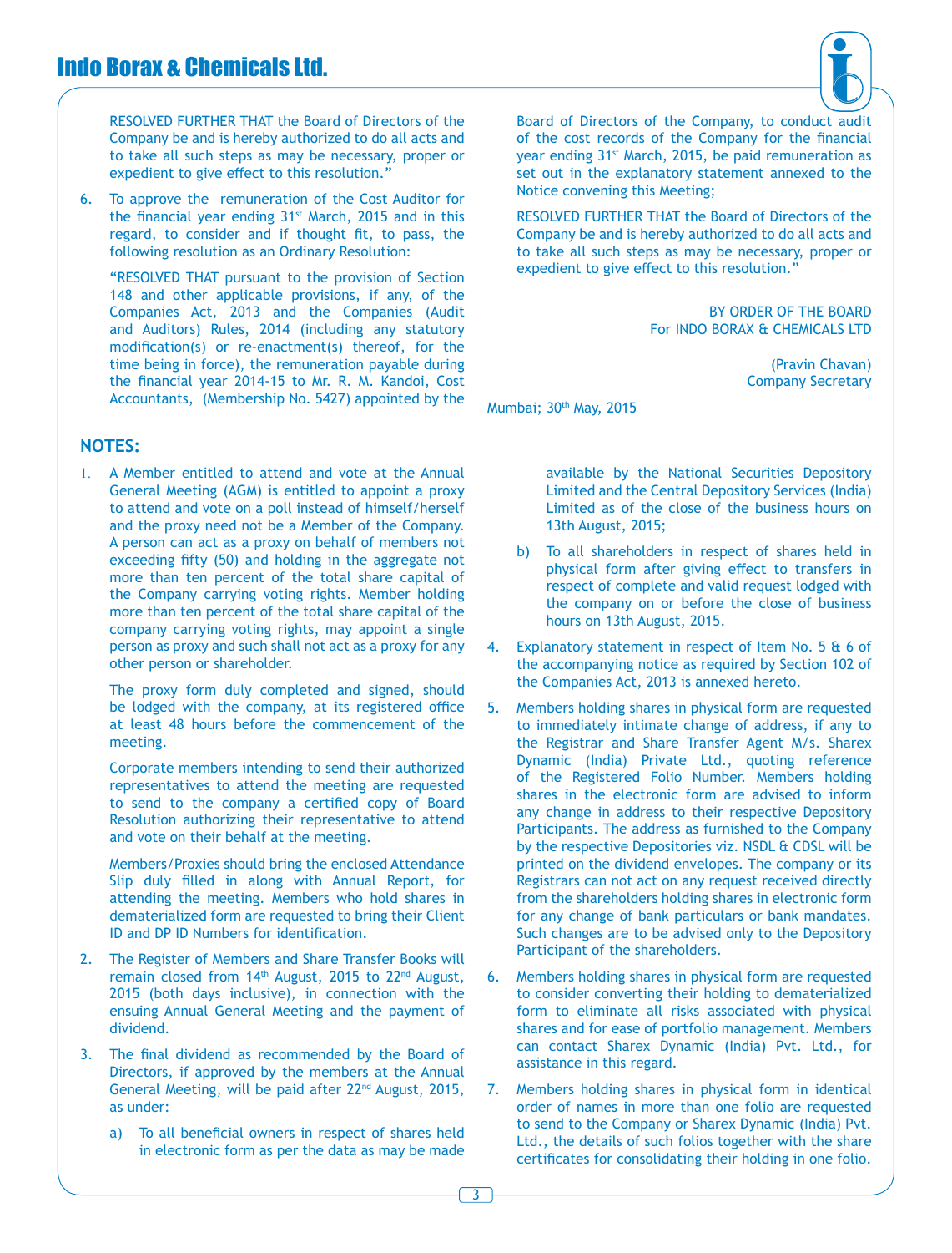RESOLVED FURTHER THAT the Board of Directors of the Company be and is hereby authorized to do all acts and to take all such steps as may be necessary, proper or expedient to give effect to this resolution."

6. To approve the remuneration of the Cost Auditor for the financial year ending 31st March, 2015 and in this regard, to consider and if thought fit, to pass, the following resolution as an Ordinary Resolution:

   "RESOLVED THAT pursuant to the provision of Section 148 and other applicable provisions, if any, of the Companies Act, 2013 and the Companies (Audit and Auditors) Rules, 2014 (including any statutory modification(s) or re-enactment(s) thereof, for the time being in force), the remuneration payable during the financial year 2014-15 to Mr. R. M. Kandoi, Cost Accountants, (Membership No. 5427) appointed by the Board of Directors of the Company, to conduct audit of the cost records of the Company for the financial year ending 31st March, 2015, be paid remuneration as set out in the explanatory statement annexed to the Notice convening this Meeting;

   RESOLVED FURTHER THAT the Board of Directors of the Company be and is hereby authorized to do all acts and to take all such steps as may be necessary, proper or expedient to give effect to this resolution."

BY ORDER OF THE BOARD
For INDO BORAX & CHEMICALS LTD

(Pravin Chavan)
Company Secretary

Mumbai; 30th May, 2015

## NOTES:

1. A Member entitled to attend and vote at the Annual General Meeting (AGM) is entitled to appoint a proxy to attend and vote on a poll instead of himself/herself and the proxy need not be a Member of the Company. A person can act as a proxy on behalf of members not exceeding fifty (50) and holding in the aggregate not more than ten percent of the total share capital of the Company carrying voting rights. Member holding more than ten percent of the total share capital of the company carrying voting rights, may appoint a single person as proxy and such shall not act as a proxy for any other person or shareholder.

   The proxy form duly completed and signed, should be lodged with the company, at its registered office at least 48 hours before the commencement of the meeting.

   Corporate members intending to send their authorized representatives to attend the meeting are requested to send to the company a certified copy of Board Resolution authorizing their representative to attend and vote on their behalf at the meeting.

   Members/Proxies should bring the enclosed Attendance Slip duly filled in along with Annual Report, for attending the meeting. Members who hold shares in dematerialized form are requested to bring their Client ID and DP ID Numbers for identification.

2. The Register of Members and Share Transfer Books will remain closed from 14th August, 2015 to 22nd August, 2015 (both days inclusive), in connection with the ensuing Annual General Meeting and the payment of dividend.

3. The final dividend as recommended by the Board of Directors, if approved by the members at the Annual General Meeting, will be paid after 22nd August, 2015, as under:

   a) To all beneficial owners in respect of shares held in electronic form as per the data as may be made available by the National Securities Depository Limited and the Central Depository Services (India) Limited as of the close of the business hours on 13th August, 2015;

   b) To all shareholders in respect of shares held in physical form after giving effect to transfers in respect of complete and valid request lodged with the company on or before the close of business hours on 13th August, 2015.

4. Explanatory statement in respect of Item No. 5 & 6 of the accompanying notice as required by Section 102 of the Companies Act, 2013 is annexed hereto.

5. Members holding shares in physical form are requested to immediately intimate change of address, if any to the Registrar and Share Transfer Agent M/s. Sharex Dynamic (India) Private Ltd., quoting reference of the Registered Folio Number. Members holding shares in the electronic form are advised to inform any change in address to their respective Depository Participants. The address as furnished to the Company by the respective Depositories viz. NSDL & CDSL will be printed on the dividend envelopes. The company or its Registrars can not act on any request received directly from the shareholders holding shares in electronic form for any change of bank particulars or bank mandates. Such changes are to be advised only to the Depository Participant of the shareholders.

6. Members holding shares in physical form are requested to consider converting their holding to dematerialized form to eliminate all risks associated with physical shares and for ease of portfolio management. Members can contact Sharex Dynamic (India) Pvt. Ltd., for assistance in this regard.

7. Members holding shares in physical form in identical order of names in more than one folio are requested to send to the Company or Sharex Dynamic (India) Pvt. Ltd., the details of such folios together with the share certificates for consolidating their holding in one folio.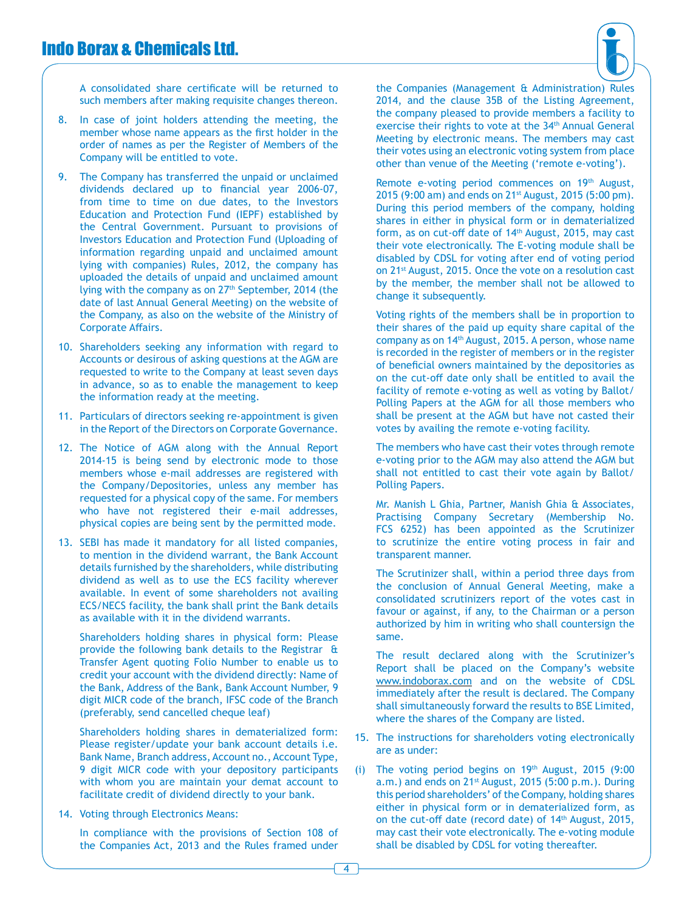A consolidated share certificate will be returned to such members after making requisite changes thereon.

8. In case of joint holders attending the meeting, the member whose name appears as the first holder in the order of names as per the Register of Members of the Company will be entitled to vote.

9. The Company has transferred the unpaid or unclaimed dividends declared up to financial year 2006-07, from time to time on due dates, to the Investors Education and Protection Fund (IEPF) established by the Central Government. Pursuant to provisions of Investors Education and Protection Fund (Uploading of information regarding unpaid and unclaimed amount lying with companies) Rules, 2012, the company has uploaded the details of unpaid and unclaimed amount lying with the company as on 27th September, 2014 (the date of last Annual General Meeting) on the website of the Company, as also on the website of the Ministry of Corporate Affairs.

10. Shareholders seeking any information with regard to Accounts or desirous of asking questions at the AGM are requested to write to the Company at least seven days in advance, so as to enable the management to keep the information ready at the meeting.

11. Particulars of directors seeking re-appointment is given in the Report of the Directors on Corporate Governance.

12. The Notice of AGM along with the Annual Report 2014-15 is being send by electronic mode to those members whose e-mail addresses are registered with the Company/Depositories, unless any member has requested for a physical copy of the same. For members who have not registered their e-mail addresses, physical copies are being sent by the permitted mode.

13. SEBI has made it mandatory for all listed companies, to mention in the dividend warrant, the Bank Account details furnished by the shareholders, while distributing dividend as well as to use the ECS facility wherever available. In event of some shareholders not availing ECS/NECS facility, the bank shall print the Bank details as available with it in the dividend warrants.

    Shareholders holding shares in physical form: Please provide the following bank details to the Registrar & Transfer Agent quoting Folio Number to enable us to credit your account with the dividend directly: Name of the Bank, Address of the Bank, Bank Account Number, 9 digit MICR code of the branch, IFSC code of the Branch (preferably, send cancelled cheque leaf)

    Shareholders holding shares in dematerialized form: Please register/update your bank account details i.e. Bank Name, Branch address, Account no., Account Type, 9 digit MICR code with your depository participants with whom you are maintain your demat account to facilitate credit of dividend directly to your bank.

14. Voting through Electronics Means:

    In compliance with the provisions of Section 108 of the Companies Act, 2013 and the Rules framed under the Companies (Management & Administration) Rules 2014, and the clause 35B of the Listing Agreement, the company pleased to provide members a facility to exercise their rights to vote at the 34th Annual General Meeting by electronic means. The members may cast their votes using an electronic voting system from place other than venue of the Meeting ('remote e-voting').

    Remote e-voting period commences on 19th August, 2015 (9:00 am) and ends on 21st August, 2015 (5:00 pm). During this period members of the company, holding shares in either in physical form or in dematerialized form, as on cut-off date of 14th August, 2015, may cast their vote electronically. The E-voting module shall be disabled by CDSL for voting after end of voting period on 21st August, 2015. Once the vote on a resolution cast by the member, the member shall not be allowed to change it subsequently.

    Voting rights of the members shall be in proportion to their shares of the paid up equity share capital of the company as on 14th August, 2015. A person, whose name is recorded in the register of members or in the register of beneficial owners maintained by the depositories as on the cut-off date only shall be entitled to avail the facility of remote e-voting as well as voting by Ballot/Polling Papers at the AGM for all those members who shall be present at the AGM but have not casted their votes by availing the remote e-voting facility.

    The members who have cast their votes through remote e-voting prior to the AGM may also attend the AGM but shall not entitled to cast their vote again by Ballot/Polling Papers.

    Mr. Manish L Ghia, Partner, Manish Ghia & Associates, Practising Company Secretary (Membership No. FCS 6252) has been appointed as the Scrutinizer to scrutinize the entire voting process in fair and transparent manner.

    The Scrutinizer shall, within a period three days from the conclusion of Annual General Meeting, make a consolidated scrutinizers report of the votes cast in favour or against, if any, to the Chairman or a person authorized by him in writing who shall countersign the same.

    The result declared along with the Scrutinizer's Report shall be placed on the Company's website www.indoborax.com and on the website of CDSL immediately after the result is declared. The Company shall simultaneously forward the results to BSE Limited, where the shares of the Company are listed.

15. The instructions for shareholders voting electronically are as under:

(i) The voting period begins on 19th August, 2015 (9:00 a.m.) and ends on 21st August, 2015 (5:00 p.m.). During this period shareholders' of the Company, holding shares either in physical form or in dematerialized form, as on the cut-off date (record date) of 14th August, 2015, may cast their vote electronically. The e-voting module shall be disabled by CDSL for voting thereafter.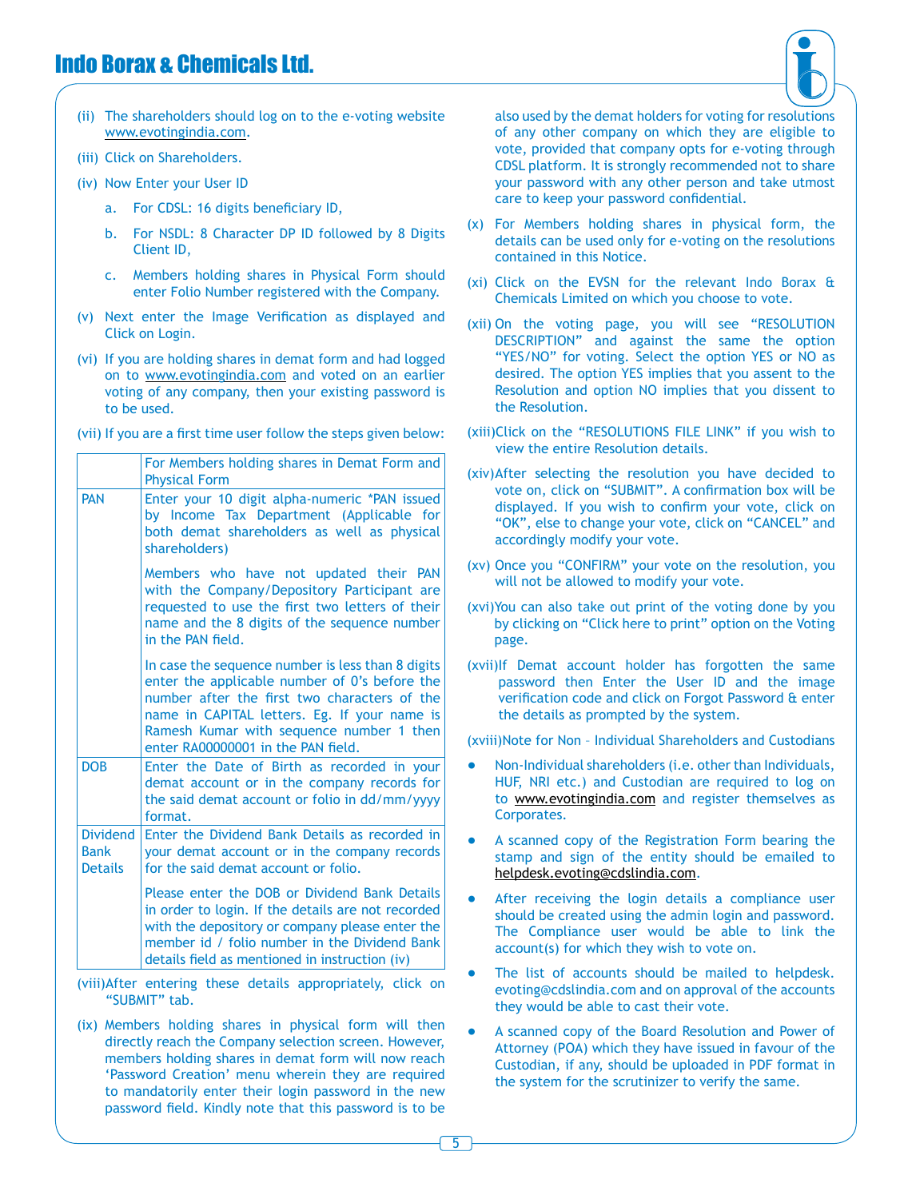(ii) The shareholders should log on to the e-voting website www.evotingindia.com.

(iii) Click on Shareholders.

(iv) Now Enter your User ID

a. For CDSL: 16 digits beneficiary ID,

b. For NSDL: 8 Character DP ID followed by 8 Digits Client ID,

c. Members holding shares in Physical Form should enter Folio Number registered with the Company.

(v) Next enter the Image Verification as displayed and Click on Login.

(vi) If you are holding shares in demat form and had logged on to www.evotingindia.com and voted on an earlier voting of any company, then your existing password is to be used.

(vii) If you are a first time user follow the steps given below:

| | For Members holding shares in Demat Form and Physical Form |
|---|---|
| PAN | Enter your 10 digit alpha-numeric *PAN issued by Income Tax Department (Applicable for both demat shareholders as well as physical shareholders)<br><br>Members who have not updated their PAN with the Company/Depository Participant are requested to use the first two letters of their name and the 8 digits of the sequence number in the PAN field.<br><br>In case the sequence number is less than 8 digits enter the applicable number of 0's before the number after the first two characters of the name in CAPITAL letters. Eg. If your name is Ramesh Kumar with sequence number 1 then enter RA00000001 in the PAN field. |
| DOB | Enter the Date of Birth as recorded in your demat account or in the company records for the said demat account or folio in dd/mm/yyyy format. |
| Dividend Bank Details | Enter the Dividend Bank Details as recorded in your demat account or in the company records for the said demat account or folio.<br><br>Please enter the DOB or Dividend Bank Details in order to login. If the details are not recorded with the depository or company please enter the member id / folio number in the Dividend Bank details field as mentioned in instruction (iv) |

(viii) After entering these details appropriately, click on "SUBMIT" tab.

(ix) Members holding shares in physical form will then directly reach the Company selection screen. However, members holding shares in demat form will now reach 'Password Creation' menu wherein they are required to mandatorily enter their login password in the new password field. Kindly note that this password is to be also used by the demat holders for voting for resolutions of any other company on which they are eligible to vote, provided that company opts for e-voting through CDSL platform. It is strongly recommended not to share your password with any other person and take utmost care to keep your password confidential.

(x) For Members holding shares in physical form, the details can be used only for e-voting on the resolutions contained in this Notice.

(xi) Click on the EVSN for the relevant Indo Borax & Chemicals Limited on which you choose to vote.

(xii) On the voting page, you will see "RESOLUTION DESCRIPTION" and against the same the option "YES/NO" for voting. Select the option YES or NO as desired. The option YES implies that you assent to the Resolution and option NO implies that you dissent to the Resolution.

(xiii) Click on the "RESOLUTIONS FILE LINK" if you wish to view the entire Resolution details.

(xiv) After selecting the resolution you have decided to vote on, click on "SUBMIT". A confirmation box will be displayed. If you wish to confirm your vote, click on "OK", else to change your vote, click on "CANCEL" and accordingly modify your vote.

(xv) Once you "CONFIRM" your vote on the resolution, you will not be allowed to modify your vote.

(xvi) You can also take out print of the voting done by you by clicking on "Click here to print" option on the Voting page.

(xvii) If Demat account holder has forgotten the same password then Enter the User ID and the image verification code and click on Forgot Password & enter the details as prompted by the system.

(xviii) Note for Non – Individual Shareholders and Custodians

- Non-Individual shareholders (i.e. other than Individuals, HUF, NRI etc.) and Custodian are required to log on to www.evotingindia.com and register themselves as Corporates.
- A scanned copy of the Registration Form bearing the stamp and sign of the entity should be emailed to helpdesk.evoting@cdslindia.com.
- After receiving the login details a compliance user should be created using the admin login and password. The Compliance user would be able to link the account(s) for which they wish to vote on.
- The list of accounts should be mailed to helpdesk.evoting@cdslindia.com and on approval of the accounts they would be able to cast their vote.
- A scanned copy of the Board Resolution and Power of Attorney (POA) which they have issued in favour of the Custodian, if any, should be uploaded in PDF format in the system for the scrutinizer to verify the same.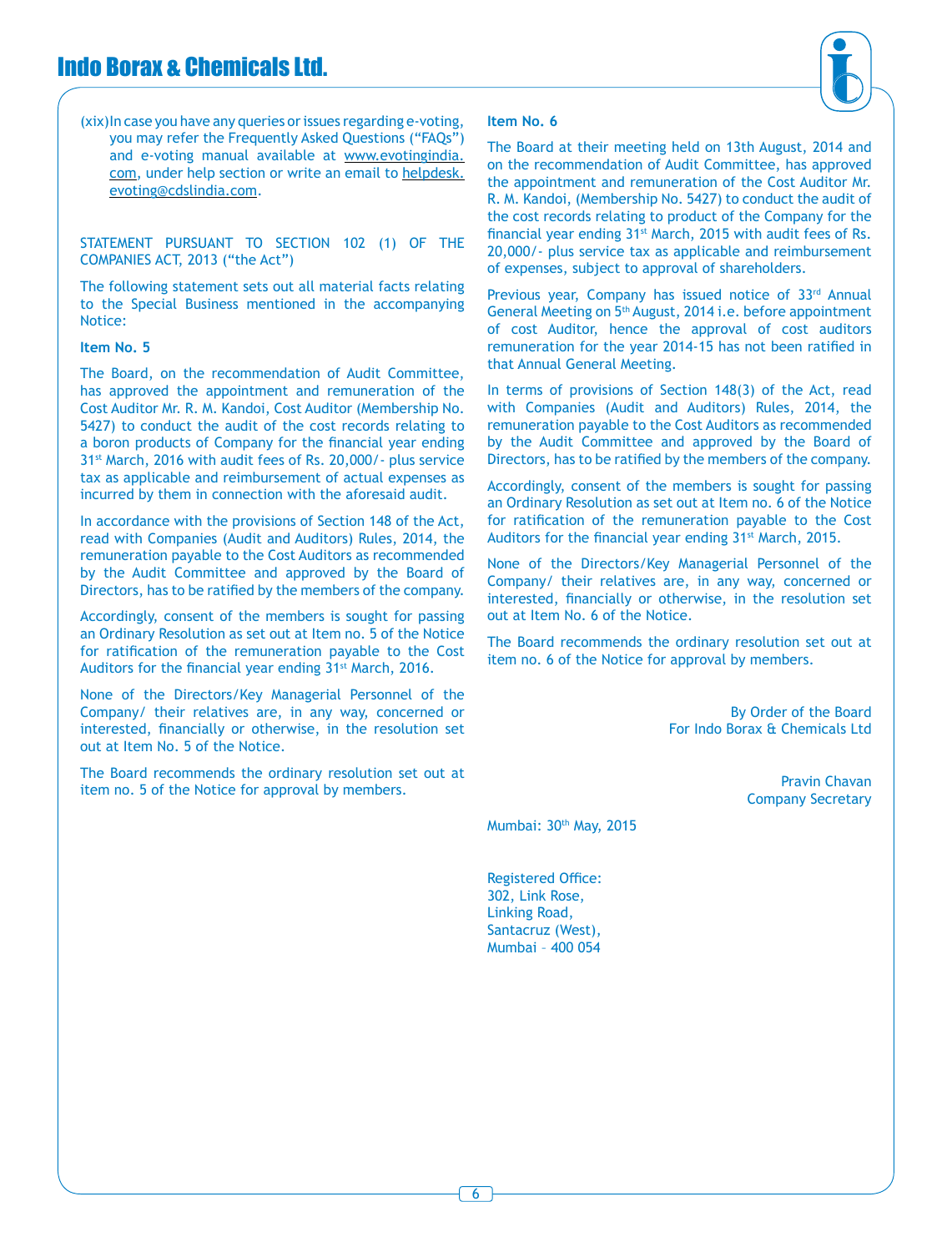(xix) In case you have any queries or issues regarding e-voting, you may refer the Frequently Asked Questions ("FAQs") and e-voting manual available at www.evotingindia.com, under help section or write an email to helpdesk.evoting@cdslindia.com.

STATEMENT PURSUANT TO SECTION 102 (1) OF THE COMPANIES ACT, 2013 ("the Act")

The following statement sets out all material facts relating to the Special Business mentioned in the accompanying Notice:

**Item No. 5**

The Board, on the recommendation of Audit Committee, has approved the appointment and remuneration of the Cost Auditor Mr. R. M. Kandoi, Cost Auditor (Membership No. 5427) to conduct the audit of the cost records relating to a boron products of Company for the financial year ending 31st March, 2016 with audit fees of Rs. 20,000/- plus service tax as applicable and reimbursement of actual expenses as incurred by them in connection with the aforesaid audit.

In accordance with the provisions of Section 148 of the Act, read with Companies (Audit and Auditors) Rules, 2014, the remuneration payable to the Cost Auditors as recommended by the Audit Committee and approved by the Board of Directors, has to be ratified by the members of the company.

Accordingly, consent of the members is sought for passing an Ordinary Resolution as set out at Item no. 5 of the Notice for ratification of the remuneration payable to the Cost Auditors for the financial year ending 31st March, 2016.

None of the Directors/Key Managerial Personnel of the Company/ their relatives are, in any way, concerned or interested, financially or otherwise, in the resolution set out at Item No. 5 of the Notice.

The Board recommends the ordinary resolution set out at item no. 5 of the Notice for approval by members.

**Item No. 6**

The Board at their meeting held on 13th August, 2014 and on the recommendation of Audit Committee, has approved the appointment and remuneration of the Cost Auditor Mr. R. M. Kandoi, (Membership No. 5427) to conduct the audit of the cost records relating to product of the Company for the financial year ending 31st March, 2015 with audit fees of Rs. 20,000/- plus service tax as applicable and reimbursement of expenses, subject to approval of shareholders.

Previous year, Company has issued notice of 33rd Annual General Meeting on 5th August, 2014 i.e. before appointment of cost Auditor, hence the approval of cost auditors remuneration for the year 2014-15 has not been ratified in that Annual General Meeting.

In terms of provisions of Section 148(3) of the Act, read with Companies (Audit and Auditors) Rules, 2014, the remuneration payable to the Cost Auditors as recommended by the Audit Committee and approved by the Board of Directors, has to be ratified by the members of the company.

Accordingly, consent of the members is sought for passing an Ordinary Resolution as set out at Item no. 6 of the Notice for ratification of the remuneration payable to the Cost Auditors for the financial year ending 31st March, 2015.

None of the Directors/Key Managerial Personnel of the Company/ their relatives are, in any way, concerned or interested, financially or otherwise, in the resolution set out at Item No. 6 of the Notice.

The Board recommends the ordinary resolution set out at item no. 6 of the Notice for approval by members.

By Order of the Board
For Indo Borax & Chemicals Ltd

Pravin Chavan
Company Secretary

Mumbai: 30th May, 2015

Registered Office:
302, Link Rose,
Linking Road,
Santacruz (West),
Mumbai – 400 054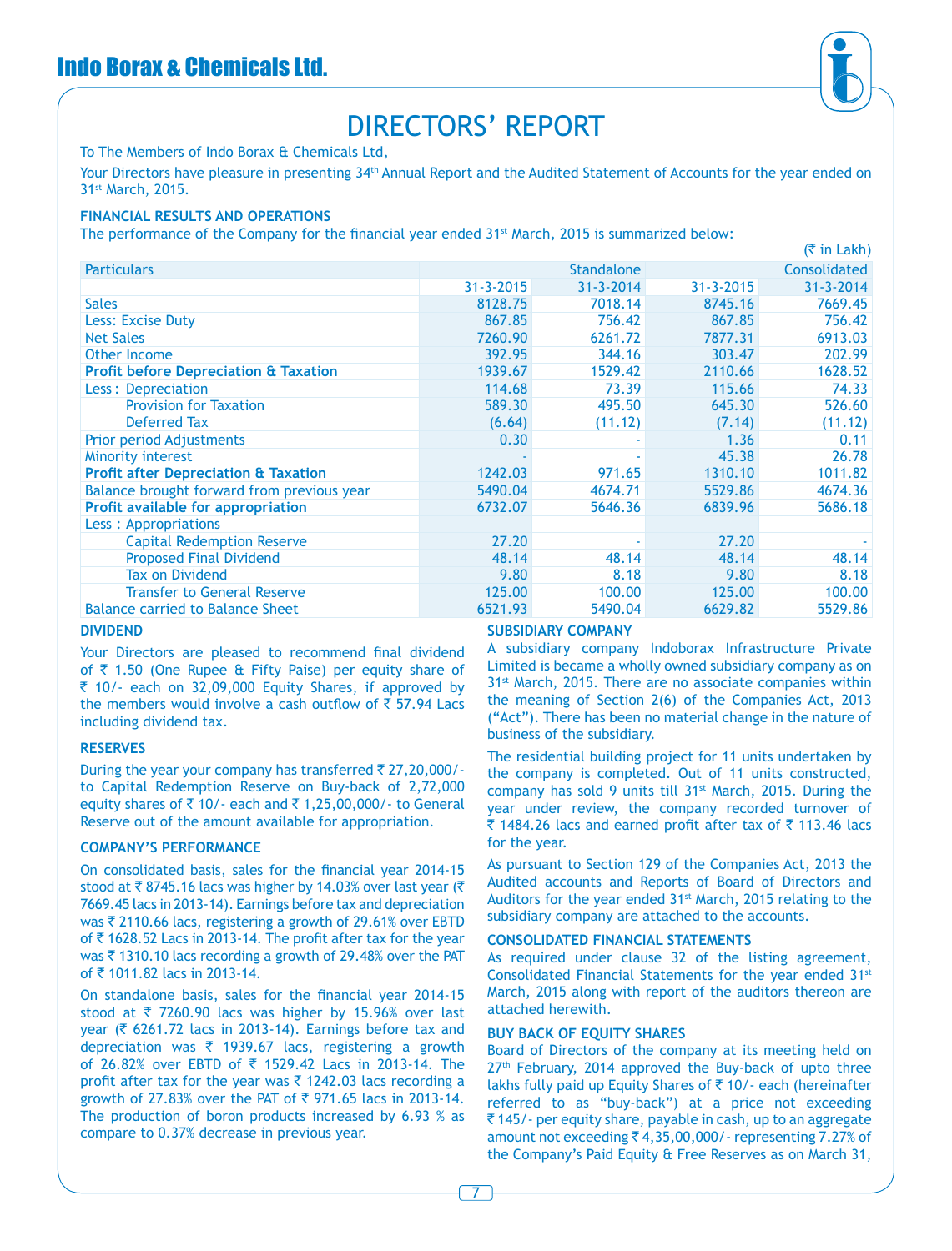# DIRECTORS' REPORT

To The Members of Indo Borax & Chemicals Ltd,

Your Directors have pleasure in presenting 34th Annual Report and the Audited Statement of Accounts for the year ended on 31st March, 2015.

### FINANCIAL RESULTS AND OPERATIONS

The performance of the Company for the financial year ended 31st March, 2015 is summarized below:

(₹ in Lakh)

| Particulars | Standalone | | Consolidated | |
|---|---|---|---|---|
| | 31-3-2015 | 31-3-2014 | 31-3-2015 | 31-3-2014 |
| Sales | 8128.75 | 7018.14 | 8745.16 | 7669.45 |
| Less: Excise Duty | 867.85 | 756.42 | 867.85 | 756.42 |
| Net Sales | 7260.90 | 6261.72 | 7877.31 | 6913.03 |
| Other Income | 392.95 | 344.16 | 303.47 | 202.99 |
| **Profit before Depreciation & Taxation** | 1939.67 | 1529.42 | 2110.66 | 1628.52 |
| Less : Depreciation | 114.68 | 73.39 | 115.66 | 74.33 |
| Provision for Taxation | 589.30 | 495.50 | 645.30 | 526.60 |
| Deferred Tax | (6.64) | (11.12) | (7.14) | (11.12) |
| Prior period Adjustments | 0.30 | - | 1.36 | 0.11 |
| Minority interest | - | - | 45.38 | 26.78 |
| **Profit after Depreciation & Taxation** | 1242.03 | 971.65 | 1310.10 | 1011.82 |
| Balance brought forward from previous year | 5490.04 | 4674.71 | 5529.86 | 4674.36 |
| **Profit available for appropriation** | 6732.07 | 5646.36 | 6839.96 | 5686.18 |
| Less : Appropriations | | | | |
| Capital Redemption Reserve | 27.20 | - | 27.20 | - |
| Proposed Final Dividend | 48.14 | 48.14 | 48.14 | 48.14 |
| Tax on Dividend | 9.80 | 8.18 | 9.80 | 8.18 |
| Transfer to General Reserve | 125.00 | 100.00 | 125.00 | 100.00 |
| Balance carried to Balance Sheet | 6521.93 | 5490.04 | 6629.82 | 5529.86 |

### DIVIDEND

Your Directors are pleased to recommend final dividend of ₹ 1.50 (One Rupee & Fifty Paise) per equity share of ₹ 10/- each on 32,09,000 Equity Shares, if approved by the members would involve a cash outflow of ₹ 57.94 Lacs including dividend tax.

### RESERVES

During the year your company has transferred ₹ 27,20,000/- to Capital Redemption Reserve on Buy-back of 2,72,000 equity shares of ₹ 10/- each and ₹ 1,25,00,000/- to General Reserve out of the amount available for appropriation.

### COMPANY'S PERFORMANCE

On consolidated basis, sales for the financial year 2014-15 stood at ₹ 8745.16 lacs was higher by 14.03% over last year (₹ 7669.45 lacs in 2013-14). Earnings before tax and depreciation was ₹ 2110.66 lacs, registering a growth of 29.61% over EBTD of ₹ 1628.52 Lacs in 2013-14. The profit after tax for the year was ₹ 1310.10 lacs recording a growth of 29.48% over the PAT of ₹ 1011.82 lacs in 2013-14.

On standalone basis, sales for the financial year 2014-15 stood at ₹ 7260.90 lacs was higher by 15.96% over last year (₹ 6261.72 lacs in 2013-14). Earnings before tax and depreciation was ₹ 1939.67 lacs, registering a growth of 26.82% over EBTD of ₹ 1529.42 Lacs in 2013-14. The profit after tax for the year was ₹ 1242.03 lacs recording a growth of 27.83% over the PAT of ₹ 971.65 lacs in 2013-14. The production of boron products increased by 6.93 % as compare to 0.37% decrease in previous year.

### SUBSIDIARY COMPANY

A subsidiary company Indoborax Infrastructure Private Limited is became a wholly owned subsidiary company as on 31st March, 2015. There are no associate companies within the meaning of Section 2(6) of the Companies Act, 2013 ("Act"). There has been no material change in the nature of business of the subsidiary.

The residential building project for 11 units undertaken by the company is completed. Out of 11 units constructed, company has sold 9 units till 31st March, 2015. During the year under review, the company recorded turnover of ₹ 1484.26 lacs and earned profit after tax of ₹ 113.46 lacs for the year.

As pursuant to Section 129 of the Companies Act, 2013 the Audited accounts and Reports of Board of Directors and Auditors for the year ended 31st March, 2015 relating to the subsidiary company are attached to the accounts.

### CONSOLIDATED FINANCIAL STATEMENTS

As required under clause 32 of the listing agreement, Consolidated Financial Statements for the year ended 31st March, 2015 along with report of the auditors thereon are attached herewith.

### BUY BACK OF EQUITY SHARES

Board of Directors of the company at its meeting held on 27th February, 2014 approved the Buy-back of upto three lakhs fully paid up Equity Shares of ₹ 10/- each (hereinafter referred to as "buy-back") at a price not exceeding ₹ 145/- per equity share, payable in cash, up to an aggregate amount not exceeding ₹ 4,35,00,000/- representing 7.27% of the Company's Paid Equity & Free Reserves as on March 31,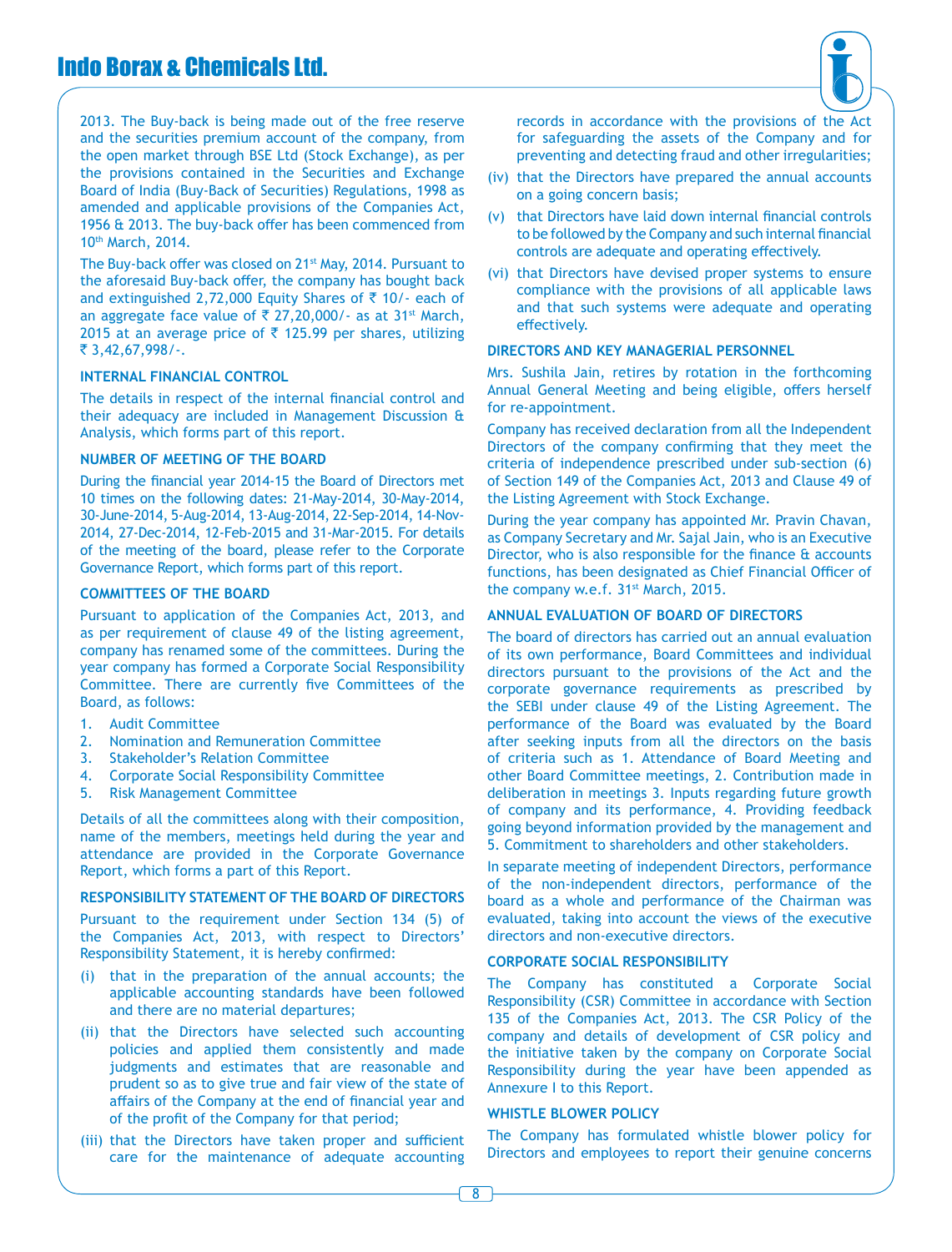2013. The Buy-back is being made out of the free reserve and the securities premium account of the company, from the open market through BSE Ltd (Stock Exchange), as per the provisions contained in the Securities and Exchange Board of India (Buy-Back of Securities) Regulations, 1998 as amended and applicable provisions of the Companies Act, 1956 & 2013. The buy-back offer has been commenced from 10th March, 2014.

The Buy-back offer was closed on 21st May, 2014. Pursuant to the aforesaid Buy-back offer, the company has bought back and extinguished 2,72,000 Equity Shares of ₹ 10/- each of an aggregate face value of ₹ 27,20,000/- as at 31st March, 2015 at an average price of ₹ 125.99 per shares, utilizing ₹ 3,42,67,998/-.

**INTERNAL FINANCIAL CONTROL**

The details in respect of the internal financial control and their adequacy are included in Management Discussion & Analysis, which forms part of this report.

**NUMBER OF MEETING OF THE BOARD**

During the financial year 2014-15 the Board of Directors met 10 times on the following dates: 21-May-2014, 30-May-2014, 30-June-2014, 5-Aug-2014, 13-Aug-2014, 22-Sep-2014, 14-Nov-2014, 27-Dec-2014, 12-Feb-2015 and 31-Mar-2015. For details of the meeting of the board, please refer to the Corporate Governance Report, which forms part of this report.

**COMMITTEES OF THE BOARD**

Pursuant to application of the Companies Act, 2013, and as per requirement of clause 49 of the listing agreement, company has renamed some of the committees. During the year company has formed a Corporate Social Responsibility Committee. There are currently five Committees of the Board, as follows:

1. Audit Committee
2. Nomination and Remuneration Committee
3. Stakeholder's Relation Committee
4. Corporate Social Responsibility Committee
5. Risk Management Committee

Details of all the committees along with their composition, name of the members, meetings held during the year and attendance are provided in the Corporate Governance Report, which forms a part of this Report.

**RESPONSIBILITY STATEMENT OF THE BOARD OF DIRECTORS**

Pursuant to the requirement under Section 134 (5) of the Companies Act, 2013, with respect to Directors' Responsibility Statement, it is hereby confirmed:

(i) that in the preparation of the annual accounts; the applicable accounting standards have been followed and there are no material departures;

(ii) that the Directors have selected such accounting policies and applied them consistently and made judgments and estimates that are reasonable and prudent so as to give true and fair view of the state of affairs of the Company at the end of financial year and of the profit of the Company for that period;

(iii) that the Directors have taken proper and sufficient care for the maintenance of adequate accounting records in accordance with the provisions of the Act for safeguarding the assets of the Company and for preventing and detecting fraud and other irregularities;

(iv) that the Directors have prepared the annual accounts on a going concern basis;

(v) that Directors have laid down internal financial controls to be followed by the Company and such internal financial controls are adequate and operating effectively.

(vi) that Directors have devised proper systems to ensure compliance with the provisions of all applicable laws and that such systems were adequate and operating effectively.

**DIRECTORS AND KEY MANAGERIAL PERSONNEL**

Mrs. Sushila Jain, retires by rotation in the forthcoming Annual General Meeting and being eligible, offers herself for re-appointment.

Company has received declaration from all the Independent Directors of the company confirming that they meet the criteria of independence prescribed under sub-section (6) of Section 149 of the Companies Act, 2013 and Clause 49 of the Listing Agreement with Stock Exchange.

During the year company has appointed Mr. Pravin Chavan, as Company Secretary and Mr. Sajal Jain, who is an Executive Director, who is also responsible for the finance & accounts functions, has been designated as Chief Financial Officer of the company w.e.f. 31st March, 2015.

**ANNUAL EVALUATION OF BOARD OF DIRECTORS**

The board of directors has carried out an annual evaluation of its own performance, Board Committees and individual directors pursuant to the provisions of the Act and the corporate governance requirements as prescribed by the SEBI under clause 49 of the Listing Agreement. The performance of the Board was evaluated by the Board after seeking inputs from all the directors on the basis of criteria such as 1. Attendance of Board Meeting and other Board Committee meetings, 2. Contribution made in deliberation in meetings 3. Inputs regarding future growth of company and its performance, 4. Providing feedback going beyond information provided by the management and 5. Commitment to shareholders and other stakeholders.

In separate meeting of independent Directors, performance of the non-independent directors, performance of the board as a whole and performance of the Chairman was evaluated, taking into account the views of the executive directors and non-executive directors.

**CORPORATE SOCIAL RESPONSIBILITY**

The Company has constituted a Corporate Social Responsibility (CSR) Committee in accordance with Section 135 of the Companies Act, 2013. The CSR Policy of the company and details of development of CSR policy and the initiative taken by the company on Corporate Social Responsibility during the year have been appended as Annexure I to this Report.

**WHISTLE BLOWER POLICY**

The Company has formulated whistle blower policy for Directors and employees to report their genuine concerns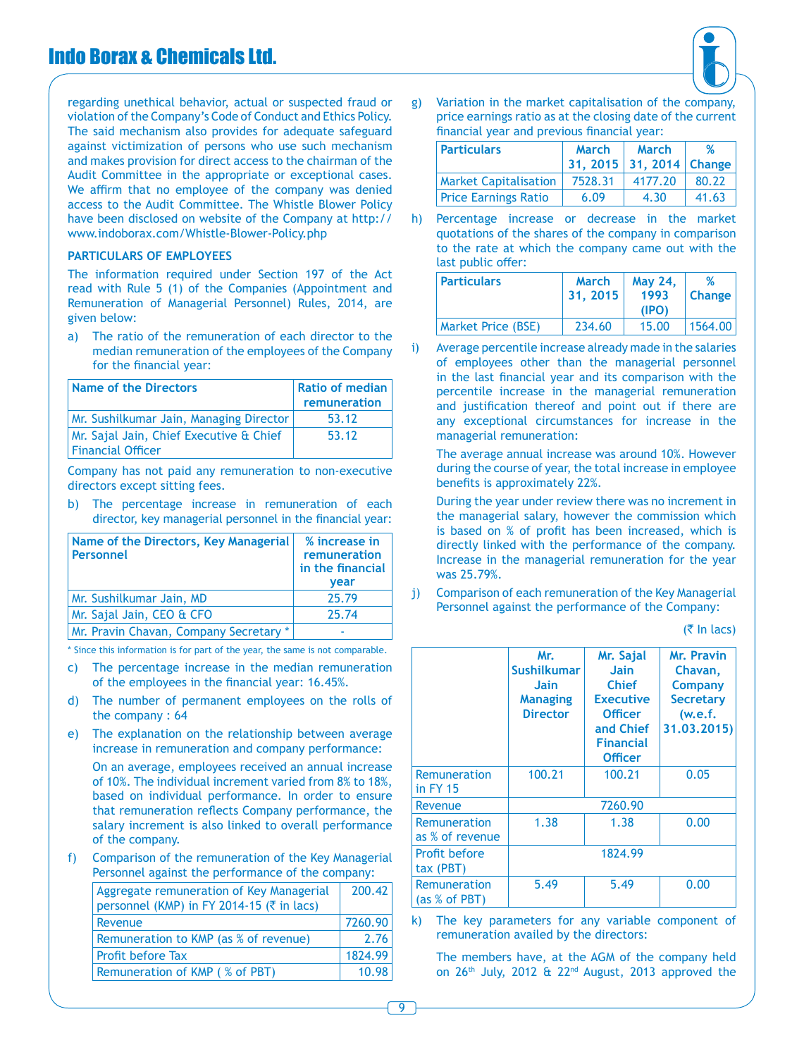regarding unethical behavior, actual or suspected fraud or violation of the Company's Code of Conduct and Ethics Policy. The said mechanism also provides for adequate safeguard against victimization of persons who use such mechanism and makes provision for direct access to the chairman of the Audit Committee in the appropriate or exceptional cases. We affirm that no employee of the company was denied access to the Audit Committee. The Whistle Blower Policy have been disclosed on website of the Company at http://www.indoborax.com/Whistle-Blower-Policy.php

**PARTICULARS OF EMPLOYEES**

The information required under Section 197 of the Act read with Rule 5 (1) of the Companies (Appointment and Remuneration of Managerial Personnel) Rules, 2014, are given below:

a) The ratio of the remuneration of each director to the median remuneration of the employees of the Company for the financial year:

| Name of the Directors | Ratio of median remuneration |
|---|---|
| Mr. Sushilkumar Jain, Managing Director | 53.12 |
| Mr. Sajal Jain, Chief Executive & Chief Financial Officer | 53.12 |

Company has not paid any remuneration to non-executive directors except sitting fees.

b) The percentage increase in remuneration of each director, key managerial personnel in the financial year:

| Name of the Directors, Key Managerial Personnel | % increase in remuneration in the financial year |
|---|---|
| Mr. Sushilkumar Jain, MD | 25.79 |
| Mr. Sajal Jain, CEO & CFO | 25.74 |
| Mr. Pravin Chavan, Company Secretary * | - |

\* Since this information is for part of the year, the same is not comparable.

c) The percentage increase in the median remuneration of the employees in the financial year: 16.45%.

d) The number of permanent employees on the rolls of the company : 64

e) The explanation on the relationship between average increase in remuneration and company performance:

On an average, employees received an annual increase of 10%. The individual increment varied from 8% to 18%, based on individual performance. In order to ensure that remuneration reflects Company performance, the salary increment is also linked to overall performance of the company.

f) Comparison of the remuneration of the Key Managerial Personnel against the performance of the company:

| Aggregate remuneration of Key Managerial personnel (KMP) in FY 2014-15 (₹ in lacs) | 200.42 |
|---|---|
| Revenue | 7260.90 |
| Remuneration to KMP (as % of revenue) | 2.76 |
| Profit before Tax | 1824.99 |
| Remuneration of KMP ( % of PBT) | 10.98 |

g) Variation in the market capitalisation of the company, price earnings ratio as at the closing date of the current financial year and previous financial year:

| Particulars | March 31, 2015 | March 31, 2014 | % Change |
|---|---|---|---|
| Market Capitalisation | 7528.31 | 4177.20 | 80.22 |
| Price Earnings Ratio | 6.09 | 4.30 | 41.63 |

h) Percentage increase or decrease in the market quotations of the shares of the company in comparison to the rate at which the company came out with the last public offer:

| Particulars | March 31, 2015 | May 24, 1993 (IPO) | % Change |
|---|---|---|---|
| Market Price (BSE) | 234.60 | 15.00 | 1564.00 |

i) Average percentile increase already made in the salaries of employees other than the managerial personnel in the last financial year and its comparison with the percentile increase in the managerial remuneration and justification thereof and point out if there are any exceptional circumstances for increase in the managerial remuneration:

The average annual increase was around 10%. However during the course of year, the total increase in employee benefits is approximately 22%.

During the year under review there was no increment in the managerial salary, however the commission which is based on % of profit has been increased, which is directly linked with the performance of the company. Increase in the managerial remuneration for the year was 25.79%.

j) Comparison of each remuneration of the Key Managerial Personnel against the performance of the Company:

(₹ In lacs)

| | Mr. Sushilkumar Jain Managing Director | Mr. Sajal Jain Chief Executive Officer and Chief Financial Officer | Mr. Pravin Chavan, Company Secretary (w.e.f. 31.03.2015) |
|---|---|---|---|
| Remuneration in FY 15 | 100.21 | 100.21 | 0.05 |
| Revenue | 7260.90 | | |
| Remuneration as % of revenue | 1.38 | 1.38 | 0.00 |
| Profit before tax (PBT) | 1824.99 | | |
| Remuneration (as % of PBT) | 5.49 | 5.49 | 0.00 |

k) The key parameters for any variable component of remuneration availed by the directors:

The members have, at the AGM of the company held on 26th July, 2012 & 22nd August, 2013 approved the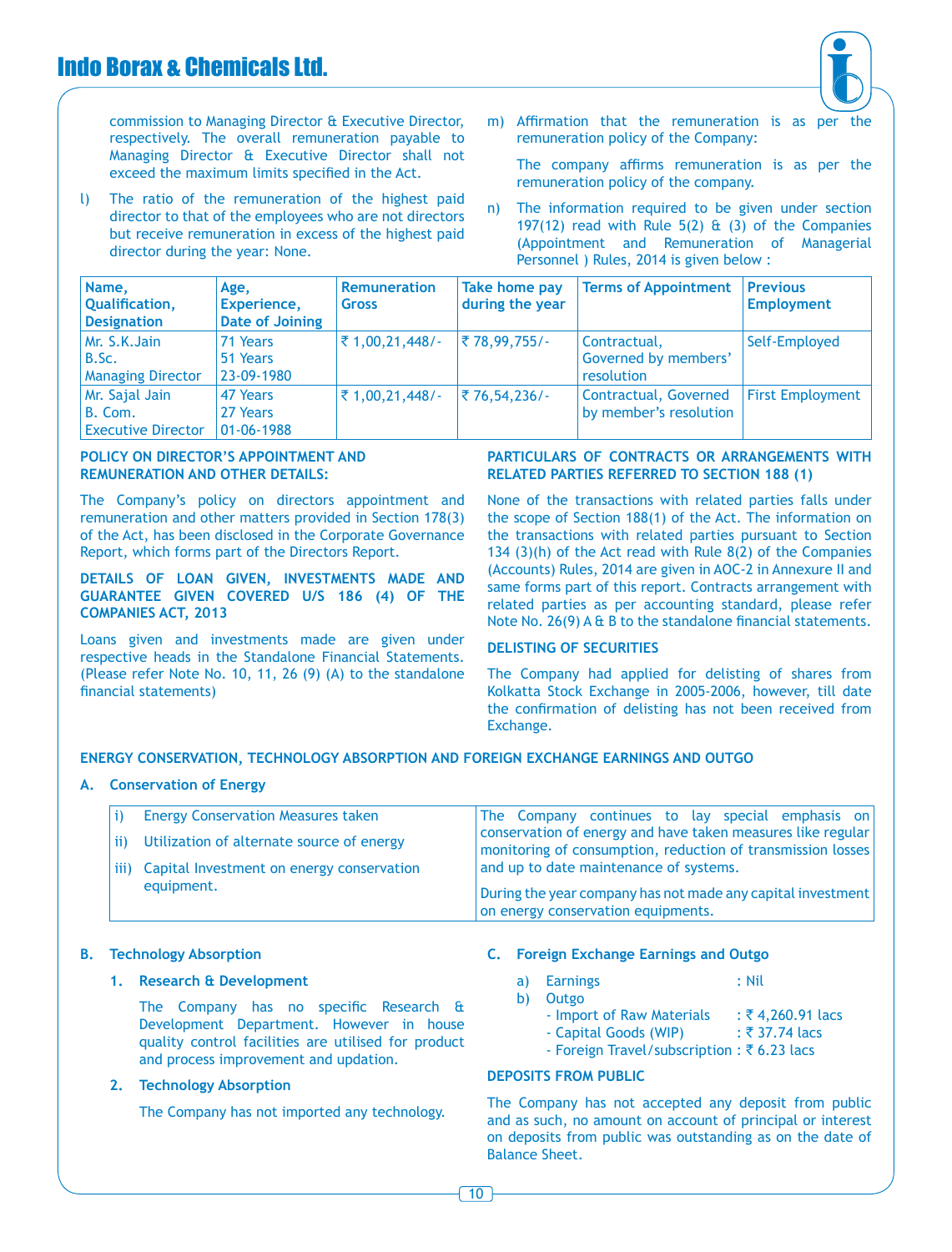commission to Managing Director & Executive Director, respectively. The overall remuneration payable to Managing Director & Executive Director shall not exceed the maximum limits specified in the Act.

l) The ratio of the remuneration of the highest paid director to that of the employees who are not directors but receive remuneration in excess of the highest paid director during the year: None.

m) Affirmation that the remuneration is as per the remuneration policy of the Company:

The company affirms remuneration is as per the remuneration policy of the company.

n) The information required to be given under section 197(12) read with Rule 5(2) & (3) of the Companies (Appointment and Remuneration of Managerial Personnel ) Rules, 2014 is given below :

| Name, Qualification, Designation | Age, Experience, Date of Joining | Remuneration Gross | Take home pay during the year | Terms of Appointment | Previous Employment |
|---|---|---|---|---|---|
| Mr. S.K.Jain<br>B.Sc.<br>Managing Director | 71 Years<br>51 Years<br>23-09-1980 | ₹ 1,00,21,448/- | ₹ 78,99,755/- | Contractual, Governed by members' resolution | Self-Employed |
| Mr. Sajal Jain<br>B. Com.<br>Executive Director | 47 Years<br>27 Years<br>01-06-1988 | ₹ 1,00,21,448/- | ₹ 76,54,236/- | Contractual, Governed by member's resolution | First Employment |

**POLICY ON DIRECTOR'S APPOINTMENT AND REMUNERATION AND OTHER DETAILS:**

The Company's policy on directors appointment and remuneration and other matters provided in Section 178(3) of the Act, has been disclosed in the Corporate Governance Report, which forms part of the Directors Report.

**DETAILS OF LOAN GIVEN, INVESTMENTS MADE AND GUARANTEE GIVEN COVERED U/S 186 (4) OF THE COMPANIES ACT, 2013**

Loans given and investments made are given under respective heads in the Standalone Financial Statements. (Please refer Note No. 10, 11, 26 (9) (A) to the standalone financial statements)

**PARTICULARS OF CONTRACTS OR ARRANGEMENTS WITH RELATED PARTIES REFERRED TO SECTION 188 (1)**

None of the transactions with related parties falls under the scope of Section 188(1) of the Act. The information on the transactions with related parties pursuant to Section 134 (3)(h) of the Act read with Rule 8(2) of the Companies (Accounts) Rules, 2014 are given in AOC-2 in Annexure II and same forms part of this report. Contracts arrangement with related parties as per accounting standard, please refer Note No. 26(9) A & B to the standalone financial statements.

**DELISTING OF SECURITIES**

The Company had applied for delisting of shares from Kolkatta Stock Exchange in 2005-2006, however, till date the confirmation of delisting has not been received from Exchange.

**ENERGY CONSERVATION, TECHNOLOGY ABSORPTION AND FOREIGN EXCHANGE EARNINGS AND OUTGO**

**A. Conservation of Energy**

| | |
|---|---|
| i) Energy Conservation Measures taken<br>ii) Utilization of alternate source of energy | The Company continues to lay special emphasis on conservation of energy and have taken measures like regular monitoring of consumption, reduction of transmission losses and up to date maintenance of systems. |
| iii) Capital Investment on energy conservation equipment. | During the year company has not made any capital investment on energy conservation equipments. |

**B. Technology Absorption**

**1. Research & Development**

The Company has no specific Research & Development Department. However in house quality control facilities are utilised for product and process improvement and updation.

**2. Technology Absorption**

The Company has not imported any technology.

**C. Foreign Exchange Earnings and Outgo**

a) Earnings : Nil

b) Outgo
- Import of Raw Materials : ₹ 4,260.91 lacs
- Capital Goods (WIP) : ₹ 37.74 lacs
- Foreign Travel/subscription : ₹ 6.23 lacs

**DEPOSITS FROM PUBLIC**

The Company has not accepted any deposit from public and as such, no amount on account of principal or interest on deposits from public was outstanding as on the date of Balance Sheet.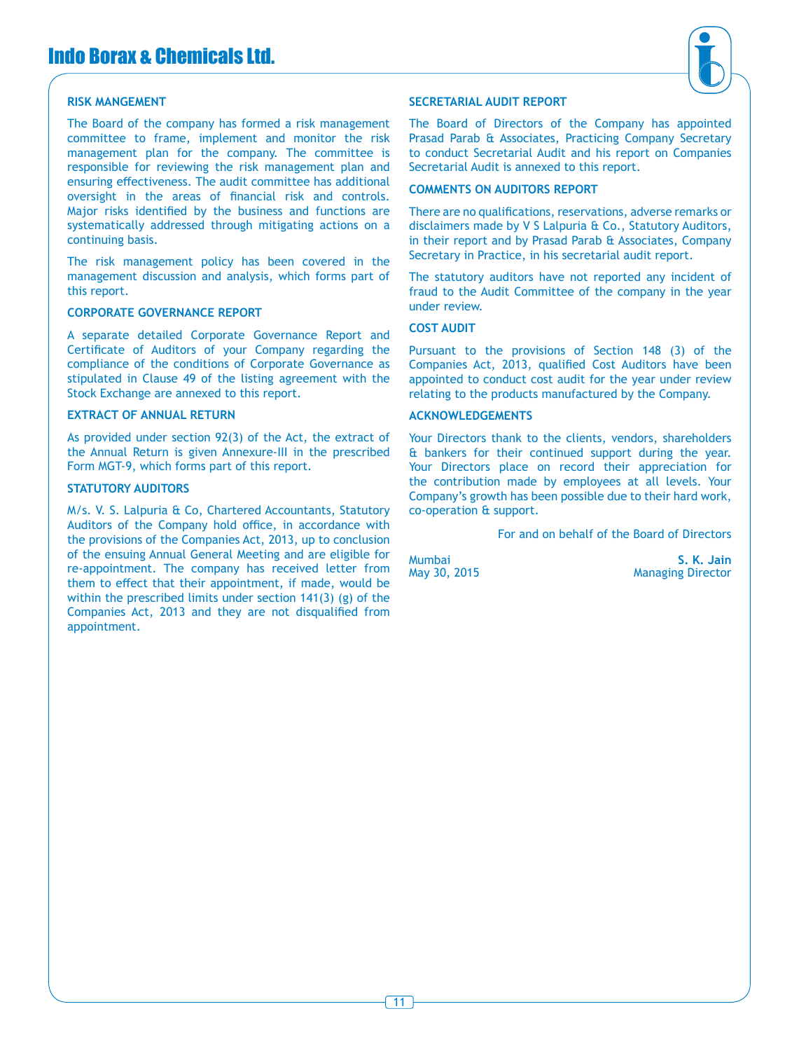## RISK MANGEMENT

The Board of the company has formed a risk management committee to frame, implement and monitor the risk management plan for the company. The committee is responsible for reviewing the risk management plan and ensuring effectiveness. The audit committee has additional oversight in the areas of financial risk and controls. Major risks identified by the business and functions are systematically addressed through mitigating actions on a continuing basis.

The risk management policy has been covered in the management discussion and analysis, which forms part of this report.

## CORPORATE GOVERNANCE REPORT

A separate detailed Corporate Governance Report and Certificate of Auditors of your Company regarding the compliance of the conditions of Corporate Governance as stipulated in Clause 49 of the listing agreement with the Stock Exchange are annexed to this report.

## EXTRACT OF ANNUAL RETURN

As provided under section 92(3) of the Act, the extract of the Annual Return is given Annexure-III in the prescribed Form MGT-9, which forms part of this report.

## STATUTORY AUDITORS

M/s. V. S. Lalpuria & Co, Chartered Accountants, Statutory Auditors of the Company hold office, in accordance with the provisions of the Companies Act, 2013, up to conclusion of the ensuing Annual General Meeting and are eligible for re-appointment. The company has received letter from them to effect that their appointment, if made, would be within the prescribed limits under section 141(3) (g) of the Companies Act, 2013 and they are not disqualified from appointment.

## SECRETARIAL AUDIT REPORT

The Board of Directors of the Company has appointed Prasad Parab & Associates, Practicing Company Secretary to conduct Secretarial Audit and his report on Companies Secretarial Audit is annexed to this report.

## COMMENTS ON AUDITORS REPORT

There are no qualifications, reservations, adverse remarks or disclaimers made by V S Lalpuria & Co., Statutory Auditors, in their report and by Prasad Parab & Associates, Company Secretary in Practice, in his secretarial audit report.

The statutory auditors have not reported any incident of fraud to the Audit Committee of the company in the year under review.

## COST AUDIT

Pursuant to the provisions of Section 148 (3) of the Companies Act, 2013, qualified Cost Auditors have been appointed to conduct cost audit for the year under review relating to the products manufactured by the Company.

## ACKNOWLEDGEMENTS

Your Directors thank to the clients, vendors, shareholders & bankers for their continued support during the year. Your Directors place on record their appreciation for the contribution made by employees at all levels. Your Company's growth has been possible due to their hard work, co-operation & support.

For and on behalf of the Board of Directors

Mumbai
May 30, 2015

**S. K. Jain**
Managing Director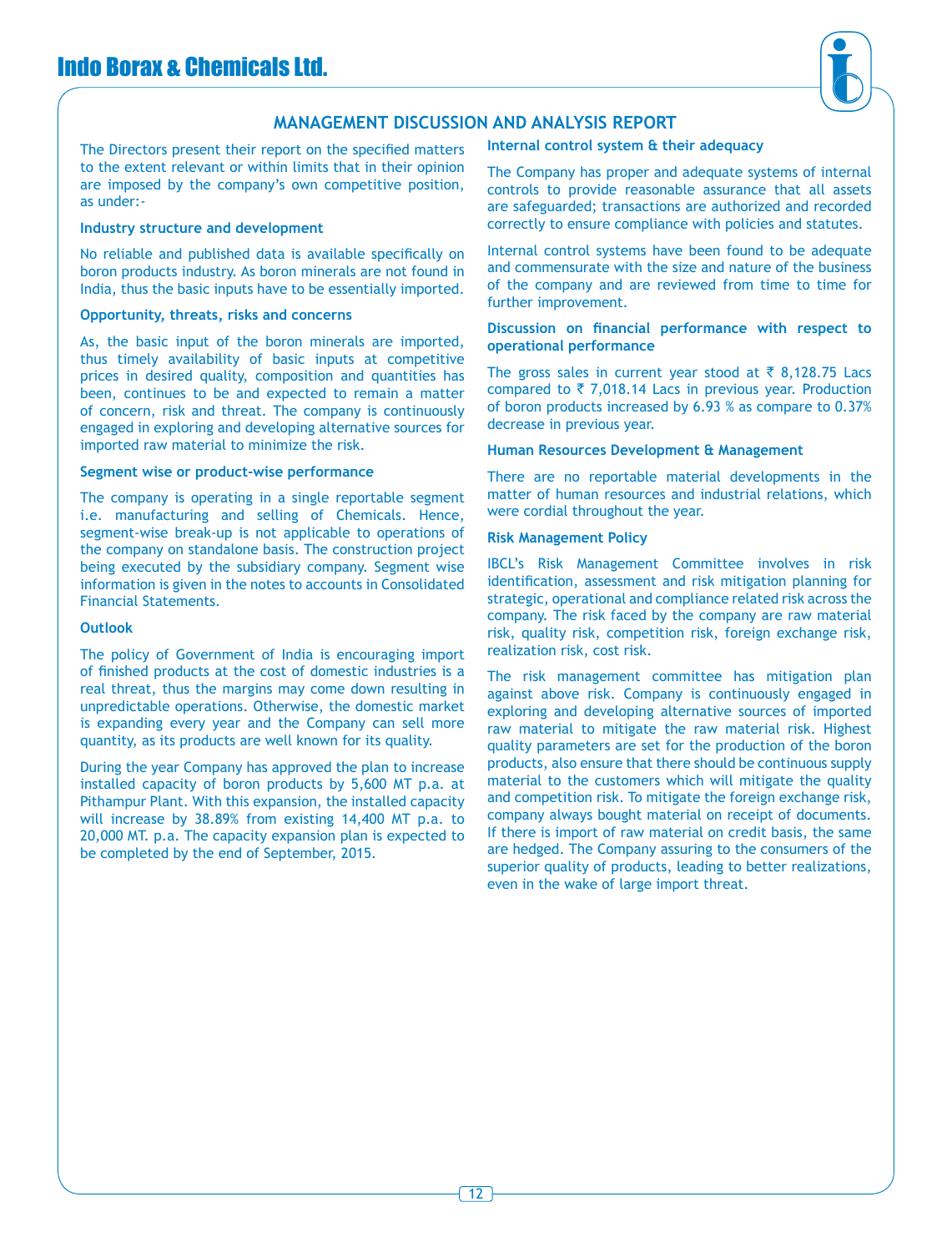## MANAGEMENT DISCUSSION AND ANALYSIS REPORT

The Directors present their report on the specified matters to the extent relevant or within limits that in their opinion are imposed by the company's own competitive position, as under:-

### Industry structure and development

No reliable and published data is available specifically on boron products industry. As boron minerals are not found in India, thus the basic inputs have to be essentially imported.

### Opportunity, threats, risks and concerns

As, the basic input of the boron minerals are imported, thus timely availability of basic inputs at competitive prices in desired quality, composition and quantities has been, continues to be and expected to remain a matter of concern, risk and threat. The company is continuously engaged in exploring and developing alternative sources for imported raw material to minimize the risk.

### Segment wise or product-wise performance

The company is operating in a single reportable segment i.e. manufacturing and selling of Chemicals. Hence, segment-wise break-up is not applicable to operations of the company on standalone basis. The construction project being executed by the subsidiary company. Segment wise information is given in the notes to accounts in Consolidated Financial Statements.

### Outlook

The policy of Government of India is encouraging import of finished products at the cost of domestic industries is a real threat, thus the margins may come down resulting in unpredictable operations. Otherwise, the domestic market is expanding every year and the Company can sell more quantity, as its products are well known for its quality.

During the year Company has approved the plan to increase installed capacity of boron products by 5,600 MT p.a. at Pithampur Plant. With this expansion, the installed capacity will increase by 38.89% from existing 14,400 MT p.a. to 20,000 MT. p.a. The capacity expansion plan is expected to be completed by the end of September, 2015.

### Internal control system & their adequacy

The Company has proper and adequate systems of internal controls to provide reasonable assurance that all assets are safeguarded; transactions are authorized and recorded correctly to ensure compliance with policies and statutes.

Internal control systems have been found to be adequate and commensurate with the size and nature of the business of the company and are reviewed from time to time for further improvement.

### Discussion on financial performance with respect to operational performance

The gross sales in current year stood at ₹ 8,128.75 Lacs compared to ₹ 7,018.14 Lacs in previous year. Production of boron products increased by 6.93 % as compare to 0.37% decrease in previous year.

### Human Resources Development & Management

There are no reportable material developments in the matter of human resources and industrial relations, which were cordial throughout the year.

### Risk Management Policy

IBCL's Risk Management Committee involves in risk identification, assessment and risk mitigation planning for strategic, operational and compliance related risk across the company. The risk faced by the company are raw material risk, quality risk, competition risk, foreign exchange risk, realization risk, cost risk.

The risk management committee has mitigation plan against above risk. Company is continuously engaged in exploring and developing alternative sources of imported raw material to mitigate the raw material risk. Highest quality parameters are set for the production of the boron products, also ensure that there should be continuous supply material to the customers which will mitigate the quality and competition risk. To mitigate the foreign exchange risk, company always bought material on receipt of documents. If there is import of raw material on credit basis, the same are hedged. The Company assuring to the consumers of the superior quality of products, leading to better realizations, even in the wake of large import threat.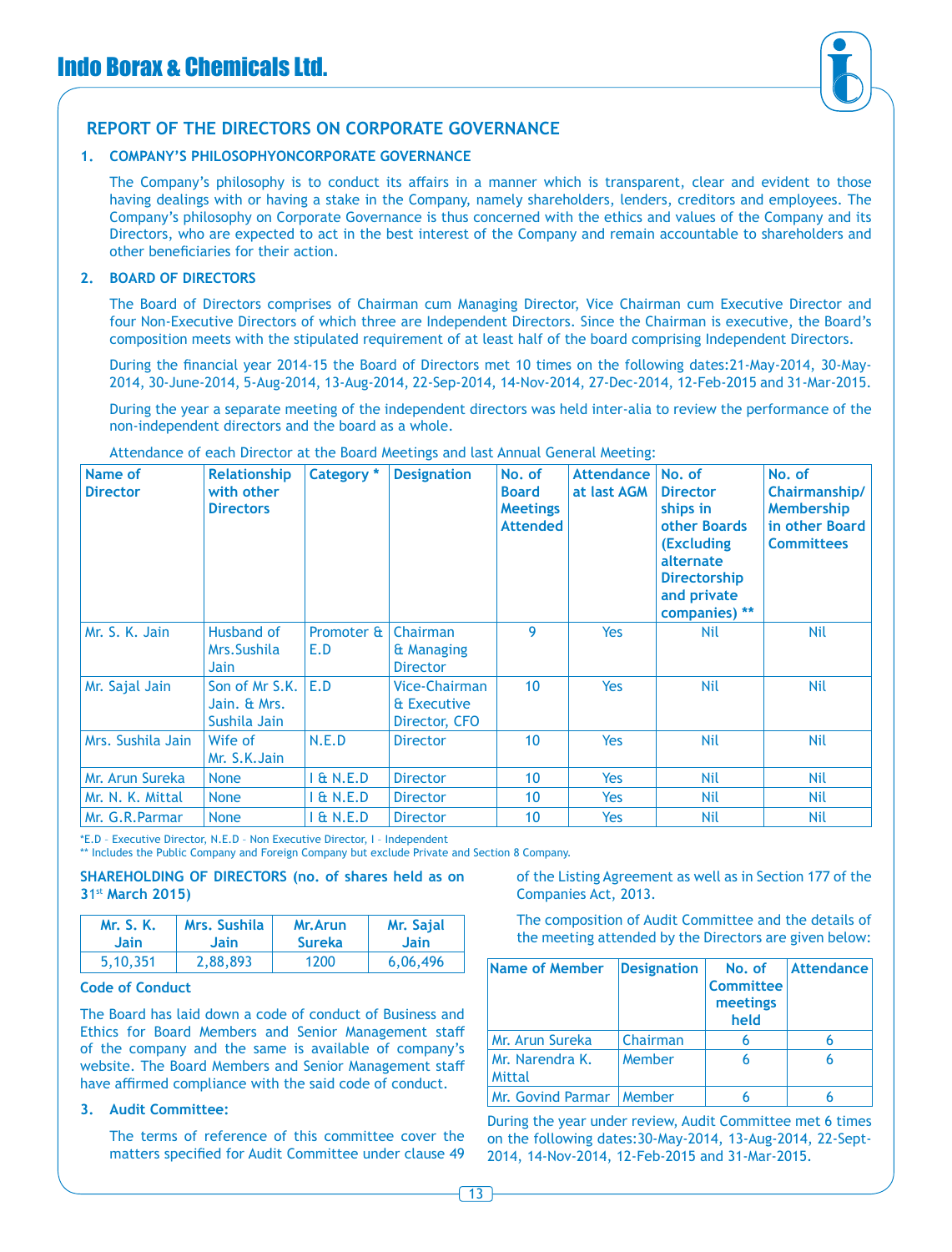## REPORT OF THE DIRECTORS ON CORPORATE GOVERNANCE

### 1. COMPANY'S PHILOSOPHYONCORPORATE GOVERNANCE

The Company's philosophy is to conduct its affairs in a manner which is transparent, clear and evident to those having dealings with or having a stake in the Company, namely shareholders, lenders, creditors and employees. The Company's philosophy on Corporate Governance is thus concerned with the ethics and values of the Company and its Directors, who are expected to act in the best interest of the Company and remain accountable to shareholders and other beneficiaries for their action.

### 2. BOARD OF DIRECTORS

The Board of Directors comprises of Chairman cum Managing Director, Vice Chairman cum Executive Director and four Non-Executive Directors of which three are Independent Directors. Since the Chairman is executive, the Board's composition meets with the stipulated requirement of at least half of the board comprising Independent Directors.

During the financial year 2014-15 the Board of Directors met 10 times on the following dates:21-May-2014, 30-May-2014, 30-June-2014, 5-Aug-2014, 13-Aug-2014, 22-Sep-2014, 14-Nov-2014, 27-Dec-2014, 12-Feb-2015 and 31-Mar-2015.

During the year a separate meeting of the independent directors was held inter-alia to review the performance of the non-independent directors and the board as a whole.

Attendance of each Director at the Board Meetings and last Annual General Meeting:

| Name of Director | Relationship with other Directors | Category * | Designation | No. of Board Meetings Attended | Attendance at last AGM | No. of Director ships in other Boards (Excluding alternate Directorship and private companies) ** | No. of Chairmanship/ Membership in other Board Committees |
|---|---|---|---|---|---|---|---|
| Mr. S. K. Jain | Husband of Mrs.Sushila Jain | Promoter & E.D | Chairman & Managing Director | 9 | Yes | Nil | Nil |
| Mr. Sajal Jain | Son of Mr S.K. Jain. & Mrs. Sushila Jain | E.D | Vice-Chairman & Executive Director, CFO | 10 | Yes | Nil | Nil |
| Mrs. Sushila Jain | Wife of Mr. S.K.Jain | N.E.D | Director | 10 | Yes | Nil | Nil |
| Mr. Arun Sureka | None | I & N.E.D | Director | 10 | Yes | Nil | Nil |
| Mr. N. K. Mittal | None | I & N.E.D | Director | 10 | Yes | Nil | Nil |
| Mr. G.R.Parmar | None | I & N.E.D | Director | 10 | Yes | Nil | Nil |

*E.D - Executive Director, N.E.D - Non Executive Director, I - Independent
** Includes the Public Company and Foreign Company but exclude Private and Section 8 Company.

**SHAREHOLDING OF DIRECTORS (no. of shares held as on 31st March 2015)**

| Mr. S. K. Jain | Mrs. Sushila Jain | Mr.Arun Sureka | Mr. Sajal Jain |
|---|---|---|---|
| 5,10,351 | 2,88,893 | 1200 | 6,06,496 |

**Code of Conduct**

The Board has laid down a code of conduct of Business and Ethics for Board Members and Senior Management staff of the company and the same is available of company's website. The Board Members and Senior Management staff have affirmed compliance with the said code of conduct.

### 3. Audit Committee:

The terms of reference of this committee cover the matters specified for Audit Committee under clause 49 of the Listing Agreement as well as in Section 177 of the Companies Act, 2013.

The composition of Audit Committee and the details of the meeting attended by the Directors are given below:

| Name of Member | Designation | No. of Committee meetings held | Attendance |
|---|---|---|---|
| Mr. Arun Sureka | Chairman | 6 | 6 |
| Mr. Narendra K. Mittal | Member | 6 | 6 |
| Mr. Govind Parmar | Member | 6 | 6 |

During the year under review, Audit Committee met 6 times on the following dates:30-May-2014, 13-Aug-2014, 22-Sept-2014, 14-Nov-2014, 12-Feb-2015 and 31-Mar-2015.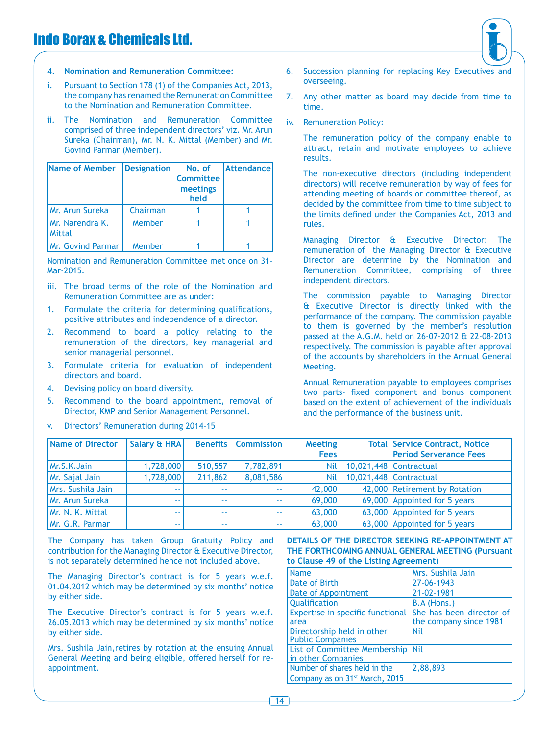**4. Nomination and Remuneration Committee:**

i. Pursuant to Section 178 (1) of the Companies Act, 2013, the company has renamed the Remuneration Committee to the Nomination and Remuneration Committee.

ii. The Nomination and Remuneration Committee comprised of three independent directors' viz. Mr. Arun Sureka (Chairman), Mr. N. K. Mittal (Member) and Mr. Govind Parmar (Member).

| Name of Member | Designation | No. of Committee meetings held | Attendance |
|---|---|---|---|
| Mr. Arun Sureka | Chairman | 1 | 1 |
| Mr. Narendra K. Mittal | Member | 1 | 1 |
| Mr. Govind Parmar | Member | 1 | 1 |

Nomination and Remuneration Committee met once on 31-Mar-2015.

iii. The broad terms of the role of the Nomination and Remuneration Committee are as under:

1. Formulate the criteria for determining qualifications, positive attributes and independence of a director.
2. Recommend to board a policy relating to the remuneration of the directors, key managerial and senior managerial personnel.
3. Formulate criteria for evaluation of independent directors and board.
4. Devising policy on board diversity.
5. Recommend to the board appointment, removal of Director, KMP and Senior Management Personnel.
6. Succession planning for replacing Key Executives and overseeing.
7. Any other matter as board may decide from time to time.

iv. Remuneration Policy:

The remuneration policy of the company enable to attract, retain and motivate employees to achieve results.

The non-executive directors (including independent directors) will receive remuneration by way of fees for attending meeting of boards or committee thereof, as decided by the committee from time to time subject to the limits defined under the Companies Act, 2013 and rules.

Managing Director & Executive Director: The remuneration of the Managing Director & Executive Director are determine by the Nomination and Remuneration Committee, comprising of three independent directors.

The commission payable to Managing Director & Executive Director is directly linked with the performance of the company. The commission payable to them is governed by the member's resolution passed at the A.G.M. held on 26-07-2012 & 22-08-2013 respectively. The commission is payable after approval of the accounts by shareholders in the Annual General Meeting.

Annual Remuneration payable to employees comprises two parts- fixed component and bonus component based on the extent of achievement of the individuals and the performance of the business unit.

v. Directors' Remuneration during 2014-15

| Name of Director | Salary & HRA | Benefits | Commission | Meeting Fees | Total | Service Contract, Notice Period Serverance Fees |
|---|---|---|---|---|---|---|
| Mr.S.K.Jain | 1,728,000 | 510,557 | 7,782,891 | Nil | 10,021,448 | Contractual |
| Mr. Sajal Jain | 1,728,000 | 211,862 | 8,081,586 | Nil | 10,021,448 | Contractual |
| Mrs. Sushila Jain | -- | -- | -- | 42,000 | 42,000 | Retirement by Rotation |
| Mr. Arun Sureka | -- | -- | -- | 69,000 | 69,000 | Appointed for 5 years |
| Mr. N. K. Mittal | -- | -- | -- | 63,000 | 63,000 | Appointed for 5 years |
| Mr. G.R. Parmar | -- | -- | -- | 63,000 | 63,000 | Appointed for 5 years |

The Company has taken Group Gratuity Policy and contribution for the Managing Director & Executive Director, is not separately determined hence not included above.

The Managing Director's contract is for 5 years w.e.f. 01.04.2012 which may be determined by six months' notice by either side.

The Executive Director's contract is for 5 years w.e.f. 26.05.2013 which may be determined by six months' notice by either side.

Mrs. Sushila Jain,retires by rotation at the ensuing Annual General Meeting and being eligible, offered herself for re-appointment.

**DETAILS OF THE DIRECTOR SEEKING RE-APPOINTMENT AT THE FORTHCOMING ANNUAL GENERAL MEETING (Pursuant to Clause 49 of the Listing Agreement)**

| | |
|---|---|
| Name | Mrs. Sushila Jain |
| Date of Birth | 27-06-1943 |
| Date of Appointment | 21-02-1981 |
| Qualification | B.A (Hons.) |
| Expertise in specific functional area | She has been director of the company since 1981 |
| Directorship held in other Public Companies | Nil |
| List of Committee Membership in other Companies | Nil |
| Number of shares held in the Company as on 31st March, 2015 | 2,88,893 |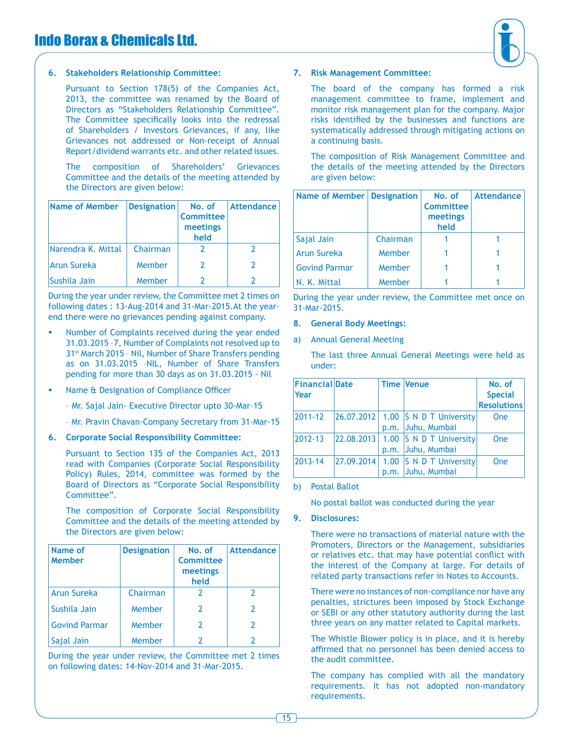### 6. Stakeholders Relationship Committee:

Pursuant to Section 178(5) of the Companies Act, 2013, the committee was renamed by the Board of Directors as "Stakeholders Relationship Committee". The Committee specifically looks into the redressal of Shareholders / Investors Grievances, if any, like Grievances not addressed or Non-receipt of Annual Report/dividend warrants etc. and other related issues.

The composition of Shareholders' Grievances Committee and the details of the meeting attended by the Directors are given below:

| Name of Member | Designation | No. of Committee meetings held | Attendance |
|---|---|---|---|
| Narendra K. Mittal | Chairman | 2 | 2 |
| Arun Sureka | Member | 2 | 2 |
| Sushila Jain | Member | 2 | 2 |

During the year under review, the Committee met 2 times on following dates : 13-Aug-2014 and 31-Mar-2015.At the year-end there were no grievances pending against company.

- Number of Complaints received during the year ended 31.03.2015 –7, Number of Complaints not resolved up to 31st March 2015 – Nil, Number of Share Transfers pending as on 31.03.2015 –NIL, Number of Share Transfers pending for more than 30 days as on 31.03.2015 - Nil
- Name & Designation of Compliance Officer

  – Mr. Sajal Jain- Executive Director upto 30-Mar-15

  – Mr. Pravin Chavan-Company Secretary from 31-Mar-15

### 6. Corporate Social Responsibility Committee:

Pursuant to Section 135 of the Companies Act, 2013 read with Companies (Corporate Social Responsibility Policy) Rules, 2014, committee was formed by the Board of Directors as "Corporate Social Responsibility Committee".

The composition of Corporate Social Responsibility Committee and the details of the meeting attended by the Directors are given below:

| Name of Member | Designation | No. of Committee meetings held | Attendance |
|---|---|---|---|
| Arun Sureka | Chairman | 2 | 2 |
| Sushila Jain | Member | 2 | 2 |
| Govind Parmar | Member | 2 | 2 |
| Sajal Jain | Member | 2 | 2 |

During the year under review, the Committee met 2 times on following dates: 14-Nov-2014 and 31-Mar-2015.

### 7. Risk Management Committee:

The board of the company has formed a risk management committee to frame, implement and monitor risk management plan for the company. Major risks identified by the businesses and functions are systematically addressed through mitigating actions on a continuing basis.

The composition of Risk Management Committee and the details of the meeting attended by the Directors are given below:

| Name of Member | Designation | No. of Committee meetings held | Attendance |
|---|---|---|---|
| Sajal Jain | Chairman | 1 | 1 |
| Arun Sureka | Member | 1 | 1 |
| Govind Parmar | Member | 1 | 1 |
| N. K. Mittal | Member | 1 | 1 |

During the year under review, the Committee met once on 31-Mar-2015.

### 8. General Body Meetings:

a) Annual General Meeting

The last three Annual General Meetings were held as under:

| Financial Year | Date | Time | Venue | No. of Special Resolutions |
|---|---|---|---|---|
| 2011-12 | 26.07.2012 | 1.00 p.m. | S N D T University Juhu, Mumbai | One |
| 2012-13 | 22.08.2013 | 1.00 p.m. | S N D T University Juhu, Mumbai | One |
| 2013-14 | 27.09.2014 | 1.00 p.m. | S N D T University Juhu, Mumbai | One |

b) Postal Ballot

No postal ballot was conducted during the year

### 9. Disclosures:

There were no transactions of material nature with the Promoters, Directors or the Management, subsidiaries or relatives etc. that may have potential conflict with the interest of the Company at large. For details of related party transactions refer in Notes to Accounts.

There were no instances of non-compliance nor have any penalties, strictures been imposed by Stock Exchange or SEBI or any other statutory authority during the last three years on any matter related to Capital markets.

The Whistle Blower policy is in place, and it is hereby affirmed that no personnel has been denied access to the audit committee.

The company has complied with all the mandatory requirements. It has not adopted non-mandatory requirements.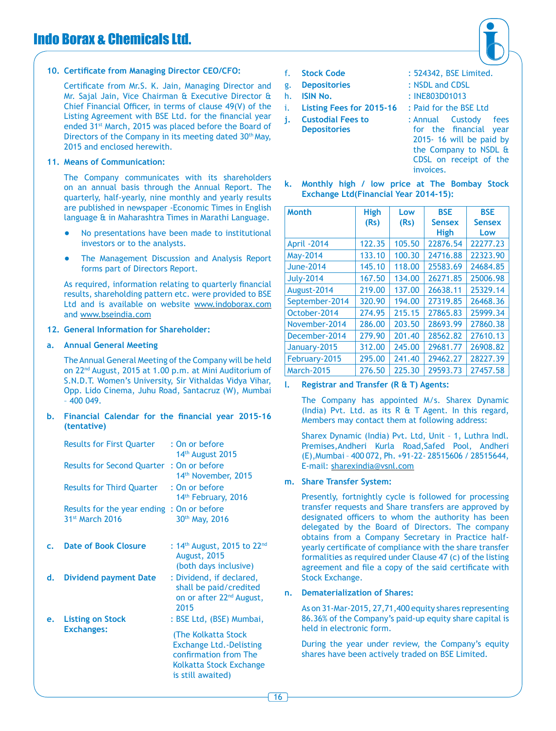## 10. Certificate from Managing Director CEO/CFO:

Certificate from Mr.S. K. Jain, Managing Director and Mr. Sajal Jain, Vice Chairman & Executive Director & Chief Financial Officer, in terms of clause 49(V) of the Listing Agreement with BSE Ltd. for the financial year ended 31st March, 2015 was placed before the Board of Directors of the Company in its meeting dated 30th May, 2015 and enclosed herewith.

## 11. Means of Communication:

The Company communicates with its shareholders on an annual basis through the Annual Report. The quarterly, half-yearly, nine monthly and yearly results are published in newspaper -Economic Times in English language & in Maharashtra Times in Marathi Language.

- No presentations have been made to institutional investors or to the analysts.
- The Management Discussion and Analysis Report forms part of Directors Report.

As required, information relating to quarterly financial results, shareholding pattern etc. were provided to BSE Ltd and is available on website www.indoborax.com and www.bseindia.com

## 12. General Information for Shareholder:

**a. Annual General Meeting**

The Annual General Meeting of the Company will be held on 22nd August, 2015 at 1.00 p.m. at Mini Auditorium of S.N.D.T. Women's University, Sir Vithaldas Vidya Vihar, Opp. Lido Cinema, Juhu Road, Santacruz (W), Mumbai - 400 049.

**b. Financial Calendar for the financial year 2015-16 (tentative)**

| | |
|---|---|
| Results for First Quarter | : On or before 14th August 2015 |
| Results for Second Quarter | : On or before 14th November, 2015 |
| Results for Third Quarter | : On or before 14th February, 2016 |
| Results for the year ending 31st March 2016 | : On or before 30th May, 2016 |

**c. Date of Book Closure** : 14th August, 2015 to 22nd August, 2015 (both days inclusive)

**d. Dividend payment Date** : Dividend, if declared, shall be paid/credited on or after 22nd August, 2015

**e. Listing on Stock Exchanges:** : BSE Ltd, (BSE) Mumbai,

(The Kolkatta Stock Exchange Ltd.-Delisting confirmation from The Kolkatta Stock Exchange is still awaited)

**f. Stock Code** : 524342, BSE Limited.

**g. Depositories** : NSDL and CDSL

**h. ISIN No.** : INE803D01013

**i. Listing Fees for 2015-16** : Paid for the BSE Ltd

**j. Custodial Fees to Depositories** : Annual Custody fees for the financial year 2015- 16 will be paid by the Company to NSDL & CDSL on receipt of the invoices.

**k. Monthly high / low price at The Bombay Stock Exchange Ltd(Financial Year 2014-15):**

| Month | High (Rs) | Low (Rs) | BSE Sensex High | BSE Sensex Low |
|---|---|---|---|---|
| April -2014 | 122.35 | 105.50 | 22876.54 | 22277.23 |
| May-2014 | 133.10 | 100.30 | 24716.88 | 22323.90 |
| June-2014 | 145.10 | 118.00 | 25583.69 | 24684.85 |
| July-2014 | 167.50 | 134.00 | 26271.85 | 25006.98 |
| August-2014 | 219.00 | 137.00 | 26638.11 | 25329.14 |
| September-2014 | 320.90 | 194.00 | 27319.85 | 26468.36 |
| October-2014 | 274.95 | 215.15 | 27865.83 | 25999.34 |
| November-2014 | 286.00 | 203.50 | 28693.99 | 27860.38 |
| December-2014 | 279.90 | 201.40 | 28562.82 | 27610.13 |
| January-2015 | 312.00 | 245.00 | 29681.77 | 26908.82 |
| February-2015 | 295.00 | 241.40 | 29462.27 | 28227.39 |
| March-2015 | 276.50 | 225.30 | 29593.73 | 27457.58 |

**l. Registrar and Transfer (R & T) Agents:**

The Company has appointed M/s. Sharex Dynamic (India) Pvt. Ltd. as its R & T Agent. In this regard, Members may contact them at following address:

Sharex Dynamic (India) Pvt. Ltd, Unit - 1, Luthra Indl. Premises,Andheri Kurla Road,Safed Pool, Andheri (E),Mumbai - 400 072, Ph. +91-22- 28515606 / 28515644, E-mail: sharexindia@vsnl.com

**m. Share Transfer System:**

Presently, fortnightly cycle is followed for processing transfer requests and Share transfers are approved by designated officers to whom the authority has been delegated by the Board of Directors. The company obtains from a Company Secretary in Practice half-yearly certificate of compliance with the share transfer formalities as required under Clause 47 (c) of the listing agreement and file a copy of the said certificate with Stock Exchange.

**n. Dematerialization of Shares:**

As on 31-Mar-2015, 27,71,400 equity shares representing 86.36% of the Company's paid-up equity share capital is held in electronic form.

During the year under review, the Company's equity shares have been actively traded on BSE Limited.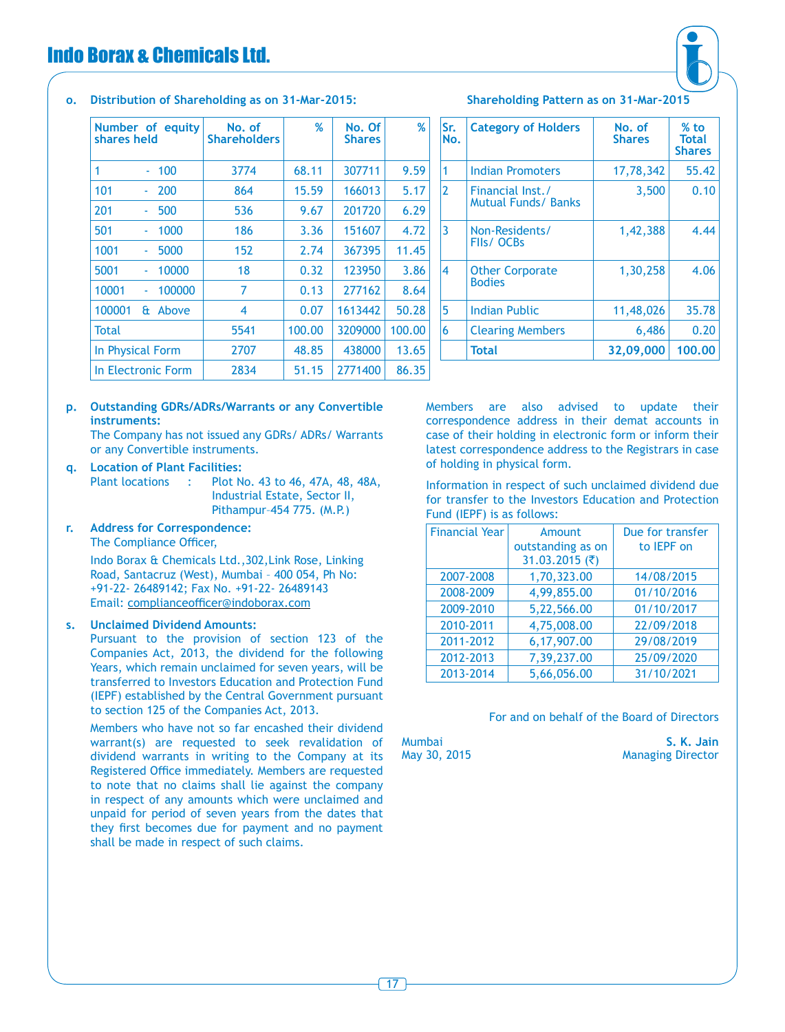**o. Distribution of Shareholding as on 31-Mar-2015:**

| Number of equity shares held | No. of Shareholders | % | No. Of Shares | % |
|---|---|---|---|---|
| 1 - 100 | 3774 | 68.11 | 307711 | 9.59 |
| 101 - 200 | 864 | 15.59 | 166013 | 5.17 |
| 201 - 500 | 536 | 9.67 | 201720 | 6.29 |
| 501 - 1000 | 186 | 3.36 | 151607 | 4.72 |
| 1001 - 5000 | 152 | 2.74 | 367395 | 11.45 |
| 5001 - 10000 | 18 | 0.32 | 123950 | 3.86 |
| 10001 - 100000 | 7 | 0.13 | 277162 | 8.64 |
| 100001 & Above | 4 | 0.07 | 1613442 | 50.28 |
| Total | 5541 | 100.00 | 3209000 | 100.00 |
| In Physical Form | 2707 | 48.85 | 438000 | 13.65 |
| In Electronic Form | 2834 | 51.15 | 2771400 | 86.35 |

**Shareholding Pattern as on 31-Mar-2015**

| Sr. No. | Category of Holders | No. of Shares | % to Total Shares |
|---|---|---|---|
| 1 | Indian Promoters | 17,78,342 | 55.42 |
| 2 | Financial Inst./ Mutual Funds/ Banks | 3,500 | 0.10 |
| 3 | Non-Residents/ FIIs/ OCBs | 1,42,388 | 4.44 |
| 4 | Other Corporate Bodies | 1,30,258 | 4.06 |
| 5 | Indian Public | 11,48,026 | 35.78 |
| 6 | Clearing Members | 6,486 | 0.20 |
| | **Total** | **32,09,000** | **100.00** |

**p. Outstanding GDRs/ADRs/Warrants or any Convertible instruments:**

The Company has not issued any GDRs/ ADRs/ Warrants or any Convertible instruments.

**q. Location of Plant Facilities:**

Plant locations : Plot No. 43 to 46, 47A, 48, 48A, Industrial Estate, Sector II, Pithampur-454 775. (M.P.)

**r. Address for Correspondence:**

The Compliance Officer,

Indo Borax & Chemicals Ltd.,302,Link Rose, Linking Road, Santacruz (West), Mumbai – 400 054, Ph No: +91-22- 26489142; Fax No. +91-22- 26489143
Email: complianceofficer@indoborax.com

**s. Unclaimed Dividend Amounts:**

Pursuant to the provision of section 123 of the Companies Act, 2013, the dividend for the following Years, which remain unclaimed for seven years, will be transferred to Investors Education and Protection Fund (IEPF) established by the Central Government pursuant to section 125 of the Companies Act, 2013.

Members who have not so far encashed their dividend warrant(s) are requested to seek revalidation of dividend warrants in writing to the Company at its Registered Office immediately. Members are requested to note that no claims shall lie against the company in respect of any amounts which were unclaimed and unpaid for period of seven years from the dates that they first becomes due for payment and no payment shall be made in respect of such claims.

Members are also advised to update their correspondence address in their demat accounts in case of their holding in electronic form or inform their latest correspondence address to the Registrars in case of holding in physical form.

Information in respect of such unclaimed dividend due for transfer to the Investors Education and Protection Fund (IEPF) is as follows:

| Financial Year | Amount outstanding as on 31.03.2015 (₹) | Due for transfer to IEPF on |
|---|---|---|
| 2007-2008 | 1,70,323.00 | 14/08/2015 |
| 2008-2009 | 4,99,855.00 | 01/10/2016 |
| 2009-2010 | 5,22,566.00 | 01/10/2017 |
| 2010-2011 | 4,75,008.00 | 22/09/2018 |
| 2011-2012 | 6,17,907.00 | 29/08/2019 |
| 2012-2013 | 7,39,237.00 | 25/09/2020 |
| 2013-2014 | 5,66,056.00 | 31/10/2021 |

For and on behalf of the Board of Directors

Mumbai
May 30, 2015

**S. K. Jain**
Managing Director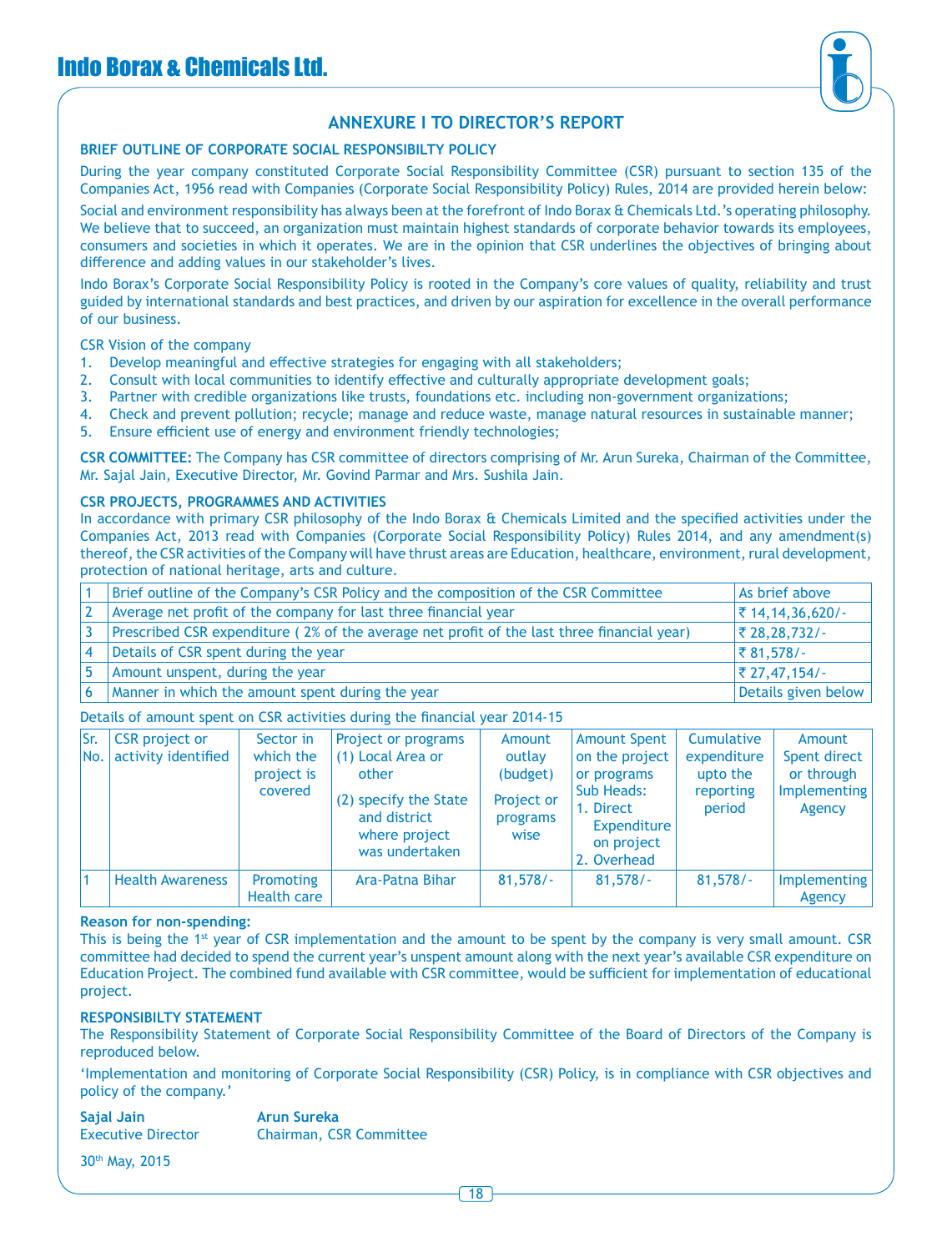## ANNEXURE I TO DIRECTOR'S REPORT

### BRIEF OUTLINE OF CORPORATE SOCIAL RESPONSIBILTY POLICY

During the year company constituted Corporate Social Responsibility Committee (CSR) pursuant to section 135 of the Companies Act, 1956 read with Companies (Corporate Social Responsibility Policy) Rules, 2014 are provided herein below:

Social and environment responsibility has always been at the forefront of Indo Borax & Chemicals Ltd.'s operating philosophy. We believe that to succeed, an organization must maintain highest standards of corporate behavior towards its employees, consumers and societies in which it operates. We are in the opinion that CSR underlines the objectives of bringing about difference and adding values in our stakeholder's lives.

Indo Borax's Corporate Social Responsibility Policy is rooted in the Company's core values of quality, reliability and trust guided by international standards and best practices, and driven by our aspiration for excellence in the overall performance of our business.

CSR Vision of the company

1. Develop meaningful and effective strategies for engaging with all stakeholders;
2. Consult with local communities to identify effective and culturally appropriate development goals;
3. Partner with credible organizations like trusts, foundations etc. including non-government organizations;
4. Check and prevent pollution; recycle; manage and reduce waste, manage natural resources in sustainable manner;
5. Ensure efficient use of energy and environment friendly technologies;

**CSR COMMITTEE:** The Company has CSR committee of directors comprising of Mr. Arun Sureka, Chairman of the Committee, Mr. Sajal Jain, Executive Director, Mr. Govind Parmar and Mrs. Sushila Jain.

### CSR PROJECTS, PROGRAMMES AND ACTIVITIES

In accordance with primary CSR philosophy of the Indo Borax & Chemicals Limited and the specified activities under the Companies Act, 2013 read with Companies (Corporate Social Responsibility Policy) Rules 2014, and any amendment(s) thereof, the CSR activities of the Company will have thrust areas are Education, healthcare, environment, rural development, protection of national heritage, arts and culture.

| | | |
|---|---|---|
| 1 | Brief outline of the Company's CSR Policy and the composition of the CSR Committee | As brief above |
| 2 | Average net profit of the company for last three financial year | ₹ 14,14,36,620/- |
| 3 | Prescribed CSR expenditure ( 2% of the average net profit of the last three financial year) | ₹ 28,28,732/- |
| 4 | Details of CSR spent during the year | ₹ 81,578/- |
| 5 | Amount unspent, during the year | ₹ 27,47,154/- |
| 6 | Manner in which the amount spent during the year | Details given below |

Details of amount spent on CSR activities during the financial year 2014-15

| Sr. No. | CSR project or activity identified | Sector in which the project is covered | Project or programs (1) Local Area or other (2) specify the State and district where project was undertaken | Amount outlay (budget) Project or programs wise | Amount Spent on the project or programs Sub Heads: 1. Direct Expenditure on project 2. Overhead | Cumulative expenditure upto the reporting period | Amount Spent direct or through Implementing Agency |
|---|---|---|---|---|---|---|---|
| 1 | Health Awareness | Promoting Health care | Ara-Patna Bihar | 81,578/- | 81,578/- | 81,578/- | Implementing Agency |

**Reason for non-spending:**

This is being the 1st year of CSR implementation and the amount to be spent by the company is very small amount. CSR committee had decided to spend the current year's unspent amount along with the next year's available CSR expenditure on Education Project. The combined fund available with CSR committee, would be sufficient for implementation of educational project.

### RESPONSIBILTY STATEMENT

The Responsibility Statement of Corporate Social Responsibility Committee of the Board of Directors of the Company is reproduced below.

'Implementation and monitoring of Corporate Social Responsibility (CSR) Policy, is in compliance with CSR objectives and policy of the company.'

**Sajal Jain**
Executive Director

**Arun Sureka**
Chairman, CSR Committee

30th May, 2015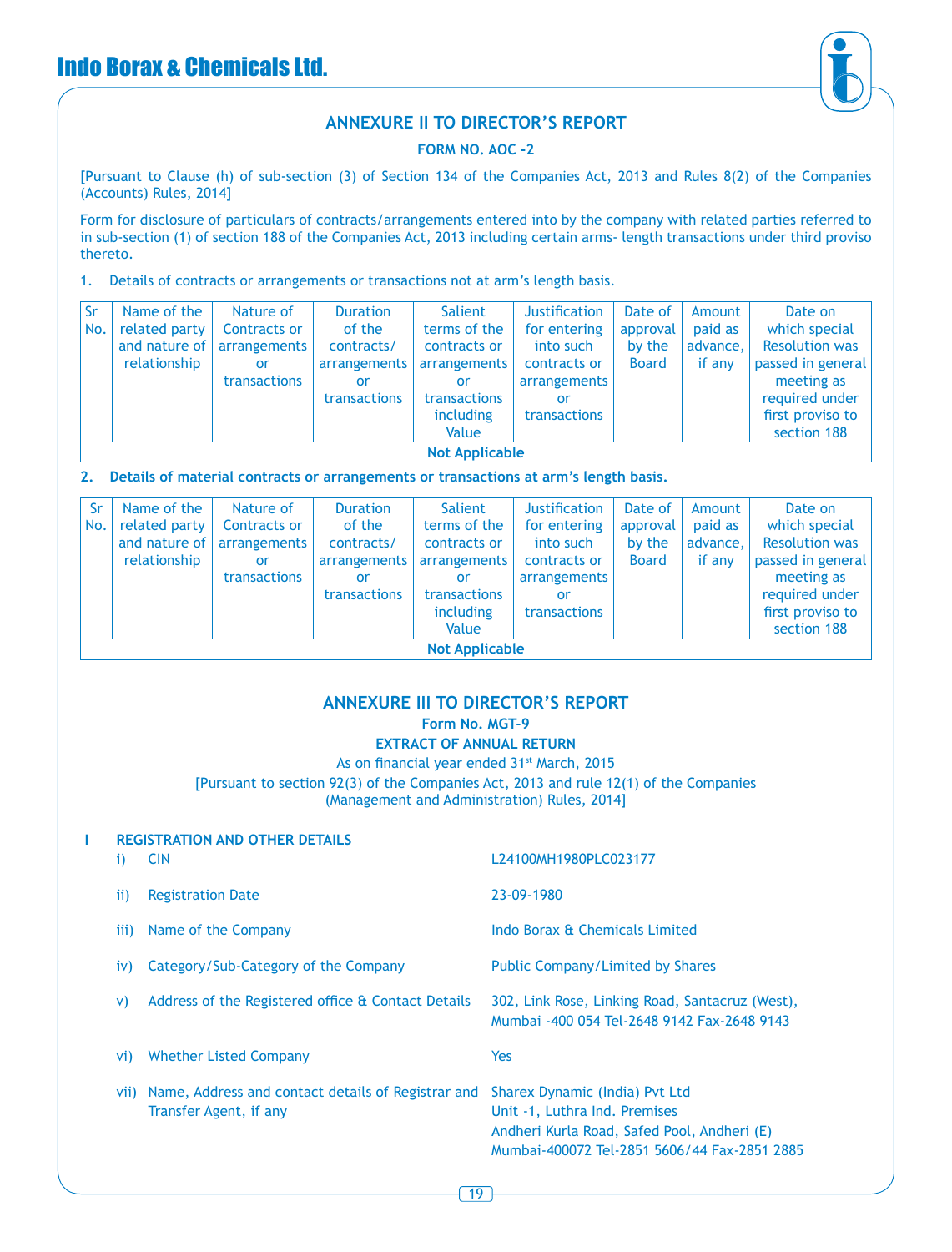## ANNEXURE II TO DIRECTOR'S REPORT

### FORM NO. AOC -2

[Pursuant to Clause (h) of sub-section (3) of Section 134 of the Companies Act, 2013 and Rules 8(2) of the Companies (Accounts) Rules, 2014]

Form for disclosure of particulars of contracts/arrangements entered into by the company with related parties referred to in sub-section (1) of section 188 of the Companies Act, 2013 including certain arms- length transactions under third proviso thereto.

1. Details of contracts or arrangements or transactions not at arm's length basis.

| Sr No. | Name of the related party and nature of relationship | Nature of Contracts or arrangements or transactions | Duration of the contracts/ arrangements or transactions | Salient terms of the contracts or arrangements or transactions including Value | Justification for entering into such contracts or arrangements or transactions | Date of approval by the Board | Amount paid as advance, if any | Date on which special Resolution was passed in general meeting as required under first proviso to section 188 |
|---|---|---|---|---|---|---|---|---|
| Not Applicable | | | | | | | | |

2. **Details of material contracts or arrangements or transactions at arm's length basis.**

| Sr No. | Name of the related party and nature of relationship | Nature of Contracts or arrangements or transactions | Duration of the contracts/ arrangements or transactions | Salient terms of the contracts or arrangements or transactions including Value | Justification for entering into such contracts or arrangements or transactions | Date of approval by the Board | Amount paid as advance, if any | Date on which special Resolution was passed in general meeting as required under first proviso to section 188 |
|---|---|---|---|---|---|---|---|---|
| Not Applicable | | | | | | | | |

## ANNEXURE III TO DIRECTOR'S REPORT

### Form No. MGT-9

### EXTRACT OF ANNUAL RETURN

As on financial year ended 31st March, 2015

[Pursuant to section 92(3) of the Companies Act, 2013 and rule 12(1) of the Companies (Management and Administration) Rules, 2014]

**I REGISTRATION AND OTHER DETAILS**

| | |
|---|---|
| i) CIN | L24100MH1980PLC023177 |
| ii) Registration Date | 23-09-1980 |
| iii) Name of the Company | Indo Borax & Chemicals Limited |
| iv) Category/Sub-Category of the Company | Public Company/Limited by Shares |
| v) Address of the Registered office & Contact Details | 302, Link Rose, Linking Road, Santacruz (West), Mumbai -400 054 Tel-2648 9142 Fax-2648 9143 |
| vi) Whether Listed Company | Yes |
| vii) Name, Address and contact details of Registrar and Transfer Agent, if any | Sharex Dynamic (India) Pvt Ltd<br>Unit -1, Luthra Ind. Premises<br>Andheri Kurla Road, Safed Pool, Andheri (E)<br>Mumbai-400072 Tel-2851 5606/44 Fax-2851 2885 |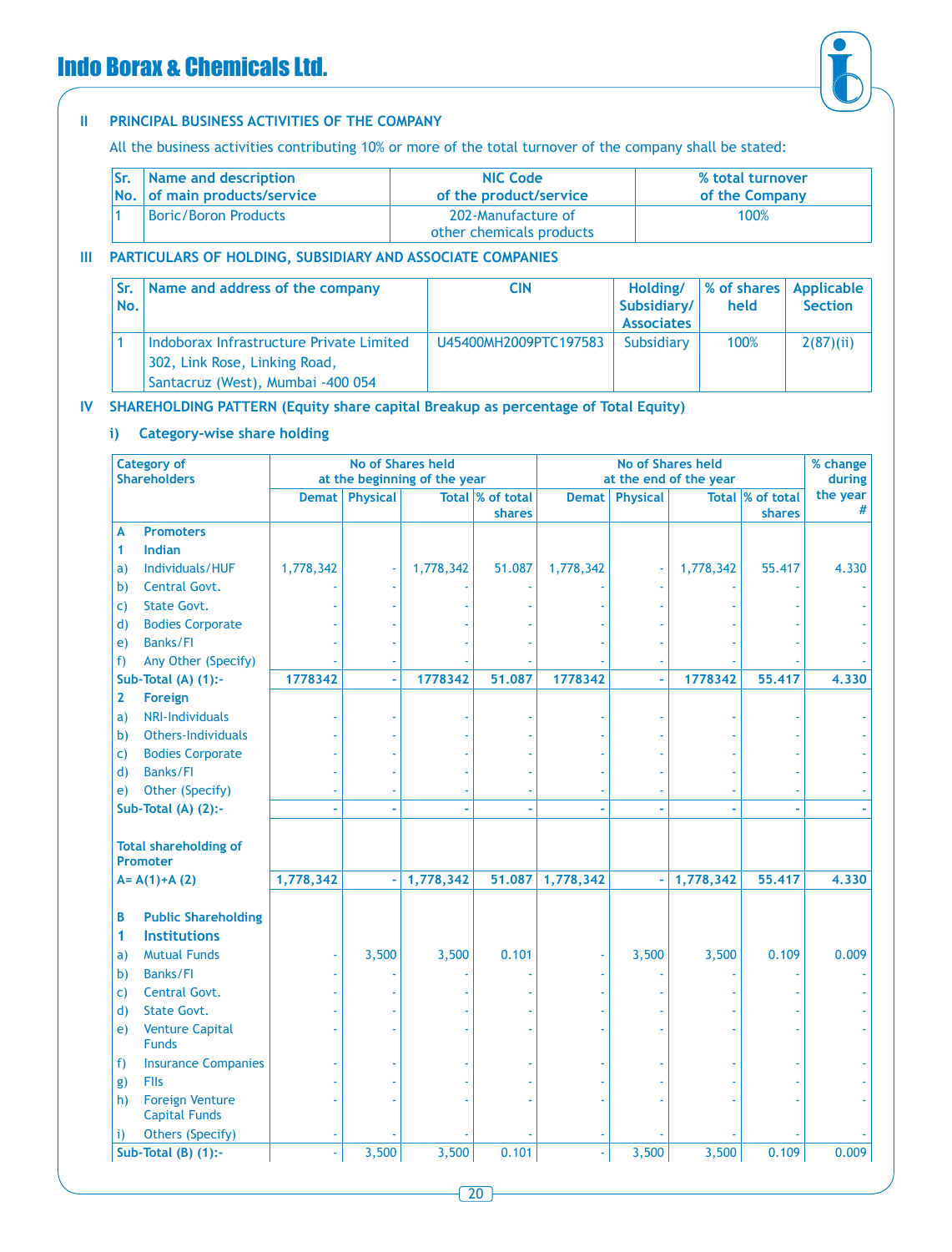## II PRINCIPAL BUSINESS ACTIVITIES OF THE COMPANY

All the business activities contributing 10% or more of the total turnover of the company shall be stated:

| Sr. No. | Name and description of main products/service | NIC Code of the product/service | % total turnover of the Company |
|---|---|---|---|
| 1 | Boric/Boron Products | 202-Manufacture of other chemicals products | 100% |

## III PARTICULARS OF HOLDING, SUBSIDIARY AND ASSOCIATE COMPANIES

| Sr. No. | Name and address of the company | CIN | Holding/ Subsidiary/ Associates | % of shares held | Applicable Section |
|---|---|---|---|---|---|
| 1 | Indoborax Infrastructure Private Limited 302, Link Rose, Linking Road, Santacruz (West), Mumbai -400 054 | U45400MH2009PTC197583 | Subsidiary | 100% | 2(87)(ii) |

## IV SHAREHOLDING PATTERN (Equity share capital Breakup as percentage of Total Equity)

### i) Category-wise share holding

| Category of Shareholders | No of Shares held at the beginning of the year | | | | No of Shares held at the end of the year | | | | % change during the year # |
|---|---|---|---|---|---|---|---|---|---|
| | Demat | Physical | Total | % of total shares | Demat | Physical | Total | % of total shares | |
| **A Promoters** | | | | | | | | | |
| **1 Indian** | | | | | | | | | |
| a) Individuals/HUF | 1,778,342 | - | 1,778,342 | 51.087 | 1,778,342 | - | 1,778,342 | 55.417 | 4.330 |
| b) Central Govt. | - | - | - | - | - | - | - | - | - |
| c) State Govt. | - | - | - | - | - | - | - | - | - |
| d) Bodies Corporate | - | - | - | - | - | - | - | - | - |
| e) Banks/FI | - | - | - | - | - | - | - | - | - |
| f) Any Other (Specify) | - | - | - | - | - | - | - | - | - |
| **Sub-Total (A) (1):-** | **1778342** | **-** | **1778342** | **51.087** | **1778342** | **-** | **1778342** | **55.417** | **4.330** |
| **2 Foreign** | | | | | | | | | |
| a) NRI-Individuals | - | - | - | - | - | - | - | - | - |
| b) Others-Individuals | - | - | - | - | - | - | - | - | - |
| c) Bodies Corporate | - | - | - | - | - | - | - | - | - |
| d) Banks/FI | - | - | - | - | - | - | - | - | - |
| e) Other (Specify) | - | - | - | - | - | - | - | - | - |
| **Sub-Total (A) (2):-** | **-** | **-** | **-** | **-** | **-** | **-** | **-** | **-** | **-** |
| **Total shareholding of Promoter A= A(1)+A (2)** | **1,778,342** | **-** | **1,778,342** | **51.087** | **1,778,342** | **-** | **1,778,342** | **55.417** | **4.330** |
| **B Public Shareholding** | | | | | | | | | |
| **1 Institutions** | | | | | | | | | |
| a) Mutual Funds | - | 3,500 | 3,500 | 0.101 | - | 3,500 | 3,500 | 0.109 | 0.009 |
| b) Banks/FI | - | - | - | - | - | - | - | - | - |
| c) Central Govt. | - | - | - | - | - | - | - | - | - |
| d) State Govt. | - | - | - | - | - | - | - | - | - |
| e) Venture Capital Funds | - | - | - | - | - | - | - | - | - |
| f) Insurance Companies | - | - | - | - | - | - | - | - | - |
| g) FIIs | - | - | - | - | - | - | - | - | - |
| h) Foreign Venture Capital Funds | - | - | - | - | - | - | - | - | - |
| i) Others (Specify) | - | - | - | - | - | - | - | - | - |
| **Sub-Total (B) (1):-** | - | 3,500 | 3,500 | 0.101 | - | 3,500 | 3,500 | 0.109 | 0.009 |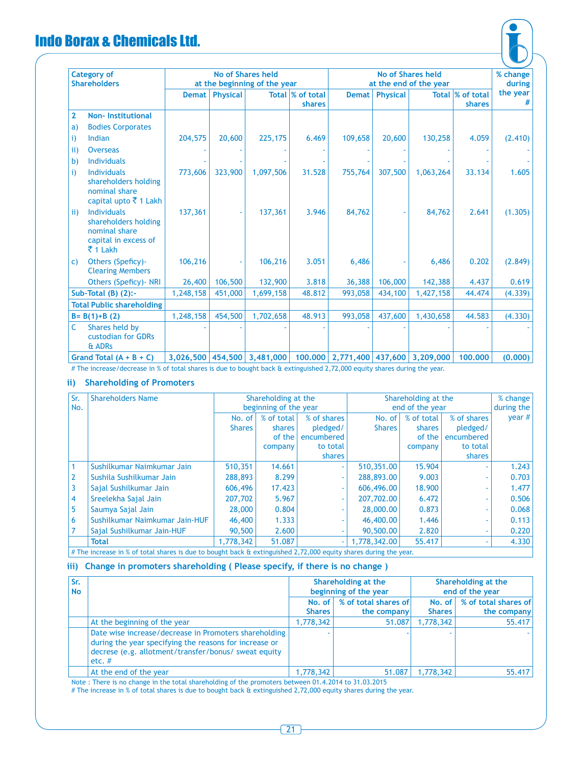| Category of Shareholders | | No of Shares held at the beginning of the year | | | | No of Shares held at the end of the year | | | | % change during the year # |
|---|---|---|---|---|---|---|---|---|---|---|
| | | Demat | Physical | Total | % of total shares | Demat | Physical | Total | % of total shares | |
| 2 | Non- Institutional | | | | | | | | | |
| a) | Bodies Corporates | | | | | | | | | |
| i) | Indian | 204,575 | 20,600 | 225,175 | 6.469 | 109,658 | 20,600 | 130,258 | 4.059 | (2.410) |
| ii) | Overseas | - | - | - | - | - | - | - | - | - |
| b) | Individuals | - | - | - | - | - | - | - | - | - |
| i) | Individuals shareholders holding nominal share capital upto ₹ 1 Lakh | 773,606 | 323,900 | 1,097,506 | 31.528 | 755,764 | 307,500 | 1,063,264 | 33.134 | 1.605 |
| ii) | Individuals shareholders holding nominal share capital in excess of ₹ 1 Lakh | 137,361 | - | 137,361 | 3.946 | 84,762 | - | 84,762 | 2.641 | (1.305) |
| c) | Others (Speficy)- Clearing Members | 106,216 | - | 106,216 | 3.051 | 6,486 | - | 6,486 | 0.202 | (2.849) |
| | Others (Speficy)- NRI | 26,400 | 106,500 | 132,900 | 3.818 | 36,388 | 106,000 | 142,388 | 4.437 | 0.619 |
| Sub-Total (B) (2):- | | 1,248,158 | 451,000 | 1,699,158 | 48.812 | 993,058 | 434,100 | 1,427,158 | 44.474 | (4.339) |
| Total Public shareholding | | | | | | | | | | |
| B= B(1)+B (2) | | 1,248,158 | 454,500 | 1,702,658 | 48.913 | 993,058 | 437,600 | 1,430,658 | 44.583 | (4.330) |
| C | Shares held by custodian for GDRs & ADRs | - | - | - | - | - | - | - | - | - |
| **Grand Total (A + B + C)** | | **3,026,500** | **454,500** | **3,481,000** | **100.000** | **2,771,400** | **437,600** | **3,209,000** | **100.000** | **(0.000)** |

# The increase/decrease in % of total shares is due to bought back & extinguished 2,72,000 equity shares during the year.

### ii) Shareholding of Promoters

| Sr. No. | Shareholders Name | Shareholding at the beginning of the year | | | Shareholding at the end of the year | | | % change during the year # |
|---|---|---|---|---|---|---|---|---|
| | | No. of Shares | % of total shares of the company | % of shares pledged/ encumbered to total shares | No. of Shares | % of total shares of the company | % of shares pledged/ encumbered to total shares | |
| 1 | Sushilkumar Naimkumar Jain | 510,351 | 14.661 | - | 510,351.00 | 15.904 | - | 1.243 |
| 2 | Sushila Sushilkumar Jain | 288,893 | 8.299 | - | 288,893.00 | 9.003 | - | 0.703 |
| 3 | Sajal Sushilkumar Jain | 606,496 | 17.423 | - | 606,496.00 | 18.900 | - | 1.477 |
| 4 | Sreelekha Sajal Jain | 207,702 | 5.967 | - | 207,702.00 | 6.472 | - | 0.506 |
| 5 | Saumya Sajal Jain | 28,000 | 0.804 | - | 28,000.00 | 0.873 | - | 0.068 |
| 6 | Sushilkumar Naimkumar Jain-HUF | 46,400 | 1.333 | - | 46,400.00 | 1.446 | - | 0.113 |
| 7 | Sajal Sushilkumar Jain-HUF | 90,500 | 2.600 | - | 90,500.00 | 2.820 | - | 0.220 |
| | **Total** | 1,778,342 | 51.087 | - | 1,778,342.00 | 55.417 | - | 4.330 |

# The increase in % of total shares is due to bought back & extinguished 2,72,000 equity shares during the year.

### iii) Change in promoters shareholding ( Please specify, if there is no change )

| Sr. No | | Shareholding at the beginning of the year | | Shareholding at the end of the year | |
|---|---|---|---|---|---|
| | | No. of Shares | % of total shares of the company | No. of Shares | % of total shares of the company |
| | At the beginning of the year | 1,778,342 | 51.087 | 1,778,342 | 55.417 |
| | Date wise increase/decrease in Promoters shareholding during the year specifying the reasons for increase or decrese (e.g. allotment/transfer/bonus/ sweat equity etc. # | - | - | - | - |
| | At the end of the year | 1,778,342 | 51.087 | 1,778,342 | 55.417 |

Note : There is no change in the total shareholding of the promoters between 01.4.2014 to 31.03.2015

# The increase in % of total shares is due to bought back & extinguished 2,72,000 equity shares during the year.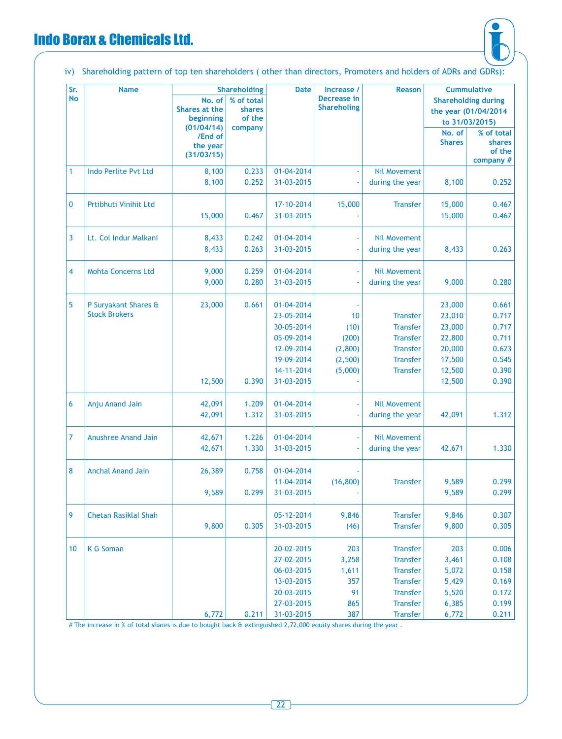iv) Shareholding pattern of top ten shareholders ( other than directors, Promoters and holders of ADRs and GDRs):

| Sr. No | Name | Shareholding | | Date | Increase / Decrease in Shareholing | Reason | Cummulative Shareholding during the year (01/04/2014 to 31/03/2015) | |
|---|---|---|---|---|---|---|---|---|
| | | No. of Shares at the beginning (01/04/14) /End of the year (31/03/15) | % of total shares of the company | | | | No. of Shares | % of total shares of the company # |
| 1 | Indo Perlite Pvt Ltd | 8,100 | 0.233 | 01-04-2014 | - | Nil Movement | | |
| | | 8,100 | 0.252 | 31-03-2015 | - | during the year | 8,100 | 0.252 |
| 0 | Prtibhuti Vinihit Ltd | | | 17-10-2014 | 15,000 | Transfer | 15,000 | 0.467 |
| | | 15,000 | 0.467 | 31-03-2015 | - | | 15,000 | 0.467 |
| 3 | Lt. Col Indur Malkani | 8,433 | 0.242 | 01-04-2014 | - | Nil Movement | | |
| | | 8,433 | 0.263 | 31-03-2015 | - | during the year | 8,433 | 0.263 |
| 4 | Mohta Concerns Ltd | 9,000 | 0.259 | 01-04-2014 | - | Nil Movement | | |
| | | 9,000 | 0.280 | 31-03-2015 | - | during the year | 9,000 | 0.280 |
| 5 | P Suryakant Shares & Stock Brokers | 23,000 | 0.661 | 01-04-2014 | - | | 23,000 | 0.661 |
| | | | | 23-05-2014 | 10 | Transfer | 23,010 | 0.717 |
| | | | | 30-05-2014 | (10) | Transfer | 23,000 | 0.717 |
| | | | | 05-09-2014 | (200) | Transfer | 22,800 | 0.711 |
| | | | | 12-09-2014 | (2,800) | Transfer | 20,000 | 0.623 |
| | | | | 19-09-2014 | (2,500) | Transfer | 17,500 | 0.545 |
| | | | | 14-11-2014 | (5,000) | Transfer | 12,500 | 0.390 |
| | | 12,500 | 0.390 | 31-03-2015 | - | | 12,500 | 0.390 |
| 6 | Anju Anand Jain | 42,091 | 1.209 | 01-04-2014 | - | Nil Movement | | |
| | | 42,091 | 1.312 | 31-03-2015 | - | during the year | 42,091 | 1.312 |
| 7 | Anushree Anand Jain | 42,671 | 1.226 | 01-04-2014 | - | Nil Movement | | |
| | | 42,671 | 1.330 | 31-03-2015 | - | during the year | 42,671 | 1.330 |
| 8 | Anchal Anand Jain | 26,389 | 0.758 | 01-04-2014 | - | | | |
| | | | | 11-04-2014 | (16,800) | Transfer | 9,589 | 0.299 |
| | | 9,589 | 0.299 | 31-03-2015 | - | | 9,589 | 0.299 |
| 9 | Chetan Rasiklal Shah | | | 05-12-2014 | 9,846 | Transfer | 9,846 | 0.307 |
| | | 9,800 | 0.305 | 31-03-2015 | (46) | Transfer | 9,800 | 0.305 |
| 10 | K G Soman | | | 20-02-2015 | 203 | Transfer | 203 | 0.006 |
| | | | | 27-02-2015 | 3,258 | Transfer | 3,461 | 0.108 |
| | | | | 06-03-2015 | 1,611 | Transfer | 5,072 | 0.158 |
| | | | | 13-03-2015 | 357 | Transfer | 5,429 | 0.169 |
| | | | | 20-03-2015 | 91 | Transfer | 5,520 | 0.172 |
| | | | | 27-03-2015 | 865 | Transfer | 6,385 | 0.199 |
| | | 6,772 | 0.211 | 31-03-2015 | 387 | Transfer | 6,772 | 0.211 |

# The increase in % of total shares is due to bought back & extinguished 2,72,000 equity shares during the year .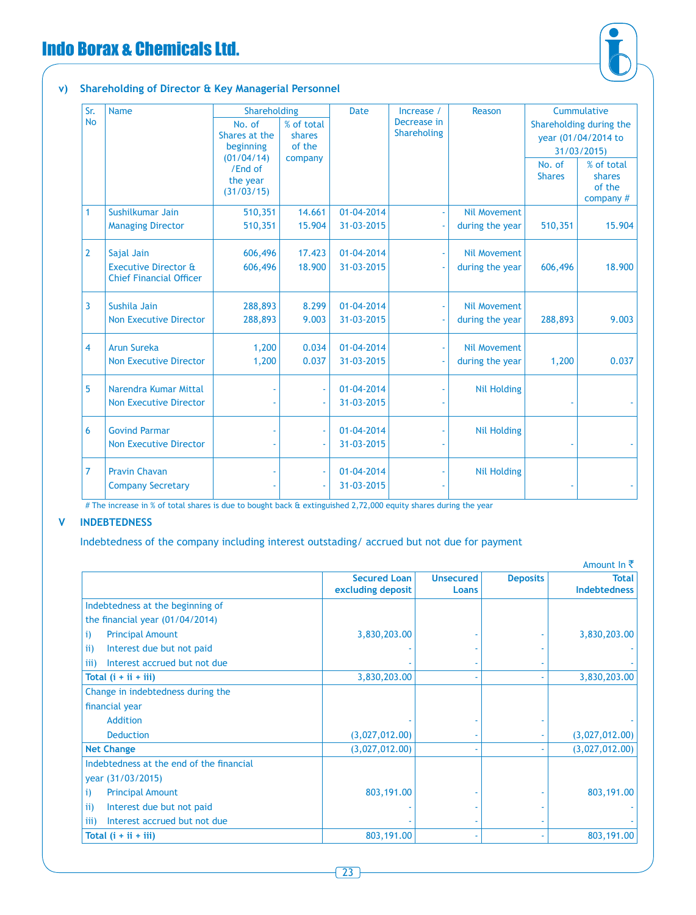### v) Shareholding of Director & Key Managerial Personnel

| Sr. No | Name | Shareholding | | Date | Increase / Decrease in Shareholing | Reason | Cummulative Shareholding during the year (01/04/2014 to 31/03/2015) | |
|---|---|---|---|---|---|---|---|---|
| | | No. of Shares at the beginning (01/04/14) /End of the year (31/03/15) | % of total shares of the company | | | | No. of Shares | % of total shares of the company # |
| 1 | Sushilkumar Jain | 510,351 | 14.661 | 01-04-2014 | - | Nil Movement | | |
| | Managing Director | 510,351 | 15.904 | 31-03-2015 | - | during the year | 510,351 | 15.904 |
| 2 | Sajal Jain | 606,496 | 17.423 | 01-04-2014 | - | Nil Movement | | |
| | Executive Director & Chief Financial Officer | 606,496 | 18.900 | 31-03-2015 | - | during the year | 606,496 | 18.900 |
| 3 | Sushila Jain | 288,893 | 8.299 | 01-04-2014 | - | Nil Movement | | |
| | Non Executive Director | 288,893 | 9.003 | 31-03-2015 | - | during the year | 288,893 | 9.003 |
| 4 | Arun Sureka | 1,200 | 0.034 | 01-04-2014 | - | Nil Movement | | |
| | Non Executive Director | 1,200 | 0.037 | 31-03-2015 | - | during the year | 1,200 | 0.037 |
| 5 | Narendra Kumar Mittal | - | - | 01-04-2014 | - | Nil Holding | | |
| | Non Executive Director | - | - | 31-03-2015 | - | | - | - |
| 6 | Govind Parmar | - | - | 01-04-2014 | - | Nil Holding | | |
| | Non Executive Director | - | - | 31-03-2015 | - | | - | - |
| 7 | Pravin Chavan | - | - | 01-04-2014 | - | Nil Holding | | |
| | Company Secretary | - | - | 31-03-2015 | - | | - | - |

# The increase in % of total shares is due to bought back & extinguished 2,72,000 equity shares during the year

## V INDEBTEDNESS

Indebtedness of the company including interest outstading/ accrued but not due for payment

Amount In ₹

| | Secured Loan excluding deposit | Unsecured Loans | Deposits | Total Indebtedness |
|---|---|---|---|---|
| Indebtedness at the beginning of the financial year (01/04/2014) | | | | |
| i) Principal Amount | 3,830,203.00 | - | - | 3,830,203.00 |
| ii) Interest due but not paid | - | - | - | - |
| iii) Interest accrued but not due | - | - | - | - |
| **Total (i + ii + iii)** | 3,830,203.00 | - | - | 3,830,203.00 |
| Change in indebtedness during the financial year | | | | |
| Addition | - | - | - | - |
| Deduction | (3,027,012.00) | - | - | (3,027,012.00) |
| **Net Change** | (3,027,012.00) | - | - | (3,027,012.00) |
| Indebtedness at the end of the financial year (31/03/2015) | | | | |
| i) Principal Amount | 803,191.00 | - | - | 803,191.00 |
| ii) Interest due but not paid | - | - | - | - |
| iii) Interest accrued but not due | - | - | - | - |
| **Total (i + ii + iii)** | 803,191.00 | - | - | 803,191.00 |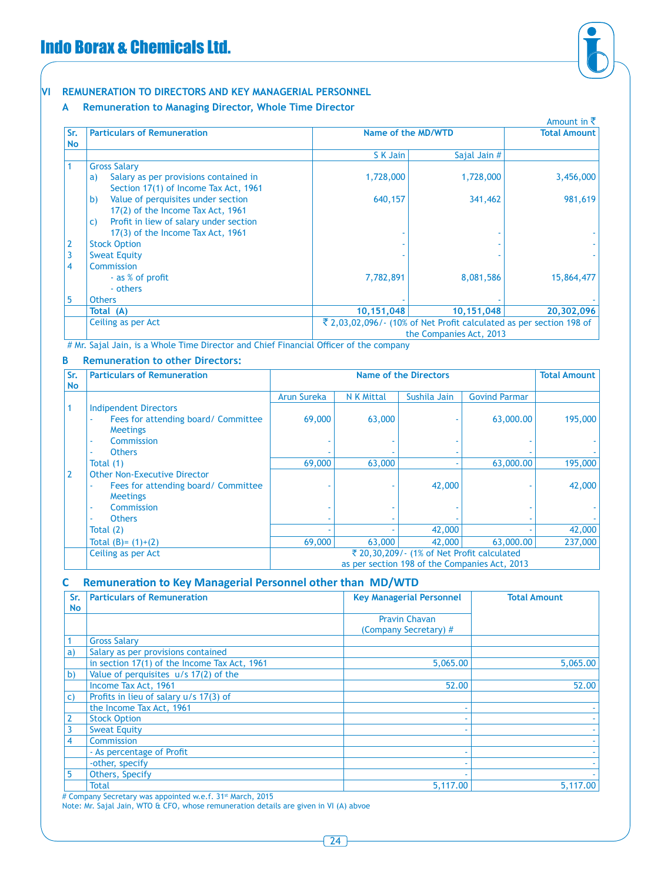## VI REMUNERATION TO DIRECTORS AND KEY MANAGERIAL PERSONNEL

### A Remuneration to Managing Director, Whole Time Director

Amount in ₹

| Sr. No | Particulars of Remuneration | Name of the MD/WTD | | Total Amount |
|---|---|---|---|---|
| | | S K Jain | Sajal Jain # | |
| 1 | Gross Salary | | | |
| | a) Salary as per provisions contained in Section 17(1) of Income Tax Act, 1961 | 1,728,000 | 1,728,000 | 3,456,000 |
| | b) Value of perquisites under section 17(2) of the Income Tax Act, 1961 | 640,157 | 341,462 | 981,619 |
| | c) Profit in liew of salary under section 17(3) of the Income Tax Act, 1961 | - | - | - |
| 2 | Stock Option | - | - | - |
| 3 | Sweat Equity | - | - | - |
| 4 | Commission | | | |
| | - as % of profit | 7,782,891 | 8,081,586 | 15,864,477 |
| | - others | | | |
| 5 | Others | - | - | - |
| | **Total (A)** | **10,151,048** | **10,151,048** | **20,302,096** |
| | Ceiling as per Act | ₹ 2,03,02,096/- (10% of Net Profit calculated as per section 198 of the Companies Act, 2013 | | |

# Mr. Sajal Jain, is a Whole Time Director and Chief Financial Officer of the company

### B Remuneration to other Directors:

| Sr. No | Particulars of Remuneration | Name of the Directors | | | | Total Amount |
|---|---|---|---|---|---|---|
| | | Arun Sureka | N K Mittal | Sushila Jain | Govind Parmar | |
| 1 | Indipendent Directors | | | | | |
| | - Fees for attending board/ Committee Meetings | 69,000 | 63,000 | - | 63,000.00 | 195,000 |
| | - Commission | - | - | - | - | - |
| | - Others | - | - | - | - | - |
| | Total (1) | 69,000 | 63,000 | - | 63,000.00 | 195,000 |
| 2 | Other Non-Executive Director | | | | | |
| | - Fees for attending board/ Committee Meetings | - | - | 42,000 | - | 42,000 |
| | - Commission | - | - | - | - | - |
| | - Others | - | - | - | - | - |
| | Total (2) | - | - | 42,000 | - | 42,000 |
| | Total (B)= (1)+(2) | 69,000 | 63,000 | 42,000 | 63,000.00 | 237,000 |
| | Ceiling as per Act | ₹ 20,30,209/- (1% of Net Profit calculated as per section 198 of the Companies Act, 2013 | | | | |

### C Remuneration to Key Managerial Personnel other than MD/WTD

| Sr. No | Particulars of Remuneration | Key Managerial Personnel | Total Amount |
|---|---|---|---|
| | | Pravin Chavan (Company Secretary) # | |
| 1 | Gross Salary | | |
| a) | Salary as per provisions contained in section 17(1) of the Income Tax Act, 1961 | 5,065.00 | 5,065.00 |
| b) | Value of perquisites u/s 17(2) of the Income Tax Act, 1961 | 52.00 | 52.00 |
| c) | Profits in lieu of salary u/s 17(3) of the Income Tax Act, 1961 | - | - |
| 2 | Stock Option | - | - |
| 3 | Sweat Equity | - | - |
| 4 | Commission | | - |
| | - As percentage of Profit | - | - |
| | -other, specify | - | - |
| 5 | Others, Specify | - | - |
| | Total | 5,117.00 | 5,117.00 |

# Company Secretary was appointed w.e.f. 31st March, 2015

Note: Mr. Sajal Jain, WTO & CFO, whose remuneration details are given in VI (A) abvoe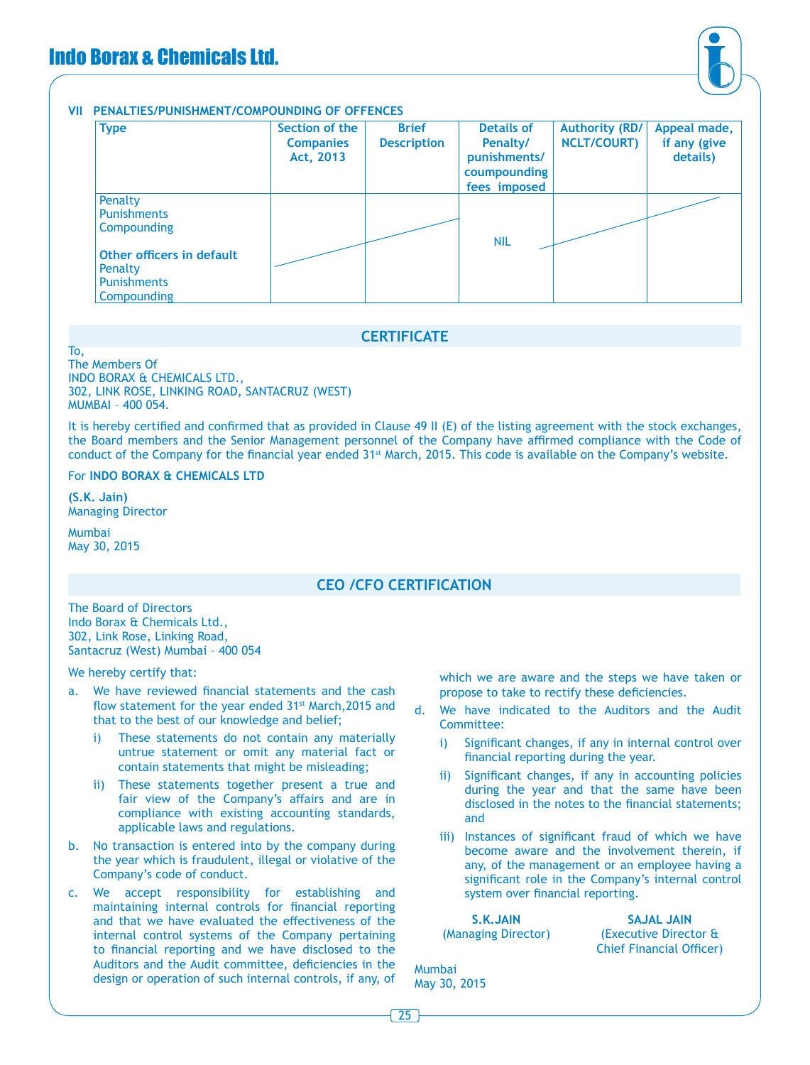## VII PENALTIES/PUNISHMENT/COMPOUNDING OF OFFENCES

| Type | Section of the Companies Act, 2013 | Brief Description | Details of Penalty/ punishments/ coumpounding fees imposed | Authority (RD/ NCLT/COURT) | Appeal made, if any (give details) |
|---|---|---|---|---|---|
| Penalty<br>Punishments<br>Compounding<br><br>**Other officers in default**<br>Penalty<br>Punishments<br>Compounding | | | NIL | | |

## CERTIFICATE

To,
The Members Of
INDO BORAX & CHEMICALS LTD.,
302, LINK ROSE, LINKING ROAD, SANTACRUZ (WEST)
MUMBAI – 400 054.

It is hereby certified and confirmed that as provided in Clause 49 II (E) of the listing agreement with the stock exchanges, the Board members and the Senior Management personnel of the Company have affirmed compliance with the Code of conduct of the Company for the financial year ended 31st March, 2015. This code is available on the Company's website.

For **INDO BORAX & CHEMICALS LTD**

**(S.K. Jain)**
Managing Director

Mumbai
May 30, 2015

## CEO /CFO CERTIFICATION

The Board of Directors
Indo Borax & Chemicals Ltd.,
302, Link Rose, Linking Road,
Santacruz (West) Mumbai – 400 054

We hereby certify that:

a. We have reviewed financial statements and the cash flow statement for the year ended 31st March,2015 and that to the best of our knowledge and belief;

   i) These statements do not contain any materially untrue statement or omit any material fact or contain statements that might be misleading;

   ii) These statements together present a true and fair view of the Company's affairs and are in compliance with existing accounting standards, applicable laws and regulations.

b. No transaction is entered into by the company during the year which is fraudulent, illegal or violative of the Company's code of conduct.

c. We accept responsibility for establishing and maintaining internal controls for financial reporting and that we have evaluated the effectiveness of the internal control systems of the Company pertaining to financial reporting and we have disclosed to the Auditors and the Audit committee, deficiencies in the design or operation of such internal controls, if any, of which we are aware and the steps we have taken or propose to take to rectify these deficiencies.

d. We have indicated to the Auditors and the Audit Committee:

   i) Significant changes, if any in internal control over financial reporting during the year.

   ii) Significant changes, if any in accounting policies during the year and that the same have been disclosed in the notes to the financial statements; and

   iii) Instances of significant fraud of which we have become aware and the involvement therein, if any, of the management or an employee having a significant role in the Company's internal control system over financial reporting.

**S.K.JAIN**
(Managing Director)

**SAJAL JAIN**
(Executive Director & Chief Financial Officer)

Mumbai
May 30, 2015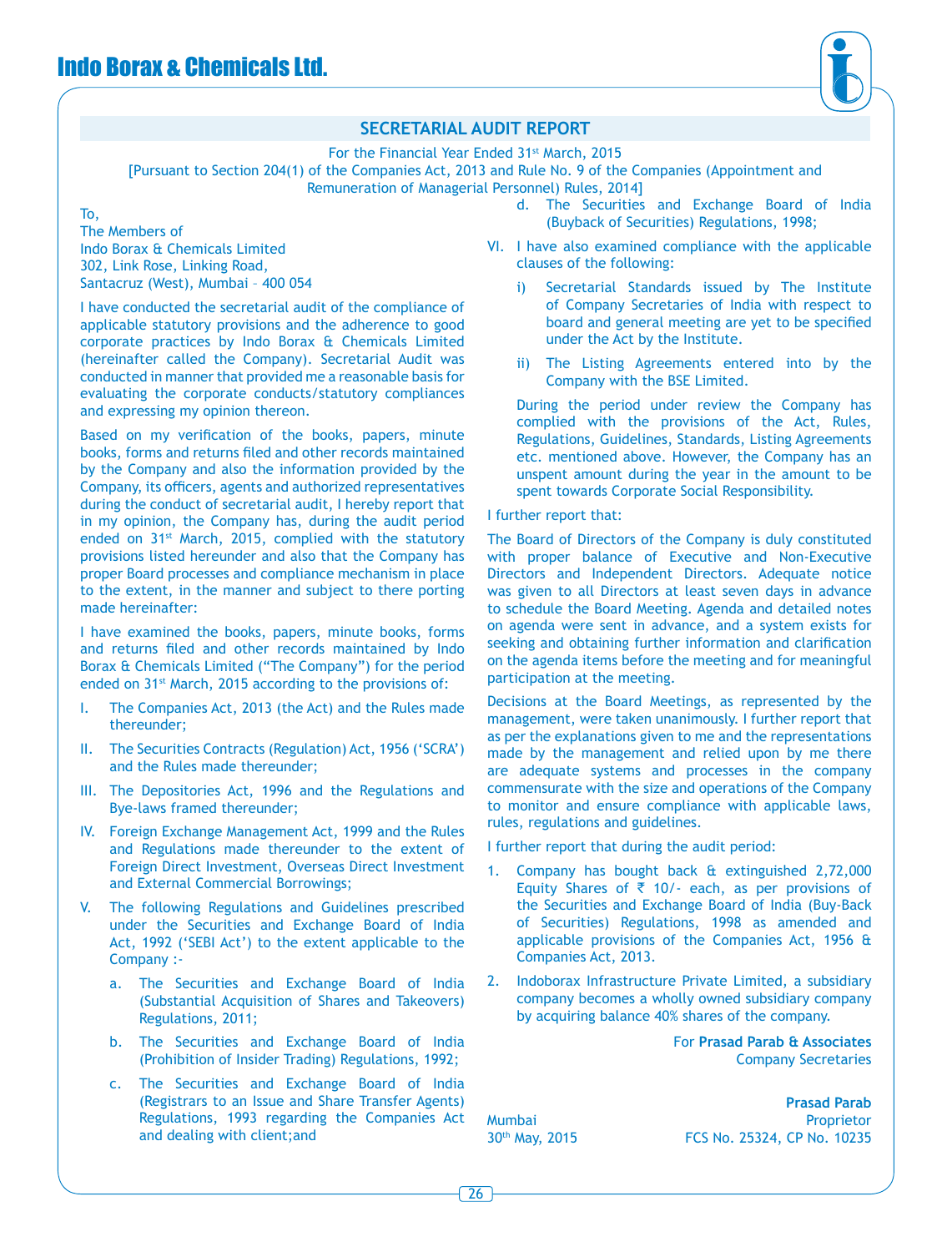## SECRETARIAL AUDIT REPORT

For the Financial Year Ended 31st March, 2015
[Pursuant to Section 204(1) of the Companies Act, 2013 and Rule No. 9 of the Companies (Appointment and Remuneration of Managerial Personnel) Rules, 2014]

To,
The Members of
Indo Borax & Chemicals Limited
302, Link Rose, Linking Road,
Santacruz (West), Mumbai – 400 054

I have conducted the secretarial audit of the compliance of applicable statutory provisions and the adherence to good corporate practices by Indo Borax & Chemicals Limited (hereinafter called the Company). Secretarial Audit was conducted in manner that provided me a reasonable basis for evaluating the corporate conducts/statutory compliances and expressing my opinion thereon.

Based on my verification of the books, papers, minute books, forms and returns filed and other records maintained by the Company and also the information provided by the Company, its officers, agents and authorized representatives during the conduct of secretarial audit, I hereby report that in my opinion, the Company has, during the audit period ended on 31st March, 2015, complied with the statutory provisions listed hereunder and also that the Company has proper Board processes and compliance mechanism in place to the extent, in the manner and subject to there porting made hereinafter:

I have examined the books, papers, minute books, forms and returns filed and other records maintained by Indo Borax & Chemicals Limited ("The Company") for the period ended on 31st March, 2015 according to the provisions of:

I. The Companies Act, 2013 (the Act) and the Rules made thereunder;

II. The Securities Contracts (Regulation) Act, 1956 ('SCRA') and the Rules made thereunder;

III. The Depositories Act, 1996 and the Regulations and Bye-laws framed thereunder;

IV. Foreign Exchange Management Act, 1999 and the Rules and Regulations made thereunder to the extent of Foreign Direct Investment, Overseas Direct Investment and External Commercial Borrowings;

V. The following Regulations and Guidelines prescribed under the Securities and Exchange Board of India Act, 1992 ('SEBI Act') to the extent applicable to the Company :-

   a. The Securities and Exchange Board of India (Substantial Acquisition of Shares and Takeovers) Regulations, 2011;

   b. The Securities and Exchange Board of India (Prohibition of Insider Trading) Regulations, 1992;

   c. The Securities and Exchange Board of India (Registrars to an Issue and Share Transfer Agents) Regulations, 1993 regarding the Companies Act and dealing with client;and

   d. The Securities and Exchange Board of India (Buyback of Securities) Regulations, 1998;

VI. I have also examined compliance with the applicable clauses of the following:

   i) Secretarial Standards issued by The Institute of Company Secretaries of India with respect to board and general meeting are yet to be specified under the Act by the Institute.

   ii) The Listing Agreements entered into by the Company with the BSE Limited.

   During the period under review the Company has complied with the provisions of the Act, Rules, Regulations, Guidelines, Standards, Listing Agreements etc. mentioned above. However, the Company has an unspent amount during the year in the amount to be spent towards Corporate Social Responsibility.

I further report that:

The Board of Directors of the Company is duly constituted with proper balance of Executive and Non-Executive Directors and Independent Directors. Adequate notice was given to all Directors at least seven days in advance to schedule the Board Meeting. Agenda and detailed notes on agenda were sent in advance, and a system exists for seeking and obtaining further information and clarification on the agenda items before the meeting and for meaningful participation at the meeting.

Decisions at the Board Meetings, as represented by the management, were taken unanimously. I further report that as per the explanations given to me and the representations made by the management and relied upon by me there are adequate systems and processes in the company commensurate with the size and operations of the Company to monitor and ensure compliance with applicable laws, rules, regulations and guidelines.

I further report that during the audit period:

1. Company has bought back & extinguished 2,72,000 Equity Shares of ₹ 10/- each, as per provisions of the Securities and Exchange Board of India (Buy-Back of Securities) Regulations, 1998 as amended and applicable provisions of the Companies Act, 1956 & Companies Act, 2013.

2. Indoborax Infrastructure Private Limited, a subsidiary company becomes a wholly owned subsidiary company by acquiring balance 40% shares of the company.

For **Prasad Parab & Associates**
Company Secretaries

**Prasad Parab**
Proprietor
FCS No. 25324, CP No. 10235

Mumbai
30th May, 2015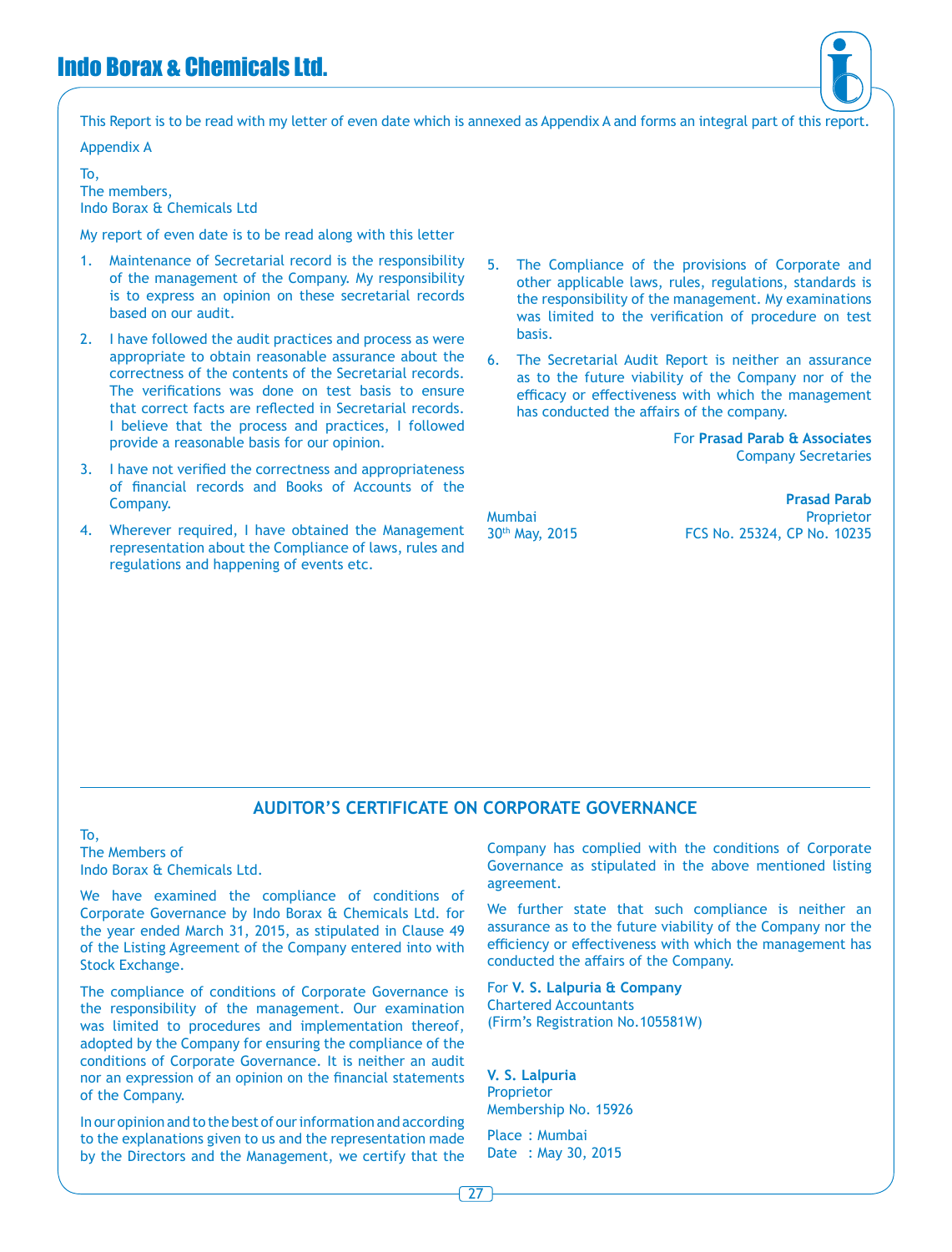This Report is to be read with my letter of even date which is annexed as Appendix A and forms an integral part of this report.

Appendix A

To,
The members,
Indo Borax & Chemicals Ltd

My report of even date is to be read along with this letter

1. Maintenance of Secretarial record is the responsibility of the management of the Company. My responsibility is to express an opinion on these secretarial records based on our audit.
2. I have followed the audit practices and process as were appropriate to obtain reasonable assurance about the correctness of the contents of the Secretarial records. The verifications was done on test basis to ensure that correct facts are reflected in Secretarial records. I believe that the process and practices, I followed provide a reasonable basis for our opinion.
3. I have not verified the correctness and appropriateness of financial records and Books of Accounts of the Company.
4. Wherever required, I have obtained the Management representation about the Compliance of laws, rules and regulations and happening of events etc.
5. The Compliance of the provisions of Corporate and other applicable laws, rules, regulations, standards is the responsibility of the management. My examinations was limited to the verification of procedure on test basis.
6. The Secretarial Audit Report is neither an assurance as to the future viability of the Company nor of the efficacy or effectiveness with which the management has conducted the affairs of the company.

For **Prasad Parab & Associates**
Company Secretaries

**Prasad Parab**
Proprietor
FCS No. 25324, CP No. 10235

Mumbai
30th May, 2015

## AUDITOR'S CERTIFICATE ON CORPORATE GOVERNANCE

To,
The Members of
Indo Borax & Chemicals Ltd.

We have examined the compliance of conditions of Corporate Governance by Indo Borax & Chemicals Ltd. for the year ended March 31, 2015, as stipulated in Clause 49 of the Listing Agreement of the Company entered into with Stock Exchange.

The compliance of conditions of Corporate Governance is the responsibility of the management. Our examination was limited to procedures and implementation thereof, adopted by the Company for ensuring the compliance of the conditions of Corporate Governance. It is neither an audit nor an expression of an opinion on the financial statements of the Company.

In our opinion and to the best of our information and according to the explanations given to us and the representation made by the Directors and the Management, we certify that the Company has complied with the conditions of Corporate Governance as stipulated in the above mentioned listing agreement.

We further state that such compliance is neither an assurance as to the future viability of the Company nor the efficiency or effectiveness with which the management has conducted the affairs of the Company.

For **V. S. Lalpuria & Company**
Chartered Accountants
(Firm's Registration No.105581W)

**V. S. Lalpuria**
Proprietor
Membership No. 15926

Place : Mumbai
Date : May 30, 2015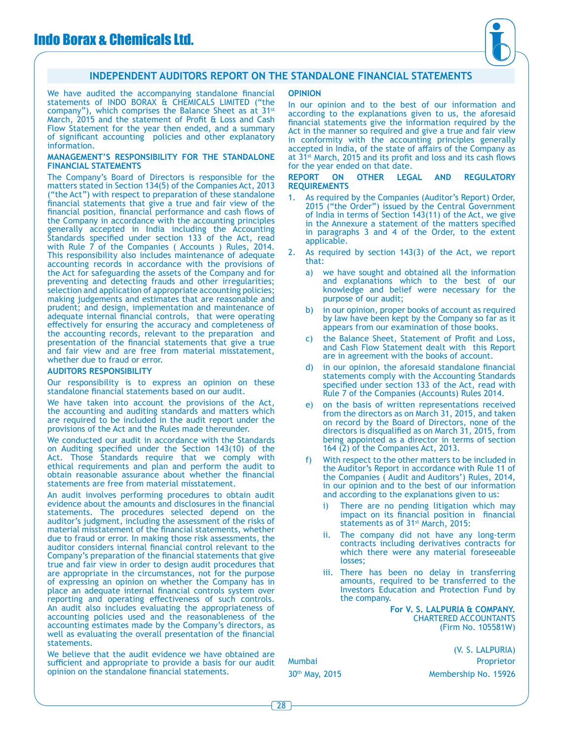# INDEPENDENT AUDITORS REPORT ON THE STANDALONE FINANCIAL STATEMENTS

We have audited the accompanying standalone financial statements of INDO BORAX & CHEMICALS LIMITED ("the company"), which comprises the Balance Sheet as at 31st March, 2015 and the statement of Profit & Loss and Cash Flow Statement for the year then ended, and a summary of significant accounting policies and other explanatory information.

**MANAGEMENT'S RESPONSIBILITY FOR THE STANDALONE FINANCIAL STATEMENTS**

The Company's Board of Directors is responsible for the matters stated in Section 134(5) of the Companies Act, 2013 ("the Act") with respect to preparation of these standalone financial statements that give a true and fair view of the financial position, financial performance and cash flows of the Company in accordance with the accounting principles generally accepted in India including the Accounting Standards specified under section 133 of the Act, read with Rule 7 of the Companies ( Accounts ) Rules, 2014. This responsibility also includes maintenance of adequate accounting records in accordance with the provisions of the Act for safeguarding the assets of the Company and for preventing and detecting frauds and other irregularities; selection and application of appropriate accounting policies; making judgements and estimates that are reasonable and prudent; and design, implementation and maintenance of adequate internal financial controls, that were operating effectively for ensuring the accuracy and completeness of the accounting records, relevant to the preparation and presentation of the financial statements that give a true and fair view and are free from material misstatement, whether due to fraud or error.

**AUDITORS RESPONSIBILITY**

Our responsibility is to express an opinion on these standalone financial statements based on our audit.

We have taken into account the provisions of the Act, the accounting and auditing standards and matters which are required to be included in the audit report under the provisions of the Act and the Rules made thereunder.

We conducted our audit in accordance with the Standards on Auditing specified under the Section 143(10) of the Act. Those Standards require that we comply with ethical requirements and plan and perform the audit to obtain reasonable assurance about whether the financial statements are free from material misstatement.

An audit involves performing procedures to obtain audit evidence about the amounts and disclosures in the financial statements. The procedures selected depend on the auditor's judgment, including the assessment of the risks of material misstatement of the financial statements, whether due to fraud or error. In making those risk assessments, the auditor considers internal financial control relevant to the Company's preparation of the financial statements that give true and fair view in order to design audit procedures that are appropriate in the circumstances, not for the purpose of expressing an opinion on whether the Company has in place an adequate internal financial controls system over reporting and operating effectiveness of such controls. An audit also includes evaluating the appropriateness of accounting policies used and the reasonableness of the accounting estimates made by the Company's directors, as well as evaluating the overall presentation of the financial statements.

We believe that the audit evidence we have obtained are sufficient and appropriate to provide a basis for our audit opinion on the standalone financial statements.

**OPINION**

In our opinion and to the best of our information and according to the explanations given to us, the aforesaid financial statements give the information required by the Act in the manner so required and give a true and fair view in conformity with the accounting principles generally accepted in India, of the state of affairs of the Company as at 31st March, 2015 and its profit and loss and its cash flows for the year ended on that date.

**REPORT ON OTHER LEGAL AND REGULATORY REQUIREMENTS**

1. As required by the Companies (Auditor's Report) Order, 2015 ("the Order") issued by the Central Government of India in terms of Section 143(11) of the Act, we give in the Annexure a statement of the matters specified in paragraphs 3 and 4 of the Order, to the extent applicable.

2. As required by section 143(3) of the Act, we report that:

   a) we have sought and obtained all the information and explanations which to the best of our knowledge and belief were necessary for the purpose of our audit;

   b) in our opinion, proper books of account as required by law have been kept by the Company so far as it appears from our examination of those books.

   c) the Balance Sheet, Statement of Profit and Loss, and Cash Flow Statement dealt with this Report are in agreement with the books of account.

   d) in our opinion, the aforesaid standalone financial statements comply with the Accounting Standards specified under section 133 of the Act, read with Rule 7 of the Companies (Accounts) Rules 2014.

   e) on the basis of written representations received from the directors as on March 31, 2015, and taken on record by the Board of Directors, none of the directors is disqualified as on March 31, 2015, from being appointed as a director in terms of section 164 (2) of the Companies Act, 2013.

   f) With respect to the other matters to be included in the Auditor's Report in accordance with Rule 11 of the Companies ( Audit and Auditors') Rules, 2014, in our opinion and to the best of our information and according to the explanations given to us:

      i) There are no pending litigation which may impact on its financial position in financial statements as of 31st March, 2015:

      ii. The company did not have any long-term contracts including derivatives contracts for which there were any material foreseeable losses;

      iii. There has been no delay in transferring amounts, required to be transferred to the Investors Education and Protection Fund by the company.

**For V. S. LALPURIA & COMPANY.**
CHARTERED ACCOUNTANTS
(Firm No. 105581W)

(V. S. LALPURIA)
Proprietor
Membership No. 15926

Mumbai
30th May, 2015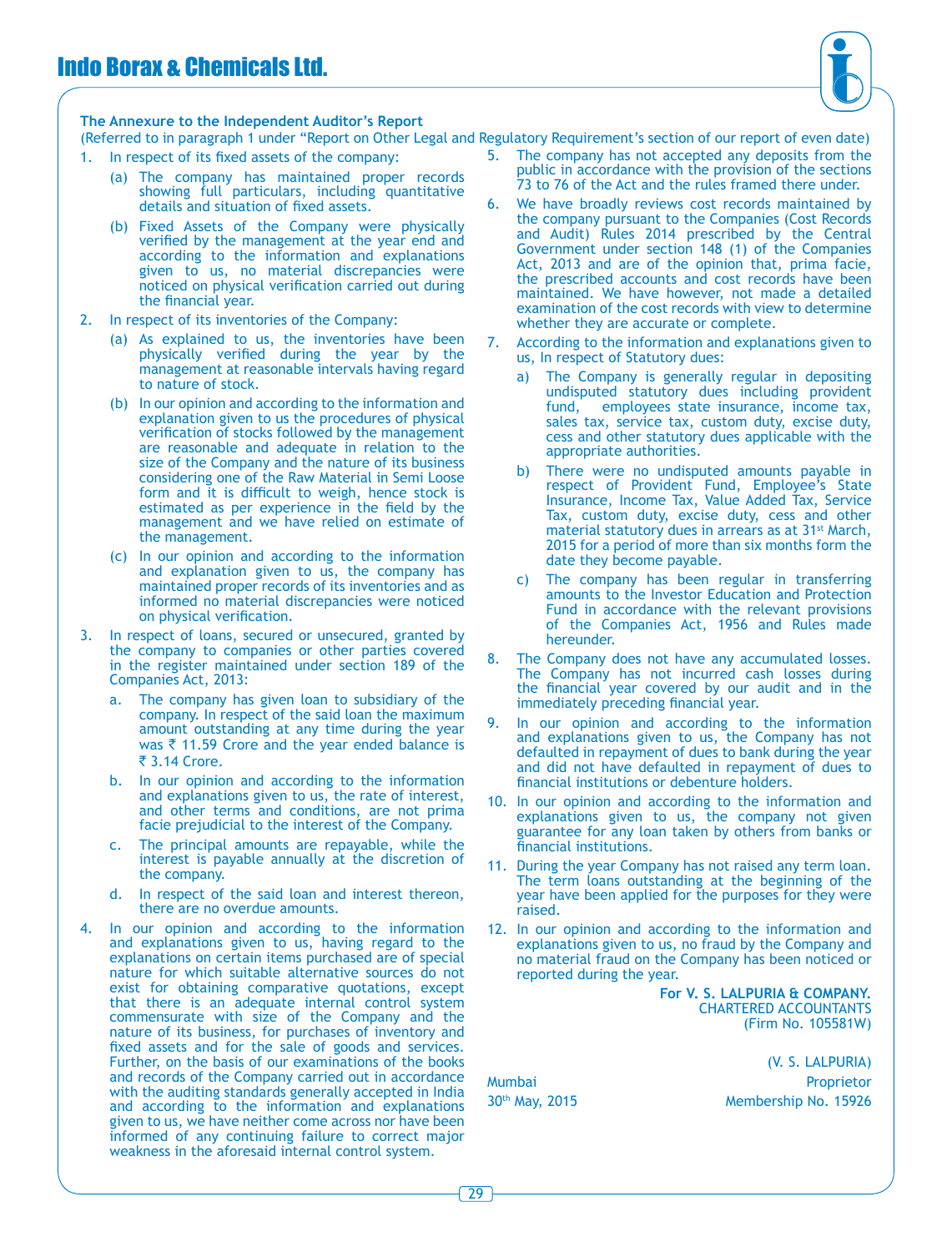## The Annexure to the Independent Auditor's Report

(Referred to in paragraph 1 under "Report on Other Legal and Regulatory Requirement's section of our report of even date)

1. In respect of its fixed assets of the company:
   (a) The company has maintained proper records showing full particulars, including quantitative details and situation of fixed assets.
   (b) Fixed Assets of the Company were physically verified by the management at the year end and according to the information and explanations given to us, no material discrepancies were noticed on physical verification carried out during the financial year.
2. In respect of its inventories of the Company:
   (a) As explained to us, the inventories have been physically verified during the year by the management at reasonable intervals having regard to nature of stock.
   (b) In our opinion and according to the information and explanation given to us the procedures of physical verification of stocks followed by the management are reasonable and adequate in relation to the size of the Company and the nature of its business considering one of the Raw Material in Semi Loose form and it is difficult to weigh, hence stock is estimated as per experience in the field by the management and we have relied on estimate of the management.
   (c) In our opinion and according to the information and explanation given to us, the company has maintained proper records of its inventories and as informed no material discrepancies were noticed on physical verification.
3. In respect of loans, secured or unsecured, granted by the company to companies or other parties covered in the register maintained under section 189 of the Companies Act, 2013:
   a. The company has given loan to subsidiary of the company. In respect of the said loan the maximum amount outstanding at any time during the year was ₹ 11.59 Crore and the year ended balance is ₹ 3.14 Crore.
   b. In our opinion and according to the information and explanations given to us, the rate of interest, and other terms and conditions, are not prima facie prejudicial to the interest of the Company.
   c. The principal amounts are repayable, while the interest is payable annually at the discretion of the company.
   d. In respect of the said loan and interest thereon, there are no overdue amounts.
4. In our opinion and according to the information and explanations given to us, having regard to the explanations on certain items purchased are of special nature for which suitable alternative sources do not exist for obtaining comparative quotations, except that there is an adequate internal control system commensurate with size of the Company and the nature of its business, for purchases of inventory and fixed assets and for the sale of goods and services. Further, on the basis of our examinations of the books and records of the Company carried out in accordance with the auditing standards generally accepted in India and according to the information and explanations given to us, we have neither come across nor have been informed of any continuing failure to correct major weakness in the aforesaid internal control system.
5. The company has not accepted any deposits from the public in accordance with the provision of the sections 73 to 76 of the Act and the rules framed there under.
6. We have broadly reviews cost records maintained by the company pursuant to the Companies (Cost Records and Audit) Rules 2014 prescribed by the Central Government under section 148 (1) of the Companies Act, 2013 and are of the opinion that, prima facie, the prescribed accounts and cost records have been maintained. We have however, not made a detailed examination of the cost records with view to determine whether they are accurate or complete.
7. According to the information and explanations given to us, In respect of Statutory dues:
   a) The Company is generally regular in depositing undisputed statutory dues including provident fund, employees state insurance, income tax, sales tax, service tax, custom duty, excise duty, cess and other statutory dues applicable with the appropriate authorities.
   b) There were no undisputed amounts payable in respect of Provident Fund, Employee's State Insurance, Income Tax, Value Added Tax, Service Tax, custom duty, excise duty, cess and other material statutory dues in arrears as at 31st March, 2015 for a period of more than six months form the date they become payable.
   c) The company has been regular in transferring amounts to the Investor Education and Protection Fund in accordance with the relevant provisions of the Companies Act, 1956 and Rules made hereunder.
8. The Company does not have any accumulated losses. The Company has not incurred cash losses during the financial year covered by our audit and in the immediately preceding financial year.
9. In our opinion and according to the information and explanations given to us, the Company has not defaulted in repayment of dues to bank during the year and did not have defaulted in repayment of dues to financial institutions or debenture holders.
10. In our opinion and according to the information and explanations given to us, the company not given guarantee for any loan taken by others from banks or financial institutions.
11. During the year Company has not raised any term loan. The term loans outstanding at the beginning of the year have been applied for the purposes for they were raised.
12. In our opinion and according to the information and explanations given to us, no fraud by the Company and no material fraud on the Company has been noticed or reported during the year.

**For V. S. LALPURIA & COMPANY.**
CHARTERED ACCOUNTANTS
(Firm No. 105581W)

(V. S. LALPURIA)
Proprietor
Membership No. 15926

Mumbai
30th May, 2015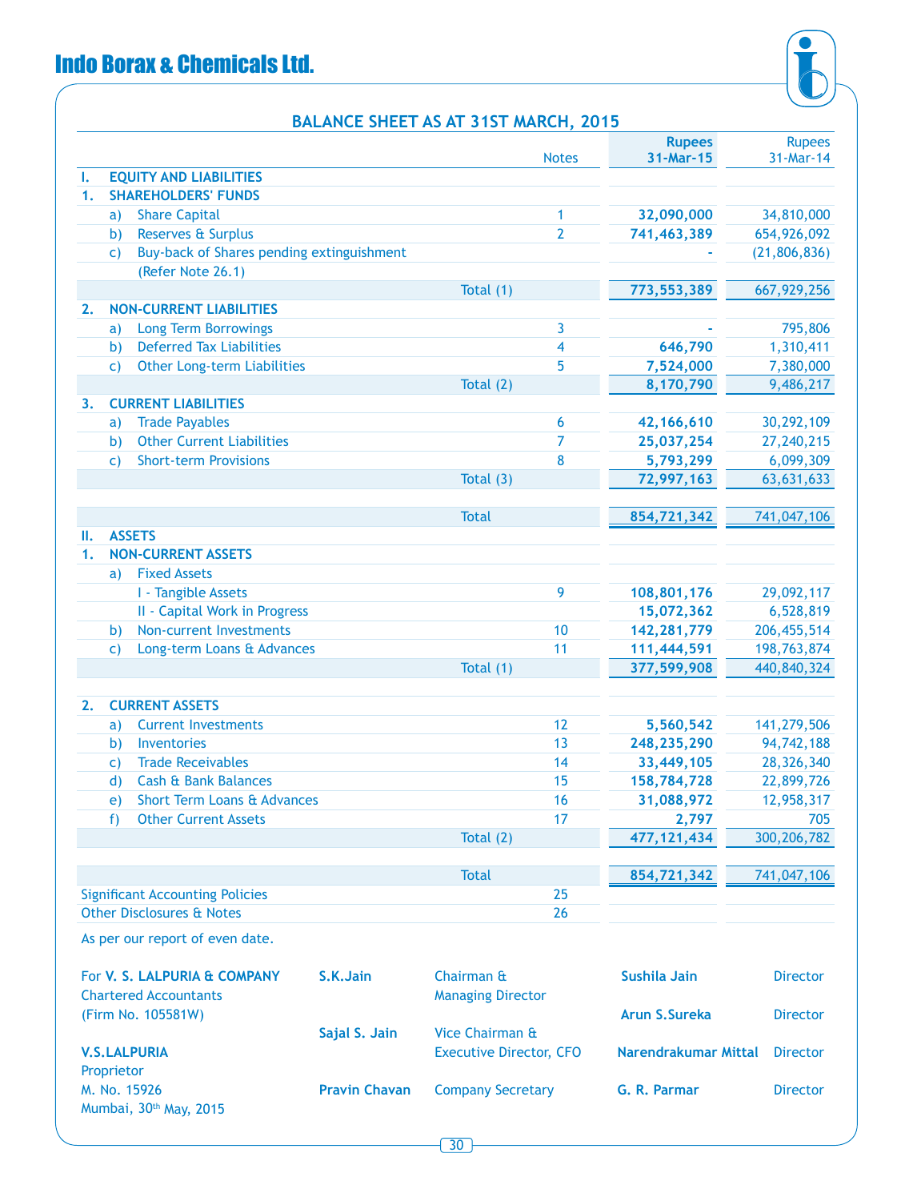# Indo Borax & Chemicals Ltd.

## BALANCE SHEET AS AT 31ST MARCH, 2015

| | | Notes | Rupees 31-Mar-15 | Rupees 31-Mar-14 |
|---|---|---|---|---|
| **I.** | **EQUITY AND LIABILITIES** | | | |
| **1.** | **SHAREHOLDERS' FUNDS** | | | |
| | a) Share Capital | 1 | **32,090,000** | 34,810,000 |
| | b) Reserves & Surplus | 2 | **741,463,389** | 654,926,092 |
| | c) Buy-back of Shares pending extinguishment (Refer Note 26.1) | | **-** | (21,806,836) |
| | Total (1) | | **773,553,389** | 667,929,256 |
| **2.** | **NON-CURRENT LIABILITIES** | | | |
| | a) Long Term Borrowings | 3 | **-** | 795,806 |
| | b) Deferred Tax Liabilities | 4 | **646,790** | 1,310,411 |
| | c) Other Long-term Liabilities | 5 | **7,524,000** | 7,380,000 |
| | Total (2) | | **8,170,790** | 9,486,217 |
| **3.** | **CURRENT LIABILITIES** | | | |
| | a) Trade Payables | 6 | **42,166,610** | 30,292,109 |
| | b) Other Current Liabilities | 7 | **25,037,254** | 27,240,215 |
| | c) Short-term Provisions | 8 | **5,793,299** | 6,099,309 |
| | Total (3) | | **72,997,163** | 63,631,633 |
| | Total | | **854,721,342** | 741,047,106 |
| **II.** | **ASSETS** | | | |
| **1.** | **NON-CURRENT ASSETS** | | | |
| | a) Fixed Assets | | | |
| | I - Tangible Assets | 9 | **108,801,176** | 29,092,117 |
| | II - Capital Work in Progress | | **15,072,362** | 6,528,819 |
| | b) Non-current Investments | 10 | **142,281,779** | 206,455,514 |
| | c) Long-term Loans & Advances | 11 | **111,444,591** | 198,763,874 |
| | Total (1) | | **377,599,908** | 440,840,324 |
| **2.** | **CURRENT ASSETS** | | | |
| | a) Current Investments | 12 | **5,560,542** | 141,279,506 |
| | b) Inventories | 13 | **248,235,290** | 94,742,188 |
| | c) Trade Receivables | 14 | **33,449,105** | 28,326,340 |
| | d) Cash & Bank Balances | 15 | **158,784,728** | 22,899,726 |
| | e) Short Term Loans & Advances | 16 | **31,088,972** | 12,958,317 |
| | f) Other Current Assets | 17 | **2,797** | 705 |
| | Total (2) | | **477,121,434** | 300,206,782 |
| | Total | | **854,721,342** | 741,047,106 |
| Significant Accounting Policies | | 25 | | |
| Other Disclosures & Notes | | 26 | | |

As per our report of even date.

For **V. S. LALPURIA & COMPANY**
Chartered Accountants
(Firm No. 105581W)

**V.S.LALPURIA**
Proprietor
M. No. 15926
Mumbai, 30th May, 2015

**S.K.Jain** — Chairman & Managing Director

**Sajal S. Jain** — Vice Chairman & Executive Director, CFO

**Pravin Chavan** — Company Secretary

**Sushila Jain** — Director

**Arun S.Sureka** — Director

**Narendrakumar Mittal** — Director

**G. R. Parmar** — Director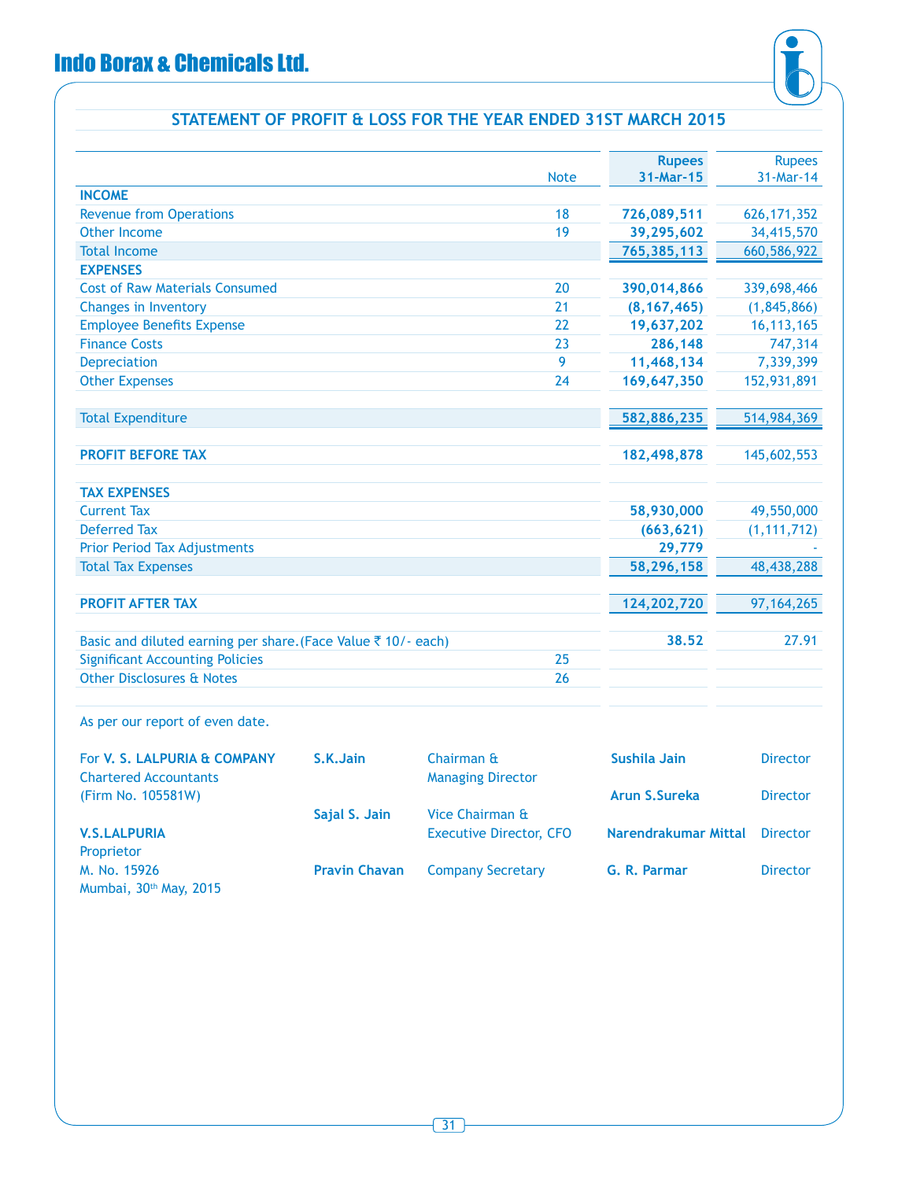## STATEMENT OF PROFIT & LOSS FOR THE YEAR ENDED 31ST MARCH 2015

| | Note | Rupees 31-Mar-15 | Rupees 31-Mar-14 |
|---|---|---|---|
| **INCOME** | | | |
| Revenue from Operations | 18 | **726,089,511** | 626,171,352 |
| Other Income | 19 | **39,295,602** | 34,415,570 |
| Total Income | | **765,385,113** | 660,586,922 |
| **EXPENSES** | | | |
| Cost of Raw Materials Consumed | 20 | **390,014,866** | 339,698,466 |
| Changes in Inventory | 21 | **(8,167,465)** | (1,845,866) |
| Employee Benefits Expense | 22 | **19,637,202** | 16,113,165 |
| Finance Costs | 23 | **286,148** | 747,314 |
| Depreciation | 9 | **11,468,134** | 7,339,399 |
| Other Expenses | 24 | **169,647,350** | 152,931,891 |
| Total Expenditure | | **582,886,235** | 514,984,369 |
| **PROFIT BEFORE TAX** | | **182,498,878** | 145,602,553 |
| **TAX EXPENSES** | | | |
| Current Tax | | **58,930,000** | 49,550,000 |
| Deferred Tax | | **(663,621)** | (1,111,712) |
| Prior Period Tax Adjustments | | **29,779** | - |
| Total Tax Expenses | | **58,296,158** | 48,438,288 |
| **PROFIT AFTER TAX** | | **124,202,720** | 97,164,265 |
| Basic and diluted earning per share.(Face Value ₹ 10/- each) | | **38.52** | 27.91 |
| Significant Accounting Policies | 25 | | |
| Other Disclosures & Notes | 26 | | |

As per our report of even date.

For **V. S. LALPURIA & COMPANY**
Chartered Accountants
(Firm No. 105581W)

**V.S.LALPURIA**
Proprietor
M. No. 15926
Mumbai, 30th May, 2015

**S.K.Jain** — Chairman & Managing Director

**Sajal S. Jain** — Vice Chairman & Executive Director, CFO

**Pravin Chavan** — Company Secretary

**Sushila Jain** — Director

**Arun S.Sureka** — Director

**Narendrakumar Mittal** — Director

**G. R. Parmar** — Director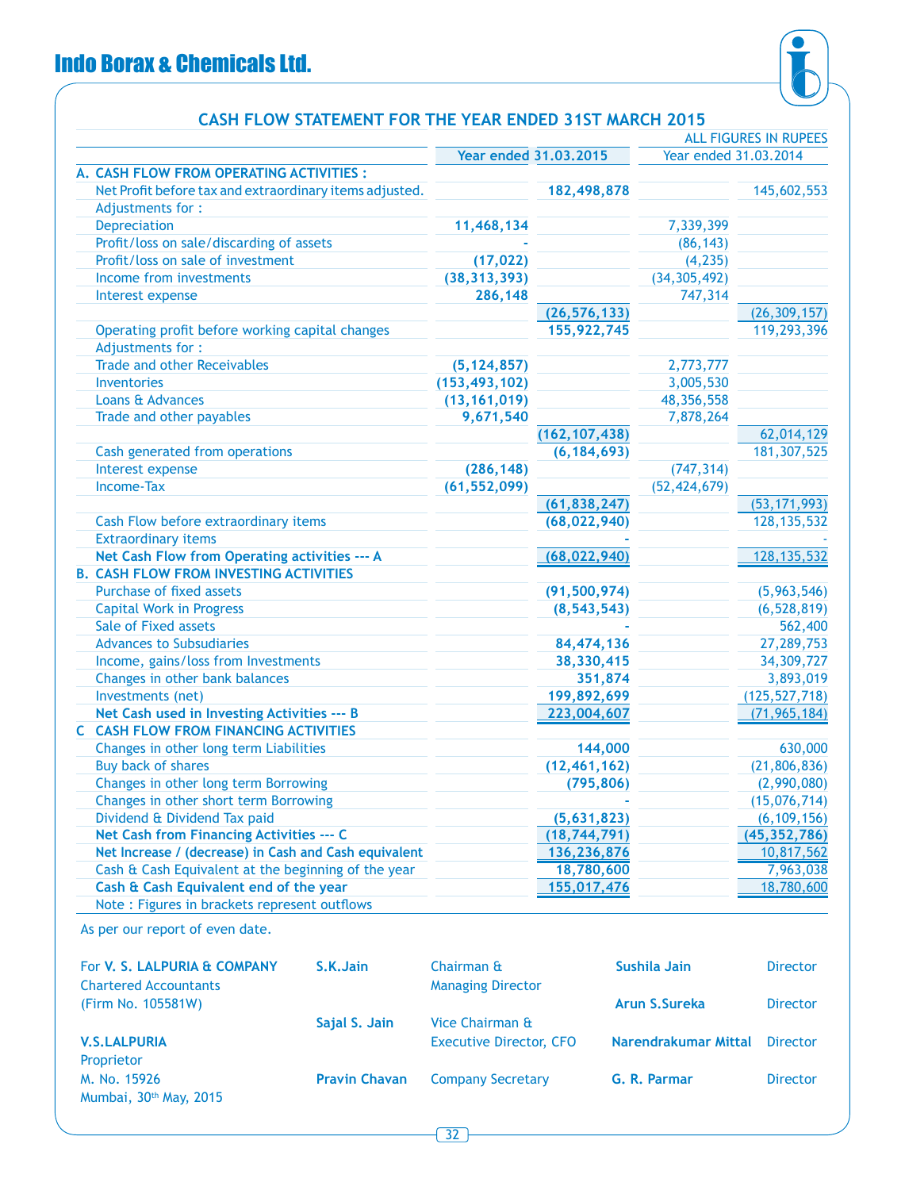# Indo Borax & Chemicals Ltd.

## CASH FLOW STATEMENT FOR THE YEAR ENDED 31ST MARCH 2015

ALL FIGURES IN RUPEES

| | Year ended 31.03.2015 | | Year ended 31.03.2014 | |
|---|---|---|---|---|
| **A. CASH FLOW FROM OPERATING ACTIVITIES :** | | | | |
| Net Profit before tax and extraordinary items adjusted. | | 182,498,878 | | 145,602,553 |
| Adjustments for : | | | | |
| Depreciation | 11,468,134 | | 7,339,399 | |
| Profit/loss on sale/discarding of assets | - | | (86,143) | |
| Profit/loss on sale of investment | (17,022) | | (4,235) | |
| Income from investments | (38,313,393) | | (34,305,492) | |
| Interest expense | 286,148 | | 747,314 | |
| | | (26,576,133) | | (26,309,157) |
| Operating profit before working capital changes | | 155,922,745 | | 119,293,396 |
| Adjustments for : | | | | |
| Trade and other Receivables | (5,124,857) | | 2,773,777 | |
| Inventories | (153,493,102) | | 3,005,530 | |
| Loans & Advances | (13,161,019) | | 48,356,558 | |
| Trade and other payables | 9,671,540 | | 7,878,264 | |
| | | (162,107,438) | | 62,014,129 |
| Cash generated from operations | | (6,184,693) | | 181,307,525 |
| Interest expense | (286,148) | | (747,314) | |
| Income-Tax | (61,552,099) | | (52,424,679) | |
| | | (61,838,247) | | (53,171,993) |
| Cash Flow before extraordinary items | | (68,022,940) | | 128,135,532 |
| Extraordinary items | | - | | - |
| **Net Cash Flow from Operating activities --- A** | | **(68,022,940)** | | **128,135,532** |
| **B. CASH FLOW FROM INVESTING ACTIVITIES** | | | | |
| Purchase of fixed assets | | (91,500,974) | | (5,963,546) |
| Capital Work in Progress | | (8,543,543) | | (6,528,819) |
| Sale of Fixed assets | | - | | 562,400 |
| Advances to Susbudiaries | | 84,474,136 | | 27,289,753 |
| Income, gains/loss from Investments | | 38,330,415 | | 34,309,727 |
| Changes in other bank balances | | 351,874 | | 3,893,019 |
| Investments (net) | | 199,892,699 | | (125,527,718) |
| **Net Cash used in Investing Activities --- B** | | **223,004,607** | | **(71,965,184)** |
| **C CASH FLOW FROM FINANCING ACTIVITIES** | | | | |
| Changes in other long term Liabilities | | 144,000 | | 630,000 |
| Buy back of shares | | (12,461,162) | | (21,806,836) |
| Changes in other long term Borrowing | | (795,806) | | (2,990,080) |
| Changes in other short term Borrowing | | - | | (15,076,714) |
| Dividend & Dividend Tax paid | | (5,631,823) | | (6,109,156) |
| **Net Cash from Financing Activities --- C** | | **(18,744,791)** | | **(45,352,786)** |
| **Net Increase / (decrease) in Cash and Cash equivalent** | | **136,236,876** | | **10,817,562** |
| Cash & Cash Equivalent at the beginning of the year | | 18,780,600 | | 7,963,038 |
| **Cash & Cash Equivalent end of the year** | | **155,017,476** | | **18,780,600** |
| Note : Figures in brackets represent outflows | | | | |

As per our report of even date.

| | | | | |
|---|---|---|---|---|
| For **V. S. LALPURIA & COMPANY** | **S.K.Jain** | Chairman & Managing Director | **Sushila Jain** | Director |
| Chartered Accountants (Firm No. 105581W) | | | **Arun S.Sureka** | Director |
| **V.S.LALPURIA** Proprietor | **Sajal S. Jain** | Vice Chairman & Executive Director, CFO | **Narendrakumar Mittal** | Director |
| M. No. 15926 Mumbai, 30th May, 2015 | **Pravin Chavan** | Company Secretary | **G. R. Parmar** | Director |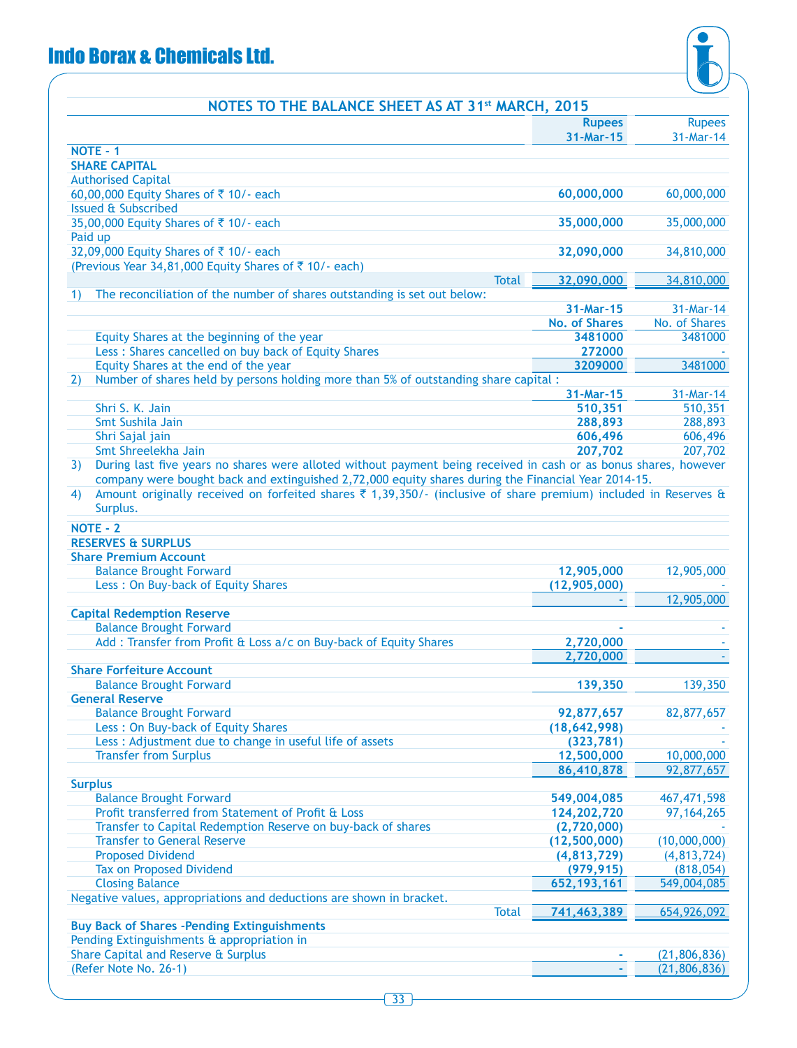## NOTES TO THE BALANCE SHEET AS AT 31st MARCH, 2015

| | Rupees 31-Mar-15 | Rupees 31-Mar-14 |
|---|---|---|
| **NOTE - 1** | | |
| **SHARE CAPITAL** | | |
| Authorised Capital | | |
| 60,00,000 Equity Shares of ₹ 10/- each | **60,000,000** | 60,000,000 |
| Issued & Subscribed | | |
| 35,00,000 Equity Shares of ₹ 10/- each | **35,000,000** | 35,000,000 |
| Paid up | | |
| 32,09,000 Equity Shares of ₹ 10/- each | **32,090,000** | 34,810,000 |
| (Previous Year 34,81,000 Equity Shares of ₹ 10/- each) | | |
| Total | **32,090,000** | 34,810,000 |

1) The reconciliation of the number of shares outstanding is set out below:

| | 31-Mar-15 No. of Shares | 31-Mar-14 No. of Shares |
|---|---|---|
| Equity Shares at the beginning of the year | **3481000** | 3481000 |
| Less : Shares cancelled on buy back of Equity Shares | **272000** | - |
| Equity Shares at the end of the year | **3209000** | 3481000 |

2) Number of shares held by persons holding more than 5% of outstanding share capital :

| | 31-Mar-15 | 31-Mar-14 |
|---|---|---|
| Shri S. K. Jain | **510,351** | 510,351 |
| Smt Sushila Jain | **288,893** | 288,893 |
| Shri Sajal jain | **606,496** | 606,496 |
| Smt Shreelekha Jain | **207,702** | 207,702 |

3) During last five years no shares were alloted without payment being received in cash or as bonus shares, however company were bought back and extinguished 2,72,000 equity shares during the Financial Year 2014-15.

4) Amount originally received on forfeited shares ₹ 1,39,350/- (inclusive of share premium) included in Reserves & Surplus.

| | Rupees 31-Mar-15 | Rupees 31-Mar-14 |
|---|---|---|
| **NOTE - 2** | | |
| **RESERVES & SURPLUS** | | |
| **Share Premium Account** | | |
| Balance Brought Forward | **12,905,000** | 12,905,000 |
| Less : On Buy-back of Equity Shares | **(12,905,000)** | - |
| | **-** | 12,905,000 |
| **Capital Redemption Reserve** | | |
| Balance Brought Forward | **-** | - |
| Add : Transfer from Profit & Loss a/c on Buy-back of Equity Shares | **2,720,000** | - |
| | **2,720,000** | - |
| **Share Forfeiture Account** | | |
| Balance Brought Forward | **139,350** | 139,350 |
| **General Reserve** | | |
| Balance Brought Forward | **92,877,657** | 82,877,657 |
| Less : On Buy-back of Equity Shares | **(18,642,998)** | - |
| Less : Adjustment due to change in useful life of assets | **(323,781)** | - |
| Transfer from Surplus | **12,500,000** | 10,000,000 |
| | **86,410,878** | 92,877,657 |
| **Surplus** | | |
| Balance Brought Forward | **549,004,085** | 467,471,598 |
| Profit transferred from Statement of Profit & Loss | **124,202,720** | 97,164,265 |
| Transfer to Capital Redemption Reserve on buy-back of shares | **(2,720,000)** | - |
| Transfer to General Reserve | **(12,500,000)** | (10,000,000) |
| Proposed Dividend | **(4,813,729)** | (4,813,724) |
| Tax on Proposed Dividend | **(979,915)** | (818,054) |
| Closing Balance | **652,193,161** | 549,004,085 |
| Negative values, appropriations and deductions are shown in bracket. | | |
| Total | **741,463,389** | 654,926,092 |
| **Buy Back of Shares -Pending Extinguishments** | | |
| Pending Extinguishments & appropriation in | | |
| Share Capital and Reserve & Surplus | **-** | (21,806,836) |
| (Refer Note No. 26-1) | **-** | (21,806,836) |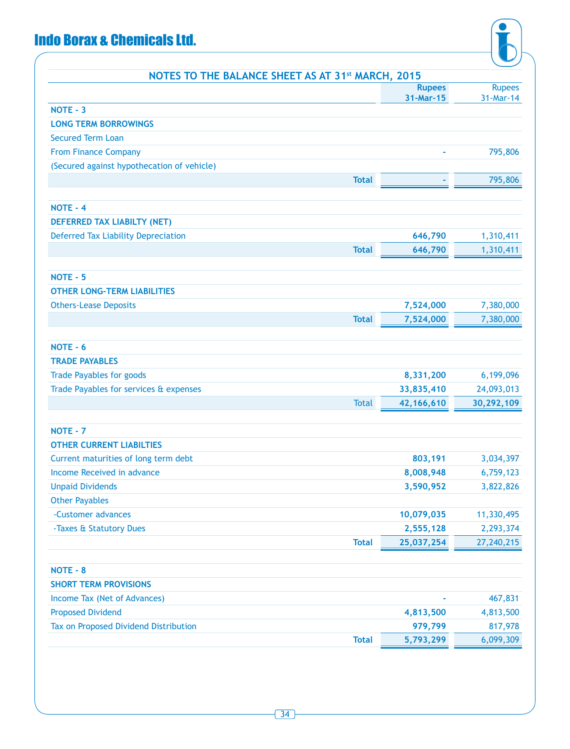## NOTES TO THE BALANCE SHEET AS AT 31st MARCH, 2015

| | Rupees 31-Mar-15 | Rupees 31-Mar-14 |
|---|---|---|
| **NOTE - 3** | | |
| **LONG TERM BORROWINGS** | | |
| Secured Term Loan | | |
| From Finance Company | - | 795,806 |
| (Secured against hypothecation of vehicle) | | |
| **Total** | - | 795,806 |
| **NOTE - 4** | | |
| **DEFERRED TAX LIABILTY (NET)** | | |
| Deferred Tax Liability Depreciation | **646,790** | 1,310,411 |
| **Total** | **646,790** | 1,310,411 |
| **NOTE - 5** | | |
| **OTHER LONG-TERM LIABILITIES** | | |
| Others-Lease Deposits | **7,524,000** | 7,380,000 |
| **Total** | **7,524,000** | 7,380,000 |
| **NOTE - 6** | | |
| **TRADE PAYABLES** | | |
| Trade Payables for goods | **8,331,200** | 6,199,096 |
| Trade Payables for services & expenses | **33,835,410** | 24,093,013 |
| Total | **42,166,610** | **30,292,109** |
| **NOTE - 7** | | |
| **OTHER CURRENT LIABILTIES** | | |
| Current maturities of long term debt | **803,191** | 3,034,397 |
| Income Received in advance | **8,008,948** | 6,759,123 |
| Unpaid Dividends | **3,590,952** | 3,822,826 |
| Other Payables | | |
| -Customer advances | **10,079,035** | 11,330,495 |
| -Taxes & Statutory Dues | **2,555,128** | 2,293,374 |
| **Total** | **25,037,254** | 27,240,215 |
| **NOTE - 8** | | |
| **SHORT TERM PROVISIONS** | | |
| Income Tax (Net of Advances) | - | 467,831 |
| Proposed Dividend | **4,813,500** | 4,813,500 |
| Tax on Proposed Dividend Distribution | **979,799** | 817,978 |
| **Total** | **5,793,299** | 6,099,309 |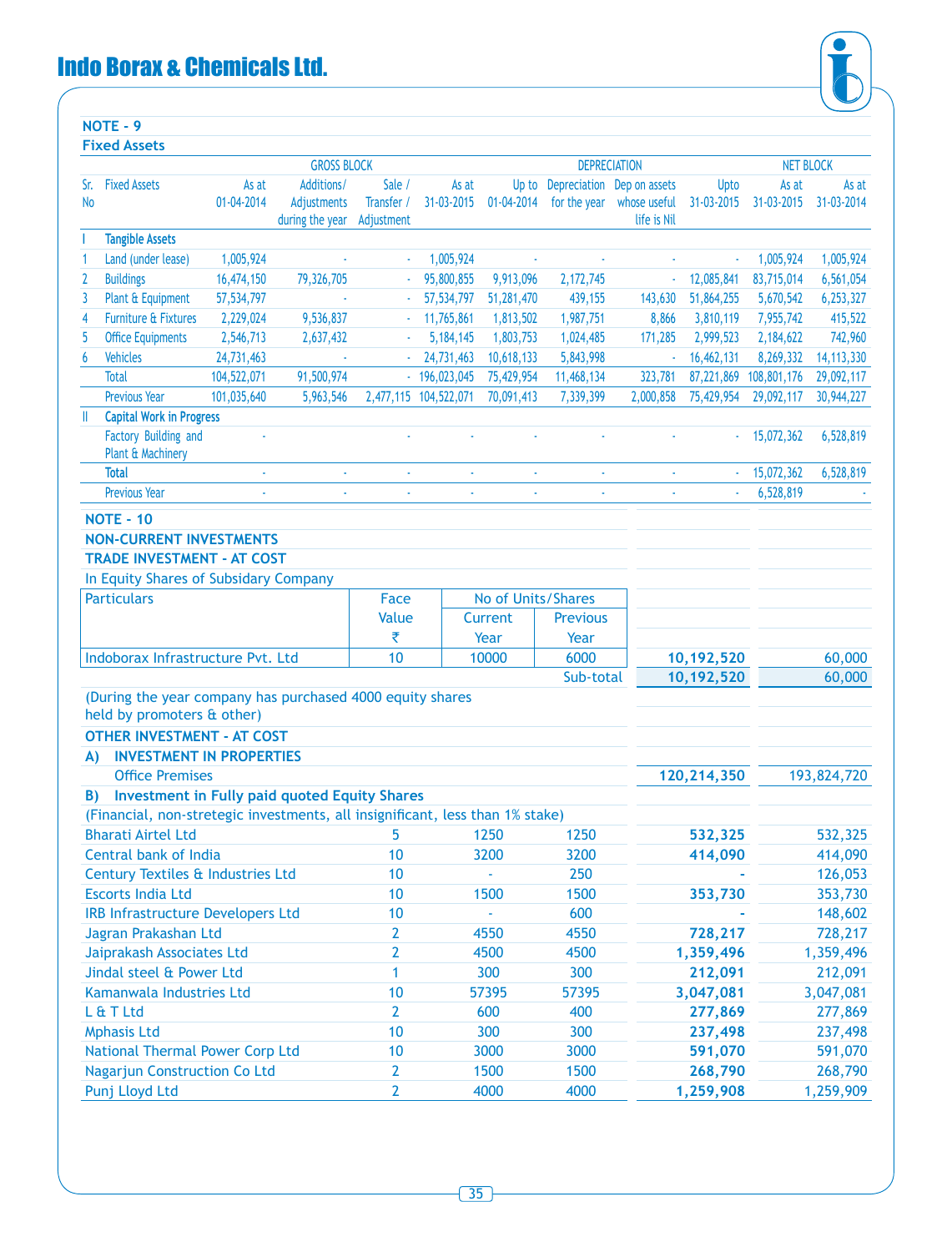## NOTE - 9

### Fixed Assets

| Sr. No | Fixed Assets | GROSS BLOCK | | | | DEPRECIATION | | | | NET BLOCK | |
|---|---|---|---|---|---|---|---|---|---|---|---|
| | | As at 01-04-2014 | Additions/ Adjustments during the year | Sale / Transfer / Adjustment | As at 31-03-2015 | Up to 01-04-2014 | Depreciation for the year | Dep on assets whose useful life is Nil | Upto 31-03-2015 | As at 31-03-2015 | As at 31-03-2014 |
| I | **Tangible Assets** | | | | | | | | | | |
| 1 | Land (under lease) | 1,005,924 | - | - | 1,005,924 | - | - | - | - | 1,005,924 | 1,005,924 |
| 2 | Buildings | 16,474,150 | 79,326,705 | - | 95,800,855 | 9,913,096 | 2,172,745 | - | 12,085,841 | 83,715,014 | 6,561,054 |
| 3 | Plant & Equipment | 57,534,797 | - | - | 57,534,797 | 51,281,470 | 439,155 | 143,630 | 51,864,255 | 5,670,542 | 6,253,327 |
| 4 | Furniture & Fixtures | 2,229,024 | 9,536,837 | - | 11,765,861 | 1,813,502 | 1,987,751 | 8,866 | 3,810,119 | 7,955,742 | 415,522 |
| 5 | Office Equipments | 2,546,713 | 2,637,432 | - | 5,184,145 | 1,803,753 | 1,024,485 | 171,285 | 2,999,523 | 2,184,622 | 742,960 |
| 6 | Vehicles | 24,731,463 | - | - | 24,731,463 | 10,618,133 | 5,843,998 | - | 16,462,131 | 8,269,332 | 14,113,330 |
| | Total | 104,522,071 | 91,500,974 | - | 196,023,045 | 75,429,954 | 11,468,134 | 323,781 | 87,221,869 | 108,801,176 | 29,092,117 |
| | Previous Year | 101,035,640 | 5,963,546 | 2,477,115 | 104,522,071 | 70,091,413 | 7,339,399 | 2,000,858 | 75,429,954 | 29,092,117 | 30,944,227 |
| II | **Capital Work in Progress** | | | | | | | | | | |
| | Factory Building and Plant & Machinery | - | | - | - | - | - | - | - | 15,072,362 | 6,528,819 |
| | **Total** | - | - | - | - | - | - | - | - | 15,072,362 | 6,528,819 |
| | Previous Year | - | - | - | - | - | - | - | - | 6,528,819 | - |

## NOTE - 10

### NON-CURRENT INVESTMENTS

### TRADE INVESTMENT - AT COST

In Equity Shares of Subsidary Company

| Particulars | Face Value ₹ | No of Units/Shares Current Year | No of Units/Shares Previous Year | Current Year | Previous Year |
|---|---|---|---|---|---|
| Indoborax Infrastructure Pvt. Ltd | 10 | 10000 | 6000 | **10,192,520** | 60,000 |
| | | | Sub-total | **10,192,520** | 60,000 |

(During the year company has purchased 4000 equity shares held by promoters & other)

### OTHER INVESTMENT - AT COST

**A) INVESTMENT IN PROPERTIES**

| Particulars | | | | Current Year | Previous Year |
|---|---|---|---|---|---|
| Office Premises | | | | **120,214,350** | 193,824,720 |

**B) Investment in Fully paid quoted Equity Shares**

(Financial, non-stretegic investments, all insignificant, less than 1% stake)

| Particulars | Face Value | Current Year | Previous Year | Current Year | Previous Year |
|---|---|---|---|---|---|
| Bharati Airtel Ltd | 5 | 1250 | 1250 | **532,325** | 532,325 |
| Central bank of India | 10 | 3200 | 3200 | **414,090** | 414,090 |
| Century Textiles & Industries Ltd | 10 | - | 250 | **-** | 126,053 |
| Escorts India Ltd | 10 | 1500 | 1500 | **353,730** | 353,730 |
| IRB Infrastructure Developers Ltd | 10 | - | 600 | **-** | 148,602 |
| Jagran Prakashan Ltd | 2 | 4550 | 4550 | **728,217** | 728,217 |
| Jaiprakash Associates Ltd | 2 | 4500 | 4500 | **1,359,496** | 1,359,496 |
| Jindal steel & Power Ltd | 1 | 300 | 300 | **212,091** | 212,091 |
| Kamanwala Industries Ltd | 10 | 57395 | 57395 | **3,047,081** | 3,047,081 |
| L & T Ltd | 2 | 600 | 400 | **277,869** | 277,869 |
| Mphasis Ltd | 10 | 300 | 300 | **237,498** | 237,498 |
| National Thermal Power Corp Ltd | 10 | 3000 | 3000 | **591,070** | 591,070 |
| Nagarjun Construction Co Ltd | 2 | 1500 | 1500 | **268,790** | 268,790 |
| Punj Lloyd Ltd | 2 | 4000 | 4000 | **1,259,908** | 1,259,909 |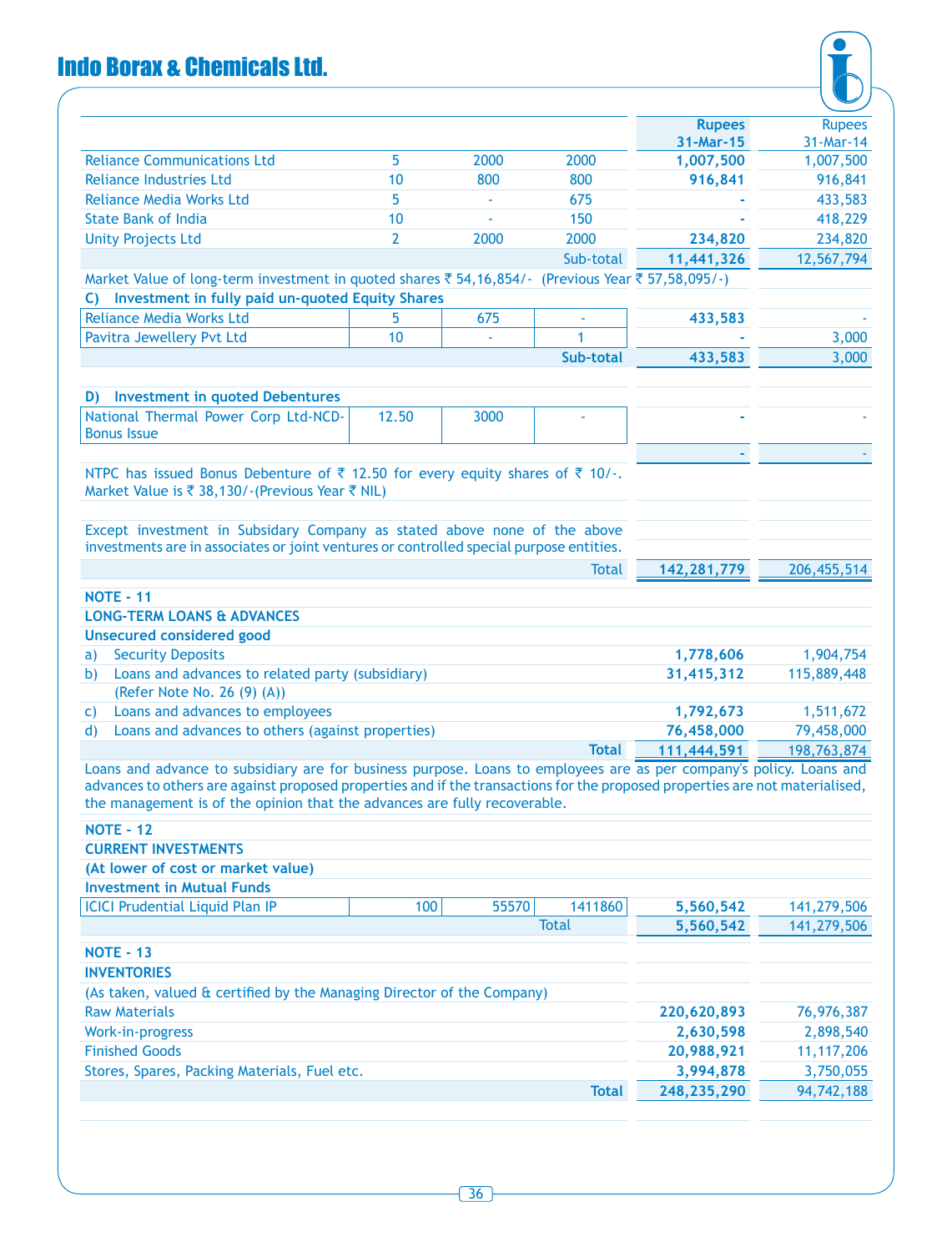| | | | | Rupees 31-Mar-15 | Rupees 31-Mar-14 |
|---|---|---|---|---|---|
| Reliance Communications Ltd | 5 | 2000 | 2000 | **1,007,500** | 1,007,500 |
| Reliance Industries Ltd | 10 | 800 | 800 | **916,841** | 916,841 |
| Reliance Media Works Ltd | 5 | - | 675 | **-** | 433,583 |
| State Bank of India | 10 | - | 150 | **-** | 418,229 |
| Unity Projects Ltd | 2 | 2000 | 2000 | **234,820** | 234,820 |
| | | | Sub-total | **11,441,326** | 12,567,794 |

Market Value of long-term investment in quoted shares ₹ 54,16,854/- (Previous Year ₹ 57,58,095/-)

**C) Investment in fully paid un-quoted Equity Shares**

| | | | | | |
|---|---|---|---|---|---|
| Reliance Media Works Ltd | 5 | 675 | - | **433,583** | - |
| Pavitra Jewellery Pvt Ltd | 10 | - | 1 | **-** | 3,000 |
| | | | **Sub-total** | **433,583** | 3,000 |

**D) Investment in quoted Debentures**

| | | | | | |
|---|---|---|---|---|---|
| National Thermal Power Corp Ltd-NCD-Bonus Issue | 12.50 | 3000 | - | **-** | - |
| | | | | **-** | - |

NTPC has issued Bonus Debenture of ₹ 12.50 for every equity shares of ₹ 10/-. Market Value is ₹ 38,130/-(Previous Year ₹ NIL)

Except investment in Subsidary Company as stated above none of the above investments are in associates or joint ventures or controlled special purpose entities.

| | | |
|---|---|---|
| Total | **142,281,779** | 206,455,514 |

**NOTE - 11**

**LONG-TERM LOANS & ADVANCES**

**Unsecured considered good**

| | | |
|---|---|---|
| a) Security Deposits | **1,778,606** | 1,904,754 |
| b) Loans and advances to related party (subsidiary) (Refer Note No. 26 (9) (A)) | **31,415,312** | 115,889,448 |
| c) Loans and advances to employees | **1,792,673** | 1,511,672 |
| d) Loans and advances to others (against properties) | **76,458,000** | 79,458,000 |
| **Total** | **111,444,591** | 198,763,874 |

Loans and advance to subsidiary are for business purpose. Loans to employees are as per company's policy. Loans and advances to others are against proposed properties and if the transactions for the proposed properties are not materialised, the management is of the opinion that the advances are fully recoverable.

**NOTE - 12**

**CURRENT INVESTMENTS**

**(At lower of cost or market value)**

**Investment in Mutual Funds**

| | | | | | |
|---|---|---|---|---|---|
| ICICI Prudential Liquid Plan IP | 100 | 55570 | 1411860 | **5,560,542** | 141,279,506 |
| | | | Total | **5,560,542** | 141,279,506 |

**NOTE - 13**

**INVENTORIES**

(As taken, valued & certified by the Managing Director of the Company)

| | | |
|---|---|---|
| Raw Materials | **220,620,893** | 76,976,387 |
| Work-in-progress | **2,630,598** | 2,898,540 |
| Finished Goods | **20,988,921** | 11,117,206 |
| Stores, Spares, Packing Materials, Fuel etc. | **3,994,878** | 3,750,055 |
| **Total** | **248,235,290** | 94,742,188 |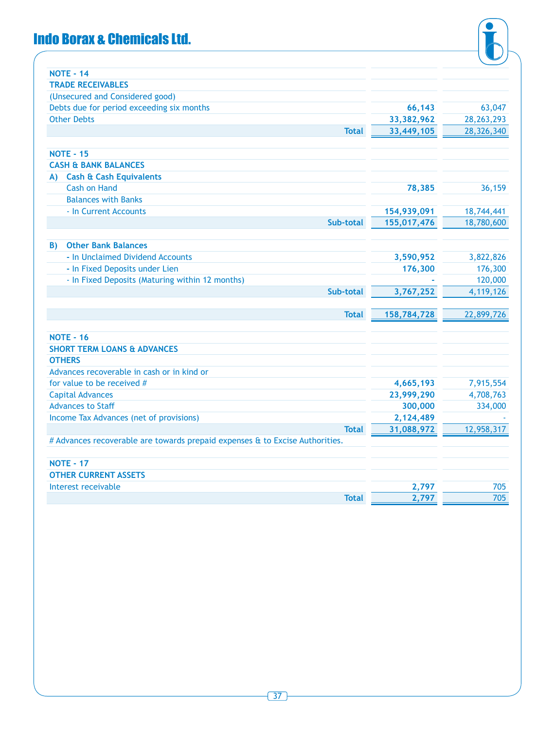| NOTE - 14 | | |
|---|---|---|
| **TRADE RECEIVABLES** | | |
| (Unsecured and Considered good) | | |
| Debts due for period exceeding six months | **66,143** | 63,047 |
| Other Debts | **33,382,962** | 28,263,293 |
| **Total** | **33,449,105** | 28,326,340 |

| NOTE - 15 | | |
|---|---|---|
| **CASH & BANK BALANCES** | | |
| **A) Cash & Cash Equivalents** | | |
| Cash on Hand | **78,385** | 36,159 |
| Balances with Banks | | |
| - In Current Accounts | **154,939,091** | 18,744,441 |
| **Sub-total** | **155,017,476** | 18,780,600 |
| **B) Other Bank Balances** | | |
| - In Unclaimed Dividend Accounts | **3,590,952** | 3,822,826 |
| - In Fixed Deposits under Lien | **176,300** | 176,300 |
| - In Fixed Deposits (Maturing within 12 months) | **-** | 120,000 |
| **Sub-total** | **3,767,252** | 4,119,126 |
| **Total** | **158,784,728** | 22,899,726 |

| NOTE - 16 | | |
|---|---|---|
| **SHORT TERM LOANS & ADVANCES** | | |
| **OTHERS** | | |
| Advances recoverable in cash or in kind or | | |
| for value to be received # | **4,665,193** | 7,915,554 |
| Capital Advances | **23,999,290** | 4,708,763 |
| Advances to Staff | **300,000** | 334,000 |
| Income Tax Advances (net of provisions) | **2,124,489** | - |
| **Total** | **31,088,972** | 12,958,317 |

# Advances recoverable are towards prepaid expenses & to Excise Authorities.

| NOTE - 17 | | |
|---|---|---|
| **OTHER CURRENT ASSETS** | | |
| Interest receivable | **2,797** | 705 |
| **Total** | **2,797** | 705 |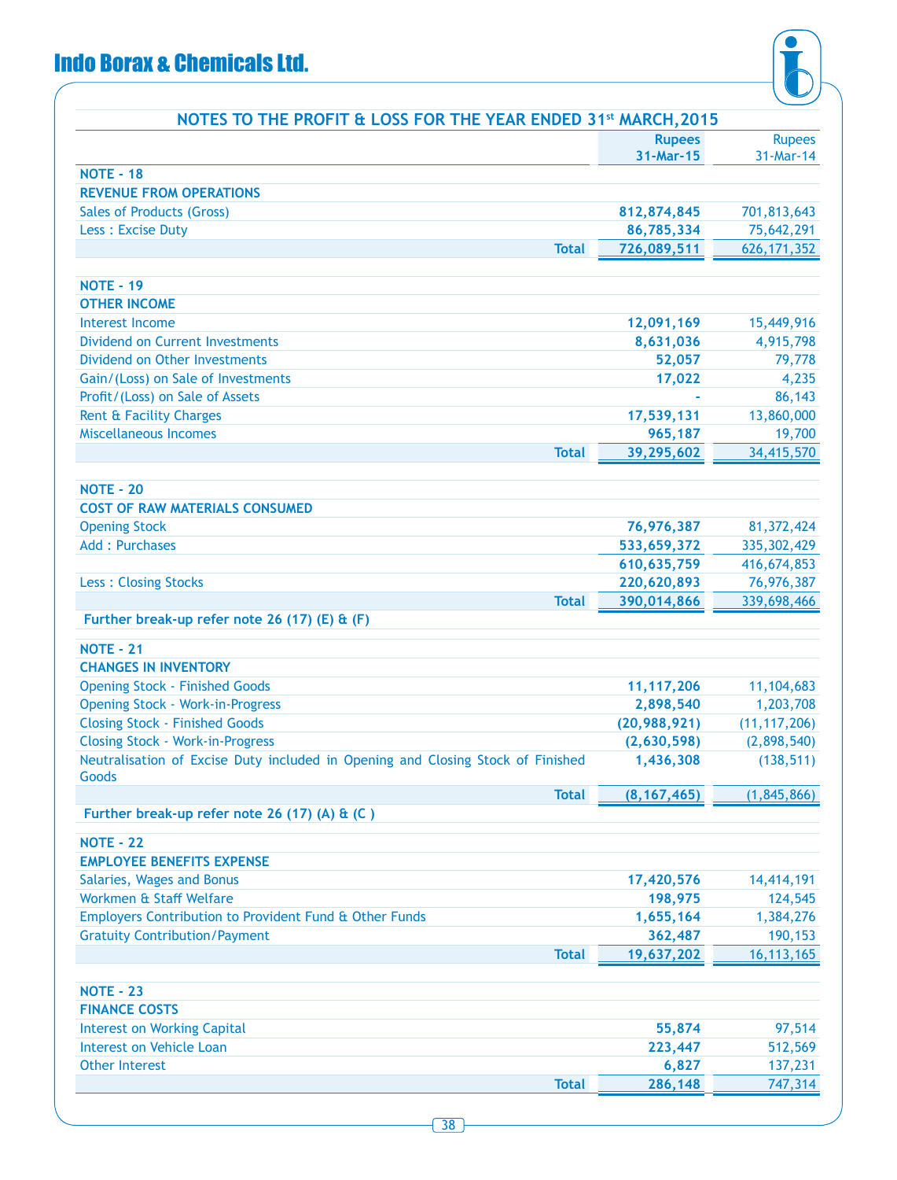## NOTES TO THE PROFIT & LOSS FOR THE YEAR ENDED 31st MARCH, 2015

| | Rupees 31-Mar-15 | Rupees 31-Mar-14 |
|---|---|---|
| **NOTE - 18** | | |
| **REVENUE FROM OPERATIONS** | | |
| Sales of Products (Gross) | **812,874,845** | 701,813,643 |
| Less : Excise Duty | **86,785,334** | 75,642,291 |
| **Total** | **726,089,511** | 626,171,352 |
| **NOTE - 19** | | |
| **OTHER INCOME** | | |
| Interest Income | **12,091,169** | 15,449,916 |
| Dividend on Current Investments | **8,631,036** | 4,915,798 |
| Dividend on Other Investments | **52,057** | 79,778 |
| Gain/(Loss) on Sale of Investments | **17,022** | 4,235 |
| Profit/(Loss) on Sale of Assets | **-** | 86,143 |
| Rent & Facility Charges | **17,539,131** | 13,860,000 |
| Miscellaneous Incomes | **965,187** | 19,700 |
| **Total** | **39,295,602** | 34,415,570 |
| **NOTE - 20** | | |
| **COST OF RAW MATERIALS CONSUMED** | | |
| Opening Stock | **76,976,387** | 81,372,424 |
| Add : Purchases | **533,659,372** | 335,302,429 |
| | **610,635,759** | 416,674,853 |
| Less : Closing Stocks | **220,620,893** | 76,976,387 |
| **Total** | **390,014,866** | 339,698,466 |
| **Further break-up refer note 26 (17) (E) & (F)** | | |
| **NOTE - 21** | | |
| **CHANGES IN INVENTORY** | | |
| Opening Stock - Finished Goods | **11,117,206** | 11,104,683 |
| Opening Stock - Work-in-Progress | **2,898,540** | 1,203,708 |
| Closing Stock - Finished Goods | **(20,988,921)** | (11,117,206) |
| Closing Stock - Work-in-Progress | **(2,630,598)** | (2,898,540) |
| Neutralisation of Excise Duty included in Opening and Closing Stock of Finished Goods | **1,436,308** | (138,511) |
| **Total** | **(8,167,465)** | (1,845,866) |
| **Further break-up refer note 26 (17) (A) & (C )** | | |
| **NOTE - 22** | | |
| **EMPLOYEE BENEFITS EXPENSE** | | |
| Salaries, Wages and Bonus | **17,420,576** | 14,414,191 |
| Workmen & Staff Welfare | **198,975** | 124,545 |
| Employers Contribution to Provident Fund & Other Funds | **1,655,164** | 1,384,276 |
| Gratuity Contribution/Payment | **362,487** | 190,153 |
| **Total** | **19,637,202** | 16,113,165 |
| **NOTE - 23** | | |
| **FINANCE COSTS** | | |
| Interest on Working Capital | **55,874** | 97,514 |
| Interest on Vehicle Loan | **223,447** | 512,569 |
| Other Interest | **6,827** | 137,231 |
| **Total** | **286,148** | 747,314 |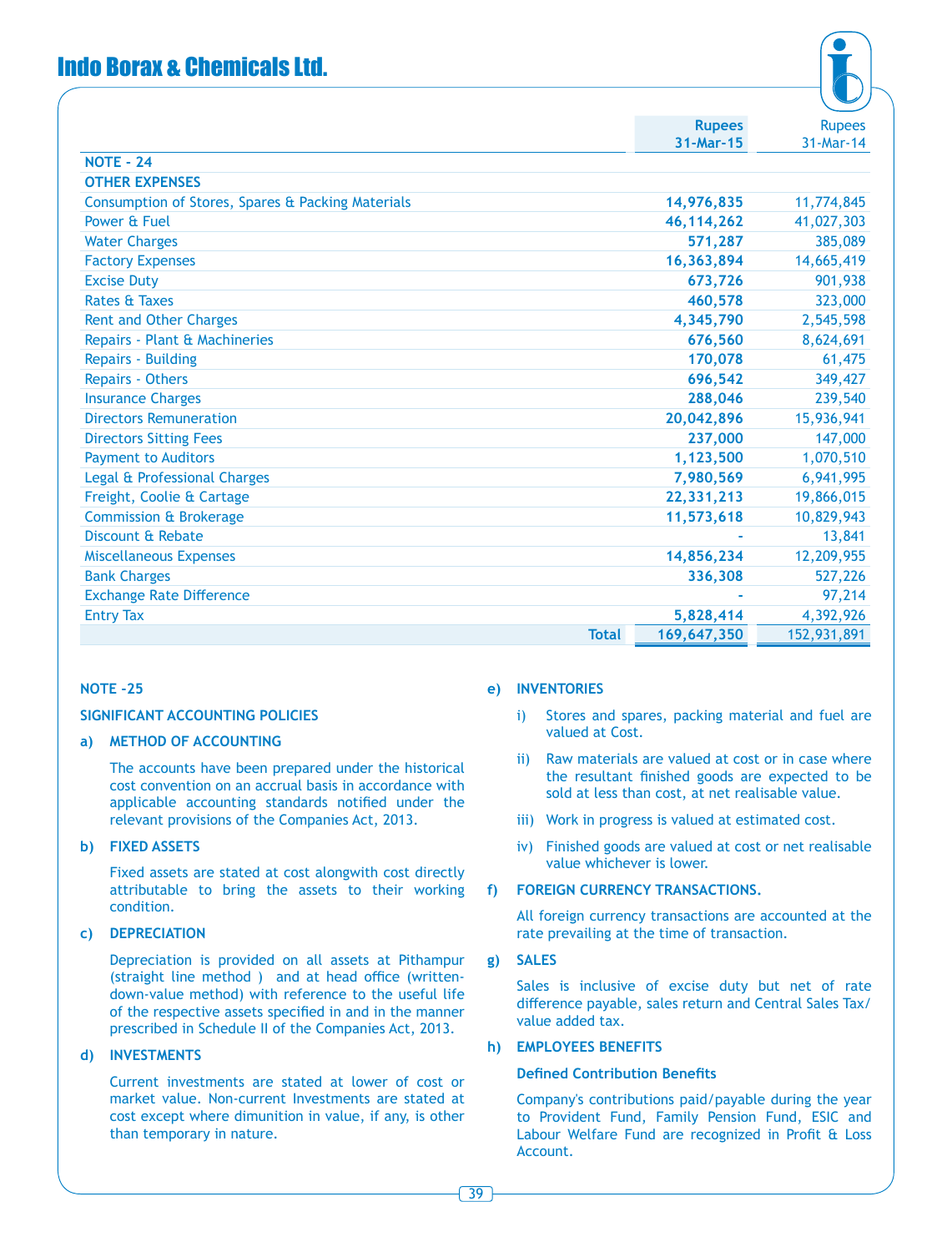| | Rupees 31-Mar-15 | Rupees 31-Mar-14 |
|---|---|---|
| **NOTE - 24** | | |
| **OTHER EXPENSES** | | |
| Consumption of Stores, Spares & Packing Materials | **14,976,835** | 11,774,845 |
| Power & Fuel | **46,114,262** | 41,027,303 |
| Water Charges | **571,287** | 385,089 |
| Factory Expenses | **16,363,894** | 14,665,419 |
| Excise Duty | **673,726** | 901,938 |
| Rates & Taxes | **460,578** | 323,000 |
| Rent and Other Charges | **4,345,790** | 2,545,598 |
| Repairs - Plant & Machineries | **676,560** | 8,624,691 |
| Repairs - Building | **170,078** | 61,475 |
| Repairs - Others | **696,542** | 349,427 |
| Insurance Charges | **288,046** | 239,540 |
| Directors Remuneration | **20,042,896** | 15,936,941 |
| Directors Sitting Fees | **237,000** | 147,000 |
| Payment to Auditors | **1,123,500** | 1,070,510 |
| Legal & Professional Charges | **7,980,569** | 6,941,995 |
| Freight, Coolie & Cartage | **22,331,213** | 19,866,015 |
| Commission & Brokerage | **11,573,618** | 10,829,943 |
| Discount & Rebate | **-** | 13,841 |
| Miscellaneous Expenses | **14,856,234** | 12,209,955 |
| Bank Charges | **336,308** | 527,226 |
| Exchange Rate Difference | **-** | 97,214 |
| Entry Tax | **5,828,414** | 4,392,926 |
| **Total** | **169,647,350** | 152,931,891 |

**NOTE -25**

**SIGNIFICANT ACCOUNTING POLICIES**

**a) METHOD OF ACCOUNTING**

The accounts have been prepared under the historical cost convention on an accrual basis in accordance with applicable accounting standards notified under the relevant provisions of the Companies Act, 2013.

**b) FIXED ASSETS**

Fixed assets are stated at cost alongwith cost directly attributable to bring the assets to their working condition.

**c) DEPRECIATION**

Depreciation is provided on all assets at Pithampur (straight line method ) and at head office (written-down-value method) with reference to the useful life of the respective assets specified in and in the manner prescribed in Schedule II of the Companies Act, 2013.

**d) INVESTMENTS**

Current investments are stated at lower of cost or market value. Non-current Investments are stated at cost except where dimunition in value, if any, is other than temporary in nature.

**e) INVENTORIES**

i) Stores and spares, packing material and fuel are valued at Cost.

ii) Raw materials are valued at cost or in case where the resultant finished goods are expected to be sold at less than cost, at net realisable value.

iii) Work in progress is valued at estimated cost.

iv) Finished goods are valued at cost or net realisable value whichever is lower.

**f) FOREIGN CURRENCY TRANSACTIONS.**

All foreign currency transactions are accounted at the rate prevailing at the time of transaction.

**g) SALES**

Sales is inclusive of excise duty but net of rate difference payable, sales return and Central Sales Tax/ value added tax.

**h) EMPLOYEES BENEFITS**

**Defined Contribution Benefits**

Company's contributions paid/payable during the year to Provident Fund, Family Pension Fund, ESIC and Labour Welfare Fund are recognized in Profit & Loss Account.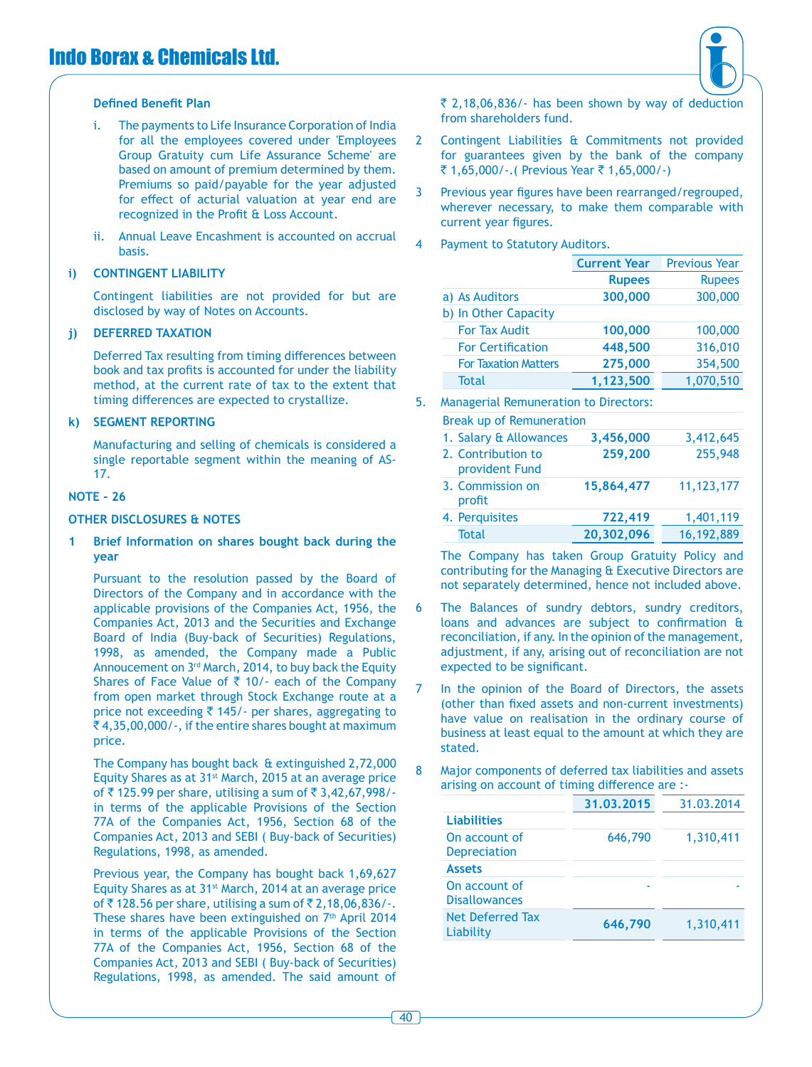**Defined Benefit Plan**

i. The payments to Life Insurance Corporation of India for all the employees covered under 'Employees Group Gratuity cum Life Assurance Scheme' are based on amount of premium determined by them. Premiums so paid/payable for the year adjusted for effect of acturial valuation at year end are recognized in the Profit & Loss Account.

ii. Annual Leave Encashment is accounted on accrual basis.

**i) CONTINGENT LIABILITY**

Contingent liabilities are not provided for but are disclosed by way of Notes on Accounts.

**j) DEFERRED TAXATION**

Deferred Tax resulting from timing differences between book and tax profits is accounted for under the liability method, at the current rate of tax to the extent that timing differences are expected to crystallize.

**k) SEGMENT REPORTING**

Manufacturing and selling of chemicals is considered a single reportable segment within the meaning of AS-17.

**NOTE - 26**

**OTHER DISCLOSURES & NOTES**

**1 Brief Information on shares bought back during the year**

Pursuant to the resolution passed by the Board of Directors of the Company and in accordance with the applicable provisions of the Companies Act, 1956, the Companies Act, 2013 and the Securities and Exchange Board of India (Buy-back of Securities) Regulations, 1998, as amended, the Company made a Public Annoucement on 3rd March, 2014, to buy back the Equity Shares of Face Value of ₹ 10/- each of the Company from open market through Stock Exchange route at a price not exceeding ₹ 145/- per shares, aggregating to ₹ 4,35,00,000/-, if the entire shares bought at maximum price.

The Company has bought back & extinguished 2,72,000 Equity Shares as at 31st March, 2015 at an average price of ₹ 125.99 per share, utilising a sum of ₹ 3,42,67,998/- in terms of the applicable Provisions of the Section 77A of the Companies Act, 1956, Section 68 of the Companies Act, 2013 and SEBI ( Buy-back of Securities) Regulations, 1998, as amended.

Previous year, the Company has bought back 1,69,627 Equity Shares as at 31st March, 2014 at an average price of ₹ 128.56 per share, utilising a sum of ₹ 2,18,06,836/-. These shares have been extinguished on 7th April 2014 in terms of the applicable Provisions of the Section 77A of the Companies Act, 1956, Section 68 of the Companies Act, 2013 and SEBI ( Buy-back of Securities) Regulations, 1998, as amended. The said amount of ₹ 2,18,06,836/- has been shown by way of deduction from shareholders fund.

2 Contingent Liabilities & Commitments not provided for guarantees given by the bank of the company ₹ 1,65,000/-.( Previous Year ₹ 1,65,000/-)

3 Previous year figures have been rearranged/regrouped, wherever necessary, to make them comparable with current year figures.

4 Payment to Statutory Auditors.

| | Current Year | Previous Year |
|---|---|---|
| | Rupees | Rupees |
| a) As Auditors | 300,000 | 300,000 |
| b) In Other Capacity | | |
| For Tax Audit | 100,000 | 100,000 |
| For Certification | 448,500 | 316,010 |
| For Taxation Matters | 275,000 | 354,500 |
| Total | 1,123,500 | 1,070,510 |

5. Managerial Remuneration to Directors:

| Break up of Remuneration | | |
|---|---|---|
| 1. Salary & Allowances | 3,456,000 | 3,412,645 |
| 2. Contribution to provident Fund | 259,200 | 255,948 |
| 3. Commission on profit | 15,864,477 | 11,123,177 |
| 4. Perquisites | 722,419 | 1,401,119 |
| Total | 20,302,096 | 16,192,889 |

The Company has taken Group Gratuity Policy and contributing for the Managing & Executive Directors are not separately determined, hence not included above.

6 The Balances of sundry debtors, sundry creditors, loans and advances are subject to confirmation & reconciliation, if any. In the opinion of the management, adjustment, if any, arising out of reconciliation are not expected to be significant.

7 In the opinion of the Board of Directors, the assets (other than fixed assets and non-current investments) have value on realisation in the ordinary course of business at least equal to the amount at which they are stated.

8 Major components of deferred tax liabilities and assets arising on account of timing difference are :-

| | 31.03.2015 | 31.03.2014 |
|---|---|---|
| **Liabilities** | | |
| On account of Depreciation | 646,790 | 1,310,411 |
| **Assets** | | |
| On account of Disallowances | - | - |
| Net Deferred Tax Liability | 646,790 | 1,310,411 |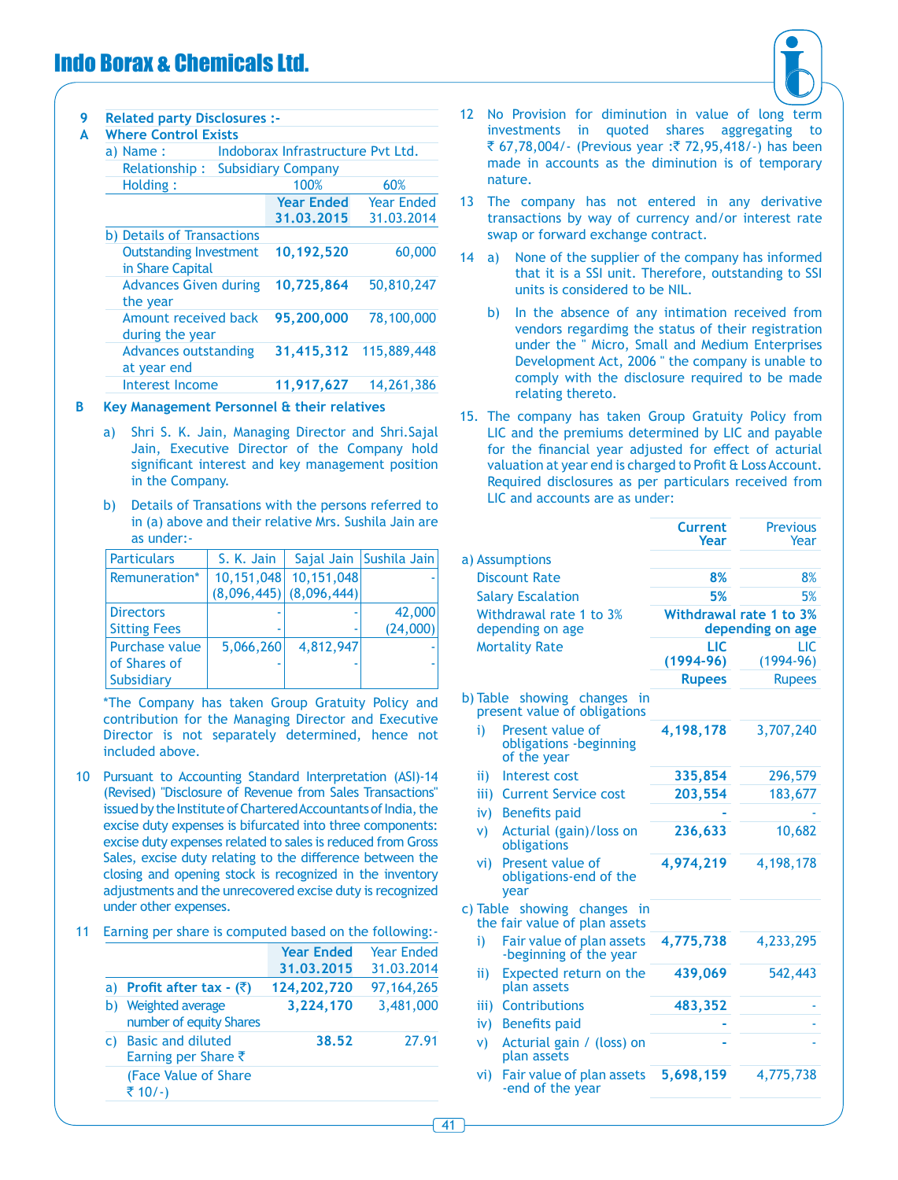**9 Related party Disclosures :-**

**A Where Control Exists**

| a) Name : | Indoborax Infrastructure Pvt Ltd. | |
|---|---|---|
| Relationship : | Subsidiary Company | |
| Holding : | 100% | 60% |
| | **Year Ended 31.03.2015** | Year Ended 31.03.2014 |
| b) Details of Transactions | | |
| Outstanding Investment in Share Capital | **10,192,520** | 60,000 |
| Advances Given during the year | **10,725,864** | 50,810,247 |
| Amount received back during the year | **95,200,000** | 78,100,000 |
| Advances outstanding at year end | **31,415,312** | 115,889,448 |
| Interest Income | **11,917,627** | 14,261,386 |

**B Key Management Personnel & their relatives**

a) Shri S. K. Jain, Managing Director and Shri.Sajal Jain, Executive Director of the Company hold significant interest and key management position in the Company.

b) Details of Transations with the persons referred to in (a) above and their relative Mrs. Sushila Jain are as under:-

| Particulars | S. K. Jain | Sajal Jain | Sushila Jain |
|---|---|---|---|
| Remuneration* | 10,151,048 (8,096,445) | 10,151,048 (8,096,444) | - |
| Directors Sitting Fees | - - | - - | 42,000 (24,000) |
| Purchase value of Shares of Subsidiary | 5,066,260 - | 4,812,947 - | - - |

*The Company has taken Group Gratuity Policy and contribution for the Managing Director and Executive Director is not separately determined, hence not included above.

10 Pursuant to Accounting Standard Interpretation (ASI)-14 (Revised) "Disclosure of Revenue from Sales Transactions" issued by the Institute of Chartered Accountants of India, the excise duty expenses is bifurcated into three components: excise duty expenses related to sales is reduced from Gross Sales, excise duty relating to the difference between the closing and opening stock is recognized in the inventory adjustments and the unrecovered excise duty is recognized under other expenses.

11 Earning per share is computed based on the following:-

| | Year Ended 31.03.2015 | Year Ended 31.03.2014 |
|---|---|---|
| a) **Profit after tax - (₹)** | **124,202,720** | 97,164,265 |
| b) Weighted average number of equity Shares | **3,224,170** | 3,481,000 |
| c) Basic and diluted Earning per Share ₹ (Face Value of Share ₹ 10/-) | **38.52** | 27.91 |

12 No Provision for diminution in value of long term investments in quoted shares aggregating to ₹ 67,78,004/- (Previous year :₹ 72,95,418/-) has been made in accounts as the diminution is of temporary nature.

13 The company has not entered in any derivative transactions by way of currency and/or interest rate swap or forward exchange contract.

14 a) None of the supplier of the company has informed that it is a SSI unit. Therefore, outstanding to SSI units is considered to be NIL.

b) In the absence of any intimation received from vendors regardimg the status of their registration under the " Micro, Small and Medium Enterprises Development Act, 2006 " the company is unable to comply with the disclosure required to be made relating thereto.

15. The company has taken Group Gratuity Policy from LIC and the premiums determined by LIC and payable for the financial year adjusted for effect of acturial valuation at year end is charged to Profit & Loss Account. Required disclosures as per particulars received from LIC and accounts are as under:

| | Current Year | Previous Year |
|---|---|---|
| a) Assumptions | | |
| Discount Rate | **8%** | 8% |
| Salary Escalation | **5%** | 5% |
| Withdrawal rate 1 to 3% depending on age | **Withdrawal rate 1 to 3% depending on age** | |
| Mortality Rate | **LIC (1994-96)** | LIC (1994-96) |
| | **Rupees** | Rupees |
| b) Table showing changes in present value of obligations | | |
| i) Present value of obligations -beginning of the year | **4,198,178** | 3,707,240 |
| ii) Interest cost | **335,854** | 296,579 |
| iii) Current Service cost | **203,554** | 183,677 |
| iv) Benefits paid | **-** | - |
| v) Acturial (gain)/loss on obligations | **236,633** | 10,682 |
| vi) Present value of obligations-end of the year | **4,974,219** | 4,198,178 |
| c) Table showing changes in the fair value of plan assets | | |
| i) Fair value of plan assets -beginning of the year | **4,775,738** | 4,233,295 |
| ii) Expected return on the plan assets | **439,069** | 542,443 |
| iii) Contributions | **483,352** | - |
| iv) Benefits paid | **-** | - |
| v) Acturial gain / (loss) on plan assets | **-** | - |
| vi) Fair value of plan assets -end of the year | **5,698,159** | 4,775,738 |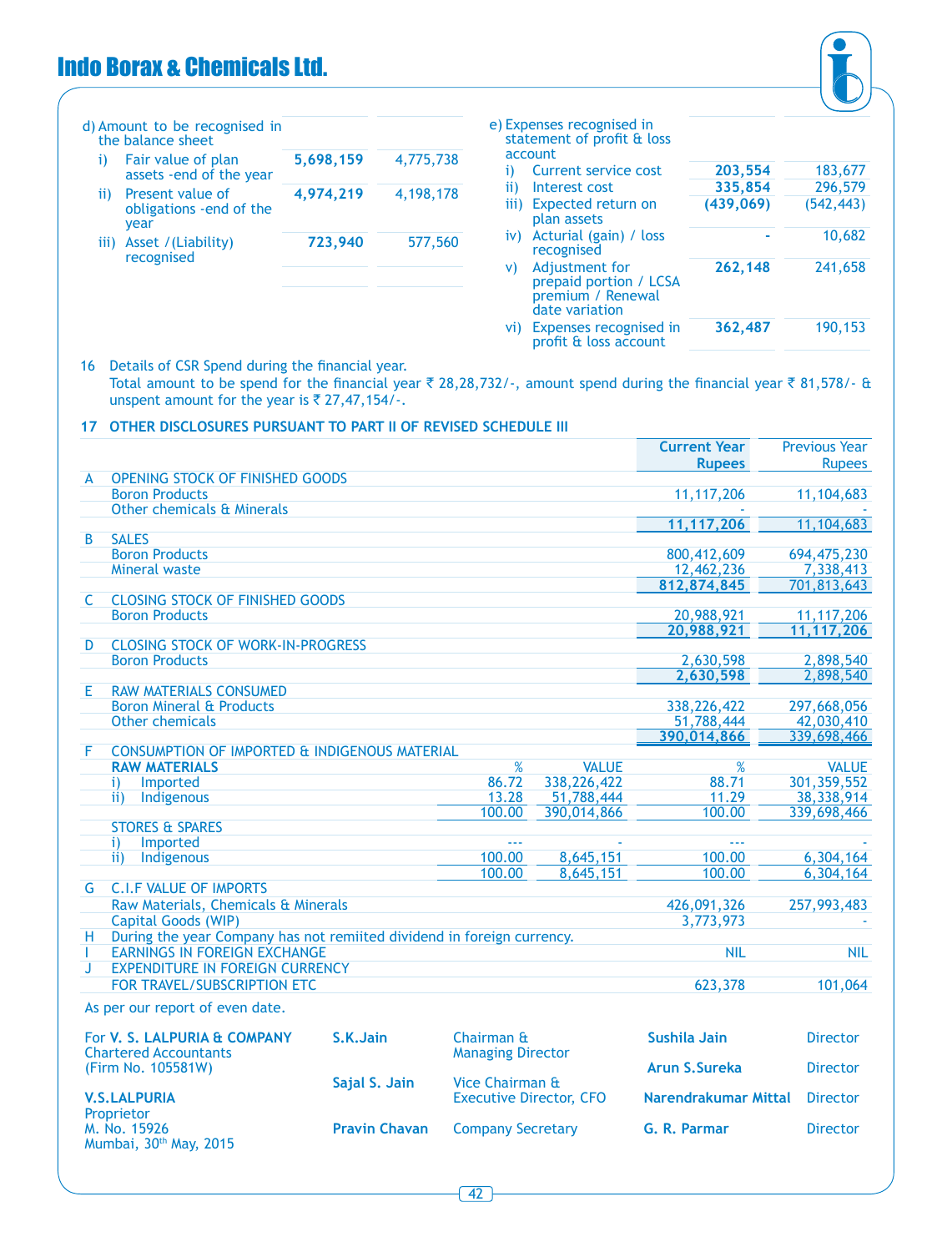| d) Amount to be recognised in the balance sheet | | |
|---|---|---|
| i) Fair value of plan assets -end of the year | **5,698,159** | 4,775,738 |
| ii) Present value of obligations -end of the year | **4,974,219** | 4,198,178 |
| iii) Asset /(Liability) recognised | **723,940** | 577,560 |

| e) Expenses recognised in statement of profit & loss account | | |
|---|---|---|
| i) Current service cost | **203,554** | 183,677 |
| ii) Interest cost | **335,854** | 296,579 |
| iii) Expected return on plan assets | **(439,069)** | (542,443) |
| iv) Acturial (gain) / loss recognised | **-** | 10,682 |
| v) Adjustment for prepaid portion / LCSA premium / Renewal date variation | **262,148** | 241,658 |
| vi) Expenses recognised in profit & loss account | **362,487** | 190,153 |

16 Details of CSR Spend during the financial year.

Total amount to be spend for the financial year ₹ 28,28,732/-, amount spend during the financial year ₹ 81,578/- & unspent amount for the year is ₹ 27,47,154/-.

**17 OTHER DISCLOSURES PURSUANT TO PART II OF REVISED SCHEDULE III**

| | | | | **Current Year Rupees** | Previous Year Rupees |
|---|---|---|---|---|---|
| A | OPENING STOCK OF FINISHED GOODS | | | | |
| | Boron Products | | | 11,117,206 | 11,104,683 |
| | Other chemicals & Minerals | | | - | - |
| | | | | **11,117,206** | 11,104,683 |
| B | SALES | | | | |
| | Boron Products | | | 800,412,609 | 694,475,230 |
| | Mineral waste | | | 12,462,236 | 7,338,413 |
| | | | | **812,874,845** | 701,813,643 |
| C | CLOSING STOCK OF FINISHED GOODS | | | | |
| | Boron Products | | | 20,988,921 | 11,117,206 |
| | | | | **20,988,921** | **11,117,206** |
| D | CLOSING STOCK OF WORK-IN-PROGRESS | | | | |
| | Boron Products | | | 2,630,598 | 2,898,540 |
| | | | | **2,630,598** | 2,898,540 |
| E | RAW MATERIALS CONSUMED | | | | |
| | Boron Mineral & Products | | | 338,226,422 | 297,668,056 |
| | Other chemicals | | | 51,788,444 | 42,030,410 |
| | | | | **390,014,866** | 339,698,466 |
| F | CONSUMPTION OF IMPORTED & INDIGENOUS MATERIAL | | | | |
| | **RAW MATERIALS** | % | VALUE | % | VALUE |
| | i) Imported | 86.72 | 338,226,422 | 88.71 | 301,359,552 |
| | ii) Indigenous | 13.28 | 51,788,444 | 11.29 | 38,338,914 |
| | | 100.00 | 390,014,866 | 100.00 | 339,698,466 |
| | STORES & SPARES | | | | |
| | i) Imported | --- | - | --- | - |
| | ii) Indigenous | 100.00 | 8,645,151 | 100.00 | 6,304,164 |
| | | 100.00 | 8,645,151 | 100.00 | 6,304,164 |
| G | C.I.F VALUE OF IMPORTS | | | | |
| | Raw Materials, Chemicals & Minerals | | | 426,091,326 | 257,993,483 |
| | Capital Goods (WIP) | | | 3,773,973 | - |
| H | During the year Company has not remiited dividend in foreign currency. | | | | |
| I | EARNINGS IN FOREIGN EXCHANGE | | | NIL | NIL |
| J | EXPENDITURE IN FOREIGN CURRENCY | | | | |
| | FOR TRAVEL/SUBSCRIPTION ETC | | | 623,378 | 101,064 |

As per our report of even date.

For **V. S. LALPURIA & COMPANY**
Chartered Accountants
(Firm No. 105581W)

**V.S.LALPURIA**
Proprietor
M. No. 15926
Mumbai, 30th May, 2015

| | | | |
|---|---|---|---|
| **S.K.Jain** | Chairman & Managing Director | **Sushila Jain** | Director |
| | | **Arun S.Sureka** | Director |
| **Sajal S. Jain** | Vice Chairman & Executive Director, CFO | **Narendrakumar Mittal** | Director |
| **Pravin Chavan** | Company Secretary | **G. R. Parmar** | Director |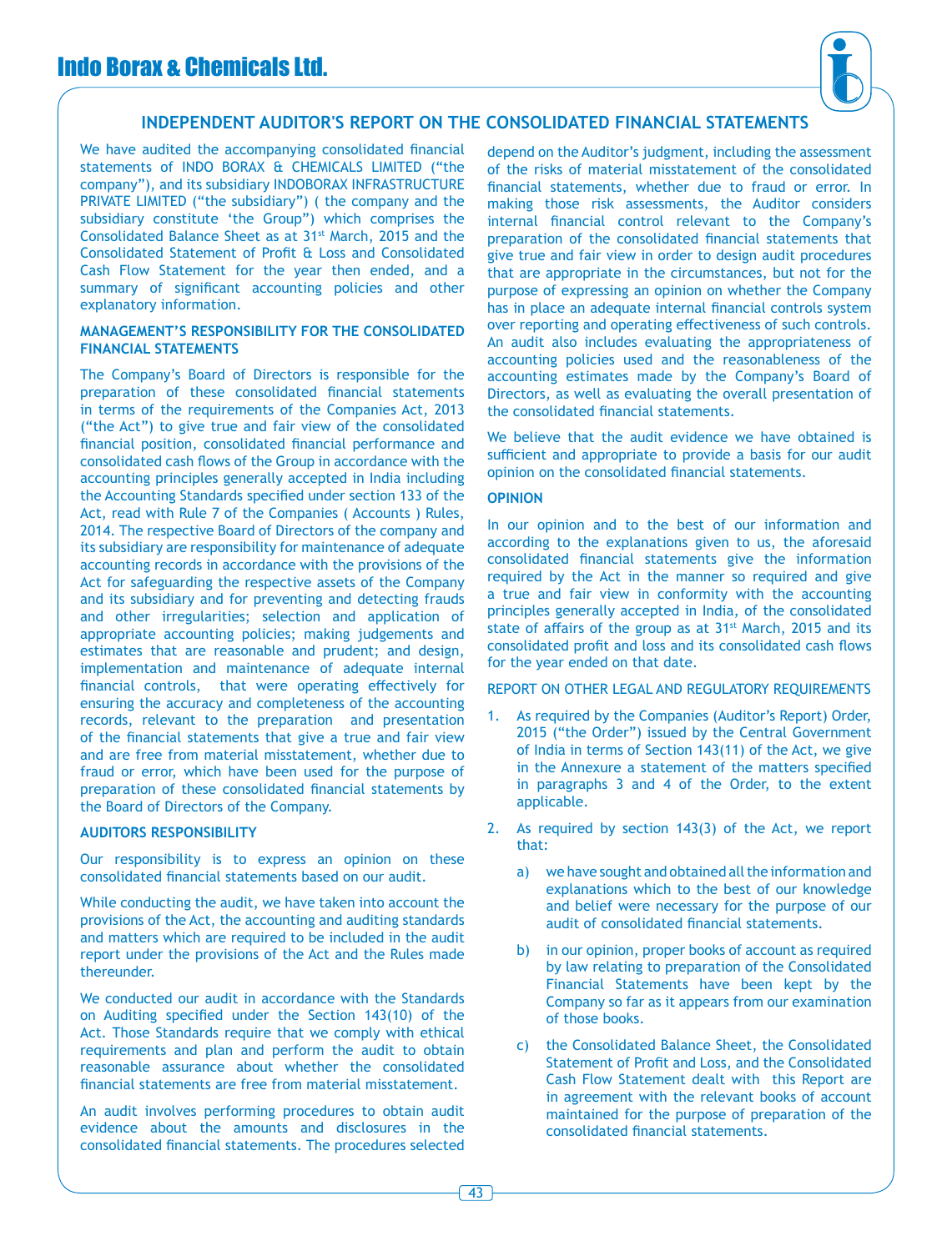## INDEPENDENT AUDITOR'S REPORT ON THE CONSOLIDATED FINANCIAL STATEMENTS

We have audited the accompanying consolidated financial statements of INDO BORAX & CHEMICALS LIMITED ("the company"), and its subsidiary INDOBORAX INFRASTRUCTURE PRIVATE LIMITED ("the subsidiary") ( the company and the subsidiary constitute 'the Group") which comprises the Consolidated Balance Sheet as at 31st March, 2015 and the Consolidated Statement of Profit & Loss and Consolidated Cash Flow Statement for the year then ended, and a summary of significant accounting policies and other explanatory information.

**MANAGEMENT'S RESPONSIBILITY FOR THE CONSOLIDATED FINANCIAL STATEMENTS**

The Company's Board of Directors is responsible for the preparation of these consolidated financial statements in terms of the requirements of the Companies Act, 2013 ("the Act") to give true and fair view of the consolidated financial position, consolidated financial performance and consolidated cash flows of the Group in accordance with the accounting principles generally accepted in India including the Accounting Standards specified under section 133 of the Act, read with Rule 7 of the Companies ( Accounts ) Rules, 2014. The respective Board of Directors of the company and its subsidiary are responsibility for maintenance of adequate accounting records in accordance with the provisions of the Act for safeguarding the respective assets of the Company and its subsidiary and for preventing and detecting frauds and other irregularities; selection and application of appropriate accounting policies; making judgements and estimates that are reasonable and prudent; and design, implementation and maintenance of adequate internal financial controls, that were operating effectively for ensuring the accuracy and completeness of the accounting records, relevant to the preparation and presentation of the financial statements that give a true and fair view and are free from material misstatement, whether due to fraud or error, which have been used for the purpose of preparation of these consolidated financial statements by the Board of Directors of the Company.

**AUDITORS RESPONSIBILITY**

Our responsibility is to express an opinion on these consolidated financial statements based on our audit.

While conducting the audit, we have taken into account the provisions of the Act, the accounting and auditing standards and matters which are required to be included in the audit report under the provisions of the Act and the Rules made thereunder.

We conducted our audit in accordance with the Standards on Auditing specified under the Section 143(10) of the Act. Those Standards require that we comply with ethical requirements and plan and perform the audit to obtain reasonable assurance about whether the consolidated financial statements are free from material misstatement.

An audit involves performing procedures to obtain audit evidence about the amounts and disclosures in the consolidated financial statements. The procedures selected depend on the Auditor's judgment, including the assessment of the risks of material misstatement of the consolidated financial statements, whether due to fraud or error. In making those risk assessments, the Auditor considers internal financial control relevant to the Company's preparation of the consolidated financial statements that give true and fair view in order to design audit procedures that are appropriate in the circumstances, but not for the purpose of expressing an opinion on whether the Company has in place an adequate internal financial controls system over reporting and operating effectiveness of such controls. An audit also includes evaluating the appropriateness of accounting policies used and the reasonableness of the accounting estimates made by the Company's Board of Directors, as well as evaluating the overall presentation of the consolidated financial statements.

We believe that the audit evidence we have obtained is sufficient and appropriate to provide a basis for our audit opinion on the consolidated financial statements.

**OPINION**

In our opinion and to the best of our information and according to the explanations given to us, the aforesaid consolidated financial statements give the information required by the Act in the manner so required and give a true and fair view in conformity with the accounting principles generally accepted in India, of the consolidated state of affairs of the group as at 31st March, 2015 and its consolidated profit and loss and its consolidated cash flows for the year ended on that date.

REPORT ON OTHER LEGAL AND REGULATORY REQUIREMENTS

1. As required by the Companies (Auditor's Report) Order, 2015 ("the Order") issued by the Central Government of India in terms of Section 143(11) of the Act, we give in the Annexure a statement of the matters specified in paragraphs 3 and 4 of the Order, to the extent applicable.

2. As required by section 143(3) of the Act, we report that:

   a) we have sought and obtained all the information and explanations which to the best of our knowledge and belief were necessary for the purpose of our audit of consolidated financial statements.

   b) in our opinion, proper books of account as required by law relating to preparation of the Consolidated Financial Statements have been kept by the Company so far as it appears from our examination of those books.

   c) the Consolidated Balance Sheet, the Consolidated Statement of Profit and Loss, and the Consolidated Cash Flow Statement dealt with this Report are in agreement with the relevant books of account maintained for the purpose of preparation of the consolidated financial statements.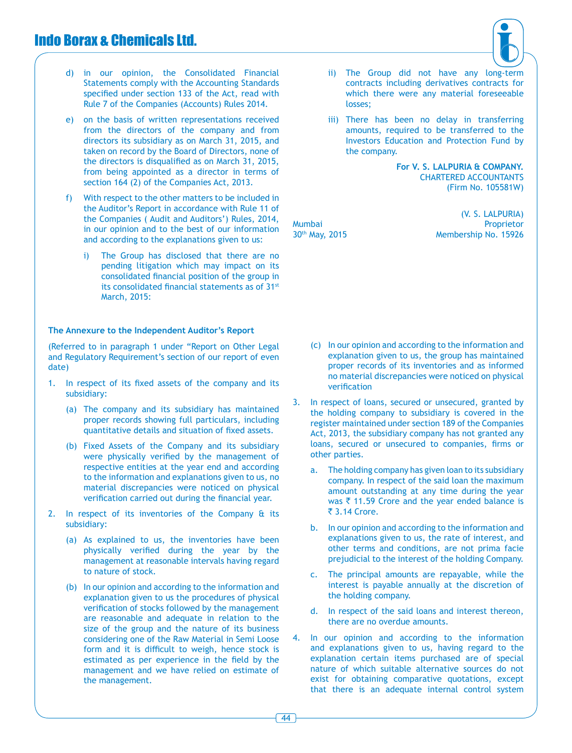d) in our opinion, the Consolidated Financial Statements comply with the Accounting Standards specified under section 133 of the Act, read with Rule 7 of the Companies (Accounts) Rules 2014.

e) on the basis of written representations received from the directors of the company and from directors its subsidiary as on March 31, 2015, and taken on record by the Board of Directors, none of the directors is disqualified as on March 31, 2015, from being appointed as a director in terms of section 164 (2) of the Companies Act, 2013.

f) With respect to the other matters to be included in the Auditor's Report in accordance with Rule 11 of the Companies ( Audit and Auditors') Rules, 2014, in our opinion and to the best of our information and according to the explanations given to us:

   i) The Group has disclosed that there are no pending litigation which may impact on its consolidated financial position of the group in its consolidated financial statements as of 31st March, 2015:

   ii) The Group did not have any long-term contracts including derivatives contracts for which there were any material foreseeable losses;

   iii) There has been no delay in transferring amounts, required to be transferred to the Investors Education and Protection Fund by the company.

**For V. S. LALPURIA & COMPANY.**
CHARTERED ACCOUNTANTS
(Firm No. 105581W)

(V. S. LALPURIA)
Proprietor
Membership No. 15926

Mumbai
30th May, 2015

### The Annexure to the Independent Auditor's Report

(Referred to in paragraph 1 under "Report on Other Legal and Regulatory Requirement's section of our report of even date)

1. In respect of its fixed assets of the company and its subsidiary:

   (a) The company and its subsidiary has maintained proper records showing full particulars, including quantitative details and situation of fixed assets.

   (b) Fixed Assets of the Company and its subsidiary were physically verified by the management of respective entities at the year end and according to the information and explanations given to us, no material discrepancies were noticed on physical verification carried out during the financial year.

2. In respect of its inventories of the Company & its subsidiary:

   (a) As explained to us, the inventories have been physically verified during the year by the management at reasonable intervals having regard to nature of stock.

   (b) In our opinion and according to the information and explanation given to us the procedures of physical verification of stocks followed by the management are reasonable and adequate in relation to the size of the group and the nature of its business considering one of the Raw Material in Semi Loose form and it is difficult to weigh, hence stock is estimated as per experience in the field by the management and we have relied on estimate of the management.

   (c) In our opinion and according to the information and explanations given to us, the group has maintained proper records of its inventories and as informed no material discrepancies were noticed on physical verification

3. In respect of loans, secured or unsecured, granted by the holding company to subsidiary is covered in the register maintained under section 189 of the Companies Act, 2013, the subsidiary company has not granted any loans, secured or unsecured to companies, firms or other parties.

   a. The holding company has given loan to its subsidiary company. In respect of the said loan the maximum amount outstanding at any time during the year was ₹ 11.59 Crore and the year ended balance is ₹ 3.14 Crore.

   b. In our opinion and according to the information and explanations given to us, the rate of interest, and other terms and conditions, are not prima facie prejudicial to the interest of the holding Company.

   c. The principal amounts are repayable, while the interest is payable annually at the discretion of the holding company.

   d. In respect of the said loans and interest thereon, there are no overdue amounts.

4. In our opinion and according to the information and explanations given to us, having regard to the explanation certain items purchased are of special nature of which suitable alternative sources do not exist for obtaining comparative quotations, except that there is an adequate internal control system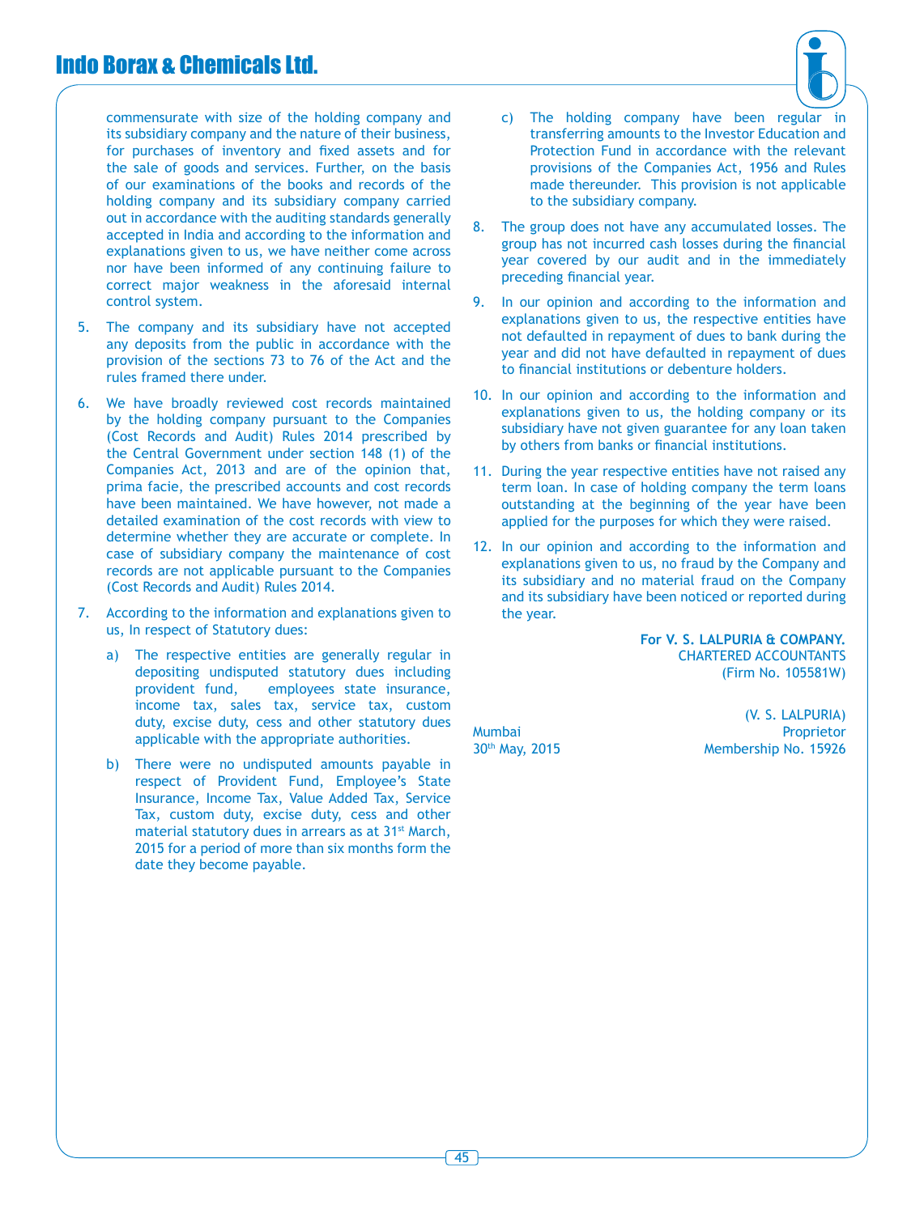commensurate with size of the holding company and its subsidiary company and the nature of their business, for purchases of inventory and fixed assets and for the sale of goods and services. Further, on the basis of our examinations of the books and records of the holding company and its subsidiary company carried out in accordance with the auditing standards generally accepted in India and according to the information and explanations given to us, we have neither come across nor have been informed of any continuing failure to correct major weakness in the aforesaid internal control system.

5. The company and its subsidiary have not accepted any deposits from the public in accordance with the provision of the sections 73 to 76 of the Act and the rules framed there under.

6. We have broadly reviewed cost records maintained by the holding company pursuant to the Companies (Cost Records and Audit) Rules 2014 prescribed by the Central Government under section 148 (1) of the Companies Act, 2013 and are of the opinion that, prima facie, the prescribed accounts and cost records have been maintained. We have however, not made a detailed examination of the cost records with view to determine whether they are accurate or complete. In case of subsidiary company the maintenance of cost records are not applicable pursuant to the Companies (Cost Records and Audit) Rules 2014.

7. According to the information and explanations given to us, In respect of Statutory dues:

   a) The respective entities are generally regular in depositing undisputed statutory dues including provident fund, employees state insurance, income tax, sales tax, service tax, custom duty, excise duty, cess and other statutory dues applicable with the appropriate authorities.

   b) There were no undisputed amounts payable in respect of Provident Fund, Employee's State Insurance, Income Tax, Value Added Tax, Service Tax, custom duty, excise duty, cess and other material statutory dues in arrears as at 31st March, 2015 for a period of more than six months form the date they become payable.

   c) The holding company have been regular in transferring amounts to the Investor Education and Protection Fund in accordance with the relevant provisions of the Companies Act, 1956 and Rules made thereunder. This provision is not applicable to the subsidiary company.

8. The group does not have any accumulated losses. The group has not incurred cash losses during the financial year covered by our audit and in the immediately preceding financial year.

9. In our opinion and according to the information and explanations given to us, the respective entities have not defaulted in repayment of dues to bank during the year and did not have defaulted in repayment of dues to financial institutions or debenture holders.

10. In our opinion and according to the information and explanations given to us, the holding company or its subsidiary have not given guarantee for any loan taken by others from banks or financial institutions.

11. During the year respective entities have not raised any term loan. In case of holding company the term loans outstanding at the beginning of the year have been applied for the purposes for which they were raised.

12. In our opinion and according to the information and explanations given to us, no fraud by the Company and its subsidiary and no material fraud on the Company and its subsidiary have been noticed or reported during the year.

**For V. S. LALPURIA & COMPANY.**
CHARTERED ACCOUNTANTS
(Firm No. 105581W)

(V. S. LALPURIA)
Proprietor
Membership No. 15926

Mumbai
30th May, 2015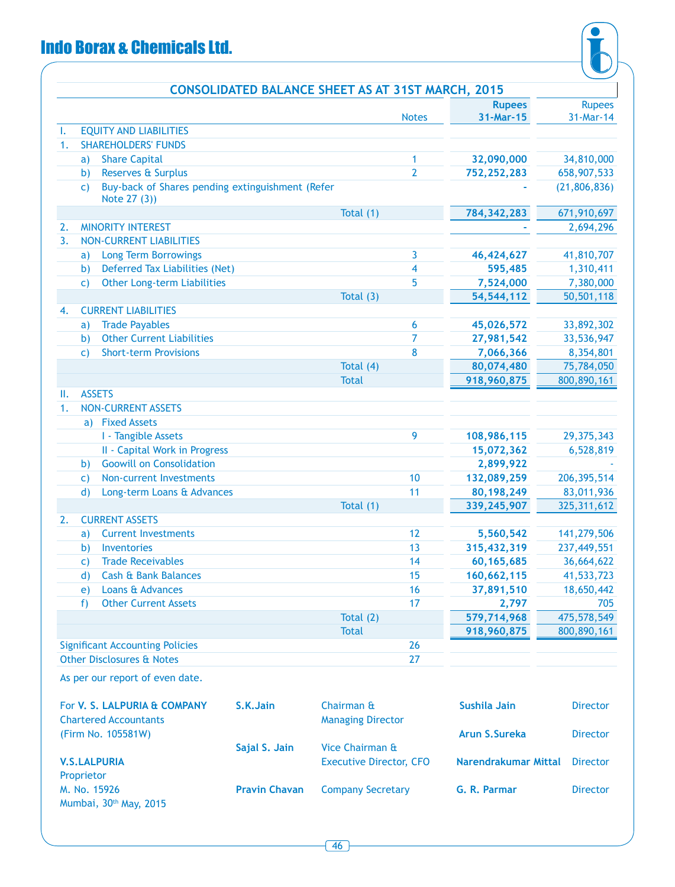## Indo Borax & Chemicals Ltd.

### CONSOLIDATED BALANCE SHEET AS AT 31ST MARCH, 2015

| | | Notes | Rupees 31-Mar-15 | Rupees 31-Mar-14 |
|---|---|---|---|---|
| I. | EQUITY AND LIABILITIES | | | |
| 1. | SHAREHOLDERS' FUNDS | | | |
| | a) Share Capital | 1 | **32,090,000** | 34,810,000 |
| | b) Reserves & Surplus | 2 | **752,252,283** | 658,907,533 |
| | c) Buy-back of Shares pending extinguishment (Refer Note 27 (3)) | | **-** | (21,806,836) |
| | Total (1) | | **784,342,283** | 671,910,697 |
| 2. | MINORITY INTEREST | | **-** | 2,694,296 |
| 3. | NON-CURRENT LIABILITIES | | | |
| | a) Long Term Borrowings | 3 | **46,424,627** | 41,810,707 |
| | b) Deferred Tax Liabilities (Net) | 4 | **595,485** | 1,310,411 |
| | c) Other Long-term Liabilities | 5 | **7,524,000** | 7,380,000 |
| | Total (3) | | **54,544,112** | 50,501,118 |
| 4. | CURRENT LIABILITIES | | | |
| | a) Trade Payables | 6 | **45,026,572** | 33,892,302 |
| | b) Other Current Liabilities | 7 | **27,981,542** | 33,536,947 |
| | c) Short-term Provisions | 8 | **7,066,366** | 8,354,801 |
| | Total (4) | | **80,074,480** | 75,784,050 |
| | Total | | **918,960,875** | 800,890,161 |
| II. | ASSETS | | | |
| 1. | NON-CURRENT ASSETS | | | |
| | a) Fixed Assets | | | |
| | I - Tangible Assets | 9 | **108,986,115** | 29,375,343 |
| | II - Capital Work in Progress | | **15,072,362** | 6,528,819 |
| | b) Goowill on Consolidation | | **2,899,922** | - |
| | c) Non-current Investments | 10 | **132,089,259** | 206,395,514 |
| | d) Long-term Loans & Advances | 11 | **80,198,249** | 83,011,936 |
| | Total (1) | | **339,245,907** | 325,311,612 |
| 2. | CURRENT ASSETS | | | |
| | a) Current Investments | 12 | **5,560,542** | 141,279,506 |
| | b) Inventories | 13 | **315,432,319** | 237,449,551 |
| | c) Trade Receivables | 14 | **60,165,685** | 36,664,622 |
| | d) Cash & Bank Balances | 15 | **160,662,115** | 41,533,723 |
| | e) Loans & Advances | 16 | **37,891,510** | 18,650,442 |
| | f) Other Current Assets | 17 | **2,797** | 705 |
| | Total (2) | | **579,714,968** | 475,578,549 |
| | Total | | **918,960,875** | 800,890,161 |
| Significant Accounting Policies | | 26 | | |
| Other Disclosures & Notes | | 27 | | |

As per our report of even date.

For **V. S. LALPURIA & COMPANY**
Chartered Accountants
(Firm No. 105581W)

**V.S.LALPURIA**
Proprietor
M. No. 15926
Mumbai, 30th May, 2015

**S.K.Jain** — Chairman & Managing Director

**Sajal S. Jain** — Vice Chairman & Executive Director, CFO

**Pravin Chavan** — Company Secretary

**Sushila Jain** — Director

**Arun S.Sureka** — Director

**Narendrakumar Mittal** — Director

**G. R. Parmar** — Director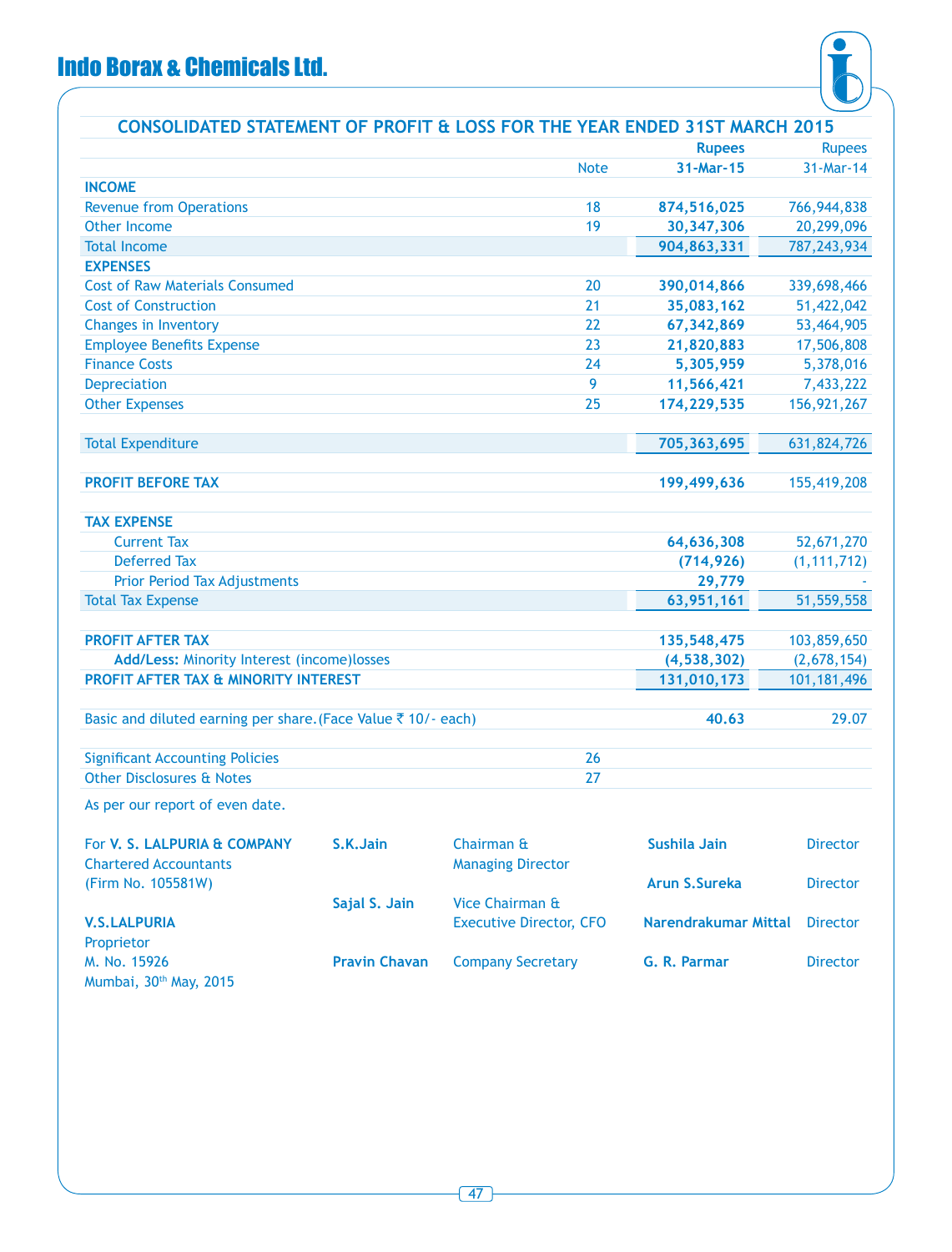## CONSOLIDATED STATEMENT OF PROFIT & LOSS FOR THE YEAR ENDED 31ST MARCH 2015

| | Note | Rupees 31-Mar-15 | Rupees 31-Mar-14 |
|---|---|---|---|
| **INCOME** | | | |
| Revenue from Operations | 18 | **874,516,025** | 766,944,838 |
| Other Income | 19 | **30,347,306** | 20,299,096 |
| Total Income | | **904,863,331** | 787,243,934 |
| **EXPENSES** | | | |
| Cost of Raw Materials Consumed | 20 | **390,014,866** | 339,698,466 |
| Cost of Construction | 21 | **35,083,162** | 51,422,042 |
| Changes in Inventory | 22 | **67,342,869** | 53,464,905 |
| Employee Benefits Expense | 23 | **21,820,883** | 17,506,808 |
| Finance Costs | 24 | **5,305,959** | 5,378,016 |
| Depreciation | 9 | **11,566,421** | 7,433,222 |
| Other Expenses | 25 | **174,229,535** | 156,921,267 |
| Total Expenditure | | **705,363,695** | 631,824,726 |
| **PROFIT BEFORE TAX** | | **199,499,636** | 155,419,208 |
| **TAX EXPENSE** | | | |
| Current Tax | | **64,636,308** | 52,671,270 |
| Deferred Tax | | **(714,926)** | (1,111,712) |
| Prior Period Tax Adjustments | | **29,779** | - |
| Total Tax Expense | | **63,951,161** | 51,559,558 |
| **PROFIT AFTER TAX** | | **135,548,475** | 103,859,650 |
| **Add/Less:** Minority Interest (income)losses | | **(4,538,302)** | (2,678,154) |
| **PROFIT AFTER TAX & MINORITY INTEREST** | | **131,010,173** | 101,181,496 |
| Basic and diluted earning per share.(Face Value ₹ 10/- each) | | **40.63** | 29.07 |
| Significant Accounting Policies | 26 | | |
| Other Disclosures & Notes | 27 | | |

As per our report of even date.

For **V. S. LALPURIA & COMPANY**
Chartered Accountants
(Firm No. 105581W)

**V.S.LALPURIA**
Proprietor
M. No. 15926
Mumbai, 30th May, 2015

**S.K.Jain** — Chairman & Managing Director

**Sajal S. Jain** — Vice Chairman & Executive Director, CFO

**Pravin Chavan** — Company Secretary

**Sushila Jain** — Director

**Arun S.Sureka** — Director

**Narendrakumar Mittal** — Director

**G. R. Parmar** — Director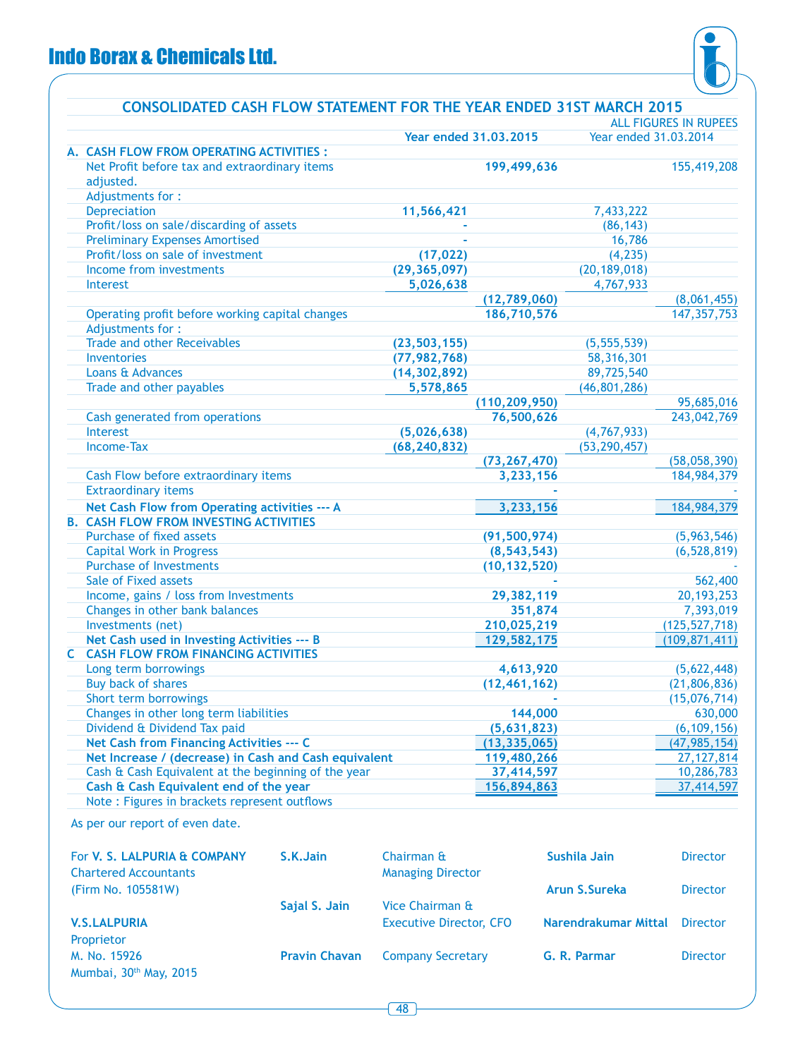# Indo Borax & Chemicals Ltd.

## CONSOLIDATED CASH FLOW STATEMENT FOR THE YEAR ENDED 31ST MARCH 2015

ALL FIGURES IN RUPEES

| | Year ended 31.03.2015 | | Year ended 31.03.2014 | |
|---|---|---|---|---|
| **A. CASH FLOW FROM OPERATING ACTIVITIES :** | | | | |
| Net Profit before tax and extraordinary items adjusted. | | **199,499,636** | | 155,419,208 |
| Adjustments for : | | | | |
| Depreciation | **11,566,421** | | 7,433,222 | |
| Profit/loss on sale/discarding of assets | **-** | | (86,143) | |
| Preliminary Expenses Amortised | **-** | | 16,786 | |
| Profit/loss on sale of investment | **(17,022)** | | (4,235) | |
| Income from investments | **(29,365,097)** | | (20,189,018) | |
| Interest | **5,026,638** | | 4,767,933 | |
| | | **(12,789,060)** | | (8,061,455) |
| Operating profit before working capital changes | | **186,710,576** | | 147,357,753 |
| Adjustments for : | | | | |
| Trade and other Receivables | **(23,503,155)** | | (5,555,539) | |
| Inventories | **(77,982,768)** | | 58,316,301 | |
| Loans & Advances | **(14,302,892)** | | 89,725,540 | |
| Trade and other payables | **5,578,865** | | (46,801,286) | |
| | | **(110,209,950)** | | 95,685,016 |
| Cash generated from operations | | **76,500,626** | | 243,042,769 |
| Interest | **(5,026,638)** | | (4,767,933) | |
| Income-Tax | **(68,240,832)** | | (53,290,457) | |
| | | **(73,267,470)** | | (58,058,390) |
| Cash Flow before extraordinary items | | **3,233,156** | | 184,984,379 |
| Extraordinary items | | **-** | | - |
| **Net Cash Flow from Operating activities --- A** | | **3,233,156** | | 184,984,379 |
| **B. CASH FLOW FROM INVESTING ACTIVITIES** | | | | |
| Purchase of fixed assets | | **(91,500,974)** | | (5,963,546) |
| Capital Work in Progress | | **(8,543,543)** | | (6,528,819) |
| Purchase of Investments | | **(10,132,520)** | | - |
| Sale of Fixed assets | | **-** | | 562,400 |
| Income, gains / loss from Investments | | **29,382,119** | | 20,193,253 |
| Changes in other bank balances | | **351,874** | | 7,393,019 |
| Investments (net) | | **210,025,219** | | (125,527,718) |
| **Net Cash used in Investing Activities --- B** | | **129,582,175** | | (109,871,411) |
| **C CASH FLOW FROM FINANCING ACTIVITIES** | | | | |
| Long term borrowings | | **4,613,920** | | (5,622,448) |
| Buy back of shares | | **(12,461,162)** | | (21,806,836) |
| Short term borrowings | | **-** | | (15,076,714) |
| Changes in other long term liabilities | | **144,000** | | 630,000 |
| Dividend & Dividend Tax paid | | **(5,631,823)** | | (6,109,156) |
| **Net Cash from Financing Activities --- C** | | **(13,335,065)** | | (47,985,154) |
| **Net Increase / (decrease) in Cash and Cash equivalent** | | **119,480,266** | | 27,127,814 |
| Cash & Cash Equivalent at the beginning of the year | | **37,414,597** | | 10,286,783 |
| **Cash & Cash Equivalent end of the year** | | **156,894,863** | | 37,414,597 |
| Note : Figures in brackets represent outflows | | | | |

As per our report of even date.

For **V. S. LALPURIA & COMPANY**
Chartered Accountants
(Firm No. 105581W)

**V.S.LALPURIA**
Proprietor
M. No. 15926
Mumbai, 30th May, 2015

**S.K.Jain** — Chairman & Managing Director

**Sajal S. Jain** — Vice Chairman & Executive Director, CFO

**Pravin Chavan** — Company Secretary

**Sushila Jain** — Director

**Arun S.Sureka** — Director

**Narendrakumar Mittal** — Director

**G. R. Parmar** — Director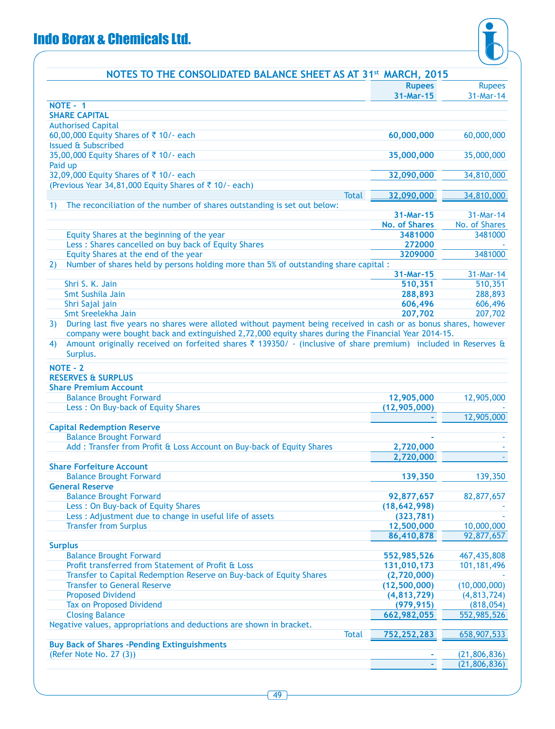## NOTES TO THE CONSOLIDATED BALANCE SHEET AS AT 31st MARCH, 2015

| | Rupees 31-Mar-15 | Rupees 31-Mar-14 |
|---|---|---|
| **NOTE - 1** | | |
| **SHARE CAPITAL** | | |
| Authorised Capital | | |
| 60,00,000 Equity Shares of ₹ 10/- each | **60,000,000** | 60,000,000 |
| Issued & Subscribed | | |
| 35,00,000 Equity Shares of ₹ 10/- each | **35,000,000** | 35,000,000 |
| Paid up | | |
| 32,09,000 Equity Shares of ₹ 10/- each | **32,090,000** | 34,810,000 |
| (Previous Year 34,81,000 Equity Shares of ₹ 10/- each) | | |
| Total | **32,090,000** | 34,810,000 |

1) The reconciliation of the number of shares outstanding is set out below:

| | 31-Mar-15 No. of Shares | 31-Mar-14 No. of Shares |
|---|---|---|
| Equity Shares at the beginning of the year | **3481000** | 3481000 |
| Less : Shares cancelled on buy back of Equity Shares | **272000** | - |
| Equity Shares at the end of the year | **3209000** | 3481000 |

2) Number of shares held by persons holding more than 5% of outstanding share capital :

| | 31-Mar-15 | 31-Mar-14 |
|---|---|---|
| Shri S. K. Jain | **510,351** | 510,351 |
| Smt Sushila Jain | **288,893** | 288,893 |
| Shri Sajal jain | **606,496** | 606,496 |
| Smt Sreelekha Jain | **207,702** | 207,702 |

3) During last five years no shares were alloted without payment being received in cash or as bonus shares, however company were bought back and extinguished 2,72,000 equity shares during the Financial Year 2014-15.

4) Amount originally received on forfeited shares ₹ 139350/ - (inclusive of share premium) included in Reserves & Surplus.

| | Rupees 31-Mar-15 | Rupees 31-Mar-14 |
|---|---|---|
| **NOTE - 2** | | |
| **RESERVES & SURPLUS** | | |
| **Share Premium Account** | | |
| Balance Brought Forward | **12,905,000** | 12,905,000 |
| Less : On Buy-back of Equity Shares | **(12,905,000)** | - |
| | **-** | 12,905,000 |
| **Capital Redemption Reserve** | | |
| Balance Brought Forward | **-** | - |
| Add : Transfer from Profit & Loss Account on Buy-back of Equity Shares | **2,720,000** | - |
| | **2,720,000** | - |
| **Share Forfeiture Account** | | |
| Balance Brought Forward | **139,350** | 139,350 |
| **General Reserve** | | |
| Balance Brought Forward | **92,877,657** | 82,877,657 |
| Less : On Buy-back of Equity Shares | **(18,642,998)** | - |
| Less : Adjustment due to change in useful life of assets | **(323,781)** | - |
| Transfer from Surplus | **12,500,000** | 10,000,000 |
| | **86,410,878** | 92,877,657 |
| **Surplus** | | |
| Balance Brought Forward | **552,985,526** | 467,435,808 |
| Profit transferred from Statement of Profit & Loss | **131,010,173** | 101,181,496 |
| Transfer to Capital Redemption Reserve on Buy-back of Equity Shares | **(2,720,000)** | - |
| Transfer to General Reserve | **(12,500,000)** | (10,000,000) |
| Proposed Dividend | **(4,813,729)** | (4,813,724) |
| Tax on Proposed Dividend | **(979,915)** | (818,054) |
| Closing Balance | **662,982,055** | 552,985,526 |
| Negative values, appropriations and deductions are shown in bracket. | | |
| Total | **752,252,283** | 658,907,533 |
| **Buy Back of Shares -Pending Extinguishments** | | |
| (Refer Note No. 27 (3)) | **-** | (21,806,836) |
| | **-** | (21,806,836) |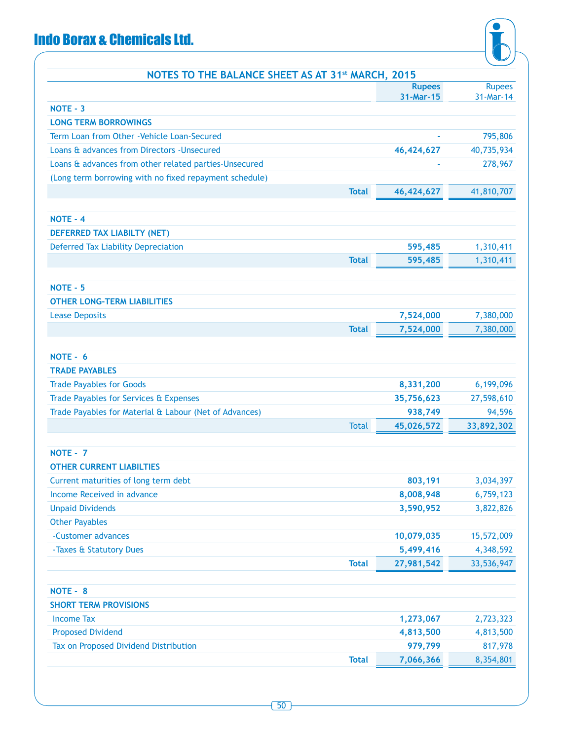## NOTES TO THE BALANCE SHEET AS AT 31st MARCH, 2015

| | Rupees 31-Mar-15 | Rupees 31-Mar-14 |
|---|---|---|
| **NOTE - 3** | | |
| **LONG TERM BORROWINGS** | | |
| Term Loan from Other -Vehicle Loan-Secured | - | 795,806 |
| Loans & advances from Directors -Unsecured | 46,424,627 | 40,735,934 |
| Loans & advances from other related parties-Unsecured | - | 278,967 |
| (Long term borrowing with no fixed repayment schedule) | | |
| **Total** | 46,424,627 | 41,810,707 |
| **NOTE - 4** | | |
| **DEFERRED TAX LIABILTY (NET)** | | |
| Deferred Tax Liability Depreciation | 595,485 | 1,310,411 |
| **Total** | 595,485 | 1,310,411 |
| **NOTE - 5** | | |
| **OTHER LONG-TERM LIABILITIES** | | |
| Lease Deposits | 7,524,000 | 7,380,000 |
| **Total** | 7,524,000 | 7,380,000 |
| **NOTE - 6** | | |
| **TRADE PAYABLES** | | |
| Trade Payables for Goods | 8,331,200 | 6,199,096 |
| Trade Payables for Services & Expenses | 35,756,623 | 27,598,610 |
| Trade Payables for Material & Labour (Net of Advances) | 938,749 | 94,596 |
| Total | 45,026,572 | 33,892,302 |
| **NOTE - 7** | | |
| **OTHER CURRENT LIABILTIES** | | |
| Current maturities of long term debt | 803,191 | 3,034,397 |
| Income Received in advance | 8,008,948 | 6,759,123 |
| Unpaid Dividends | 3,590,952 | 3,822,826 |
| Other Payables | | |
| -Customer advances | 10,079,035 | 15,572,009 |
| -Taxes & Statutory Dues | 5,499,416 | 4,348,592 |
| **Total** | 27,981,542 | 33,536,947 |
| **NOTE - 8** | | |
| **SHORT TERM PROVISIONS** | | |
| Income Tax | 1,273,067 | 2,723,323 |
| Proposed Dividend | 4,813,500 | 4,813,500 |
| Tax on Proposed Dividend Distribution | 979,799 | 817,978 |
| **Total** | 7,066,366 | 8,354,801 |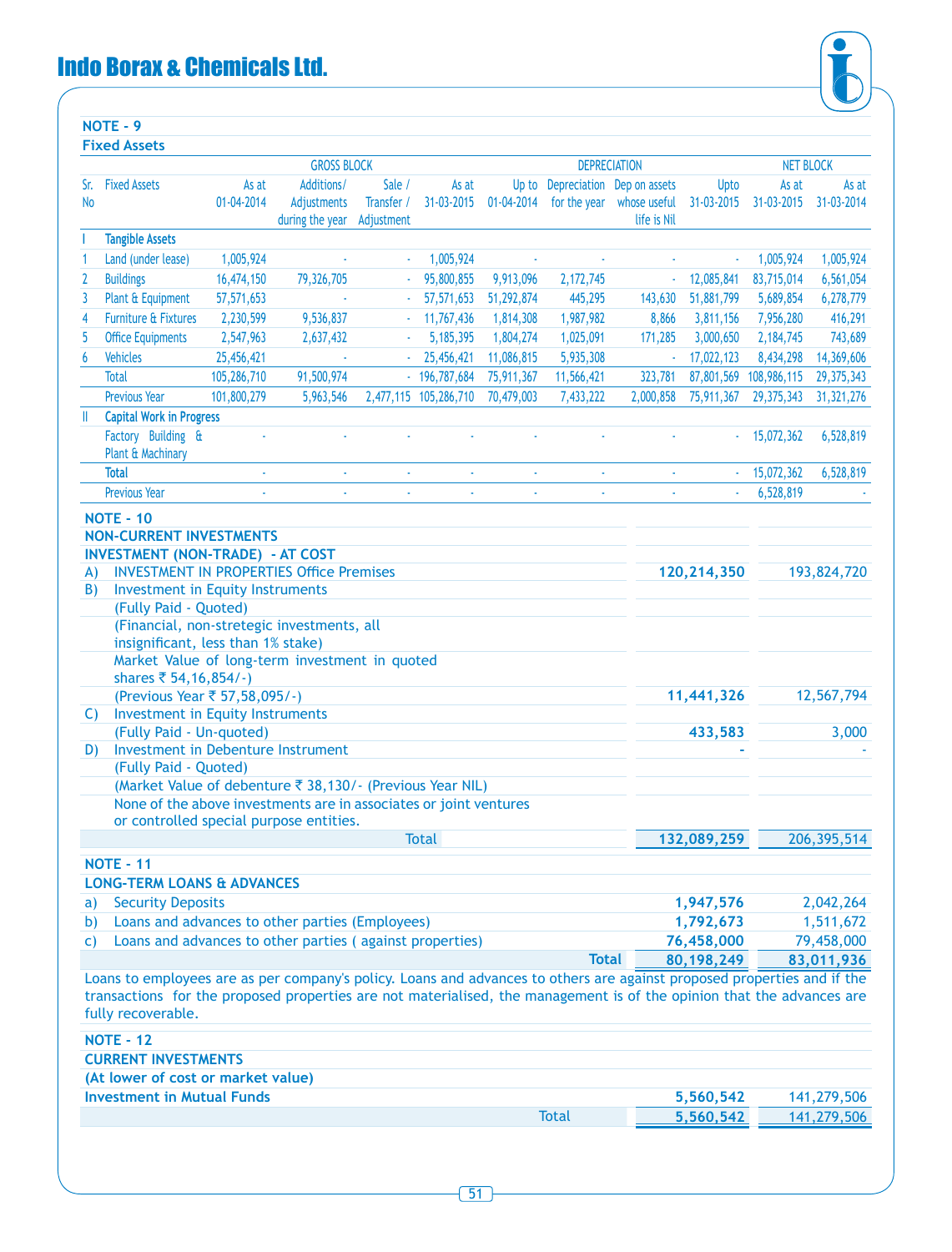## NOTE - 9

### Fixed Assets

| Sr. No | Fixed Assets | GROSS BLOCK | | | | DEPRECIATION | | | | NET BLOCK | |
|---|---|---|---|---|---|---|---|---|---|---|---|
| | | As at 01-04-2014 | Additions/ Adjustments during the year | Sale / Transfer / Adjustment | As at 31-03-2015 | Up to 01-04-2014 | Depreciation for the year | Dep on assets whose useful life is Nil | Upto 31-03-2015 | As at 31-03-2015 | As at 31-03-2014 |
| I | **Tangible Assets** | | | | | | | | | | |
| 1 | Land (under lease) | 1,005,924 | - | - | 1,005,924 | - | - | - | - | 1,005,924 | 1,005,924 |
| 2 | Buildings | 16,474,150 | 79,326,705 | - | 95,800,855 | 9,913,096 | 2,172,745 | - | 12,085,841 | 83,715,014 | 6,561,054 |
| 3 | Plant & Equipment | 57,571,653 | - | - | 57,571,653 | 51,292,874 | 445,295 | 143,630 | 51,881,799 | 5,689,854 | 6,278,779 |
| 4 | Furniture & Fixtures | 2,230,599 | 9,536,837 | - | 11,767,436 | 1,814,308 | 1,987,982 | 8,866 | 3,811,156 | 7,956,280 | 416,291 |
| 5 | Office Equipments | 2,547,963 | 2,637,432 | - | 5,185,395 | 1,804,274 | 1,025,091 | 171,285 | 3,000,650 | 2,184,745 | 743,689 |
| 6 | Vehicles | 25,456,421 | - | - | 25,456,421 | 11,086,815 | 5,935,308 | - | 17,022,123 | 8,434,298 | 14,369,606 |
| | Total | 105,286,710 | 91,500,974 | - | 196,787,684 | 75,911,367 | 11,566,421 | 323,781 | 87,801,569 | 108,986,115 | 29,375,343 |
| | Previous Year | 101,800,279 | 5,963,546 | 2,477,115 | 105,286,710 | 70,479,003 | 7,433,222 | 2,000,858 | 75,911,367 | 29,375,343 | 31,321,276 |
| II | **Capital Work in Progress** | | | | | | | | | | |
| | Factory Building & Plant & Machinary | - | - | - | - | - | - | - | - | 15,072,362 | 6,528,819 |
| | **Total** | - | - | - | - | - | - | - | - | 15,072,362 | 6,528,819 |
| | Previous Year | - | - | - | - | - | - | - | - | 6,528,819 | - |

## NOTE - 10

### NON-CURRENT INVESTMENTS

| INVESTMENT (NON-TRADE) - AT COST | | |
|---|---|---|
| A) INVESTMENT IN PROPERTIES Office Premises | **120,214,350** | 193,824,720 |
| B) Investment in Equity Instruments | | |
| (Fully Paid - Quoted) | | |
| (Financial, non-stretegic investments, all insignificant, less than 1% stake) | | |
| Market Value of long-term investment in quoted shares ₹ 54,16,854/-) | | |
| (Previous Year ₹ 57,58,095/-) | **11,441,326** | 12,567,794 |
| C) Investment in Equity Instruments | | |
| (Fully Paid - Un-quoted) | **433,583** | 3,000 |
| D) Investment in Debenture Instrument | **-** | - |
| (Fully Paid - Quoted) | | |
| (Market Value of debenture ₹ 38,130/- (Previous Year NIL) | | |
| None of the above investments are in associates or joint ventures or controlled special purpose entities. | | |
| Total | **132,089,259** | 206,395,514 |

## NOTE - 11

### LONG-TERM LOANS & ADVANCES

| | | |
|---|---|---|
| a) Security Deposits | **1,947,576** | 2,042,264 |
| b) Loans and advances to other parties (Employees) | **1,792,673** | 1,511,672 |
| c) Loans and advances to other parties ( against properties) | **76,458,000** | 79,458,000 |
| **Total** | **80,198,249** | **83,011,936** |

Loans to employees are as per company's policy. Loans and advances to others are against proposed properties and if the transactions for the proposed properties are not materialised, the management is of the opinion that the advances are fully recoverable.

## NOTE - 12

### CURRENT INVESTMENTS

**(At lower of cost or market value)**

| | | |
|---|---|---|
| **Investment in Mutual Funds** | **5,560,542** | 141,279,506 |
| Total | **5,560,542** | 141,279,506 |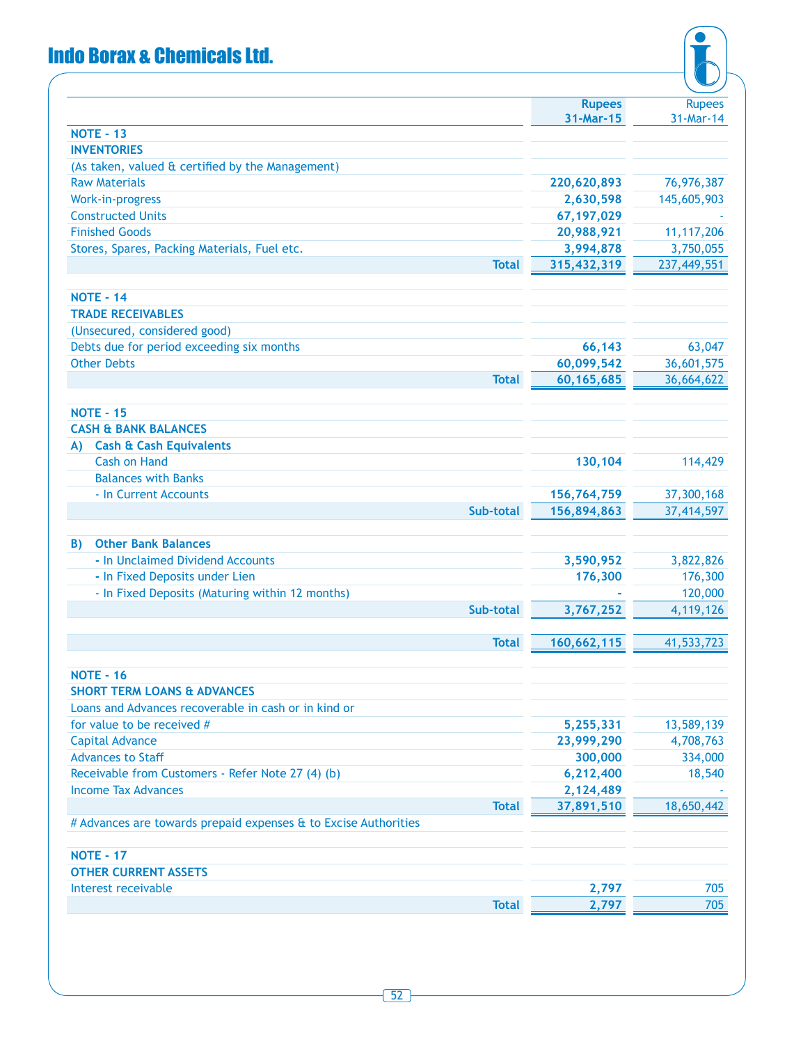| | Rupees 31-Mar-15 | Rupees 31-Mar-14 |
|---|---|---|
| **NOTE - 13** | | |
| **INVENTORIES** | | |
| (As taken, valued & certified by the Management) | | |
| Raw Materials | **220,620,893** | 76,976,387 |
| Work-in-progress | **2,630,598** | 145,605,903 |
| Constructed Units | **67,197,029** | - |
| Finished Goods | **20,988,921** | 11,117,206 |
| Stores, Spares, Packing Materials, Fuel etc. | **3,994,878** | 3,750,055 |
| **Total** | **315,432,319** | 237,449,551 |
| | | |
| **NOTE - 14** | | |
| **TRADE RECEIVABLES** | | |
| (Unsecured, considered good) | | |
| Debts due for period exceeding six months | **66,143** | 63,047 |
| Other Debts | **60,099,542** | 36,601,575 |
| **Total** | **60,165,685** | 36,664,622 |
| | | |
| **NOTE - 15** | | |
| **CASH & BANK BALANCES** | | |
| **A) Cash & Cash Equivalents** | | |
| Cash on Hand | **130,104** | 114,429 |
| Balances with Banks | | |
| - In Current Accounts | **156,764,759** | 37,300,168 |
| **Sub-total** | **156,894,863** | 37,414,597 |
| | | |
| **B) Other Bank Balances** | | |
| - In Unclaimed Dividend Accounts | **3,590,952** | 3,822,826 |
| - In Fixed Deposits under Lien | **176,300** | 176,300 |
| - In Fixed Deposits (Maturing within 12 months) | **-** | 120,000 |
| **Sub-total** | **3,767,252** | 4,119,126 |
| | | |
| **Total** | **160,662,115** | 41,533,723 |
| | | |
| **NOTE - 16** | | |
| **SHORT TERM LOANS & ADVANCES** | | |
| Loans and Advances recoverable in cash or in kind or for value to be received # | **5,255,331** | 13,589,139 |
| Capital Advance | **23,999,290** | 4,708,763 |
| Advances to Staff | **300,000** | 334,000 |
| Receivable from Customers - Refer Note 27 (4) (b) | **6,212,400** | 18,540 |
| Income Tax Advances | **2,124,489** | - |
| **Total** | **37,891,510** | 18,650,442 |
| # Advances are towards prepaid expenses & to Excise Authorities | | |
| | | |
| **NOTE - 17** | | |
| **OTHER CURRENT ASSETS** | | |
| Interest receivable | **2,797** | 705 |
| **Total** | **2,797** | 705 |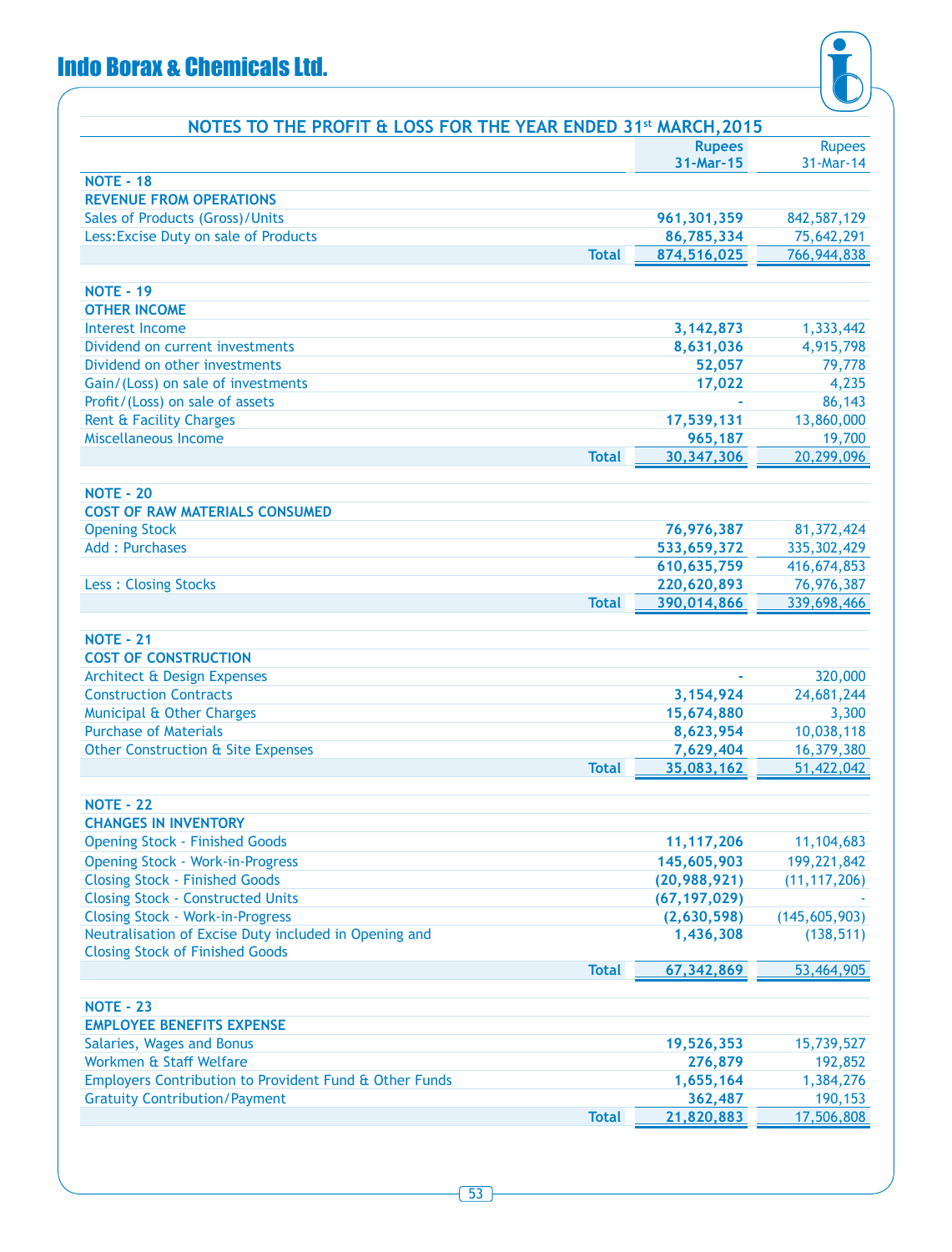## NOTES TO THE PROFIT & LOSS FOR THE YEAR ENDED 31st MARCH,2015

| | Rupees 31-Mar-15 | Rupees 31-Mar-14 |
|---|---|---|
| **NOTE - 18** | | |
| **REVENUE FROM OPERATIONS** | | |
| Sales of Products (Gross)/Units | **961,301,359** | 842,587,129 |
| Less:Excise Duty on sale of Products | **86,785,334** | 75,642,291 |
| **Total** | **874,516,025** | 766,944,838 |
| | | |
| **NOTE - 19** | | |
| **OTHER INCOME** | | |
| Interest Income | **3,142,873** | 1,333,442 |
| Dividend on current investments | **8,631,036** | 4,915,798 |
| Dividend on other investments | **52,057** | 79,778 |
| Gain/(Loss) on sale of investments | **17,022** | 4,235 |
| Profit/(Loss) on sale of assets | **-** | 86,143 |
| Rent & Facility Charges | **17,539,131** | 13,860,000 |
| Miscellaneous Income | **965,187** | 19,700 |
| **Total** | **30,347,306** | 20,299,096 |
| | | |
| **NOTE - 20** | | |
| **COST OF RAW MATERIALS CONSUMED** | | |
| Opening Stock | **76,976,387** | 81,372,424 |
| Add : Purchases | **533,659,372** | 335,302,429 |
| | **610,635,759** | 416,674,853 |
| Less : Closing Stocks | **220,620,893** | 76,976,387 |
| **Total** | **390,014,866** | 339,698,466 |
| | | |
| **NOTE - 21** | | |
| **COST OF CONSTRUCTION** | | |
| Architect & Design Expenses | **-** | 320,000 |
| Construction Contracts | **3,154,924** | 24,681,244 |
| Municipal & Other Charges | **15,674,880** | 3,300 |
| Purchase of Materials | **8,623,954** | 10,038,118 |
| Other Construction & Site Expenses | **7,629,404** | 16,379,380 |
| **Total** | **35,083,162** | 51,422,042 |
| | | |
| **NOTE - 22** | | |
| **CHANGES IN INVENTORY** | | |
| Opening Stock - Finished Goods | **11,117,206** | 11,104,683 |
| Opening Stock - Work-in-Progress | **145,605,903** | 199,221,842 |
| Closing Stock - Finished Goods | **(20,988,921)** | (11,117,206) |
| Closing Stock - Constructed Units | **(67,197,029)** | - |
| Closing Stock - Work-in-Progress | **(2,630,598)** | (145,605,903) |
| Neutralisation of Excise Duty included in Opening and Closing Stock of Finished Goods | **1,436,308** | (138,511) |
| **Total** | **67,342,869** | 53,464,905 |
| | | |
| **NOTE - 23** | | |
| **EMPLOYEE BENEFITS EXPENSE** | | |
| Salaries, Wages and Bonus | **19,526,353** | 15,739,527 |
| Workmen & Staff Welfare | **276,879** | 192,852 |
| Employers Contribution to Provident Fund & Other Funds | **1,655,164** | 1,384,276 |
| Gratuity Contribution/Payment | **362,487** | 190,153 |
| **Total** | **21,820,883** | 17,506,808 |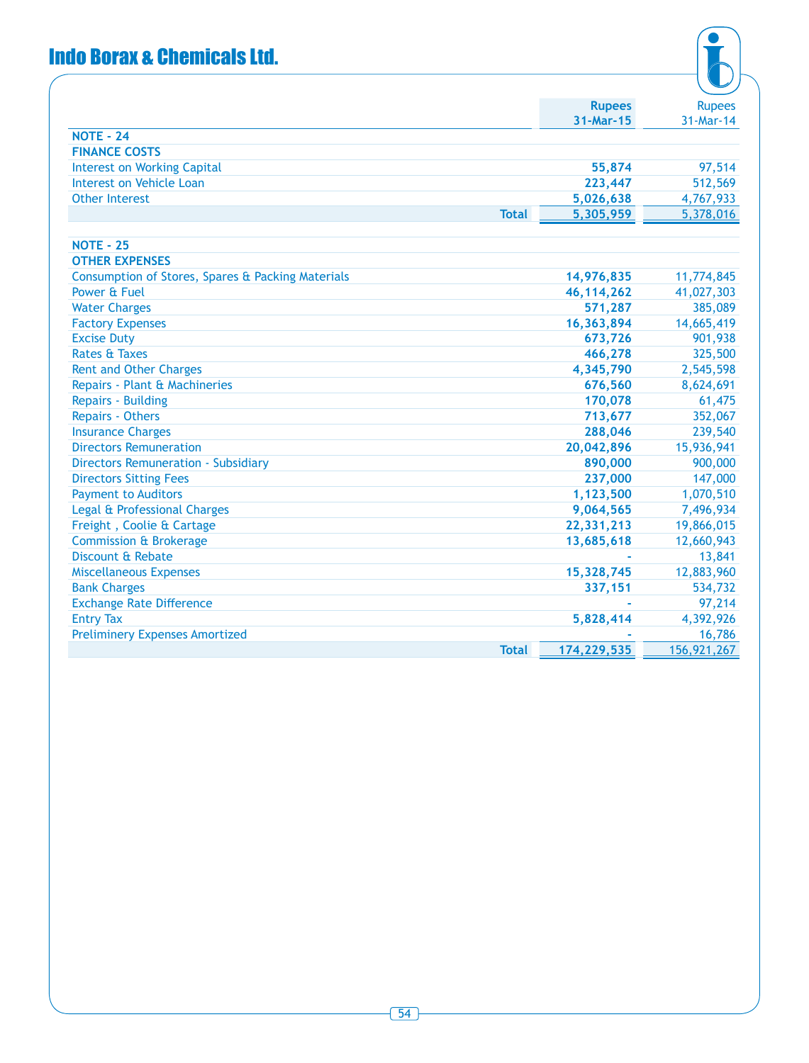# Indo Borax & Chemicals Ltd.

| | Rupees 31-Mar-15 | Rupees 31-Mar-14 |
|---|---|---|
| **NOTE - 24** | | |
| **FINANCE COSTS** | | |
| Interest on Working Capital | **55,874** | 97,514 |
| Interest on Vehicle Loan | **223,447** | 512,569 |
| Other Interest | **5,026,638** | 4,767,933 |
| **Total** | **5,305,959** | 5,378,016 |

| | Rupees 31-Mar-15 | Rupees 31-Mar-14 |
|---|---|---|
| **NOTE - 25** | | |
| **OTHER EXPENSES** | | |
| Consumption of Stores, Spares & Packing Materials | **14,976,835** | 11,774,845 |
| Power & Fuel | **46,114,262** | 41,027,303 |
| Water Charges | **571,287** | 385,089 |
| Factory Expenses | **16,363,894** | 14,665,419 |
| Excise Duty | **673,726** | 901,938 |
| Rates & Taxes | **466,278** | 325,500 |
| Rent and Other Charges | **4,345,790** | 2,545,598 |
| Repairs - Plant & Machineries | **676,560** | 8,624,691 |
| Repairs - Building | **170,078** | 61,475 |
| Repairs - Others | **713,677** | 352,067 |
| Insurance Charges | **288,046** | 239,540 |
| Directors Remuneration | **20,042,896** | 15,936,941 |
| Directors Remuneration - Subsidiary | **890,000** | 900,000 |
| Directors Sitting Fees | **237,000** | 147,000 |
| Payment to Auditors | **1,123,500** | 1,070,510 |
| Legal & Professional Charges | **9,064,565** | 7,496,934 |
| Freight , Coolie & Cartage | **22,331,213** | 19,866,015 |
| Commission & Brokerage | **13,685,618** | 12,660,943 |
| Discount & Rebate | **-** | 13,841 |
| Miscellaneous Expenses | **15,328,745** | 12,883,960 |
| Bank Charges | **337,151** | 534,732 |
| Exchange Rate Difference | **-** | 97,214 |
| Entry Tax | **5,828,414** | 4,392,926 |
| Preliminery Expenses Amortized | **-** | 16,786 |
| **Total** | **174,229,535** | 156,921,267 |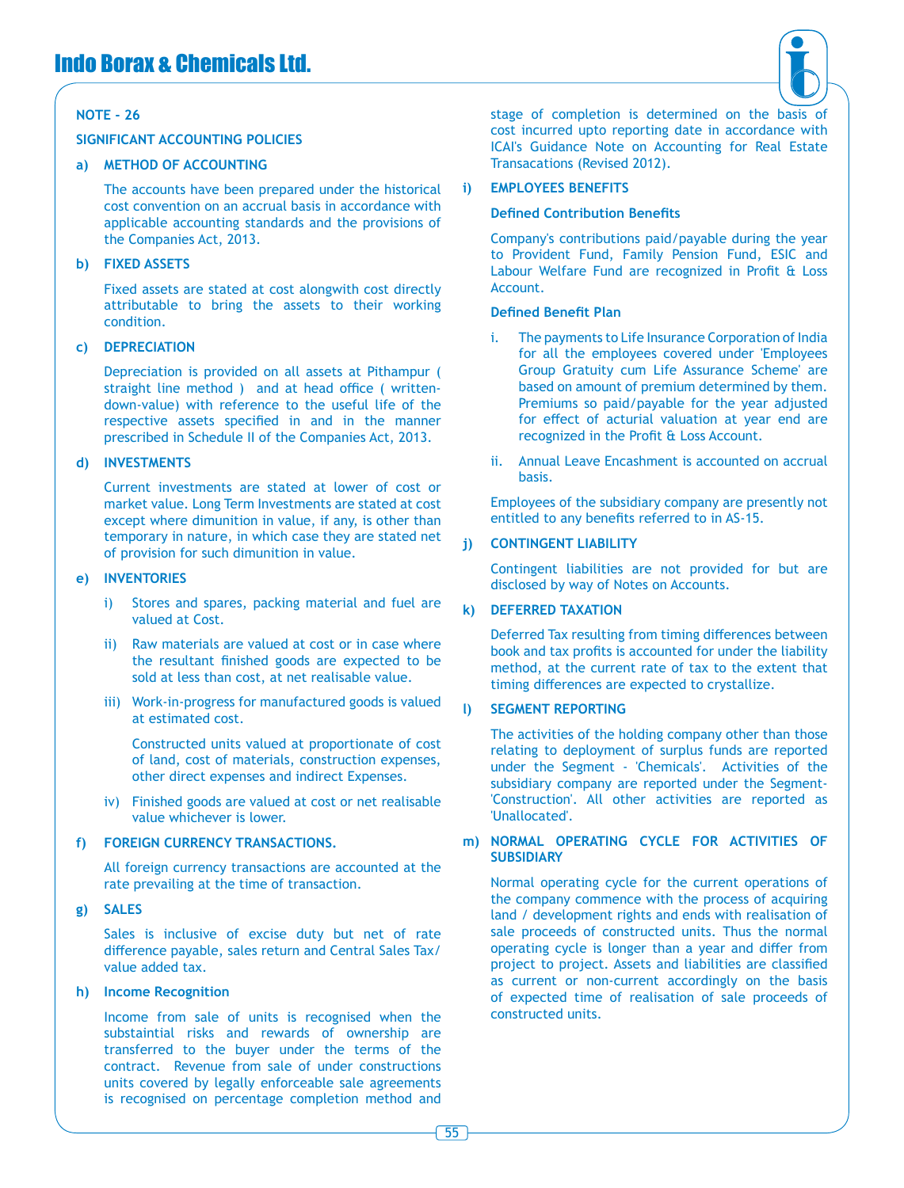## NOTE - 26

### SIGNIFICANT ACCOUNTING POLICIES

**a) METHOD OF ACCOUNTING**

The accounts have been prepared under the historical cost convention on an accrual basis in accordance with applicable accounting standards and the provisions of the Companies Act, 2013.

**b) FIXED ASSETS**

Fixed assets are stated at cost alongwith cost directly attributable to bring the assets to their working condition.

**c) DEPRECIATION**

Depreciation is provided on all assets at Pithampur ( straight line method ) and at head office ( written-down-value) with reference to the useful life of the respective assets specified in and in the manner prescribed in Schedule II of the Companies Act, 2013.

**d) INVESTMENTS**

Current investments are stated at lower of cost or market value. Long Term Investments are stated at cost except where dimunition in value, if any, is other than temporary in nature, in which case they are stated net of provision for such dimunition in value.

**e) INVENTORIES**

i) Stores and spares, packing material and fuel are valued at Cost.

ii) Raw materials are valued at cost or in case where the resultant finished goods are expected to be sold at less than cost, at net realisable value.

iii) Work-in-progress for manufactured goods is valued at estimated cost.

Constructed units valued at proportionate of cost of land, cost of materials, construction expenses, other direct expenses and indirect Expenses.

iv) Finished goods are valued at cost or net realisable value whichever is lower.

**f) FOREIGN CURRENCY TRANSACTIONS.**

All foreign currency transactions are accounted at the rate prevailing at the time of transaction.

**g) SALES**

Sales is inclusive of excise duty but net of rate difference payable, sales return and Central Sales Tax/ value added tax.

**h) Income Recognition**

Income from sale of units is recognised when the substaintial risks and rewards of ownership are transferred to the buyer under the terms of the contract. Revenue from sale of under constructions units covered by legally enforceable sale agreements is recognised on percentage completion method and stage of completion is determined on the basis of cost incurred upto reporting date in accordance with ICAI's Guidance Note on Accounting for Real Estate Transacations (Revised 2012).

**i) EMPLOYEES BENEFITS**

**Defined Contribution Benefits**

Company's contributions paid/payable during the year to Provident Fund, Family Pension Fund, ESIC and Labour Welfare Fund are recognized in Profit & Loss Account.

**Defined Benefit Plan**

i. The payments to Life Insurance Corporation of India for all the employees covered under 'Employees Group Gratuity cum Life Assurance Scheme' are based on amount of premium determined by them. Premiums so paid/payable for the year adjusted for effect of acturial valuation at year end are recognized in the Profit & Loss Account.

ii. Annual Leave Encashment is accounted on accrual basis.

Employees of the subsidiary company are presently not entitled to any benefits referred to in AS-15.

**j) CONTINGENT LIABILITY**

Contingent liabilities are not provided for but are disclosed by way of Notes on Accounts.

**k) DEFERRED TAXATION**

Deferred Tax resulting from timing differences between book and tax profits is accounted for under the liability method, at the current rate of tax to the extent that timing differences are expected to crystallize.

**l) SEGMENT REPORTING**

The activities of the holding company other than those relating to deployment of surplus funds are reported under the Segment - 'Chemicals'. Activities of the subsidiary company are reported under the Segment-'Construction'. All other activities are reported as 'Unallocated'.

**m) NORMAL OPERATING CYCLE FOR ACTIVITIES OF SUBSIDIARY**

Normal operating cycle for the current operations of the company commence with the process of acquiring land / development rights and ends with realisation of sale proceeds of constructed units. Thus the normal operating cycle is longer than a year and differ from project to project. Assets and liabilities are classified as current or non-current accordingly on the basis of expected time of realisation of sale proceeds of constructed units.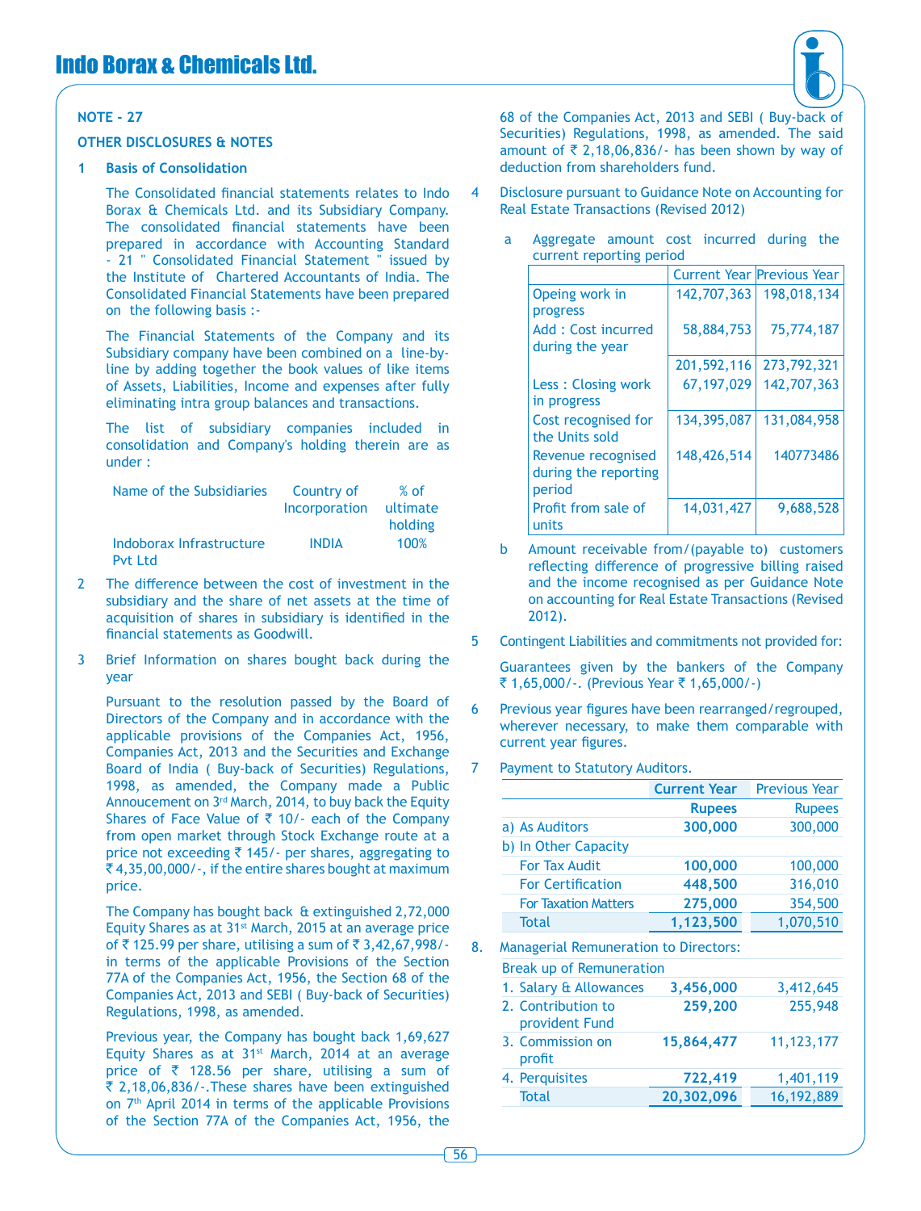## NOTE - 27

## OTHER DISCLOSURES & NOTES

### 1 Basis of Consolidation

The Consolidated financial statements relates to Indo Borax & Chemicals Ltd. and its Subsidiary Company. The consolidated financial statements have been prepared in accordance with Accounting Standard - 21 " Consolidated Financial Statement " issued by the Institute of Chartered Accountants of India. The Consolidated Financial Statements have been prepared on the following basis :-

The Financial Statements of the Company and its Subsidiary company have been combined on a line-by-line by adding together the book values of like items of Assets, Liabilities, Income and expenses after fully eliminating intra group balances and transactions.

The list of subsidiary companies included in consolidation and Company's holding therein are as under :

| Name of the Subsidiaries | Country of Incorporation | % of ultimate holding |
|---|---|---|
| Indoborax Infrastructure Pvt Ltd | INDIA | 100% |

2 The difference between the cost of investment in the subsidiary and the share of net assets at the time of acquisition of shares in subsidiary is identified in the financial statements as Goodwill.

3 Brief Information on shares bought back during the year

Pursuant to the resolution passed by the Board of Directors of the Company and in accordance with the applicable provisions of the Companies Act, 1956, Companies Act, 2013 and the Securities and Exchange Board of India ( Buy-back of Securities) Regulations, 1998, as amended, the Company made a Public Annoucement on 3rd March, 2014, to buy back the Equity Shares of Face Value of ₹ 10/- each of the Company from open market through Stock Exchange route at a price not exceeding ₹ 145/- per shares, aggregating to ₹ 4,35,00,000/-, if the entire shares bought at maximum price.

The Company has bought back & extinguished 2,72,000 Equity Shares as at 31st March, 2015 at an average price of ₹ 125.99 per share, utilising a sum of ₹ 3,42,67,998/- in terms of the applicable Provisions of the Section 77A of the Companies Act, 1956, the Section 68 of the Companies Act, 2013 and SEBI ( Buy-back of Securities) Regulations, 1998, as amended.

Previous year, the Company has bought back 1,69,627 Equity Shares as at 31st March, 2014 at an average price of ₹ 128.56 per share, utilising a sum of ₹ 2,18,06,836/-.These shares have been extinguished on 7th April 2014 in terms of the applicable Provisions of the Section 77A of the Companies Act, 1956, the 68 of the Companies Act, 2013 and SEBI ( Buy-back of Securities) Regulations, 1998, as amended. The said amount of ₹ 2,18,06,836/- has been shown by way of deduction from shareholders fund.

4 Disclosure pursuant to Guidance Note on Accounting for Real Estate Transactions (Revised 2012)

a Aggregate amount cost incurred during the current reporting period

| | Current Year | Previous Year |
|---|---|---|
| Opeing work in progress | 142,707,363 | 198,018,134 |
| Add : Cost incurred during the year | 58,884,753 | 75,774,187 |
| | 201,592,116 | 273,792,321 |
| Less : Closing work in progress | 67,197,029 | 142,707,363 |
| Cost recognised for the Units sold | 134,395,087 | 131,084,958 |
| Revenue recognised during the reporting period | 148,426,514 | 140773486 |
| Profit from sale of units | 14,031,427 | 9,688,528 |

b Amount receivable from/(payable to) customers reflecting difference of progressive billing raised and the income recognised as per Guidance Note on accounting for Real Estate Transactions (Revised 2012).

5 Contingent Liabilities and commitments not provided for:

Guarantees given by the bankers of the Company ₹ 1,65,000/-. (Previous Year ₹ 1,65,000/-)

6 Previous year figures have been rearranged/regrouped, wherever necessary, to make them comparable with current year figures.

7 Payment to Statutory Auditors.

| | **Current Year** | Previous Year |
|---|---|---|
| | **Rupees** | Rupees |
| a) As Auditors | **300,000** | 300,000 |
| b) In Other Capacity | | |
| For Tax Audit | **100,000** | 100,000 |
| For Certification | **448,500** | 316,010 |
| For Taxation Matters | **275,000** | 354,500 |
| Total | **1,123,500** | 1,070,510 |

8. Managerial Remuneration to Directors:

| Break up of Remuneration | | |
|---|---|---|
| 1. Salary & Allowances | **3,456,000** | 3,412,645 |
| 2. Contribution to provident Fund | **259,200** | 255,948 |
| 3. Commission on profit | **15,864,477** | 11,123,177 |
| 4. Perquisites | **722,419** | 1,401,119 |
| Total | **20,302,096** | 16,192,889 |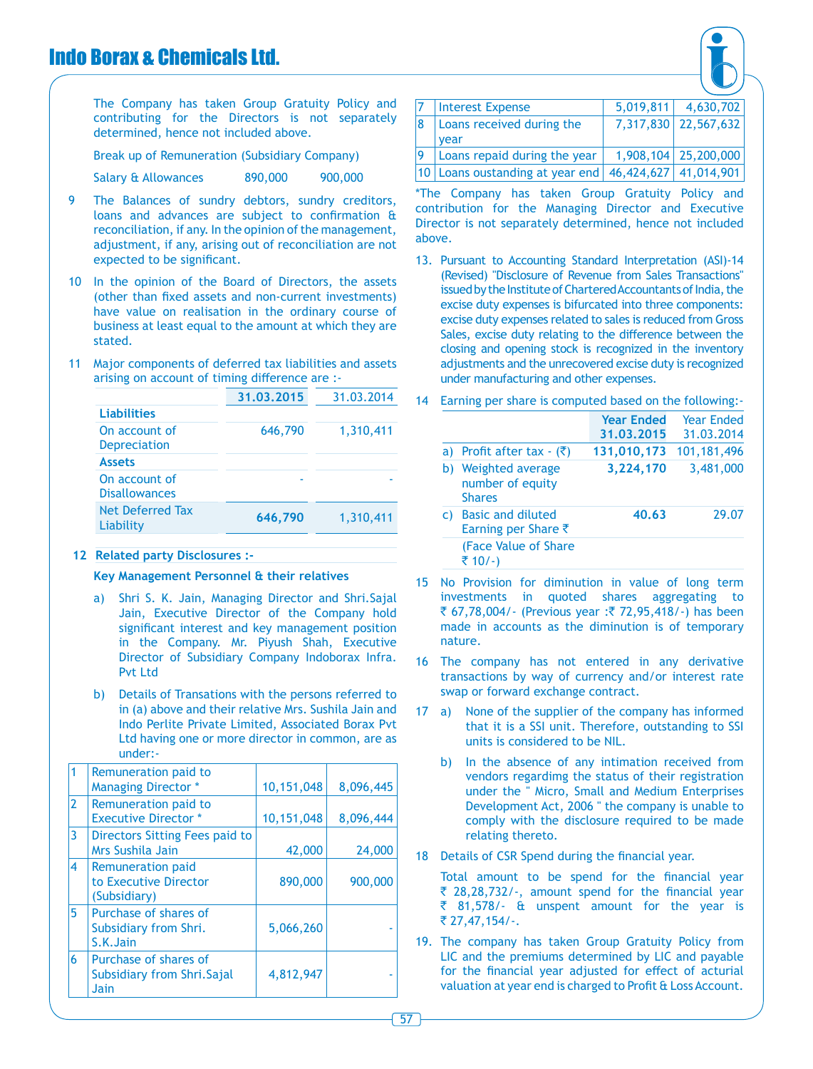The Company has taken Group Gratuity Policy and contributing for the Directors is not separately determined, hence not included above.

Break up of Remuneration (Subsidiary Company)

| Salary & Allowances | 890,000 | 900,000 |
|---|---|---|

9 The Balances of sundry debtors, sundry creditors, loans and advances are subject to confirmation & reconciliation, if any. In the opinion of the management, adjustment, if any, arising out of reconciliation are not expected to be significant.

10 In the opinion of the Board of Directors, the assets (other than fixed assets and non-current investments) have value on realisation in the ordinary course of business at least equal to the amount at which they are stated.

11 Major components of deferred tax liabilities and assets arising on account of timing difference are :-

| | **31.03.2015** | 31.03.2014 |
|---|---|---|
| **Liabilities** | | |
| On account of Depreciation | 646,790 | 1,310,411 |
| **Assets** | | |
| On account of Disallowances | - | - |
| Net Deferred Tax Liability | **646,790** | 1,310,411 |

**12 Related party Disclosures :-**

**Key Management Personnel & their relatives**

a) Shri S. K. Jain, Managing Director and Shri.Sajal Jain, Executive Director of the Company hold significant interest and key management position in the Company. Mr. Piyush Shah, Executive Director of Subsidiary Company Indoborax Infra. Pvt Ltd

b) Details of Transations with the persons referred to in (a) above and their relative Mrs. Sushila Jain and Indo Perlite Private Limited, Associated Borax Pvt Ltd having one or more director in common, are as under:-

| | | | |
|---|---|---|---|
| 1 | Remuneration paid to Managing Director * | 10,151,048 | 8,096,445 |
| 2 | Remuneration paid to Executive Director * | 10,151,048 | 8,096,444 |
| 3 | Directors Sitting Fees paid to Mrs Sushila Jain | 42,000 | 24,000 |
| 4 | Remuneration paid to Executive Director (Subsidiary) | 890,000 | 900,000 |
| 5 | Purchase of shares of Subsidiary from Shri. S.K.Jain | 5,066,260 | - |
| 6 | Purchase of shares of Subsidiary from Shri.Sajal Jain | 4,812,947 | - |
| 7 | Interest Expense | 5,019,811 | 4,630,702 |
| 8 | Loans received during the year | 7,317,830 | 22,567,632 |
| 9 | Loans repaid during the year | 1,908,104 | 25,200,000 |
| 10 | Loans oustanding at year end | 46,424,627 | 41,014,901 |

*The Company has taken Group Gratuity Policy and contribution for the Managing Director and Executive Director is not separately determined, hence not included above.

13. Pursuant to Accounting Standard Interpretation (ASI)-14 (Revised) "Disclosure of Revenue from Sales Transactions" issued by the Institute of Chartered Accountants of India, the excise duty expenses is bifurcated into three components: excise duty expenses related to sales is reduced from Gross Sales, excise duty relating to the difference between the closing and opening stock is recognized in the inventory adjustments and the unrecovered excise duty is recognized under manufacturing and other expenses.

14 Earning per share is computed based on the following:-

| | **Year Ended 31.03.2015** | Year Ended 31.03.2014 |
|---|---|---|
| a) Profit after tax - (₹) | **131,010,173** | 101,181,496 |
| b) Weighted average number of equity Shares | **3,224,170** | 3,481,000 |
| c) Basic and diluted Earning per Share ₹ | **40.63** | 29.07 |
| (Face Value of Share ₹ 10/-) | | |

15 No Provision for diminution in value of long term investments in quoted shares aggregating to ₹ 67,78,004/- (Previous year :₹ 72,95,418/-) has been made in accounts as the diminution is of temporary nature.

16 The company has not entered in any derivative transactions by way of currency and/or interest rate swap or forward exchange contract.

17 a) None of the supplier of the company has informed that it is a SSI unit. Therefore, outstanding to SSI units is considered to be NIL.

b) In the absence of any intimation received from vendors regardimg the status of their registration under the " Micro, Small and Medium Enterprises Development Act, 2006 " the company is unable to comply with the disclosure required to be made relating thereto.

18 Details of CSR Spend during the financial year.

Total amount to be spend for the financial year ₹ 28,28,732/-, amount spend for the financial year ₹ 81,578/- & unspent amount for the year is ₹ 27,47,154/-.

19. The company has taken Group Gratuity Policy from LIC and the premiums determined by LIC and payable for the financial year adjusted for effect of acturial valuation at year end is charged to Profit & Loss Account.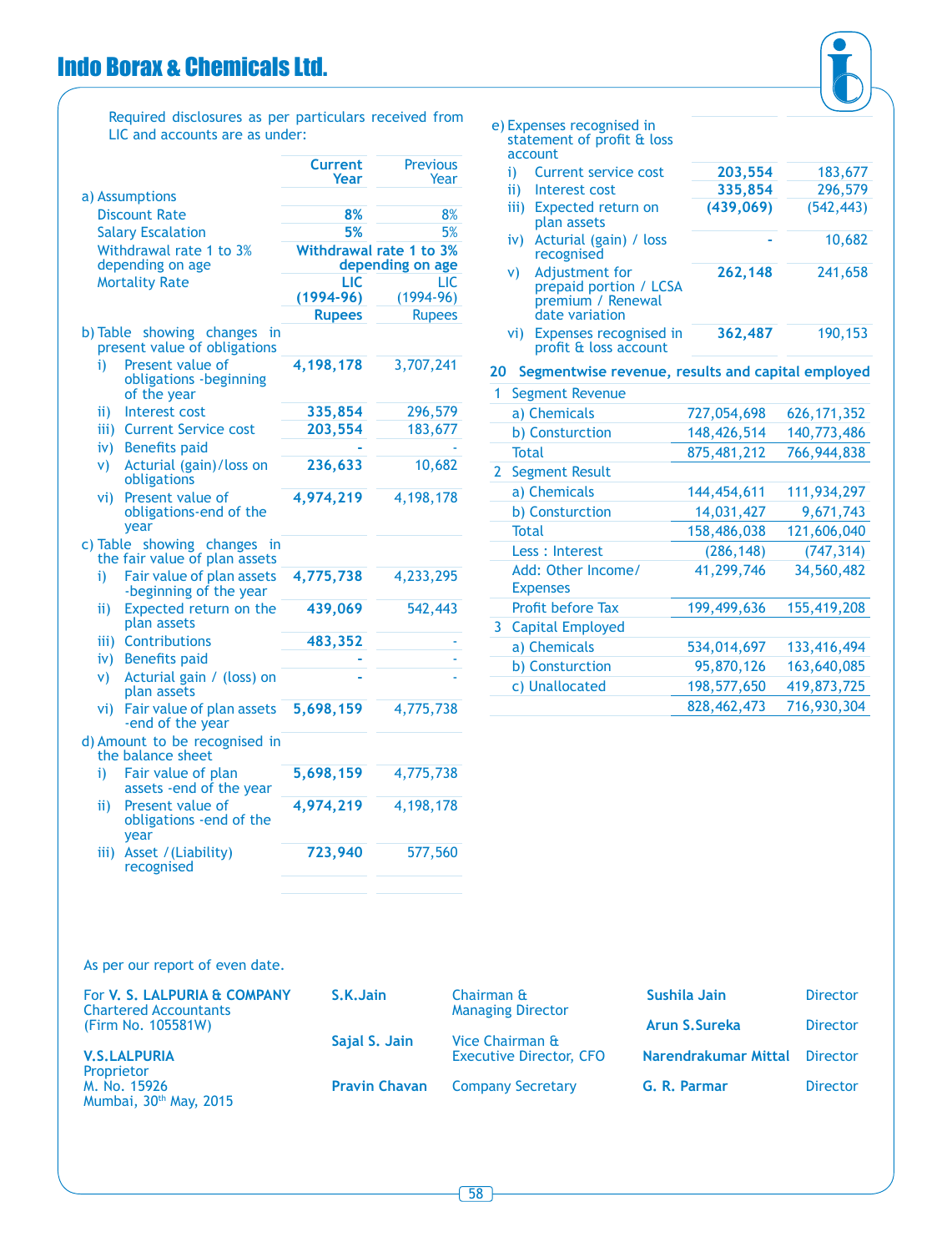Required disclosures as per particulars received from LIC and accounts are as under:

| | Current Year | Previous Year |
|---|---|---|
| a) Assumptions | | |
| Discount Rate | 8% | 8% |
| Salary Escalation | 5% | 5% |
| Withdrawal rate 1 to 3% depending on age | Withdrawal rate 1 to 3% depending on age | |
| Mortality Rate | LIC (1994-96) | LIC (1994-96) |
| | Rupees | Rupees |
| b) Table showing changes in present value of obligations | | |
| i) Present value of obligations -beginning of the year | 4,198,178 | 3,707,241 |
| ii) Interest cost | 335,854 | 296,579 |
| iii) Current Service cost | 203,554 | 183,677 |
| iv) Benefits paid | - | - |
| v) Acturial (gain)/loss on obligations | 236,633 | 10,682 |
| vi) Present value of obligations-end of the year | 4,974,219 | 4,198,178 |
| c) Table showing changes in the fair value of plan assets | | |
| i) Fair value of plan assets -beginning of the year | 4,775,738 | 4,233,295 |
| ii) Expected return on the plan assets | 439,069 | 542,443 |
| iii) Contributions | 483,352 | - |
| iv) Benefits paid | - | - |
| v) Acturial gain / (loss) on plan assets | - | - |
| vi) Fair value of plan assets -end of the year | 5,698,159 | 4,775,738 |
| d) Amount to be recognised in the balance sheet | | |
| i) Fair value of plan assets -end of the year | 5,698,159 | 4,775,738 |
| ii) Present value of obligations -end of the year | 4,974,219 | 4,198,178 |
| iii) Asset /(Liability) recognised | 723,940 | 577,560 |
| e) Expenses recognised in statement of profit & loss account | | |
| i) Current service cost | 203,554 | 183,677 |
| ii) Interest cost | 335,854 | 296,579 |
| iii) Expected return on plan assets | (439,069) | (542,443) |
| iv) Acturial (gain) / loss recognised | - | 10,682 |
| v) Adjustment for prepaid portion / LCSA premium / Renewal date variation | 262,148 | 241,658 |
| vi) Expenses recognised in profit & loss account | 362,487 | 190,153 |

## 20 Segmentwise revenue, results and capital employed

| | | |
|---|---|---|
| 1 Segment Revenue | | |
| a) Chemicals | 727,054,698 | 626,171,352 |
| b) Consturction | 148,426,514 | 140,773,486 |
| Total | 875,481,212 | 766,944,838 |
| 2 Segment Result | | |
| a) Chemicals | 144,454,611 | 111,934,297 |
| b) Consturction | 14,031,427 | 9,671,743 |
| Total | 158,486,038 | 121,606,040 |
| Less : Interest | (286,148) | (747,314) |
| Add: Other Income/ Expenses | 41,299,746 | 34,560,482 |
| Profit before Tax | 199,499,636 | 155,419,208 |
| 3 Capital Employed | | |
| a) Chemicals | 534,014,697 | 133,416,494 |
| b) Consturction | 95,870,126 | 163,640,085 |
| c) Unallocated | 198,577,650 | 419,873,725 |
| | 828,462,473 | 716,930,304 |

As per our report of even date.

For **V. S. LALPURIA & COMPANY**
Chartered Accountants
(Firm No. 105581W)

**V.S.LALPURIA**
Proprietor
M. No. 15926
Mumbai, 30th May, 2015

**S.K.Jain** — Chairman & Managing Director

**Sajal S. Jain** — Vice Chairman & Executive Director, CFO

**Pravin Chavan** — Company Secretary

**Sushila Jain** — Director

**Arun S.Sureka** — Director

**Narendrakumar Mittal** — Director

**G. R. Parmar** — Director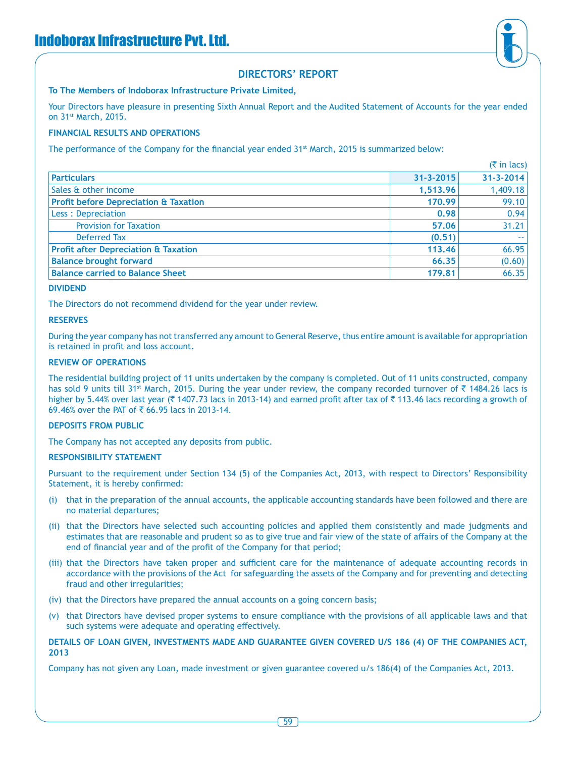# DIRECTORS' REPORT

**To The Members of Indoborax Infrastructure Private Limited,**

Your Directors have pleasure in presenting Sixth Annual Report and the Audited Statement of Accounts for the year ended on 31st March, 2015.

**FINANCIAL RESULTS AND OPERATIONS**

The performance of the Company for the financial year ended 31st March, 2015 is summarized below:

(₹ in lacs)

| Particulars | 31-3-2015 | 31-3-2014 |
|---|---|---|
| Sales & other income | **1,513.96** | 1,409.18 |
| **Profit before Depreciation & Taxation** | **170.99** | 99.10 |
| Less : Depreciation | **0.98** | 0.94 |
| Provision for Taxation | **57.06** | 31.21 |
| Deferred Tax | **(0.51)** | -- |
| **Profit after Depreciation & Taxation** | **113.46** | 66.95 |
| **Balance brought forward** | **66.35** | (0.60) |
| **Balance carried to Balance Sheet** | **179.81** | 66.35 |

**DIVIDEND**

The Directors do not recommend dividend for the year under review.

**RESERVES**

During the year company has not transferred any amount to General Reserve, thus entire amount is available for appropriation is retained in profit and loss account.

**REVIEW OF OPERATIONS**

The residential building project of 11 units undertaken by the company is completed. Out of 11 units constructed, company has sold 9 units till 31st March, 2015. During the year under review, the company recorded turnover of ₹ 1484.26 lacs is higher by 5.44% over last year (₹ 1407.73 lacs in 2013-14) and earned profit after tax of ₹ 113.46 lacs recording a growth of 69.46% over the PAT of ₹ 66.95 lacs in 2013-14.

**DEPOSITS FROM PUBLIC**

The Company has not accepted any deposits from public.

**RESPONSIBILITY STATEMENT**

Pursuant to the requirement under Section 134 (5) of the Companies Act, 2013, with respect to Directors' Responsibility Statement, it is hereby confirmed:

(i) that in the preparation of the annual accounts, the applicable accounting standards have been followed and there are no material departures;

(ii) that the Directors have selected such accounting policies and applied them consistently and made judgments and estimates that are reasonable and prudent so as to give true and fair view of the state of affairs of the Company at the end of financial year and of the profit of the Company for that period;

(iii) that the Directors have taken proper and sufficient care for the maintenance of adequate accounting records in accordance with the provisions of the Act for safeguarding the assets of the Company and for preventing and detecting fraud and other irregularities;

(iv) that the Directors have prepared the annual accounts on a going concern basis;

(v) that Directors have devised proper systems to ensure compliance with the provisions of all applicable laws and that such systems were adequate and operating effectively.

**DETAILS OF LOAN GIVEN, INVESTMENTS MADE AND GUARANTEE GIVEN COVERED U/S 186 (4) OF THE COMPANIES ACT, 2013**

Company has not given any Loan, made investment or given guarantee covered u/s 186(4) of the Companies Act, 2013.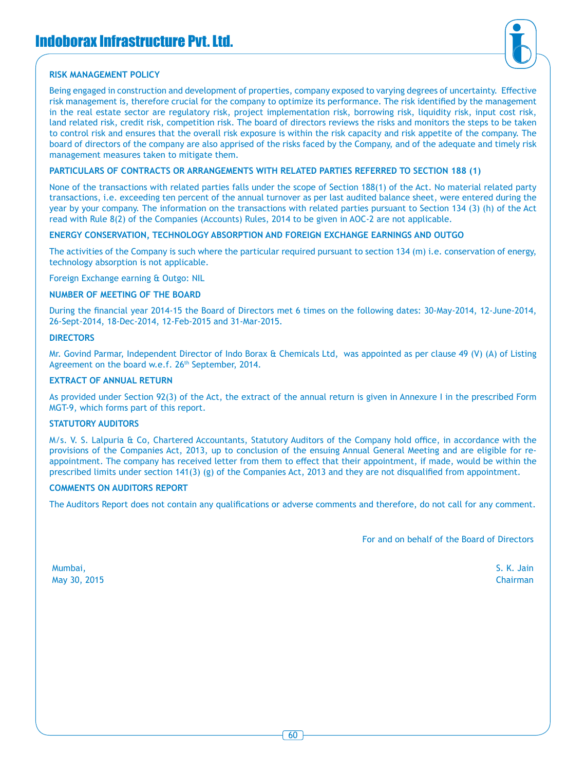## RISK MANAGEMENT POLICY

Being engaged in construction and development of properties, company exposed to varying degrees of uncertainty. Effective risk management is, therefore crucial for the company to optimize its performance. The risk identified by the management in the real estate sector are regulatory risk, project implementation risk, borrowing risk, liquidity risk, input cost risk, land related risk, credit risk, competition risk. The board of directors reviews the risks and monitors the steps to be taken to control risk and ensures that the overall risk exposure is within the risk capacity and risk appetite of the company. The board of directors of the company are also apprised of the risks faced by the Company, and of the adequate and timely risk management measures taken to mitigate them.

## PARTICULARS OF CONTRACTS OR ARRANGEMENTS WITH RELATED PARTIES REFERRED TO SECTION 188 (1)

None of the transactions with related parties falls under the scope of Section 188(1) of the Act. No material related party transactions, i.e. exceeding ten percent of the annual turnover as per last audited balance sheet, were entered during the year by your company. The information on the transactions with related parties pursuant to Section 134 (3) (h) of the Act read with Rule 8(2) of the Companies (Accounts) Rules, 2014 to be given in AOC-2 are not applicable.

## ENERGY CONSERVATION, TECHNOLOGY ABSORPTION AND FOREIGN EXCHANGE EARNINGS AND OUTGO

The activities of the Company is such where the particular required pursuant to section 134 (m) i.e. conservation of energy, technology absorption is not applicable.

Foreign Exchange earning & Outgo: NIL

## NUMBER OF MEETING OF THE BOARD

During the financial year 2014-15 the Board of Directors met 6 times on the following dates: 30-May-2014, 12-June-2014, 26-Sept-2014, 18-Dec-2014, 12-Feb-2015 and 31-Mar-2015.

## DIRECTORS

Mr. Govind Parmar, Independent Director of Indo Borax & Chemicals Ltd, was appointed as per clause 49 (V) (A) of Listing Agreement on the board w.e.f. 26th September, 2014.

## EXTRACT OF ANNUAL RETURN

As provided under Section 92(3) of the Act, the extract of the annual return is given in Annexure I in the prescribed Form MGT-9, which forms part of this report.

## STATUTORY AUDITORS

M/s. V. S. Lalpuria & Co, Chartered Accountants, Statutory Auditors of the Company hold office, in accordance with the provisions of the Companies Act, 2013, up to conclusion of the ensuing Annual General Meeting and are eligible for re-appointment. The company has received letter from them to effect that their appointment, if made, would be within the prescribed limits under section 141(3) (g) of the Companies Act, 2013 and they are not disqualified from appointment.

## COMMENTS ON AUDITORS REPORT

The Auditors Report does not contain any qualifications or adverse comments and therefore, do not call for any comment.

For and on behalf of the Board of Directors

Mumbai,
May 30, 2015

S. K. Jain
Chairman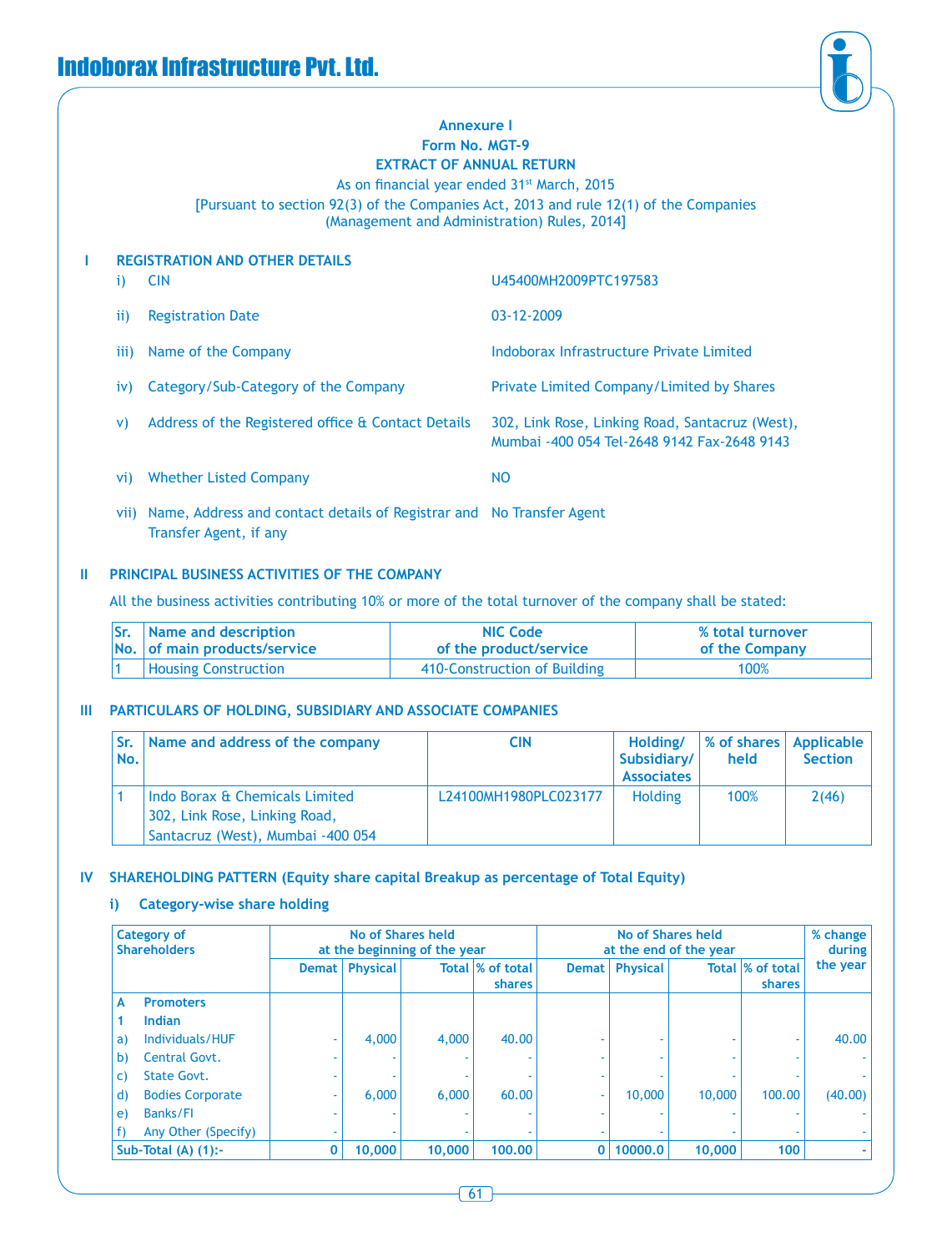## Annexure I

## Form No. MGT-9

## EXTRACT OF ANNUAL RETURN

As on financial year ended 31st March, 2015

[Pursuant to section 92(3) of the Companies Act, 2013 and rule 12(1) of the Companies (Management and Administration) Rules, 2014]

### I REGISTRATION AND OTHER DETAILS

| | | |
|---|---|---|
| i) | CIN | U45400MH2009PTC197583 |
| ii) | Registration Date | 03-12-2009 |
| iii) | Name of the Company | Indoborax Infrastructure Private Limited |
| iv) | Category/Sub-Category of the Company | Private Limited Company/Limited by Shares |
| v) | Address of the Registered office & Contact Details | 302, Link Rose, Linking Road, Santacruz (West), Mumbai -400 054 Tel-2648 9142 Fax-2648 9143 |
| vi) | Whether Listed Company | NO |
| vii) | Name, Address and contact details of Registrar and Transfer Agent, if any | No Transfer Agent |

### II PRINCIPAL BUSINESS ACTIVITIES OF THE COMPANY

All the business activities contributing 10% or more of the total turnover of the company shall be stated:

| Sr. No. | Name and description of main products/service | NIC Code of the product/service | % total turnover of the Company |
|---|---|---|---|
| 1 | Housing Construction | 410-Construction of Building | 100% |

### III PARTICULARS OF HOLDING, SUBSIDIARY AND ASSOCIATE COMPANIES

| Sr. No. | Name and address of the company | CIN | Holding/ Subsidiary/ Associates | % of shares held | Applicable Section |
|---|---|---|---|---|---|
| 1 | Indo Borax & Chemicals Limited 302, Link Rose, Linking Road, Santacruz (West), Mumbai -400 054 | L24100MH1980PLC023177 | Holding | 100% | 2(46) |

### IV SHAREHOLDING PATTERN (Equity share capital Breakup as percentage of Total Equity)

#### i) Category-wise share holding

| Category of Shareholders | No of Shares held at the beginning of the year | | | | No of Shares held at the end of the year | | | | % change during the year |
|---|---|---|---|---|---|---|---|---|---|
| | Demat | Physical | Total | % of total shares | Demat | Physical | Total | % of total shares | |
| **A Promoters** | | | | | | | | | |
| **1 Indian** | | | | | | | | | |
| a) Individuals/HUF | - | 4,000 | 4,000 | 40.00 | - | - | - | - | 40.00 |
| b) Central Govt. | - | - | - | - | - | - | - | - | - |
| c) State Govt. | - | - | - | - | - | - | - | - | - |
| d) Bodies Corporate | - | 6,000 | 6,000 | 60.00 | - | 10,000 | 10,000 | 100.00 | (40.00) |
| e) Banks/FI | - | - | - | - | - | - | - | - | - |
| f) Any Other (Specify) | - | - | - | - | - | - | - | - | - |
| **Sub-Total (A) (1):-** | **0** | **10,000** | **10,000** | **100.00** | **0** | **10000.0** | **10,000** | **100** | **-** |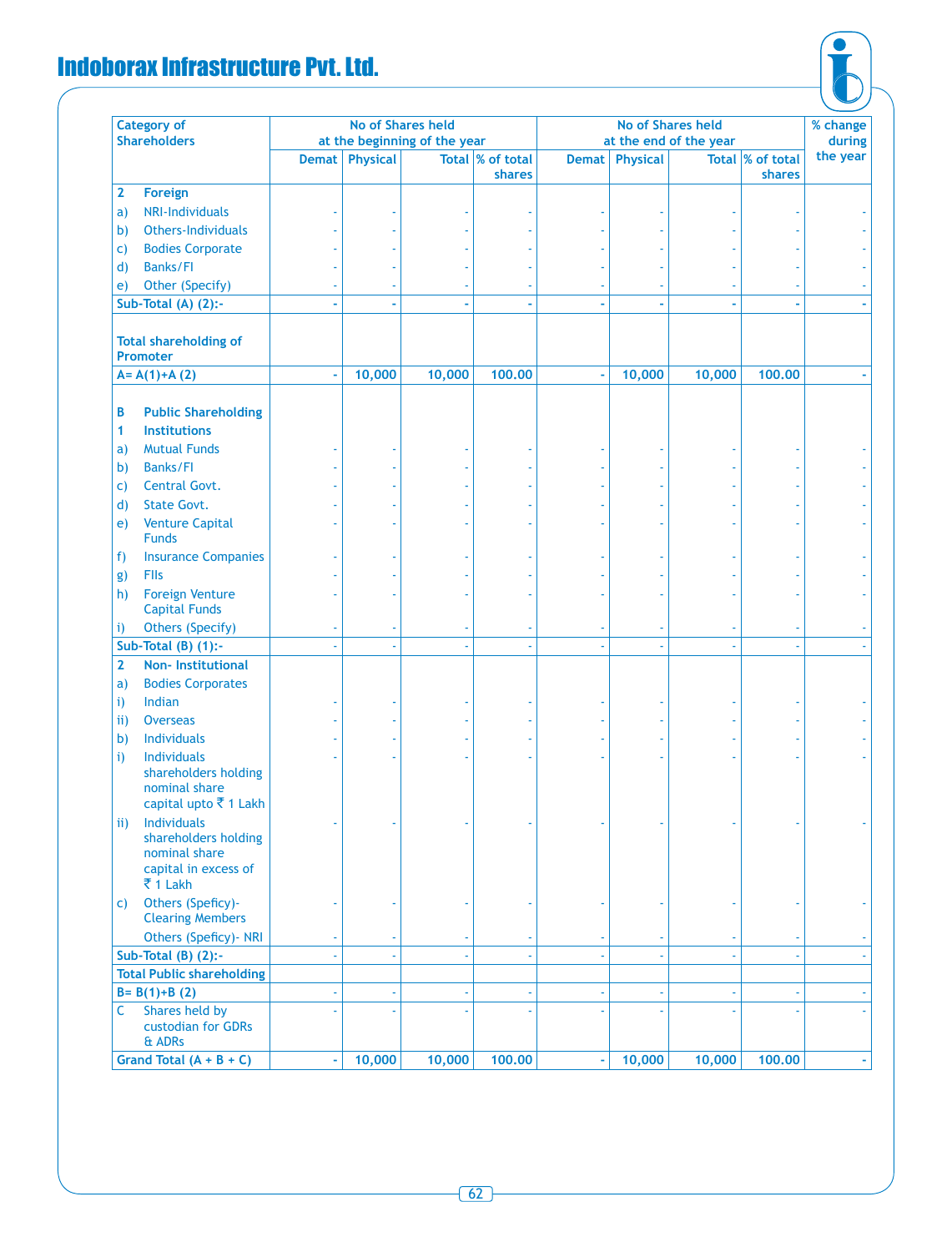| Category of Shareholders | No of Shares held at the beginning of the year | | | | No of Shares held at the end of the year | | | | % change during the year |
|---|---|---|---|---|---|---|---|---|---|
| | Demat | Physical | Total | % of total shares | Demat | Physical | Total | % of total shares | |
| **2 Foreign** | | | | | | | | | |
| a) NRI-Individuals | - | - | - | - | - | - | - | - | - |
| b) Others-Individuals | - | - | - | - | - | - | - | - | - |
| c) Bodies Corporate | - | - | - | - | - | - | - | - | - |
| d) Banks/FI | - | - | - | - | - | - | - | - | - |
| e) Other (Specify) | - | - | - | - | - | - | - | - | - |
| **Sub-Total (A) (2):-** | **-** | **-** | **-** | **-** | **-** | **-** | **-** | **-** | **-** |
| **Total shareholding of Promoter** | | | | | | | | | |
| **A= A(1)+A (2)** | **-** | **10,000** | **10,000** | **100.00** | **-** | **10,000** | **10,000** | **100.00** | **-** |
| **B Public Shareholding** | | | | | | | | | |
| **1 Institutions** | | | | | | | | | |
| a) Mutual Funds | - | - | - | - | - | - | - | - | - |
| b) Banks/FI | - | - | - | - | - | - | - | - | - |
| c) Central Govt. | - | - | - | - | - | - | - | - | - |
| d) State Govt. | - | - | - | - | - | - | - | - | - |
| e) Venture Capital Funds | - | - | - | - | - | - | - | - | - |
| f) Insurance Companies | - | - | - | - | - | - | - | - | - |
| g) FIIs | - | - | - | - | - | - | - | - | - |
| h) Foreign Venture Capital Funds | - | - | - | - | - | - | - | - | - |
| i) Others (Specify) | - | - | - | - | - | - | - | - | - |
| **Sub-Total (B) (1):-** | - | - | - | - | - | - | - | - | - |
| **2 Non- Institutional** | | | | | | | | | |
| a) Bodies Corporates | | | | | | | | | |
| i) Indian | - | - | - | - | - | - | - | - | - |
| ii) Overseas | - | - | - | - | - | - | - | - | - |
| b) Individuals | - | - | - | - | - | - | - | - | - |
| i) Individuals shareholders holding nominal share capital upto ₹ 1 Lakh | - | - | - | - | - | - | - | - | - |
| ii) Individuals shareholders holding nominal share capital in excess of ₹ 1 Lakh | - | - | - | - | - | - | - | - | - |
| c) Others (Speficy)- Clearing Members | - | - | - | - | - | - | - | - | - |
| Others (Speficy)- NRI | - | - | - | - | - | - | - | - | - |
| **Sub-Total (B) (2):-** | - | - | - | - | - | - | - | - | - |
| **Total Public shareholding** | | | | | | | | | |
| **B= B(1)+B (2)** | - | - | - | - | - | - | - | - | - |
| C Shares held by custodian for GDRs & ADRs | - | - | - | - | - | - | - | - | - |
| **Grand Total (A + B + C)** | **-** | **10,000** | **10,000** | **100.00** | **-** | **10,000** | **10,000** | **100.00** | **-** |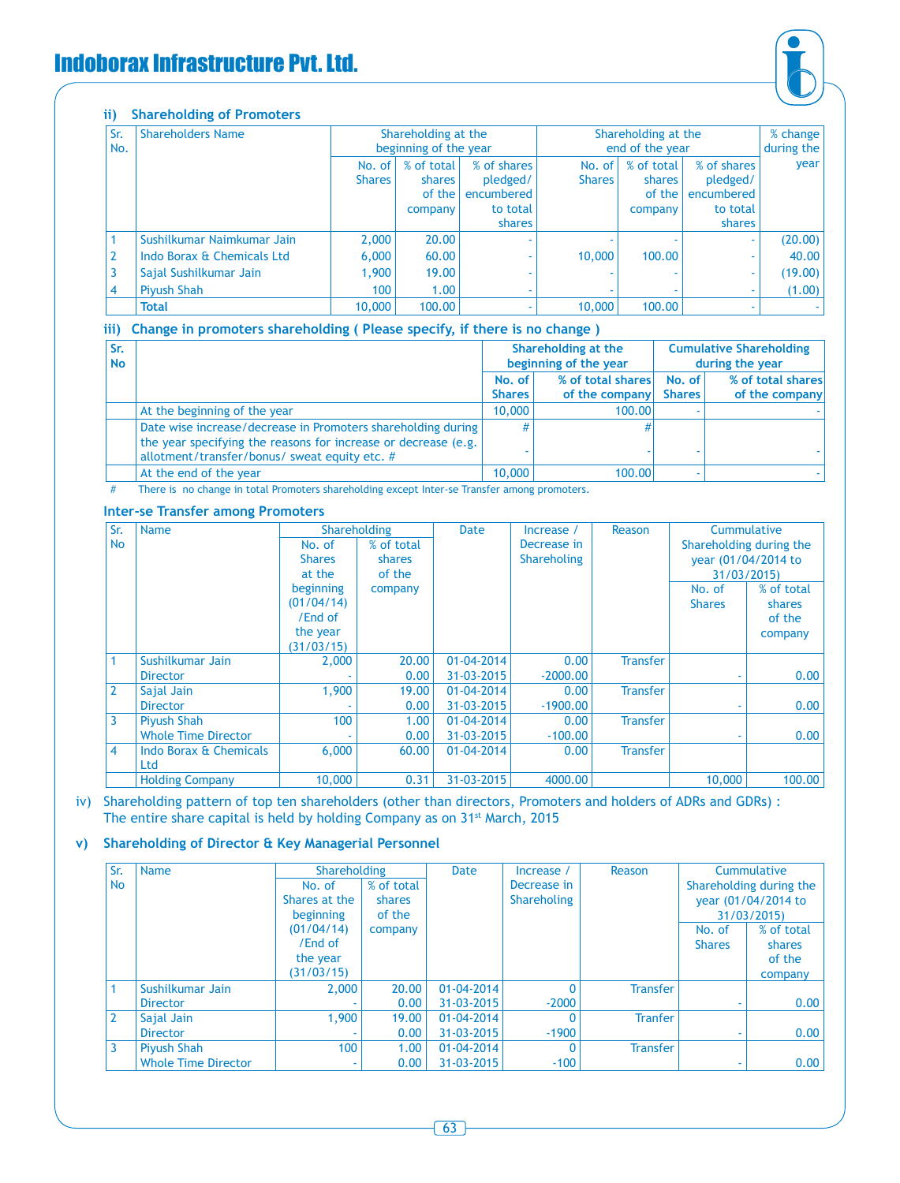## ii) Shareholding of Promoters

| Sr. No. | Shareholders Name | Shareholding at the beginning of the year | | | Shareholding at the end of the year | | | % change during the year |
|---|---|---|---|---|---|---|---|---|
| | | No. of Shares | % of total shares of the company | % of shares pledged/ encumbered to total shares | No. of Shares | % of total shares of the company | % of shares pledged/ encumbered to total shares | |
| 1 | Sushilkumar Naimkumar Jain | 2,000 | 20.00 | - | - | - | - | (20.00) |
| 2 | Indo Borax & Chemicals Ltd | 6,000 | 60.00 | - | 10,000 | 100.00 | - | 40.00 |
| 3 | Sajal Sushilkumar Jain | 1,900 | 19.00 | - | - | - | - | (19.00) |
| 4 | Piyush Shah | 100 | 1.00 | - | - | - | - | (1.00) |
| | **Total** | 10,000 | 100.00 | - | 10,000 | 100.00 | - | - |

## iii) Change in promoters shareholding ( Please specify, if there is no change )

| Sr No | | Shareholding at the beginning of the year | | Cumulative Shareholding during the year | |
|---|---|---|---|---|---|
| | | No. of Shares | % of total shares of the company | No. of Shares | % of total shares of the company |
| | At the beginning of the year | 10,000 | 100.00 | - | - |
| | Date wise increase/decrease in Promoters shareholding during the year specifying the reasons for increase or decrease (e.g. allotment/transfer/bonus/ sweat equity etc. # | # - | # - | - | - |
| | At the end of the year | 10,000 | 100.00 | - | - |

# There is no change in total Promoters shareholding except Inter-se Transfer among promoters.

### Inter-se Transfer among Promoters

| Sr No | Name | Shareholding | | Date | Increase / Decrease in Shareholing | Reason | Cummulative Shareholding during the year (01/04/2014 to 31/03/2015) | |
|---|---|---|---|---|---|---|---|---|
| | | No. of Shares at the beginning (01/04/14) /End of the year (31/03/15) | % of total shares of the company | | | | No. of Shares | % of total shares of the company |
| 1 | Sushilkumar Jain | 2,000 | 20.00 | 01-04-2014 | 0.00 | Transfer | | |
| | Director | - | 0.00 | 31-03-2015 | -2000.00 | | - | 0.00 |
| 2 | Sajal Jain | 1,900 | 19.00 | 01-04-2014 | 0.00 | Transfer | | |
| | Director | - | 0.00 | 31-03-2015 | -1900.00 | | - | 0.00 |
| 3 | Piyush Shah | 100 | 1.00 | 01-04-2014 | 0.00 | Transfer | | |
| | Whole Time Director | - | 0.00 | 31-03-2015 | -100.00 | | - | 0.00 |
| 4 | Indo Borax & Chemicals Ltd | 6,000 | 60.00 | 01-04-2014 | 0.00 | Transfer | | |
| | Holding Company | 10,000 | 0.31 | 31-03-2015 | 4000.00 | | 10,000 | 100.00 |

## iv) Shareholding pattern of top ten shareholders (other than directors, Promoters and holders of ADRs and GDRs) :

The entire share capital is held by holding Company as on 31st March, 2015

## v) Shareholding of Director & Key Managerial Personnel

| Sr No | Name | Shareholding | | Date | Increase / Decrease in Shareholing | Reason | Cummulative Shareholding during the year (01/04/2014 to 31/03/2015) | |
|---|---|---|---|---|---|---|---|---|
| | | No. of Shares at the beginning (01/04/14) /End of the year (31/03/15) | % of total shares of the company | | | | No. of Shares | % of total shares of the company |
| 1 | Sushilkumar Jain | 2,000 | 20.00 | 01-04-2014 | 0 | Transfer | | |
| | Director | - | 0.00 | 31-03-2015 | -2000 | | - | 0.00 |
| 2 | Sajal Jain | 1,900 | 19.00 | 01-04-2014 | 0 | Tranfer | | |
| | Director | - | 0.00 | 31-03-2015 | -1900 | | - | 0.00 |
| 3 | Piyush Shah | 100 | 1.00 | 01-04-2014 | 0 | Transfer | | |
| | Whole Time Director | - | 0.00 | 31-03-2015 | -100 | | - | 0.00 |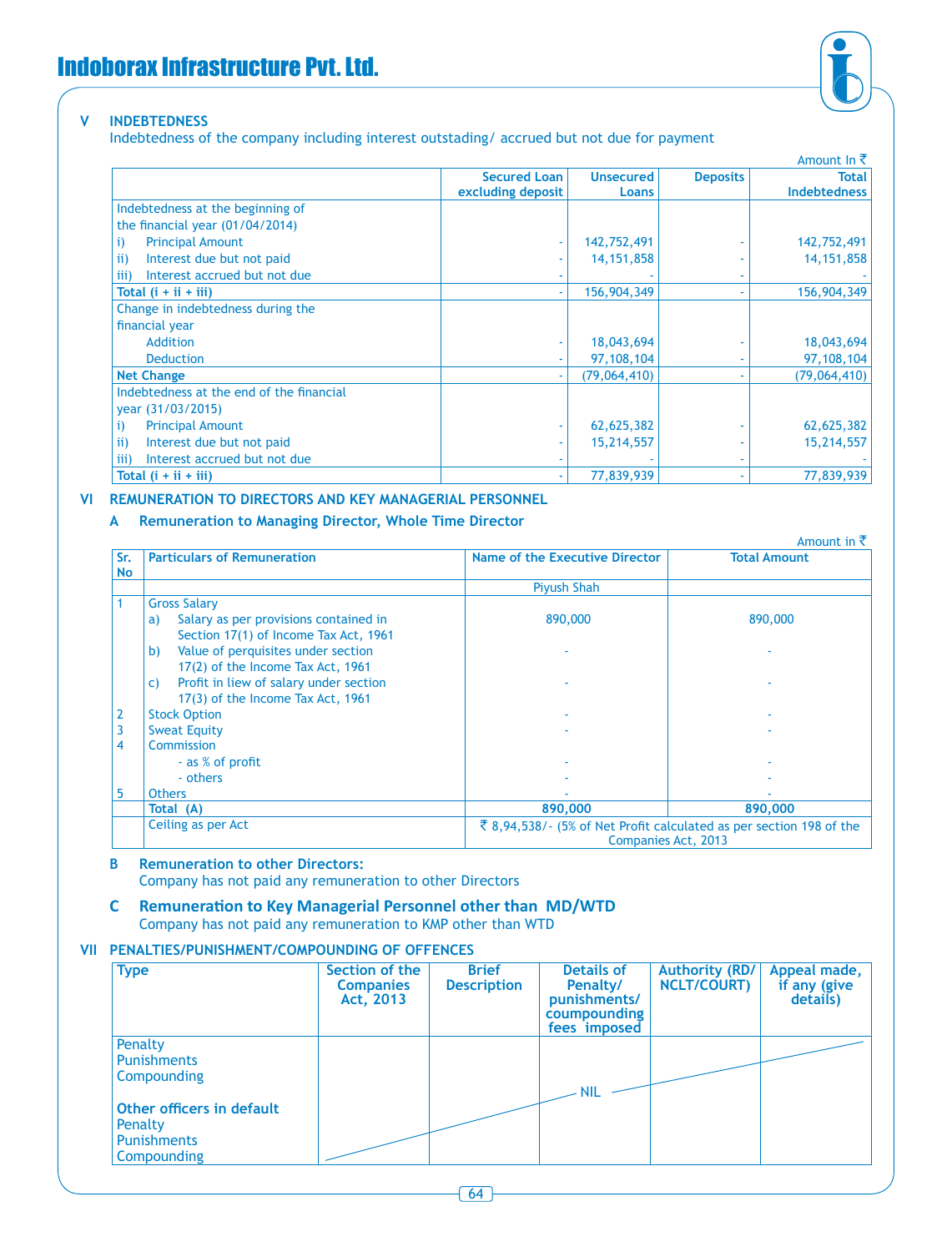## V INDEBTEDNESS

Indebtedness of the company including interest outstading/ accrued but not due for payment

Amount In ₹

| | Secured Loan excluding deposit | Unsecured Loans | Deposits | Total Indebtedness |
|---|---|---|---|---|
| Indebtedness at the beginning of the financial year (01/04/2014) | | | | |
| i) Principal Amount | - | 142,752,491 | - | 142,752,491 |
| ii) Interest due but not paid | - | 14,151,858 | - | 14,151,858 |
| iii) Interest accrued but not due | - | - | - | - |
| **Total (i + ii + iii)** | - | 156,904,349 | - | 156,904,349 |
| Change in indebtedness during the financial year | | | | |
| Addition | - | 18,043,694 | - | 18,043,694 |
| Deduction | - | 97,108,104 | - | 97,108,104 |
| **Net Change** | - | (79,064,410) | - | (79,064,410) |
| Indebtedness at the end of the financial year (31/03/2015) | | | | |
| i) Principal Amount | - | 62,625,382 | - | 62,625,382 |
| ii) Interest due but not paid | - | 15,214,557 | - | 15,214,557 |
| iii) Interest accrued but not due | - | - | - | - |
| **Total (i + ii + iii)** | - | 77,839,939 | - | 77,839,939 |

## VI REMUNERATION TO DIRECTORS AND KEY MANAGERIAL PERSONNEL

### A Remuneration to Managing Director, Whole Time Director

Amount in ₹

| Sr. No | Particulars of Remuneration | Name of the Executive Director | Total Amount |
|---|---|---|---|
| | | Piyush Shah | |
| 1 | Gross Salary | | |
| | a) Salary as per provisions contained in Section 17(1) of Income Tax Act, 1961 | 890,000 | 890,000 |
| | b) Value of perquisites under section 17(2) of the Income Tax Act, 1961 | - | - |
| | c) Profit in liew of salary under section 17(3) of the Income Tax Act, 1961 | - | - |
| 2 | Stock Option | - | - |
| 3 | Sweat Equity | - | - |
| 4 | Commission | | |
| | - as % of profit | - | - |
| | - others | - | - |
| 5 | Others | - | - |
| | **Total (A)** | **890,000** | **890,000** |
| | Ceiling as per Act | ₹ 8,94,538/- (5% of Net Profit calculated as per section 198 of the Companies Act, 2013 | |

### B Remuneration to other Directors:

Company has not paid any remuneration to other Directors

### C Remuneration to Key Managerial Personnel other than MD/WTD

Company has not paid any remuneration to KMP other than WTD

## VII PENALTIES/PUNISHMENT/COMPOUNDING OF OFFENCES

| Type | Section of the Companies Act, 2013 | Brief Description | Details of Penalty/ punishments/ coumpounding fees imposed | Authority (RD/ NCLT/COURT) | Appeal made, if any (give details) |
|---|---|---|---|---|---|
| Penalty<br>Punishments<br>Compounding | | | NIL | | |
| **Other officers in default**<br>Penalty<br>Punishments<br>Compounding | | | | | |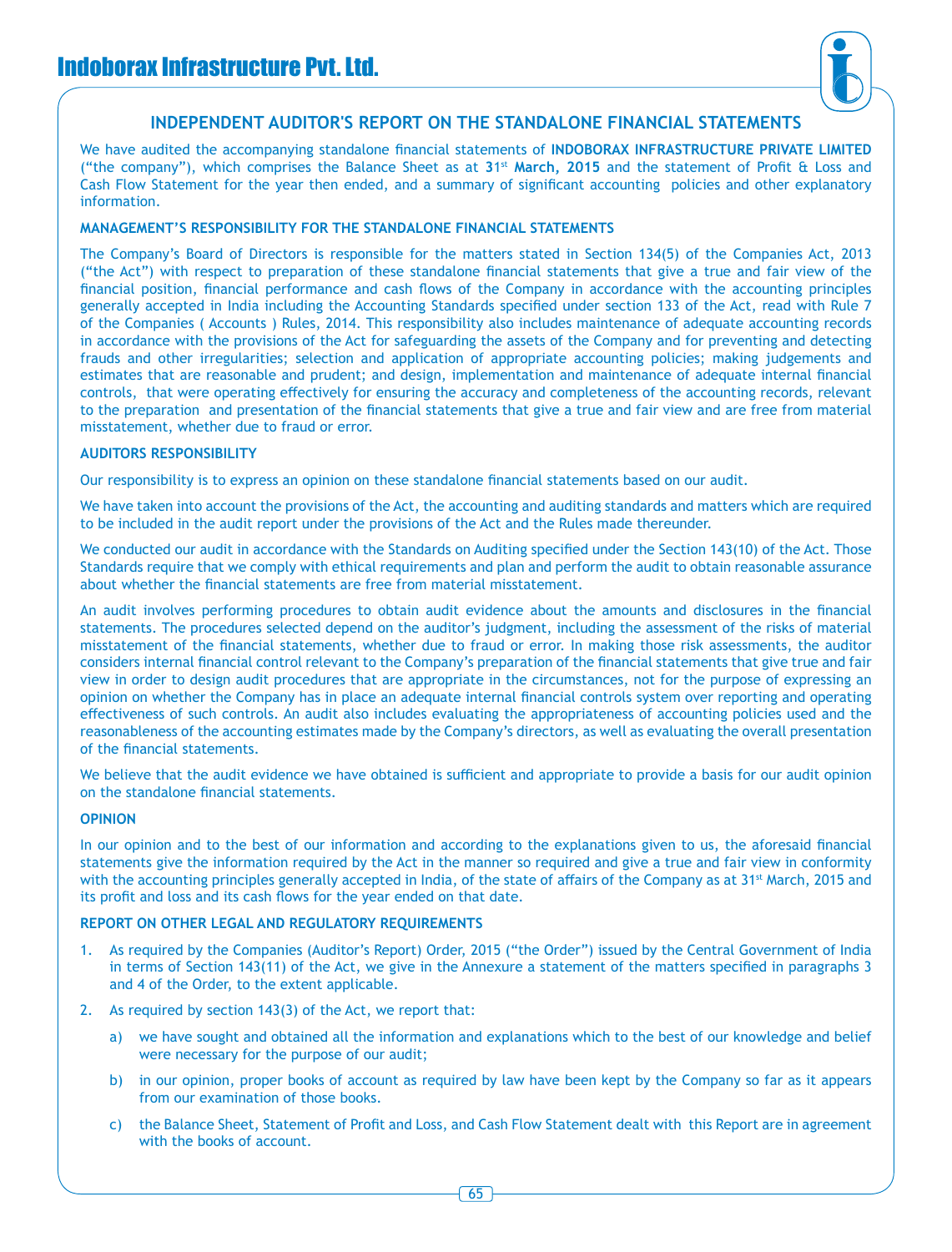## INDEPENDENT AUDITOR'S REPORT ON THE STANDALONE FINANCIAL STATEMENTS

We have audited the accompanying standalone financial statements of **INDOBORAX INFRASTRUCTURE PRIVATE LIMITED** ("the company"), which comprises the Balance Sheet as at **31st March, 2015** and the statement of Profit & Loss and Cash Flow Statement for the year then ended, and a summary of significant accounting policies and other explanatory information.

**MANAGEMENT'S RESPONSIBILITY FOR THE STANDALONE FINANCIAL STATEMENTS**

The Company's Board of Directors is responsible for the matters stated in Section 134(5) of the Companies Act, 2013 ("the Act") with respect to preparation of these standalone financial statements that give a true and fair view of the financial position, financial performance and cash flows of the Company in accordance with the accounting principles generally accepted in India including the Accounting Standards specified under section 133 of the Act, read with Rule 7 of the Companies ( Accounts ) Rules, 2014. This responsibility also includes maintenance of adequate accounting records in accordance with the provisions of the Act for safeguarding the assets of the Company and for preventing and detecting frauds and other irregularities; selection and application of appropriate accounting policies; making judgements and estimates that are reasonable and prudent; and design, implementation and maintenance of adequate internal financial controls, that were operating effectively for ensuring the accuracy and completeness of the accounting records, relevant to the preparation and presentation of the financial statements that give a true and fair view and are free from material misstatement, whether due to fraud or error.

**AUDITORS RESPONSIBILITY**

Our responsibility is to express an opinion on these standalone financial statements based on our audit.

We have taken into account the provisions of the Act, the accounting and auditing standards and matters which are required to be included in the audit report under the provisions of the Act and the Rules made thereunder.

We conducted our audit in accordance with the Standards on Auditing specified under the Section 143(10) of the Act. Those Standards require that we comply with ethical requirements and plan and perform the audit to obtain reasonable assurance about whether the financial statements are free from material misstatement.

An audit involves performing procedures to obtain audit evidence about the amounts and disclosures in the financial statements. The procedures selected depend on the auditor's judgment, including the assessment of the risks of material misstatement of the financial statements, whether due to fraud or error. In making those risk assessments, the auditor considers internal financial control relevant to the Company's preparation of the financial statements that give true and fair view in order to design audit procedures that are appropriate in the circumstances, not for the purpose of expressing an opinion on whether the Company has in place an adequate internal financial controls system over reporting and operating effectiveness of such controls. An audit also includes evaluating the appropriateness of accounting policies used and the reasonableness of the accounting estimates made by the Company's directors, as well as evaluating the overall presentation of the financial statements.

We believe that the audit evidence we have obtained is sufficient and appropriate to provide a basis for our audit opinion on the standalone financial statements.

**OPINION**

In our opinion and to the best of our information and according to the explanations given to us, the aforesaid financial statements give the information required by the Act in the manner so required and give a true and fair view in conformity with the accounting principles generally accepted in India, of the state of affairs of the Company as at 31st March, 2015 and its profit and loss and its cash flows for the year ended on that date.

**REPORT ON OTHER LEGAL AND REGULATORY REQUIREMENTS**

1. As required by the Companies (Auditor's Report) Order, 2015 ("the Order") issued by the Central Government of India in terms of Section 143(11) of the Act, we give in the Annexure a statement of the matters specified in paragraphs 3 and 4 of the Order, to the extent applicable.
2. As required by section 143(3) of the Act, we report that:
   a) we have sought and obtained all the information and explanations which to the best of our knowledge and belief were necessary for the purpose of our audit;
   b) in our opinion, proper books of account as required by law have been kept by the Company so far as it appears from our examination of those books.
   c) the Balance Sheet, Statement of Profit and Loss, and Cash Flow Statement dealt with this Report are in agreement with the books of account.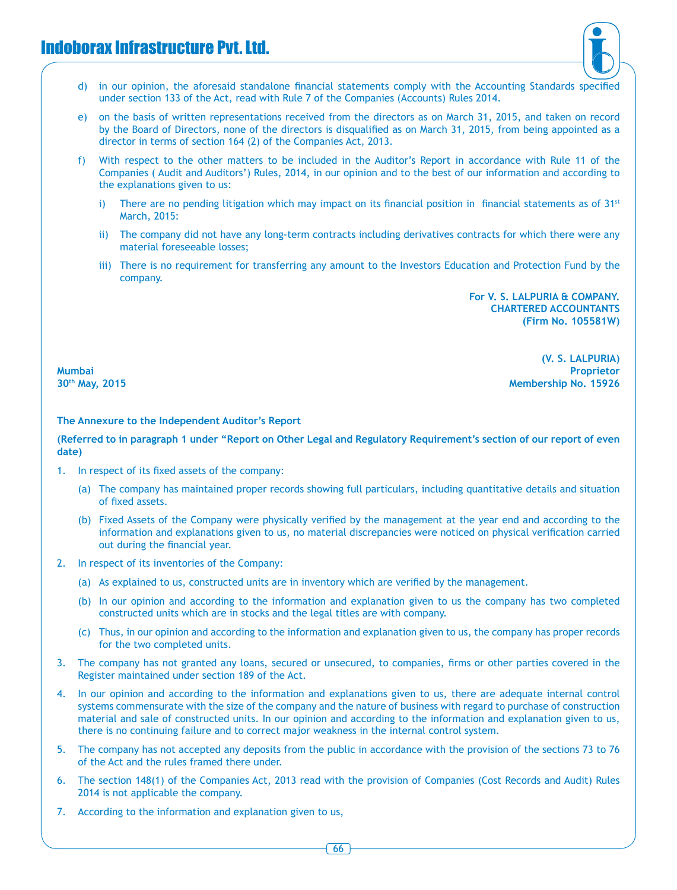d) in our opinion, the aforesaid standalone financial statements comply with the Accounting Standards specified under section 133 of the Act, read with Rule 7 of the Companies (Accounts) Rules 2014.

e) on the basis of written representations received from the directors as on March 31, 2015, and taken on record by the Board of Directors, none of the directors is disqualified as on March 31, 2015, from being appointed as a director in terms of section 164 (2) of the Companies Act, 2013.

f) With respect to the other matters to be included in the Auditor's Report in accordance with Rule 11 of the Companies ( Audit and Auditors') Rules, 2014, in our opinion and to the best of our information and according to the explanations given to us:

   i) There are no pending litigation which may impact on its financial position in financial statements as of 31st March, 2015:

   ii) The company did not have any long-term contracts including derivatives contracts for which there were any material foreseeable losses;

   iii) There is no requirement for transferring any amount to the Investors Education and Protection Fund by the company.

**For V. S. LALPURIA & COMPANY.**
**CHARTERED ACCOUNTANTS**
**(Firm No. 105581W)**

**(V. S. LALPURIA)**
**Proprietor**
**Membership No. 15926**

**Mumbai**
**30th May, 2015**

**The Annexure to the Independent Auditor's Report**

**(Referred to in paragraph 1 under "Report on Other Legal and Regulatory Requirement's section of our report of even date)**

1. In respect of its fixed assets of the company:

   (a) The company has maintained proper records showing full particulars, including quantitative details and situation of fixed assets.

   (b) Fixed Assets of the Company were physically verified by the management at the year end and according to the information and explanations given to us, no material discrepancies were noticed on physical verification carried out during the financial year.

2. In respect of its inventories of the Company:

   (a) As explained to us, constructed units are in inventory which are verified by the management.

   (b) In our opinion and according to the information and explanation given to us the company has two completed constructed units which are in stocks and the legal titles are with company.

   (c) Thus, in our opinion and according to the information and explanation given to us, the company has proper records for the two completed units.

3. The company has not granted any loans, secured or unsecured, to companies, firms or other parties covered in the Register maintained under section 189 of the Act.

4. In our opinion and according to the information and explanations given to us, there are adequate internal control systems commensurate with the size of the company and the nature of business with regard to purchase of construction material and sale of constructed units. In our opinion and according to the information and explanation given to us, there is no continuing failure and to correct major weakness in the internal control system.

5. The company has not accepted any deposits from the public in accordance with the provision of the sections 73 to 76 of the Act and the rules framed there under.

6. The section 148(1) of the Companies Act, 2013 read with the provision of Companies (Cost Records and Audit) Rules 2014 is not applicable the company.

7. According to the information and explanation given to us,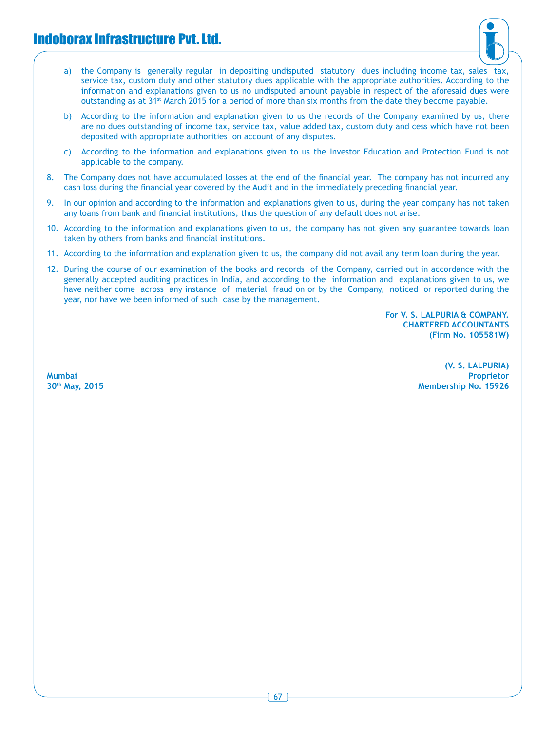a) the Company is generally regular in depositing undisputed statutory dues including income tax, sales tax, service tax, custom duty and other statutory dues applicable with the appropriate authorities. According to the information and explanations given to us no undisputed amount payable in respect of the aforesaid dues were outstanding as at 31st March 2015 for a period of more than six months from the date they become payable.

b) According to the information and explanation given to us the records of the Company examined by us, there are no dues outstanding of income tax, service tax, value added tax, custom duty and cess which have not been deposited with appropriate authorities on account of any disputes.

c) According to the information and explanations given to us the Investor Education and Protection Fund is not applicable to the company.

8. The Company does not have accumulated losses at the end of the financial year. The company has not incurred any cash loss during the financial year covered by the Audit and in the immediately preceding financial year.

9. In our opinion and according to the information and explanations given to us, during the year company has not taken any loans from bank and financial institutions, thus the question of any default does not arise.

10. According to the information and explanations given to us, the company has not given any guarantee towards loan taken by others from banks and financial institutions.

11. According to the information and explanation given to us, the company did not avail any term loan during the year.

12. During the course of our examination of the books and records of the Company, carried out in accordance with the generally accepted auditing practices in India, and according to the information and explanations given to us, we have neither come across any instance of material fraud on or by the Company, noticed or reported during the year, nor have we been informed of such case by the management.

**For V. S. LALPURIA & COMPANY.**
**CHARTERED ACCOUNTANTS**
**(Firm No. 105581W)**

**(V. S. LALPURIA)**
**Proprietor**
**Membership No. 15926**

**Mumbai**
**30th May, 2015**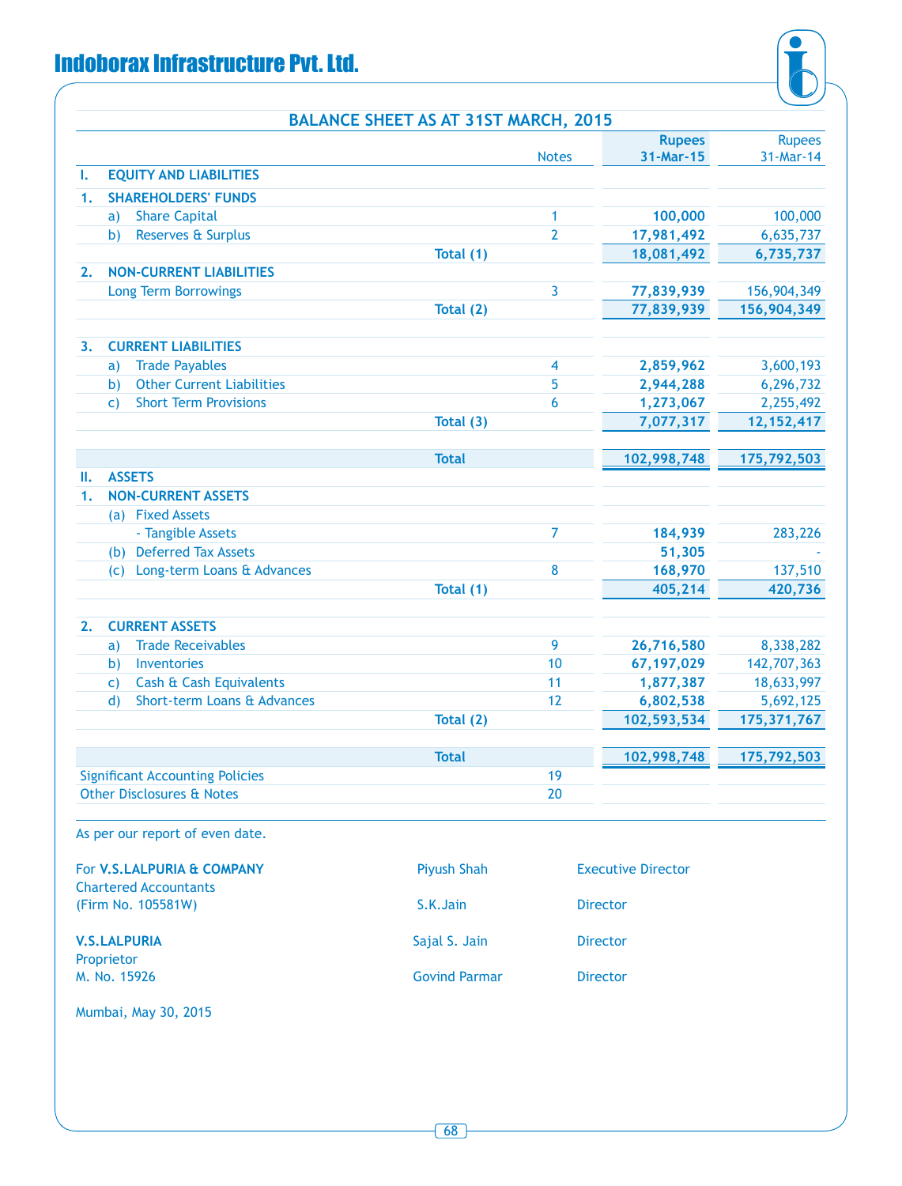# Indoborax Infrastructure Pvt. Ltd.

## BALANCE SHEET AS AT 31ST MARCH, 2015

| | Notes | Rupees 31-Mar-15 | Rupees 31-Mar-14 |
|---|---|---|---|
| **I. EQUITY AND LIABILITIES** | | | |
| **1. SHAREHOLDERS' FUNDS** | | | |
| a) Share Capital | 1 | **100,000** | 100,000 |
| b) Reserves & Surplus | 2 | **17,981,492** | 6,635,737 |
| **Total (1)** | | **18,081,492** | **6,735,737** |
| **2. NON-CURRENT LIABILITIES** | | | |
| Long Term Borrowings | 3 | **77,839,939** | 156,904,349 |
| **Total (2)** | | **77,839,939** | **156,904,349** |
| **3. CURRENT LIABILITIES** | | | |
| a) Trade Payables | 4 | **2,859,962** | 3,600,193 |
| b) Other Current Liabilities | 5 | **2,944,288** | 6,296,732 |
| c) Short Term Provisions | 6 | **1,273,067** | 2,255,492 |
| **Total (3)** | | **7,077,317** | **12,152,417** |
| **Total** | | **102,998,748** | **175,792,503** |
| **II. ASSETS** | | | |
| **1. NON-CURRENT ASSETS** | | | |
| (a) Fixed Assets | | | |
| - Tangible Assets | 7 | **184,939** | 283,226 |
| (b) Deferred Tax Assets | | **51,305** | - |
| (c) Long-term Loans & Advances | 8 | **168,970** | 137,510 |
| **Total (1)** | | **405,214** | **420,736** |
| **2. CURRENT ASSETS** | | | |
| a) Trade Receivables | 9 | **26,716,580** | 8,338,282 |
| b) Inventories | 10 | **67,197,029** | 142,707,363 |
| c) Cash & Cash Equivalents | 11 | **1,877,387** | 18,633,997 |
| d) Short-term Loans & Advances | 12 | **6,802,538** | 5,692,125 |
| **Total (2)** | | **102,593,534** | **175,371,767** |
| **Total** | | **102,998,748** | **175,792,503** |
| Significant Accounting Policies | 19 | | |
| Other Disclosures & Notes | 20 | | |

As per our report of even date.

For **V.S.LALPURIA & COMPANY**
Chartered Accountants
(Firm No. 105581W)

**V.S.LALPURIA**
Proprietor
M. No. 15926

Mumbai, May 30, 2015

| | |
|---|---|
| Piyush Shah | Executive Director |
| S.K.Jain | Director |
| Sajal S. Jain | Director |
| Govind Parmar | Director |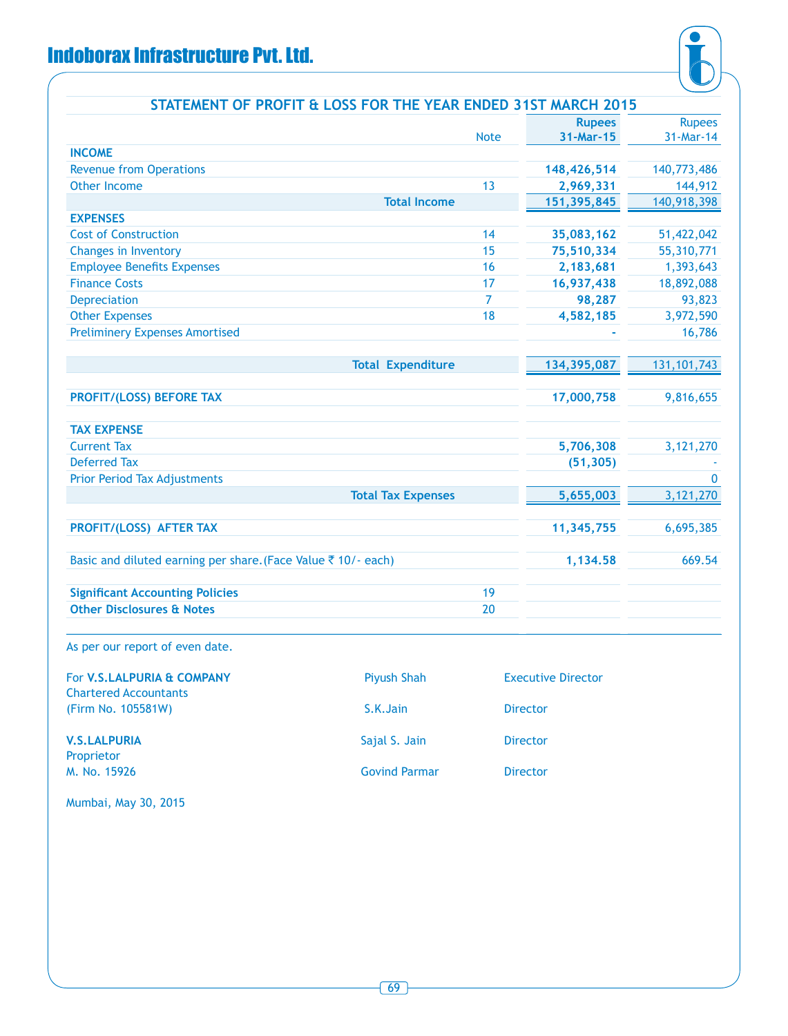# Indoborax Infrastructure Pvt. Ltd.

## STATEMENT OF PROFIT & LOSS FOR THE YEAR ENDED 31ST MARCH 2015

| | Note | Rupees 31-Mar-15 | Rupees 31-Mar-14 |
|---|---|---|---|
| **INCOME** | | | |
| Revenue from Operations | | **148,426,514** | 140,773,486 |
| Other Income | 13 | **2,969,331** | 144,912 |
| **Total Income** | | **151,395,845** | 140,918,398 |
| **EXPENSES** | | | |
| Cost of Construction | 14 | **35,083,162** | 51,422,042 |
| Changes in Inventory | 15 | **75,510,334** | 55,310,771 |
| Employee Benefits Expenses | 16 | **2,183,681** | 1,393,643 |
| Finance Costs | 17 | **16,937,438** | 18,892,088 |
| Depreciation | 7 | **98,287** | 93,823 |
| Other Expenses | 18 | **4,582,185** | 3,972,590 |
| Preliminery Expenses Amortised | | **-** | 16,786 |
| **Total Expenditure** | | **134,395,087** | 131,101,743 |
| **PROFIT/(LOSS) BEFORE TAX** | | **17,000,758** | 9,816,655 |
| **TAX EXPENSE** | | | |
| Current Tax | | **5,706,308** | 3,121,270 |
| Deferred Tax | | **(51,305)** | - |
| Prior Period Tax Adjustments | | | 0 |
| **Total Tax Expenses** | | **5,655,003** | 3,121,270 |
| **PROFIT/(LOSS) AFTER TAX** | | **11,345,755** | 6,695,385 |
| Basic and diluted earning per share.(Face Value ₹ 10/- each) | | **1,134.58** | 669.54 |
| **Significant Accounting Policies** | 19 | | |
| **Other Disclosures & Notes** | 20 | | |

As per our report of even date.

For **V.S.LALPURIA & COMPANY**
Chartered Accountants
(Firm No. 105581W)

**V.S.LALPURIA**
Proprietor
M. No. 15926

Mumbai, May 30, 2015

| | |
|---|---|
| Piyush Shah | Executive Director |
| S.K.Jain | Director |
| Sajal S. Jain | Director |
| Govind Parmar | Director |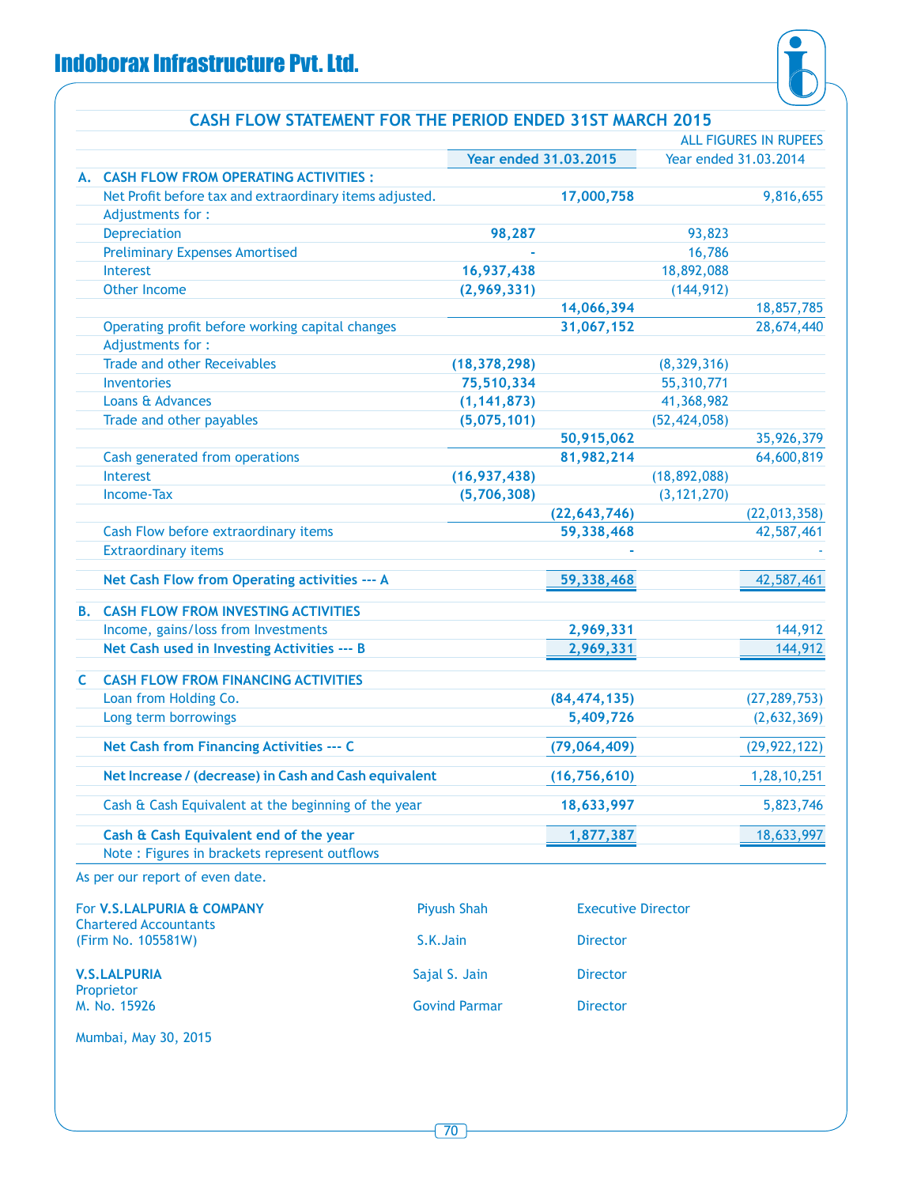## Indoborax Infrastructure Pvt. Ltd.

### CASH FLOW STATEMENT FOR THE PERIOD ENDED 31ST MARCH 2015

ALL FIGURES IN RUPEES

| | | Year ended 31.03.2015 | | Year ended 31.03.2014 | |
|---|---|---|---|---|---|
| **A.** | **CASH FLOW FROM OPERATING ACTIVITIES :** | | | | |
| | Net Profit before tax and extraordinary items adjusted. | | **17,000,758** | | 9,816,655 |
| | Adjustments for : | | | | |
| | Depreciation | **98,287** | | 93,823 | |
| | Preliminary Expenses Amortised | - | | 16,786 | |
| | Interest | **16,937,438** | | 18,892,088 | |
| | Other Income | **(2,969,331)** | | (144,912) | |
| | | | **14,066,394** | | 18,857,785 |
| | Operating profit before working capital changes | | **31,067,152** | | 28,674,440 |
| | Adjustments for : | | | | |
| | Trade and other Receivables | **(18,378,298)** | | (8,329,316) | |
| | Inventories | **75,510,334** | | 55,310,771 | |
| | Loans & Advances | **(1,141,873)** | | 41,368,982 | |
| | Trade and other payables | **(5,075,101)** | | (52,424,058) | |
| | | | **50,915,062** | | 35,926,379 |
| | Cash generated from operations | | **81,982,214** | | 64,600,819 |
| | Interest | **(16,937,438)** | | (18,892,088) | |
| | Income-Tax | **(5,706,308)** | | (3,121,270) | |
| | | | **(22,643,746)** | | (22,013,358) |
| | Cash Flow before extraordinary items | | **59,338,468** | | 42,587,461 |
| | Extraordinary items | | - | | - |
| | **Net Cash Flow from Operating activities --- A** | | **59,338,468** | | 42,587,461 |
| **B.** | **CASH FLOW FROM INVESTING ACTIVITIES** | | | | |
| | Income, gains/loss from Investments | | **2,969,331** | | 144,912 |
| | **Net Cash used in Investing Activities --- B** | | **2,969,331** | | 144,912 |
| **C** | **CASH FLOW FROM FINANCING ACTIVITIES** | | | | |
| | Loan from Holding Co. | | **(84,474,135)** | | (27,289,753) |
| | Long term borrowings | | **5,409,726** | | (2,632,369) |
| | **Net Cash from Financing Activities --- C** | | **(79,064,409)** | | (29,922,122) |
| | **Net Increase / (decrease) in Cash and Cash equivalent** | | **(16,756,610)** | | 1,28,10,251 |
| | Cash & Cash Equivalent at the beginning of the year | | **18,633,997** | | 5,823,746 |
| | **Cash & Cash Equivalent end of the year** | | **1,877,387** | | 18,633,997 |
| | Note : Figures in brackets represent outflows | | | | |

As per our report of even date.

For **V.S.LALPURIA & COMPANY**
Chartered Accountants
(Firm No. 105581W)

**V.S.LALPURIA**
Proprietor
M. No. 15926

Mumbai, May 30, 2015

Piyush Shah — Executive Director
S.K.Jain — Director
Sajal S. Jain — Director
Govind Parmar — Director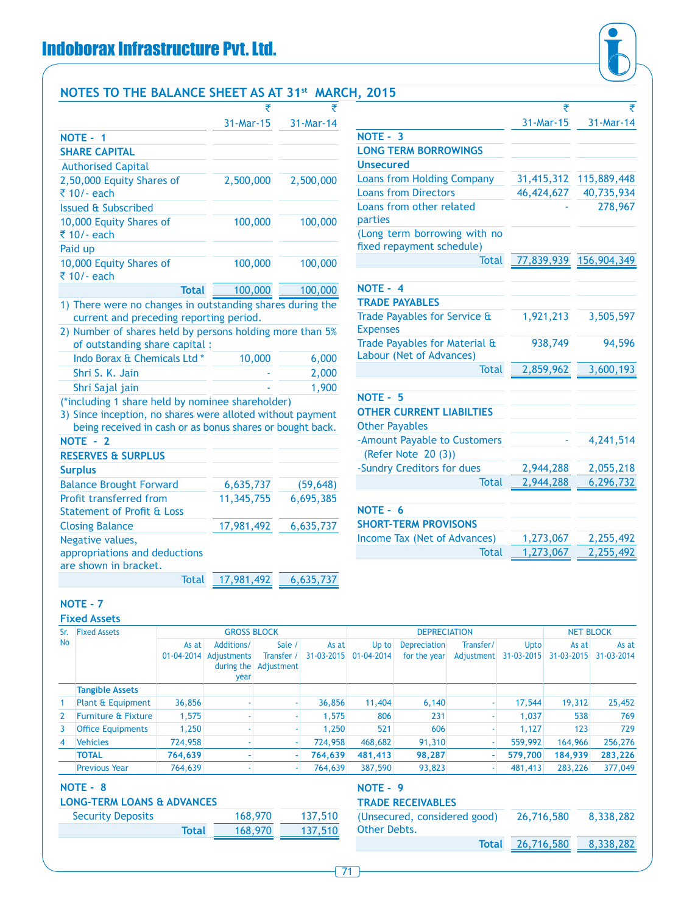# Indoborax Infrastructure Pvt. Ltd.

## NOTES TO THE BALANCE SHEET AS AT 31st MARCH, 2015

| | ₹ 31-Mar-15 | ₹ 31-Mar-14 |
|---|---|---|
| **NOTE - 1** | | |
| **SHARE CAPITAL** | | |
| Authorised Capital | | |
| 2,50,000 Equity Shares of ₹ 10/- each | 2,500,000 | 2,500,000 |
| Issued & Subscribed | | |
| 10,000 Equity Shares of ₹ 10/- each | 100,000 | 100,000 |
| Paid up | | |
| 10,000 Equity Shares of ₹ 10/- each | 100,000 | 100,000 |
| **Total** | 100,000 | 100,000 |

1) There were no changes in outstanding shares during the current and preceding reporting period.

2) Number of shares held by persons holding more than 5% of outstanding share capital :

| | | |
|---|---|---|
| Indo Borax & Chemicals Ltd * | 10,000 | 6,000 |
| Shri S. K. Jain | - | 2,000 |
| Shri Sajal jain | - | 1,900 |

(*including 1 share held by nominee shareholder)

3) Since inception, no shares were alloted without payment being received in cash or as bonus shares or bought back.

| | ₹ 31-Mar-15 | ₹ 31-Mar-14 |
|---|---|---|
| **NOTE - 2** | | |
| **RESERVES & SURPLUS** | | |
| **Surplus** | | |
| Balance Brought Forward | 6,635,737 | (59,648) |
| Profit transferred from Statement of Profit & Loss | 11,345,755 | 6,695,385 |
| Closing Balance | 17,981,492 | 6,635,737 |
| Negative values, appropriations and deductions are shown in bracket. | | |
| Total | 17,981,492 | 6,635,737 |

| | ₹ 31-Mar-15 | ₹ 31-Mar-14 |
|---|---|---|
| **NOTE - 3** | | |
| **LONG TERM BORROWINGS** | | |
| **Unsecured** | | |
| Loans from Holding Company | 31,415,312 | 115,889,448 |
| Loans from Directors | 46,424,627 | 40,735,934 |
| Loans from other related parties | - | 278,967 |
| (Long term borrowing with no fixed repayment schedule) | | |
| Total | 77,839,939 | 156,904,349 |
| **NOTE - 4** | | |
| **TRADE PAYABLES** | | |
| Trade Payables for Service & Expenses | 1,921,213 | 3,505,597 |
| Trade Payables for Material & Labour (Net of Advances) | 938,749 | 94,596 |
| Total | 2,859,962 | 3,600,193 |
| **NOTE - 5** | | |
| **OTHER CURRENT LIABILTIES** | | |
| Other Payables | | |
| -Amount Payable to Customers (Refer Note 20 (3)) | - | 4,241,514 |
| -Sundry Creditors for dues | 2,944,288 | 2,055,218 |
| Total | 2,944,288 | 6,296,732 |
| **NOTE - 6** | | |
| **SHORT-TERM PROVISONS** | | |
| Income Tax (Net of Advances) | 1,273,067 | 2,255,492 |
| Total | 1,273,067 | 2,255,492 |

**NOTE - 7**

**Fixed Assets**

| Sr. No | Fixed Assets | GROSS BLOCK | | | | DEPRECIATION | | | | NET BLOCK | |
|---|---|---|---|---|---|---|---|---|---|---|---|
| | | As at 01-04-2014 | Additions/ Adjustments during the year | Sale / Transfer / Adjustment | As at 31-03-2015 | Up to 01-04-2014 | Depreciation for the year | Transfer/ Adjustment | Upto 31-03-2015 | As at 31-03-2015 | As at 31-03-2014 |
| | **Tangible Assets** | | | | | | | | | | |
| 1 | Plant & Equipment | 36,856 | - | - | 36,856 | 11,404 | 6,140 | - | 17,544 | 19,312 | 25,452 |
| 2 | Furniture & Fixture | 1,575 | - | - | 1,575 | 806 | 231 | - | 1,037 | 538 | 769 |
| 3 | Office Equipments | 1,250 | - | - | 1,250 | 521 | 606 | - | 1,127 | 123 | 729 |
| 4 | Vehicles | 724,958 | - | - | 724,958 | 468,682 | 91,310 | - | 559,992 | 164,966 | 256,276 |
| | **TOTAL** | **764,639** | **-** | **-** | **764,639** | **481,413** | **98,287** | **-** | **579,700** | **184,939** | **283,226** |
| | Previous Year | 764,639 | - | - | 764,639 | 387,590 | 93,823 | - | 481,413 | 283,226 | 377,049 |

| | ₹ 31-Mar-15 | ₹ 31-Mar-14 |
|---|---|---|
| **NOTE - 8** | | |
| **LONG-TERM LOANS & ADVANCES** | | |
| Security Deposits | 168,970 | 137,510 |
| **Total** | 168,970 | 137,510 |

| | ₹ 31-Mar-15 | ₹ 31-Mar-14 |
|---|---|---|
| **NOTE - 9** | | |
| **TRADE RECEIVABLES** | | |
| (Unsecured, considered good) Other Debts. | 26,716,580 | 8,338,282 |
| **Total** | 26,716,580 | 8,338,282 |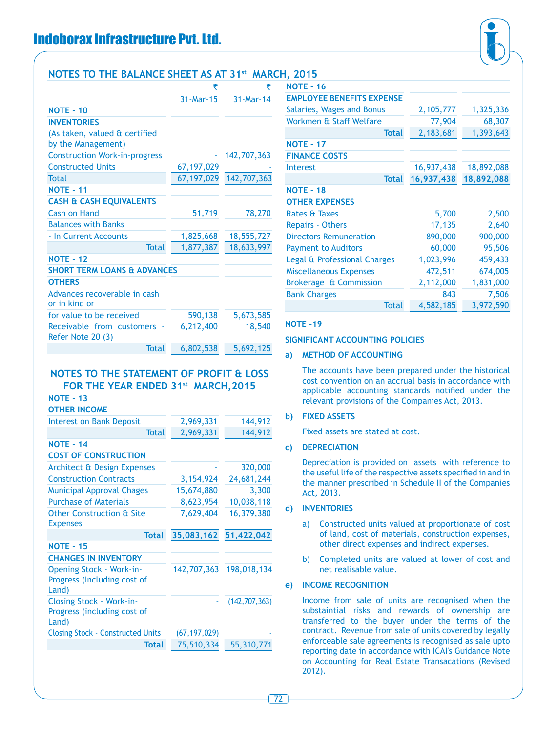# Indoborax Infrastructure Pvt. Ltd.

## NOTES TO THE BALANCE SHEET AS AT 31st MARCH, 2015

| | ₹ 31-Mar-15 | ₹ 31-Mar-14 |
|---|---|---|
| **NOTE - 10** | | |
| **INVENTORIES** | | |
| (As taken, valued & certified by the Management) | | |
| Construction Work-in-progress | - | 142,707,363 |
| Constructed Units | 67,197,029 | - |
| Total | 67,197,029 | 142,707,363 |
| **NOTE - 11** | | |
| **CASH & CASH EQUIVALENTS** | | |
| Cash on Hand | 51,719 | 78,270 |
| Balances with Banks | | |
| - In Current Accounts | 1,825,668 | 18,555,727 |
| Total | 1,877,387 | 18,633,997 |
| **NOTE - 12** | | |
| **SHORT TERM LOANS & ADVANCES** | | |
| **OTHERS** | | |
| Advances recoverable in cash or in kind or | | |
| for value to be received | 590,138 | 5,673,585 |
| Receivable from customers - Refer Note 20 (3) | 6,212,400 | 18,540 |
| Total | 6,802,538 | 5,692,125 |

## NOTES TO THE STATEMENT OF PROFIT & LOSS FOR THE YEAR ENDED 31st MARCH,2015

| | 31-Mar-15 | 31-Mar-14 |
|---|---|---|
| **NOTE - 13** | | |
| **OTHER INCOME** | | |
| Interest on Bank Deposit | 2,969,331 | 144,912 |
| Total | 2,969,331 | 144,912 |
| **NOTE - 14** | | |
| **COST OF CONSTRUCTION** | | |
| Architect & Design Expenses | - | 320,000 |
| Construction Contracts | 3,154,924 | 24,681,244 |
| Municipal Approval Chages | 15,674,880 | 3,300 |
| Purchase of Materials | 8,623,954 | 10,038,118 |
| Other Construction & Site Expenses | 7,629,404 | 16,379,380 |
| **Total** | **35,083,162** | **51,422,042** |
| **NOTE - 15** | | |
| **CHANGES IN INVENTORY** | | |
| Opening Stock - Work-in-Progress (Including cost of Land) | 142,707,363 | 198,018,134 |
| Closing Stock - Work-in-Progress (including cost of Land) | - | (142,707,363) |
| Closing Stock - Constructed Units | (67,197,029) | - |
| **Total** | 75,510,334 | 55,310,771 |
| **NOTE - 16** | | |
| **EMPLOYEE BENEFITS EXPENSE** | | |
| Salaries, Wages and Bonus | 2,105,777 | 1,325,336 |
| Workmen & Staff Welfare | 77,904 | 68,307 |
| **Total** | 2,183,681 | 1,393,643 |
| **NOTE - 17** | | |
| **FINANCE COSTS** | | |
| Interest | 16,937,438 | 18,892,088 |
| **Total** | **16,937,438** | **18,892,088** |
| **NOTE - 18** | | |
| **OTHER EXPENSES** | | |
| Rates & Taxes | 5,700 | 2,500 |
| Repairs - Others | 17,135 | 2,640 |
| Directors Remuneration | 890,000 | 900,000 |
| Payment to Auditors | 60,000 | 95,506 |
| Legal & Professional Charges | 1,023,996 | 459,433 |
| Miscellaneous Expenses | 472,511 | 674,005 |
| Brokerage & Commission | 2,112,000 | 1,831,000 |
| Bank Charges | 843 | 7,506 |
| Total | 4,582,185 | 3,972,590 |

### NOTE -19

### SIGNIFICANT ACCOUNTING POLICIES

**a) METHOD OF ACCOUNTING**

The accounts have been prepared under the historical cost convention on an accrual basis in accordance with applicable accounting standards notified under the relevant provisions of the Companies Act, 2013.

**b) FIXED ASSETS**

Fixed assets are stated at cost.

**c) DEPRECIATION**

Depreciation is provided on assets with reference to the useful life of the respective assets specified in and in the manner prescribed in Schedule II of the Companies Act, 2013.

**d) INVENTORIES**

a) Constructed units valued at proportionate of cost of land, cost of materials, construction expenses, other direct expenses and indirect expenses.

b) Completed units are valued at lower of cost and net realisable value.

**e) INCOME RECOGNITION**

Income from sale of units are recognised when the substaintial risks and rewards of ownership are transferred to the buyer under the terms of the contract. Revenue from sale of units covered by legally enforceable sale agreements is recognised as sale upto reporting date in accordance with ICAI's Guidance Note on Accounting for Real Estate Transacations (Revised 2012).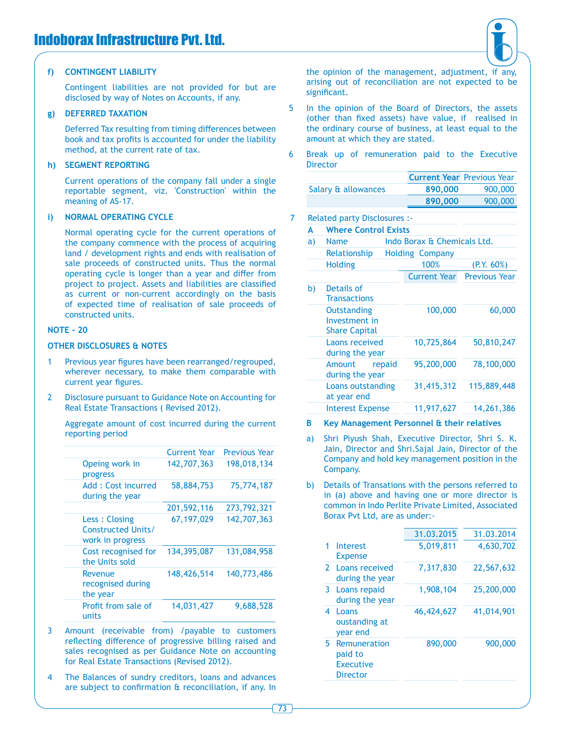**f) CONTINGENT LIABILITY**

Contingent liabilities are not provided for but are disclosed by way of Notes on Accounts, if any.

**g) DEFERRED TAXATION**

Deferred Tax resulting from timing differences between book and tax profits is accounted for under the liability method, at the current rate of tax.

**h) SEGMENT REPORTING**

Current operations of the company fall under a single reportable segment, viz. 'Construction' within the meaning of AS-17.

**i) NORMAL OPERATING CYCLE**

Normal operating cycle for the current operations of the company commence with the process of acquiring land / development rights and ends with realisation of sale proceeds of constructed units. Thus the normal operating cycle is longer than a year and differ from project to project. Assets and liabilities are classified as current or non-current accordingly on the basis of expected time of realisation of sale proceeds of constructed units.

## NOTE - 20

### OTHER DISCLOSURES & NOTES

1 Previous year figures have been rearranged/regrouped, wherever necessary, to make them comparable with current year figures.

2 Disclosure pursuant to Guidance Note on Accounting for Real Estate Transactions ( Revised 2012).

Aggregate amount of cost incurred during the current reporting period

| | Current Year | Previous Year |
|---|---|---|
| Opeing work in progress | 142,707,363 | 198,018,134 |
| Add : Cost incurred during the year | 58,884,753 | 75,774,187 |
| | 201,592,116 | 273,792,321 |
| Less : Closing Constructed Units/ work in progress | 67,197,029 | 142,707,363 |
| Cost recognised for the Units sold | 134,395,087 | 131,084,958 |
| Revenue recognised during the year | 148,426,514 | 140,773,486 |
| Profit from sale of units | 14,031,427 | 9,688,528 |

3 Amount (receivable from) /payable to customers reflecting difference of progressive billing raised and sales recognised as per Guidance Note on accounting for Real Estate Transactions (Revised 2012).

4 The Balances of sundry creditors, loans and advances are subject to confirmation & reconciliation, if any. In the opinion of the management, adjustment, if any, arising out of reconciliation are not expected to be significant.

5 In the opinion of the Board of Directors, the assets (other than fixed assets) have value, if realised in the ordinary course of business, at least equal to the amount at which they are stated.

6 Break up of remuneration paid to the Executive Director

| | Current Year | Previous Year |
|---|---|---|
| Salary & allowances | 890,000 | 900,000 |
| | **890,000** | **900,000** |

7 Related party Disclosures :-

**A Where Control Exists**

a) Name: Indo Borax & Chemicals Ltd.

Relationship: Holding Company

Holding: 100% (P.Y. 60%)

| | Current Year | Previous Year |
|---|---|---|
| b) Details of Transactions | | |
| Outstanding Investment in Share Capital | 100,000 | 60,000 |
| Laons received during the year | 10,725,864 | 50,810,247 |
| Amount repaid during the year | 95,200,000 | 78,100,000 |
| Loans outstanding at year end | 31,415,312 | 115,889,448 |
| Interest Expense | 11,917,627 | 14,261,386 |

**B Key Management Personnel & their relatives**

a) Shri Piyush Shah, Executive Director, Shri S. K. Jain, Director and Shri.Sajal Jain, Director of the Company and hold key management position in the Company.

b) Details of Transations with the persons referred to in (a) above and having one or more director is common in Indo Perlite Private Limited, Associated Borax Pvt Ltd, are as under:-

| | 31.03.2015 | 31.03.2014 |
|---|---|---|
| 1 Interest Expense | 5,019,811 | 4,630,702 |
| 2 Loans received during the year | 7,317,830 | 22,567,632 |
| 3 Loans repaid during the year | 1,908,104 | 25,200,000 |
| 4 Loans oustanding at year end | 46,424,627 | 41,014,901 |
| 5 Remuneration paid to Executive Director | 890,000 | 900,000 |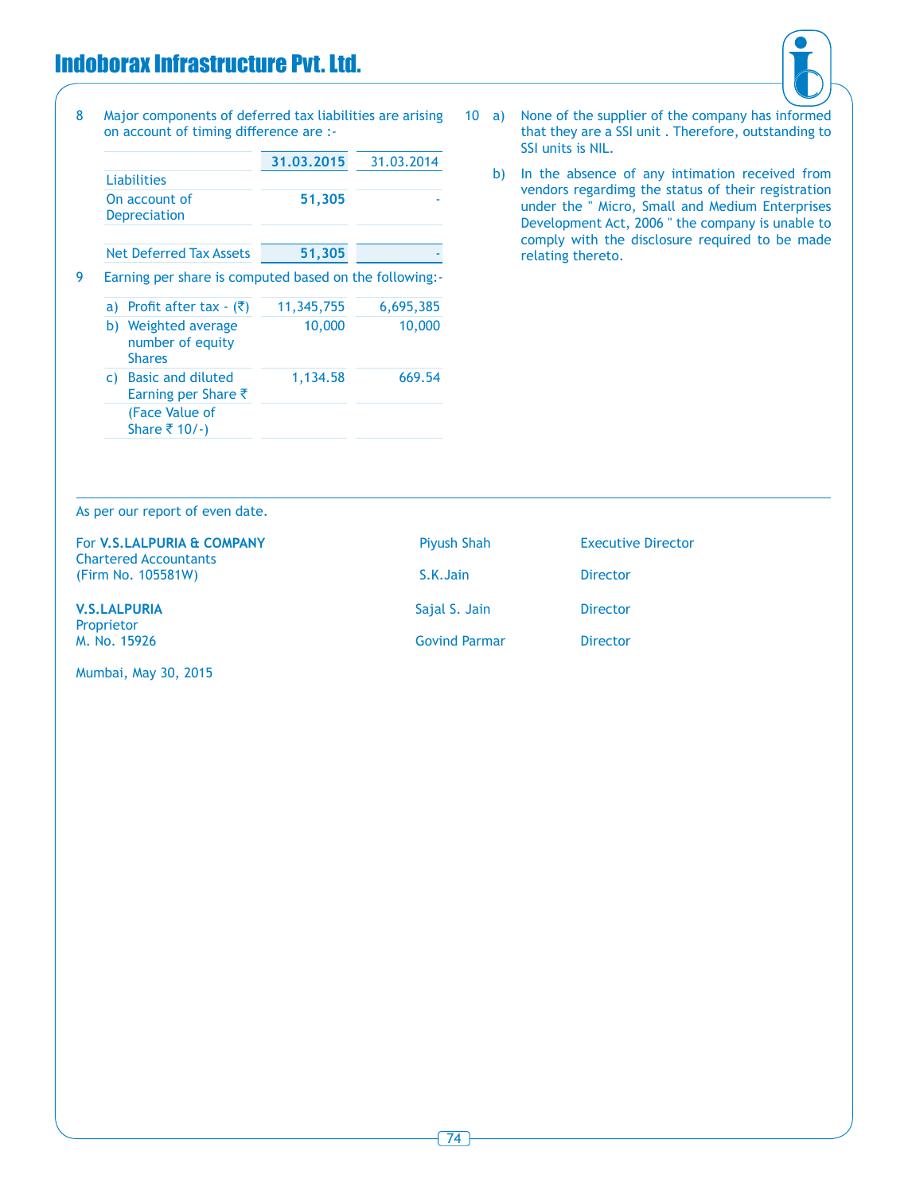8 Major components of deferred tax liabilities are arising on account of timing difference are :-

| | 31.03.2015 | 31.03.2014 |
|---|---|---|
| Liabilities | | |
| On account of Depreciation | **51,305** | - |
| | | |
| Net Deferred Tax Assets | **51,305** | - |

9 Earning per share is computed based on the following:-

| | | |
|---|---|---|
| a) Profit after tax - (₹) | 11,345,755 | 6,695,385 |
| b) Weighted average number of equity Shares | 10,000 | 10,000 |
| c) Basic and diluted Earning per Share ₹ | 1,134.58 | 669.54 |
| (Face Value of Share ₹ 10/-) | | |

10 a) None of the supplier of the company has informed that they are a SSI unit . Therefore, outstanding to SSI units is NIL.

b) In the absence of any intimation received from vendors regardimg the status of their registration under the " Micro, Small and Medium Enterprises Development Act, 2006 " the company is unable to comply with the disclosure required to be made relating thereto.

As per our report of even date.

For **V.S.LALPURIA & COMPANY**
Chartered Accountants
(Firm No. 105581W)

**V.S.LALPURIA**
Proprietor
M. No. 15926

Mumbai, May 30, 2015

| | |
|---|---|
| Piyush Shah | Executive Director |
| S.K.Jain | Director |
| Sajal S. Jain | Director |
| Govind Parmar | Director |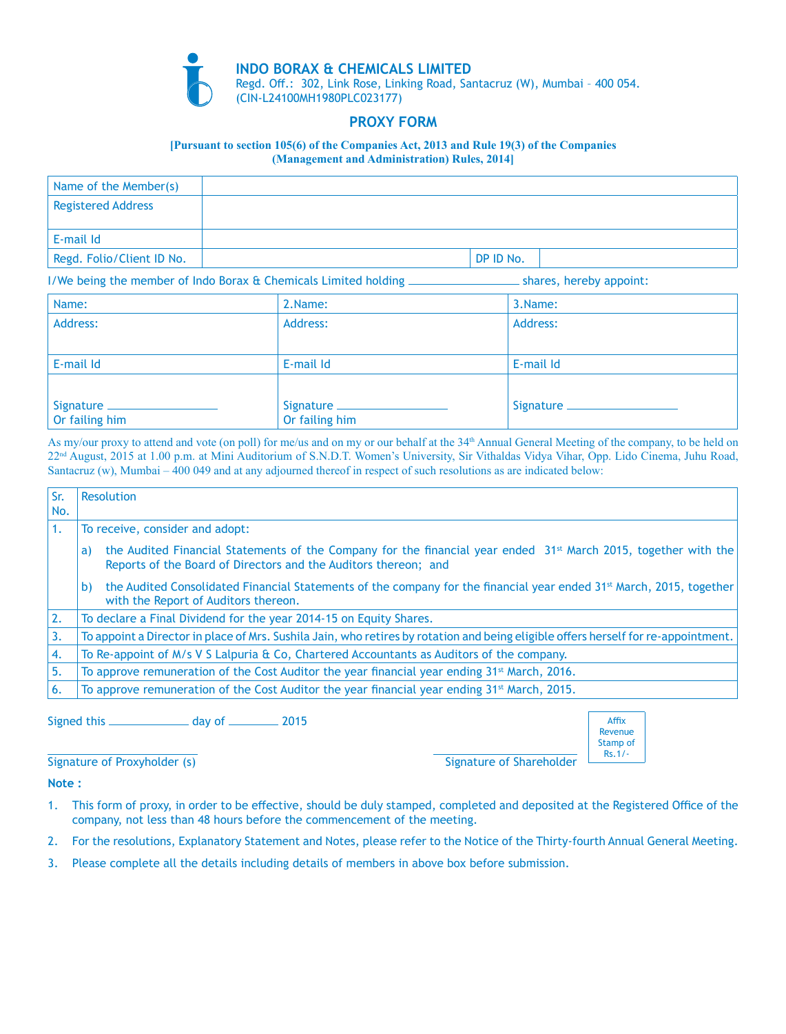# INDO BORAX & CHEMICALS LIMITED

Regd. Off.: 302, Link Rose, Linking Road, Santacruz (W), Mumbai – 400 054.
(CIN-L24100MH1980PLC023177)

## PROXY FORM

**[Pursuant to section 105(6) of the Companies Act, 2013 and Rule 19(3) of the Companies (Management and Administration) Rules, 2014]**

| Name of the Member(s) | | | |
|---|---|---|---|
| Registered Address | | | |
| E-mail Id | | | |
| Regd. Folio/Client ID No. | | DP ID No. | |

I/We being the member of Indo Borax & Chemicals Limited holding ________________ shares, hereby appoint:

| Name: | 2.Name: | 3.Name: |
|---|---|---|
| Address: | Address: | Address: |
| E-mail Id | E-mail Id | E-mail Id |
| Signature ________________ Or failing him | Signature ________________ Or failing him | Signature ________________ |

As my/our proxy to attend and vote (on poll) for me/us and on my or our behalf at the 34th Annual General Meeting of the company, to be held on 22nd August, 2015 at 1.00 p.m. at Mini Auditorium of S.N.D.T. Women's University, Sir Vithaldas Vidya Vihar, Opp. Lido Cinema, Juhu Road, Santacruz (w), Mumbai – 400 049 and at any adjourned thereof in respect of such resolutions as are indicated below:

| Sr. No. | Resolution |
|---|---|
| 1. | To receive, consider and adopt:<br>a) the Audited Financial Statements of the Company for the financial year ended 31st March 2015, together with the Reports of the Board of Directors and the Auditors thereon; and<br>b) the Audited Consolidated Financial Statements of the company for the financial year ended 31st March, 2015, together with the Report of Auditors thereon. |
| 2. | To declare a Final Dividend for the year 2014-15 on Equity Shares. |
| 3. | To appoint a Director in place of Mrs. Sushila Jain, who retires by rotation and being eligible offers herself for re-appointment. |
| 4. | To Re-appoint of M/s V S Lalpuria & Co, Chartered Accountants as Auditors of the company. |
| 5. | To approve remuneration of the Cost Auditor the year financial year ending 31st March, 2016. |
| 6. | To approve remuneration of the Cost Auditor the year financial year ending 31st March, 2015. |

Signed this ____________ day of ________ 2015

Affix Revenue Stamp of Rs.1/-

________________________ ________________________
Signature of Proxyholder (s) Signature of Shareholder

**Note :**

1. This form of proxy, in order to be effective, should be duly stamped, completed and deposited at the Registered Office of the company, not less than 48 hours before the commencement of the meeting.
2. For the resolutions, Explanatory Statement and Notes, please refer to the Notice of the Thirty-fourth Annual General Meeting.
3. Please complete all the details including details of members in above box before submission.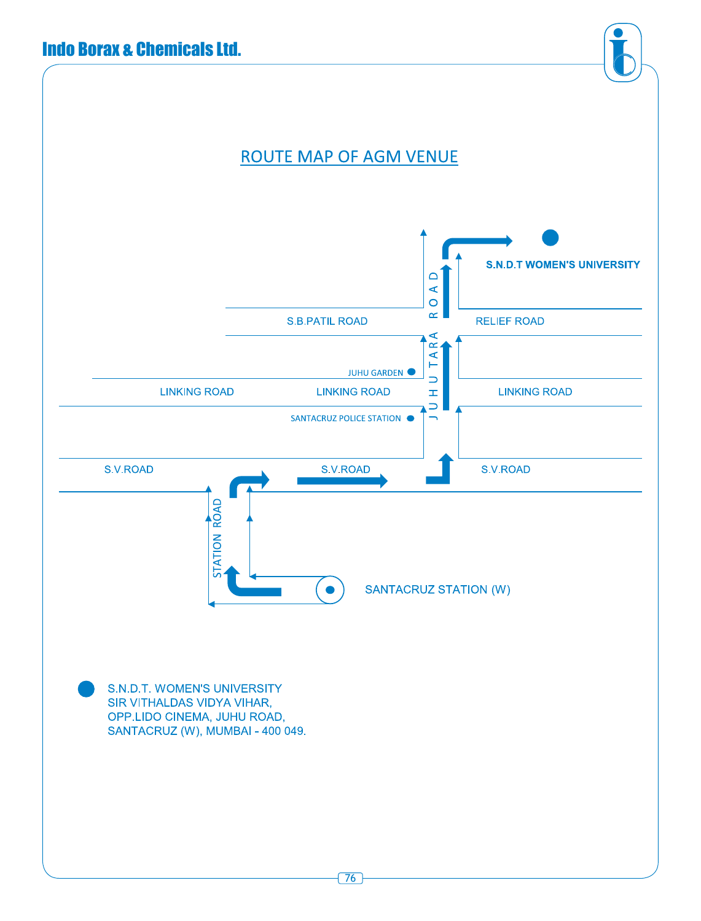## ROUTE MAP OF AGM VENUE

S.N.D.T WOMEN'S UNIVERSITY

S.B.PATIL ROAD

RELIEF ROAD

JUHU TARA ROAD

JUHU GARDEN

LINKING ROAD

LINKING ROAD

LINKING ROAD

SANTACRUZ POLICE STATION

S.V.ROAD

S.V.ROAD

S.V.ROAD

STATION ROAD

SANTACRUZ STATION (W)

S.N.D.T. WOMEN'S UNIVERSITY
SIR VITHALDAS VIDYA VIHAR,
OPP.LIDO CINEMA, JUHU ROAD,
SANTACRUZ (W), MUMBAI - 400 049.